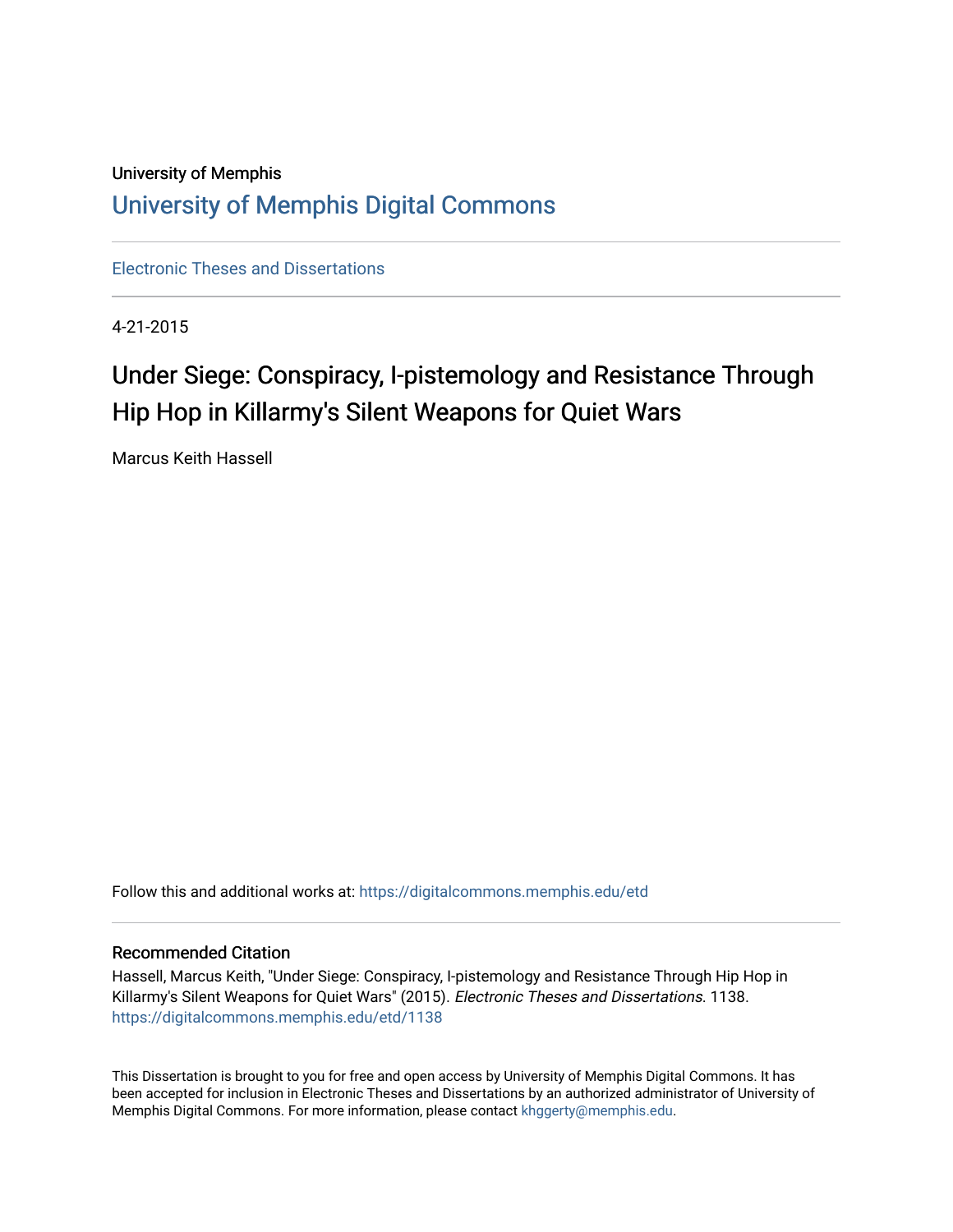University of Memphis

# University of Memphis Digital Commons

Electronic Theses and Dissertations

4-21-2015

## Under Siege: Conspiracy, I-pistemology and Resistance Through Hip Hop in Killarmy's Silent Weapons for Quiet Wars

Marcus Keith Hassell

Follow this and additional works at: https://digitalcommons.memphis.edu/etd

### Recommended Citation

Hassell, Marcus Keith, "Under Siege: Conspiracy, I-pistemology and Resistance Through Hip Hop in Killarmy's Silent Weapons for Quiet Wars" (2015). *Electronic Theses and Dissertations*. 1138. https://digitalcommons.memphis.edu/etd/1138

This Dissertation is brought to you for free and open access by University of Memphis Digital Commons. It has been accepted for inclusion in Electronic Theses and Dissertations by an authorized administrator of University of Memphis Digital Commons. For more information, please contact khggerty@memphis.edu.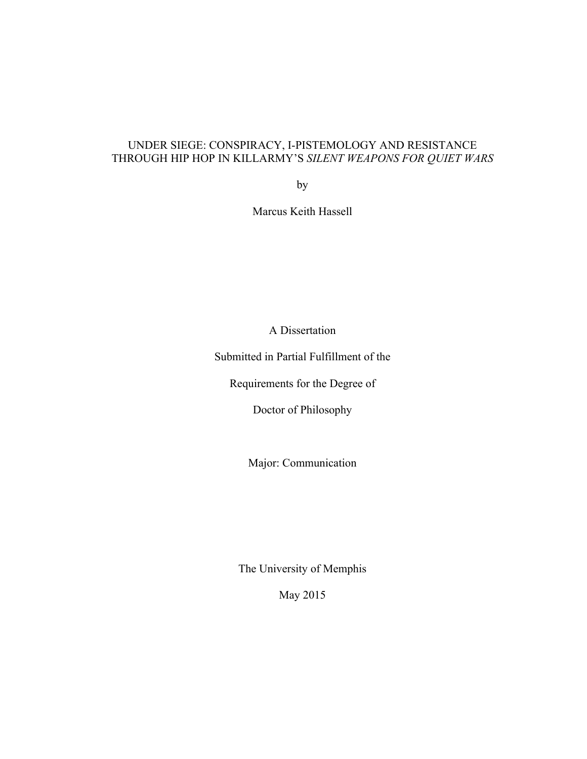UNDER SIEGE: CONSPIRACY, I-PISTEMOLOGY AND RESISTANCE THROUGH HIP HOP IN KILLARMY'S *SILENT WEAPONS FOR QUIET WARS*

by

Marcus Keith Hassell

A Dissertation

Submitted in Partial Fulfillment of the

Requirements for the Degree of

Doctor of Philosophy

Major: Communication

The University of Memphis

May 2015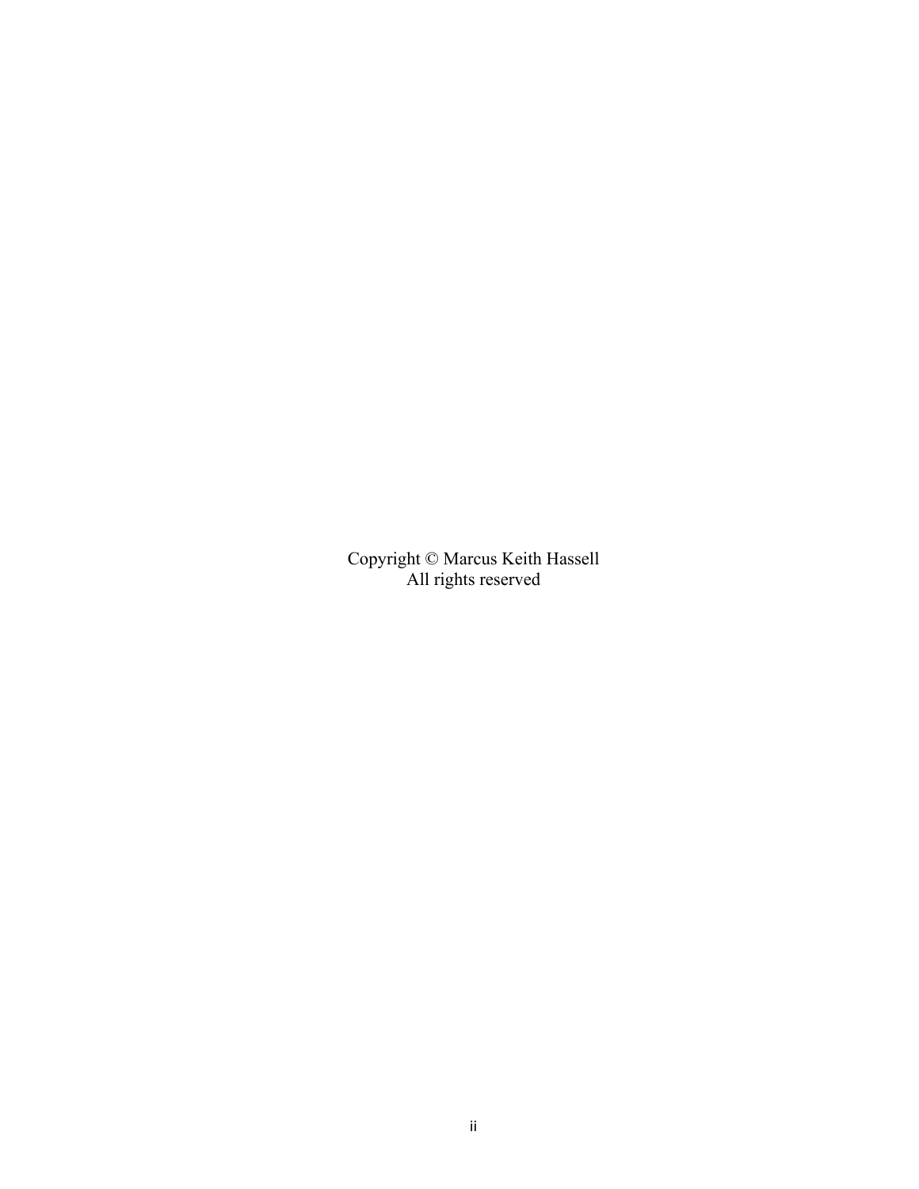Copyright © Marcus Keith Hassell
All rights reserved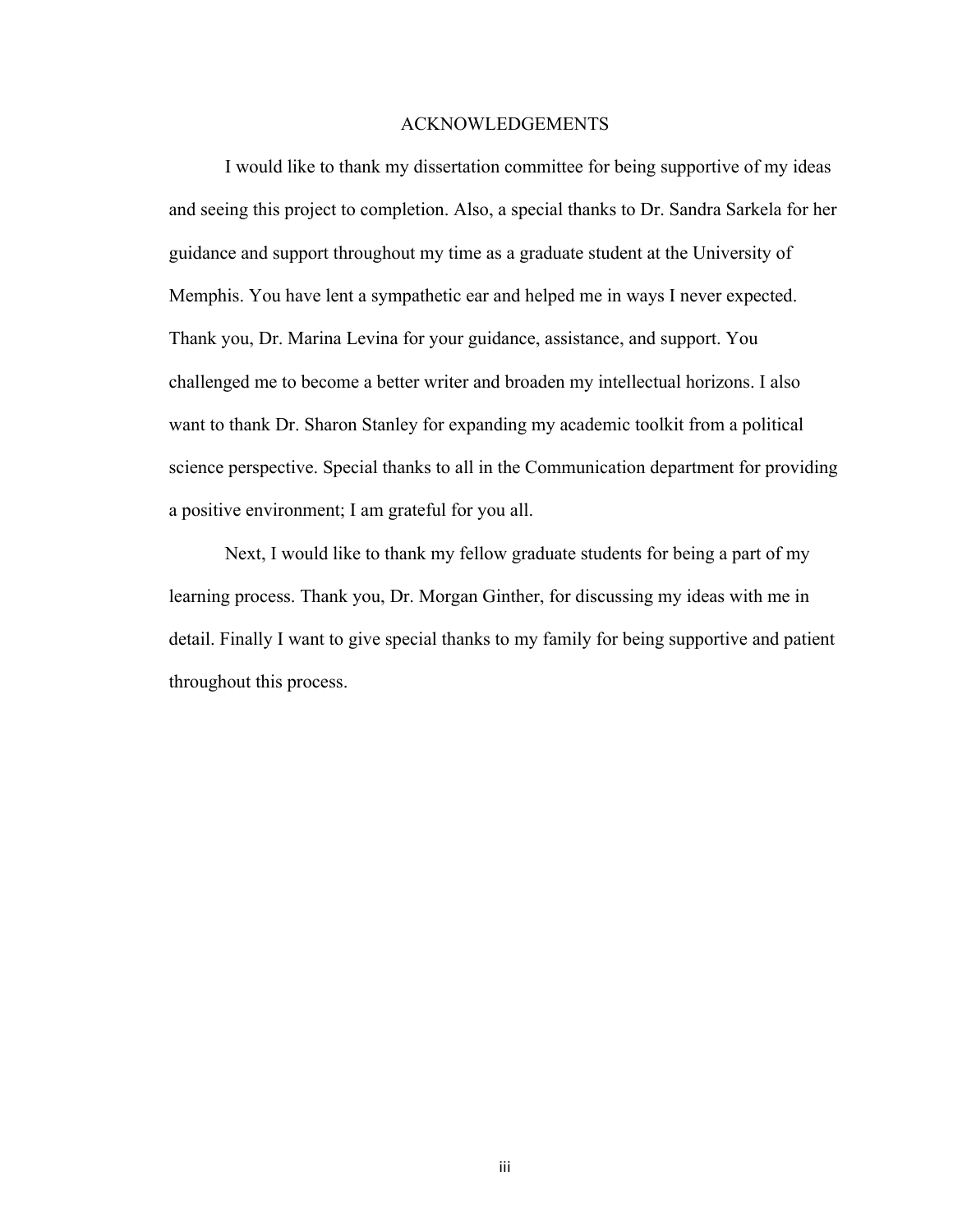# ACKNOWLEDGEMENTS

I would like to thank my dissertation committee for being supportive of my ideas and seeing this project to completion. Also, a special thanks to Dr. Sandra Sarkela for her guidance and support throughout my time as a graduate student at the University of Memphis. You have lent a sympathetic ear and helped me in ways I never expected. Thank you, Dr. Marina Levina for your guidance, assistance, and support. You challenged me to become a better writer and broaden my intellectual horizons. I also want to thank Dr. Sharon Stanley for expanding my academic toolkit from a political science perspective. Special thanks to all in the Communication department for providing a positive environment; I am grateful for you all.

Next, I would like to thank my fellow graduate students for being a part of my learning process. Thank you, Dr. Morgan Ginther, for discussing my ideas with me in detail. Finally I want to give special thanks to my family for being supportive and patient throughout this process.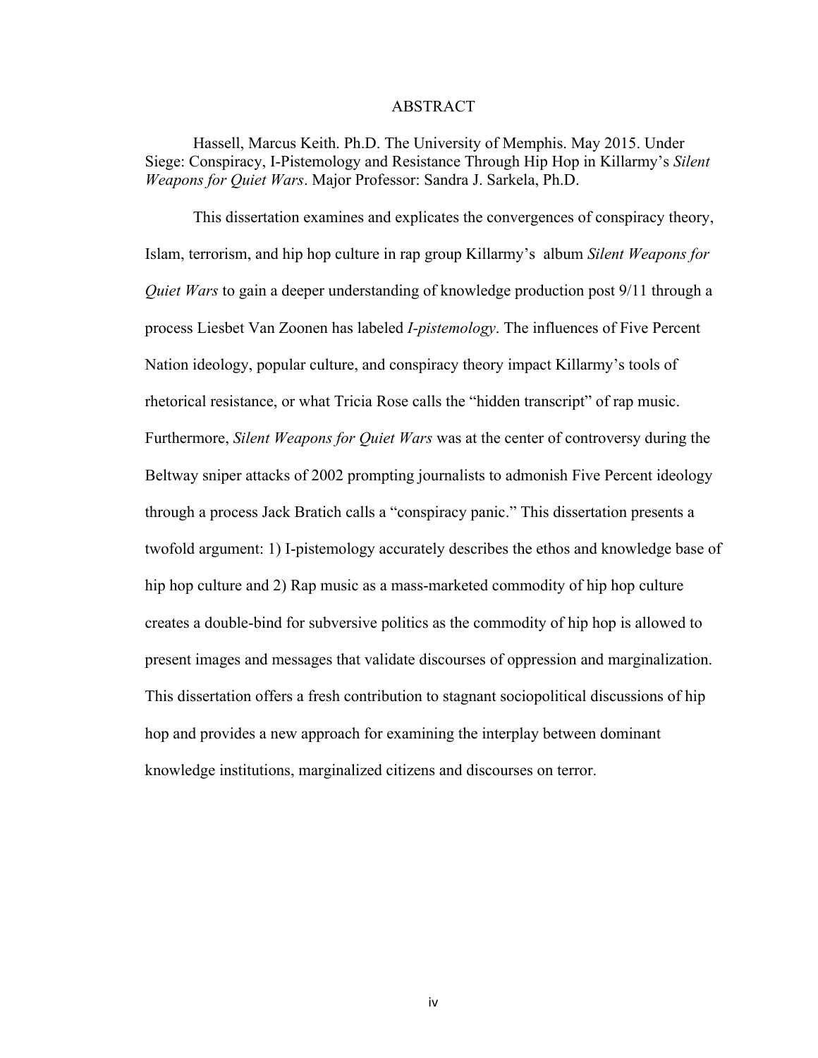# ABSTRACT

Hassell, Marcus Keith. Ph.D. The University of Memphis. May 2015. Under Siege: Conspiracy, I-Pistemology and Resistance Through Hip Hop in Killarmy's *Silent Weapons for Quiet Wars*. Major Professor: Sandra J. Sarkela, Ph.D.

This dissertation examines and explicates the convergences of conspiracy theory, Islam, terrorism, and hip hop culture in rap group Killarmy's album *Silent Weapons for Quiet Wars* to gain a deeper understanding of knowledge production post 9/11 through a process Liesbet Van Zoonen has labeled *I-pistemology*. The influences of Five Percent Nation ideology, popular culture, and conspiracy theory impact Killarmy's tools of rhetorical resistance, or what Tricia Rose calls the "hidden transcript" of rap music. Furthermore, *Silent Weapons for Quiet Wars* was at the center of controversy during the Beltway sniper attacks of 2002 prompting journalists to admonish Five Percent ideology through a process Jack Bratich calls a "conspiracy panic." This dissertation presents a twofold argument: 1) I-pistemology accurately describes the ethos and knowledge base of hip hop culture and 2) Rap music as a mass-marketed commodity of hip hop culture creates a double-bind for subversive politics as the commodity of hip hop is allowed to present images and messages that validate discourses of oppression and marginalization. This dissertation offers a fresh contribution to stagnant sociopolitical discussions of hip hop and provides a new approach for examining the interplay between dominant knowledge institutions, marginalized citizens and discourses on terror.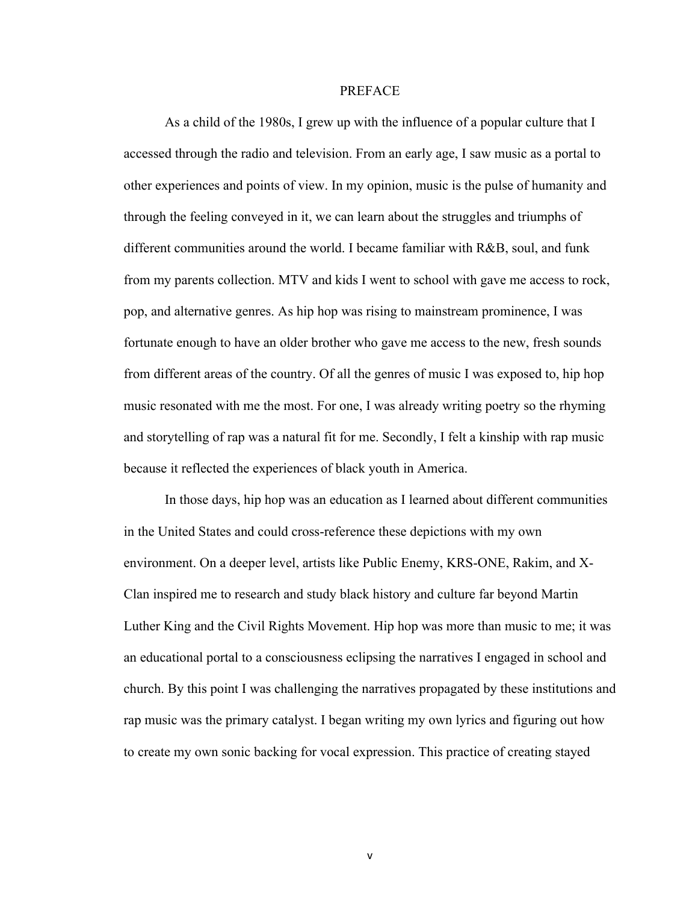# PREFACE

As a child of the 1980s, I grew up with the influence of a popular culture that I accessed through the radio and television. From an early age, I saw music as a portal to other experiences and points of view. In my opinion, music is the pulse of humanity and through the feeling conveyed in it, we can learn about the struggles and triumphs of different communities around the world. I became familiar with R&B, soul, and funk from my parents collection. MTV and kids I went to school with gave me access to rock, pop, and alternative genres. As hip hop was rising to mainstream prominence, I was fortunate enough to have an older brother who gave me access to the new, fresh sounds from different areas of the country. Of all the genres of music I was exposed to, hip hop music resonated with me the most. For one, I was already writing poetry so the rhyming and storytelling of rap was a natural fit for me. Secondly, I felt a kinship with rap music because it reflected the experiences of black youth in America.

In those days, hip hop was an education as I learned about different communities in the United States and could cross-reference these depictions with my own environment. On a deeper level, artists like Public Enemy, KRS-ONE, Rakim, and X-Clan inspired me to research and study black history and culture far beyond Martin Luther King and the Civil Rights Movement. Hip hop was more than music to me; it was an educational portal to a consciousness eclipsing the narratives I engaged in school and church. By this point I was challenging the narratives propagated by these institutions and rap music was the primary catalyst. I began writing my own lyrics and figuring out how to create my own sonic backing for vocal expression. This practice of creating stayed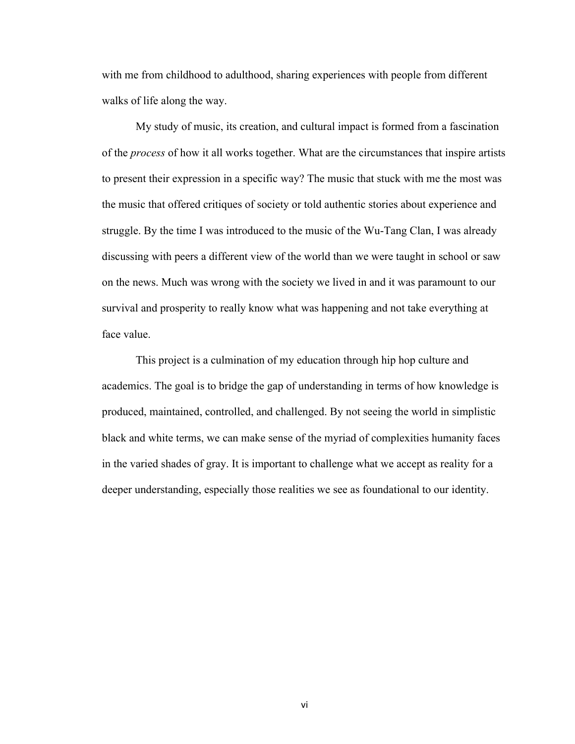with me from childhood to adulthood, sharing experiences with people from different walks of life along the way.

My study of music, its creation, and cultural impact is formed from a fascination of the *process* of how it all works together. What are the circumstances that inspire artists to present their expression in a specific way? The music that stuck with me the most was the music that offered critiques of society or told authentic stories about experience and struggle. By the time I was introduced to the music of the Wu-Tang Clan, I was already discussing with peers a different view of the world than we were taught in school or saw on the news. Much was wrong with the society we lived in and it was paramount to our survival and prosperity to really know what was happening and not take everything at face value.

This project is a culmination of my education through hip hop culture and academics. The goal is to bridge the gap of understanding in terms of how knowledge is produced, maintained, controlled, and challenged. By not seeing the world in simplistic black and white terms, we can make sense of the myriad of complexities humanity faces in the varied shades of gray. It is important to challenge what we accept as reality for a deeper understanding, especially those realities we see as foundational to our identity.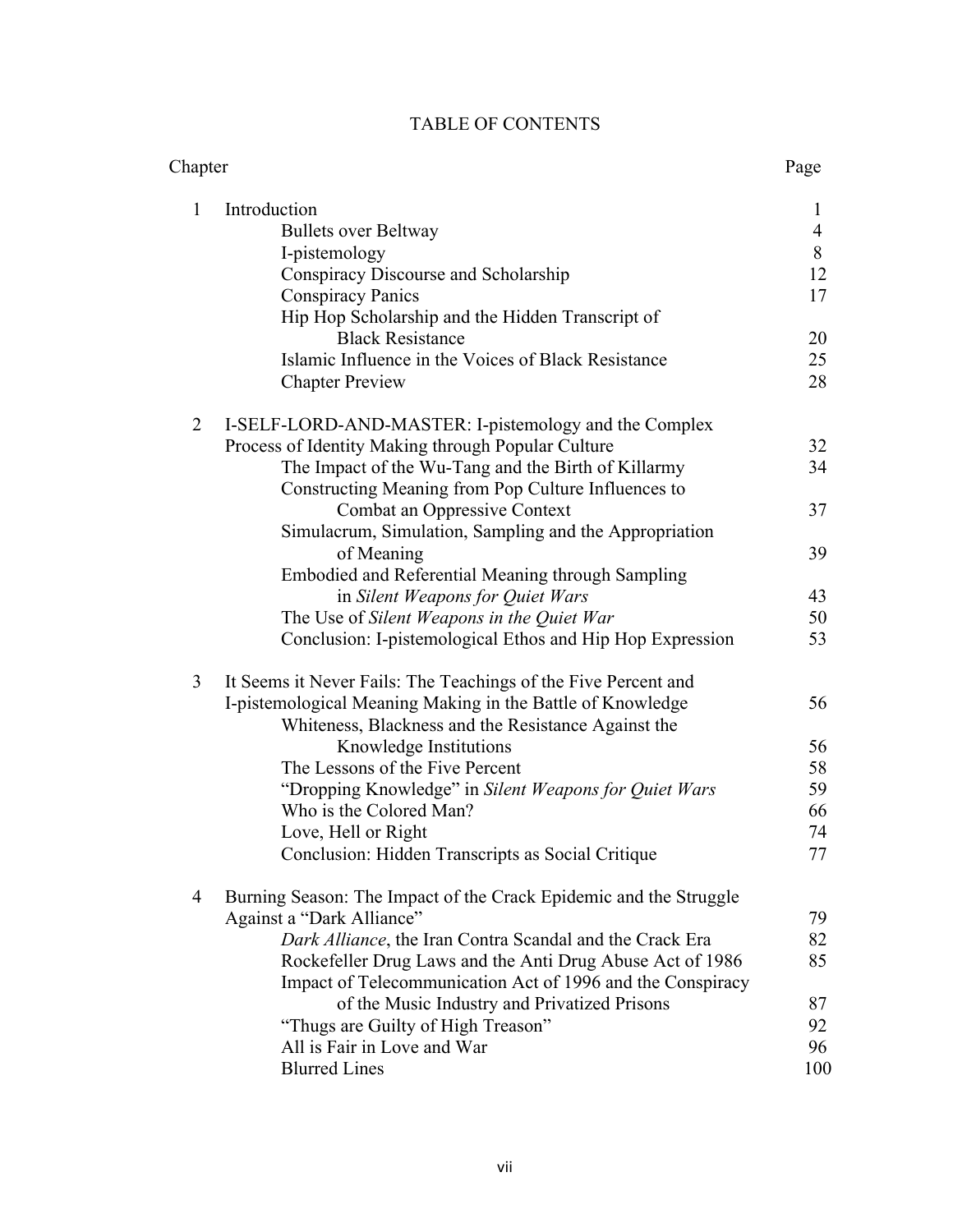# TABLE OF CONTENTS

| Chapter | | Page |
|---|---|---|
| 1 | Introduction | 1 |
| | Bullets over Beltway | 4 |
| | I-pistemology | 8 |
| | Conspiracy Discourse and Scholarship | 12 |
| | Conspiracy Panics | 17 |
| | Hip Hop Scholarship and the Hidden Transcript of Black Resistance | 20 |
| | Islamic Influence in the Voices of Black Resistance | 25 |
| | Chapter Preview | 28 |
| 2 | I-SELF-LORD-AND-MASTER: I-pistemology and the Complex Process of Identity Making through Popular Culture | 32 |
| | The Impact of the Wu-Tang and the Birth of Killarmy | 34 |
| | Constructing Meaning from Pop Culture Influences to Combat an Oppressive Context | 37 |
| | Simulacrum, Simulation, Sampling and the Appropriation of Meaning | 39 |
| | Embodied and Referential Meaning through Sampling in *Silent Weapons for Quiet Wars* | 43 |
| | The Use of *Silent Weapons in the Quiet War* | 50 |
| | Conclusion: I-pistemological Ethos and Hip Hop Expression | 53 |
| 3 | It Seems it Never Fails: The Teachings of the Five Percent and I-pistemological Meaning Making in the Battle of Knowledge | 56 |
| | Whiteness, Blackness and the Resistance Against the Knowledge Institutions | 56 |
| | The Lessons of the Five Percent | 58 |
| | "Dropping Knowledge" in *Silent Weapons for Quiet Wars* | 59 |
| | Who is the Colored Man? | 66 |
| | Love, Hell or Right | 74 |
| | Conclusion: Hidden Transcripts as Social Critique | 77 |
| 4 | Burning Season: The Impact of the Crack Epidemic and the Struggle Against a "Dark Alliance" | 79 |
| | *Dark Alliance*, the Iran Contra Scandal and the Crack Era | 82 |
| | Rockefeller Drug Laws and the Anti Drug Abuse Act of 1986 | 85 |
| | Impact of Telecommunication Act of 1996 and the Conspiracy of the Music Industry and Privatized Prisons | 87 |
| | "Thugs are Guilty of High Treason" | 92 |
| | All is Fair in Love and War | 96 |
| | Blurred Lines | 100 |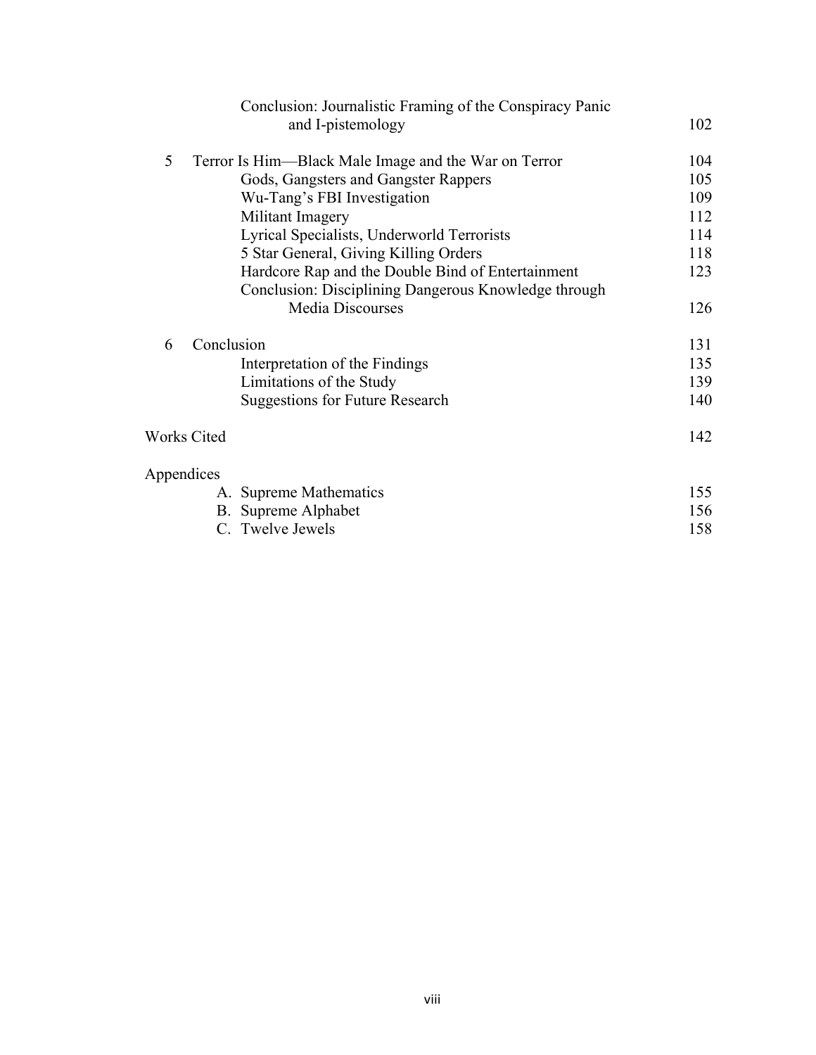| | | |
|---|---|---|
| | Conclusion: Journalistic Framing of the Conspiracy Panic and I-pistemology | 102 |
| 5 | Terror Is Him—Black Male Image and the War on Terror | 104 |
| | Gods, Gangsters and Gangster Rappers | 105 |
| | Wu-Tang's FBI Investigation | 109 |
| | Militant Imagery | 112 |
| | Lyrical Specialists, Underworld Terrorists | 114 |
| | 5 Star General, Giving Killing Orders | 118 |
| | Hardcore Rap and the Double Bind of Entertainment | 123 |
| | Conclusion: Disciplining Dangerous Knowledge through Media Discourses | 126 |
| 6 | Conclusion | 131 |
| | Interpretation of the Findings | 135 |
| | Limitations of the Study | 139 |
| | Suggestions for Future Research | 140 |
| Works Cited | | 142 |
| Appendices | | |
| | A. Supreme Mathematics | 155 |
| | B. Supreme Alphabet | 156 |
| | C. Twelve Jewels | 158 |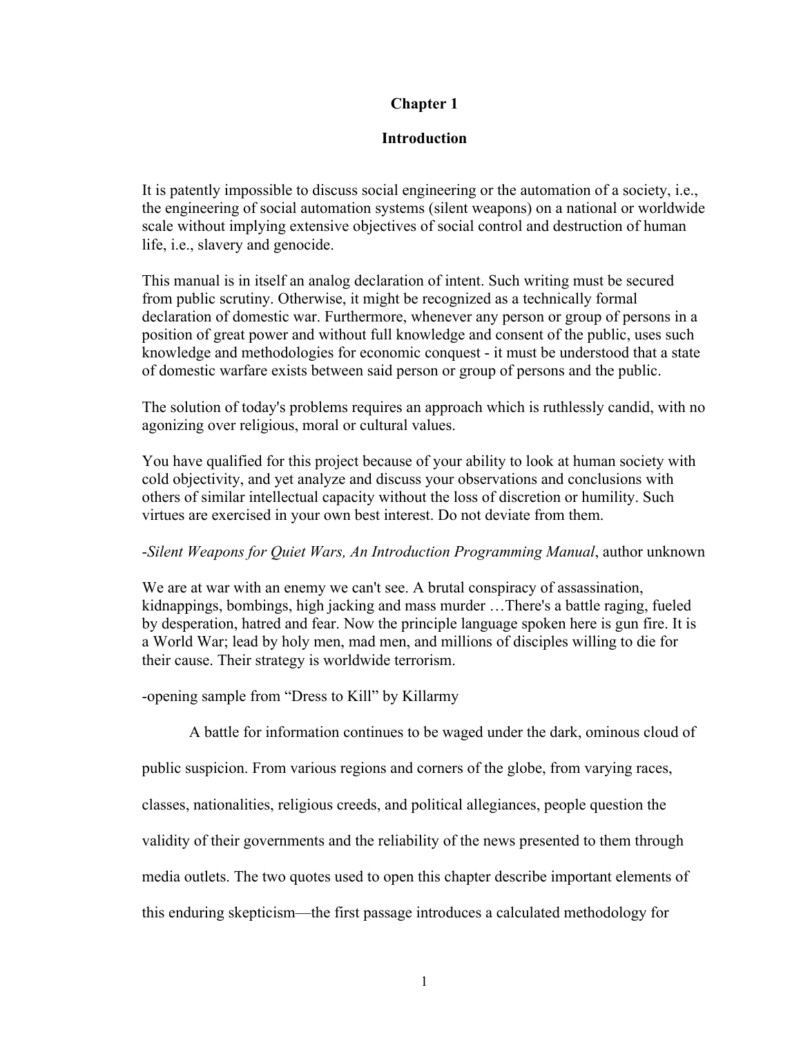# Chapter 1

## Introduction

It is patently impossible to discuss social engineering or the automation of a society, i.e., the engineering of social automation systems (silent weapons) on a national or worldwide scale without implying extensive objectives of social control and destruction of human life, i.e., slavery and genocide.

This manual is in itself an analog declaration of intent. Such writing must be secured from public scrutiny. Otherwise, it might be recognized as a technically formal declaration of domestic war. Furthermore, whenever any person or group of persons in a position of great power and without full knowledge and consent of the public, uses such knowledge and methodologies for economic conquest - it must be understood that a state of domestic warfare exists between said person or group of persons and the public.

The solution of today's problems requires an approach which is ruthlessly candid, with no agonizing over religious, moral or cultural values.

You have qualified for this project because of your ability to look at human society with cold objectivity, and yet analyze and discuss your observations and conclusions with others of similar intellectual capacity without the loss of discretion or humility. Such virtues are exercised in your own best interest. Do not deviate from them.

-*Silent Weapons for Quiet Wars, An Introduction Programming Manual*, author unknown

We are at war with an enemy we can't see. A brutal conspiracy of assassination, kidnappings, bombings, high jacking and mass murder …There's a battle raging, fueled by desperation, hatred and fear. Now the principle language spoken here is gun fire. It is a World War; lead by holy men, mad men, and millions of disciples willing to die for their cause. Their strategy is worldwide terrorism.

-opening sample from "Dress to Kill" by Killarmy

A battle for information continues to be waged under the dark, ominous cloud of public suspicion. From various regions and corners of the globe, from varying races, classes, nationalities, religious creeds, and political allegiances, people question the validity of their governments and the reliability of the news presented to them through media outlets. The two quotes used to open this chapter describe important elements of this enduring skepticism—the first passage introduces a calculated methodology for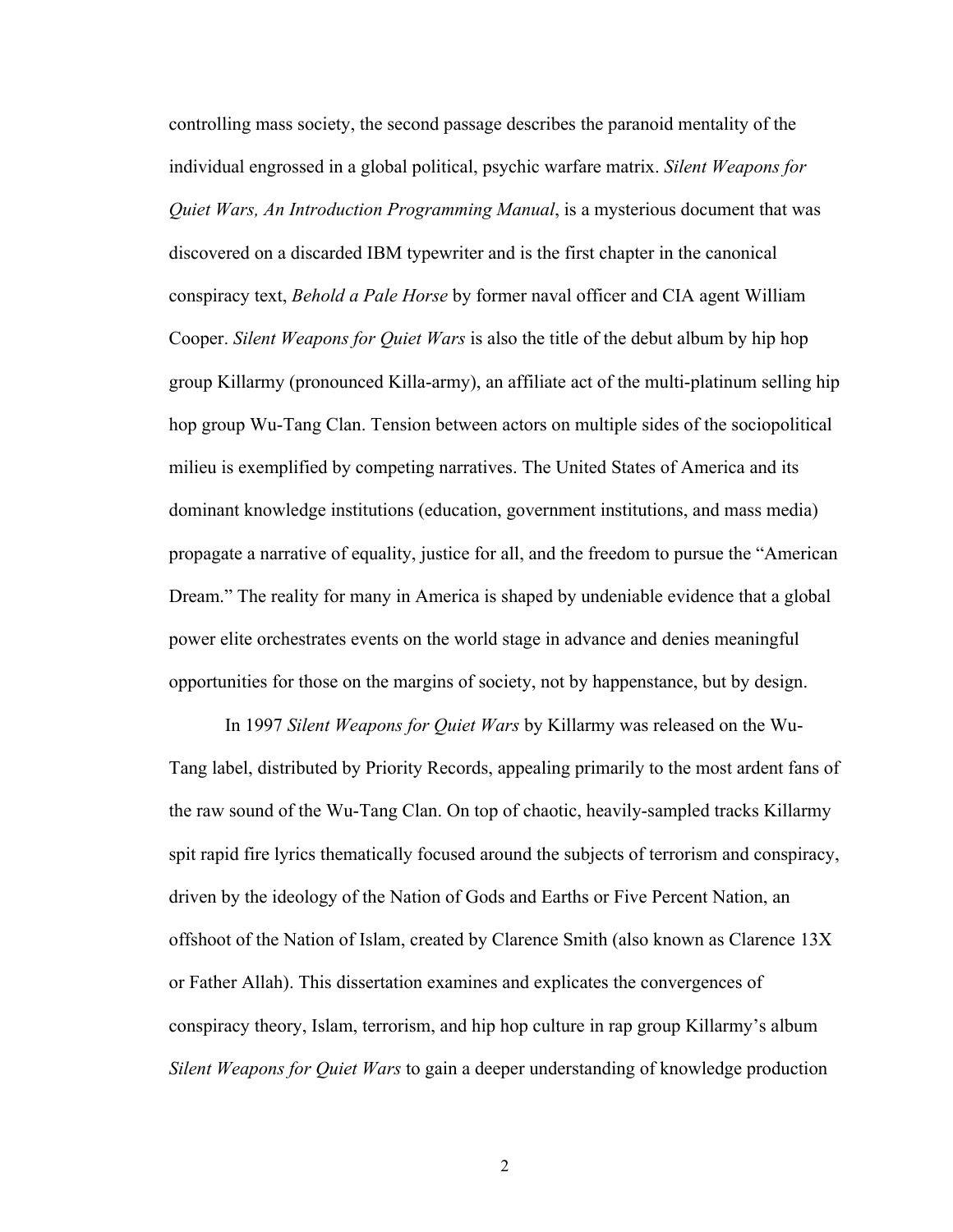controlling mass society, the second passage describes the paranoid mentality of the individual engrossed in a global political, psychic warfare matrix. *Silent Weapons for Quiet Wars, An Introduction Programming Manual*, is a mysterious document that was discovered on a discarded IBM typewriter and is the first chapter in the canonical conspiracy text, *Behold a Pale Horse* by former naval officer and CIA agent William Cooper. *Silent Weapons for Quiet Wars* is also the title of the debut album by hip hop group Killarmy (pronounced Killa-army), an affiliate act of the multi-platinum selling hip hop group Wu-Tang Clan. Tension between actors on multiple sides of the sociopolitical milieu is exemplified by competing narratives. The United States of America and its dominant knowledge institutions (education, government institutions, and mass media) propagate a narrative of equality, justice for all, and the freedom to pursue the "American Dream." The reality for many in America is shaped by undeniable evidence that a global power elite orchestrates events on the world stage in advance and denies meaningful opportunities for those on the margins of society, not by happenstance, but by design.

In 1997 *Silent Weapons for Quiet Wars* by Killarmy was released on the Wu-Tang label, distributed by Priority Records, appealing primarily to the most ardent fans of the raw sound of the Wu-Tang Clan. On top of chaotic, heavily-sampled tracks Killarmy spit rapid fire lyrics thematically focused around the subjects of terrorism and conspiracy, driven by the ideology of the Nation of Gods and Earths or Five Percent Nation, an offshoot of the Nation of Islam, created by Clarence Smith (also known as Clarence 13X or Father Allah). This dissertation examines and explicates the convergences of conspiracy theory, Islam, terrorism, and hip hop culture in rap group Killarmy's album *Silent Weapons for Quiet Wars* to gain a deeper understanding of knowledge production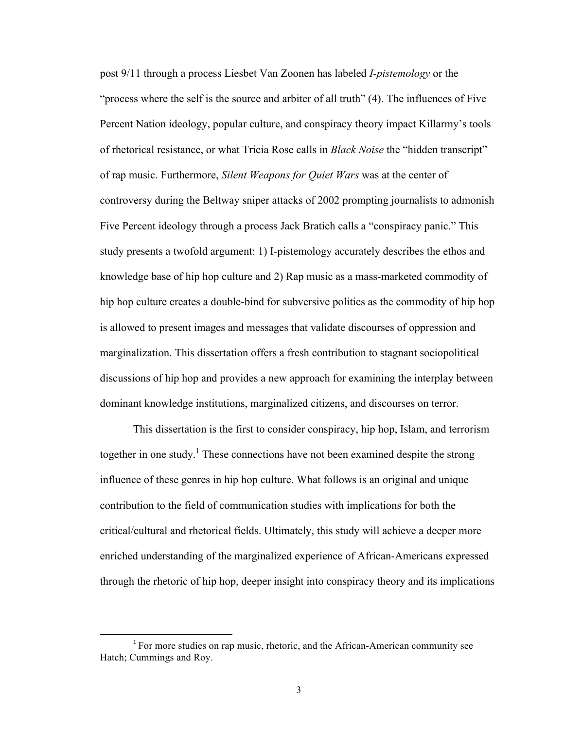post 9/11 through a process Liesbet Van Zoonen has labeled *I-pistemology* or the "process where the self is the source and arbiter of all truth" (4). The influences of Five Percent Nation ideology, popular culture, and conspiracy theory impact Killarmy's tools of rhetorical resistance, or what Tricia Rose calls in *Black Noise* the "hidden transcript" of rap music. Furthermore, *Silent Weapons for Quiet Wars* was at the center of controversy during the Beltway sniper attacks of 2002 prompting journalists to admonish Five Percent ideology through a process Jack Bratich calls a "conspiracy panic." This study presents a twofold argument: 1) I-pistemology accurately describes the ethos and knowledge base of hip hop culture and 2) Rap music as a mass-marketed commodity of hip hop culture creates a double-bind for subversive politics as the commodity of hip hop is allowed to present images and messages that validate discourses of oppression and marginalization. This dissertation offers a fresh contribution to stagnant sociopolitical discussions of hip hop and provides a new approach for examining the interplay between dominant knowledge institutions, marginalized citizens, and discourses on terror.

This dissertation is the first to consider conspiracy, hip hop, Islam, and terrorism together in one study.[1] These connections have not been examined despite the strong influence of these genres in hip hop culture. What follows is an original and unique contribution to the field of communication studies with implications for both the critical/cultural and rhetorical fields. Ultimately, this study will achieve a deeper more enriched understanding of the marginalized experience of African-Americans expressed through the rhetoric of hip hop, deeper insight into conspiracy theory and its implications

[1] For more studies on rap music, rhetoric, and the African-American community see Hatch; Cummings and Roy.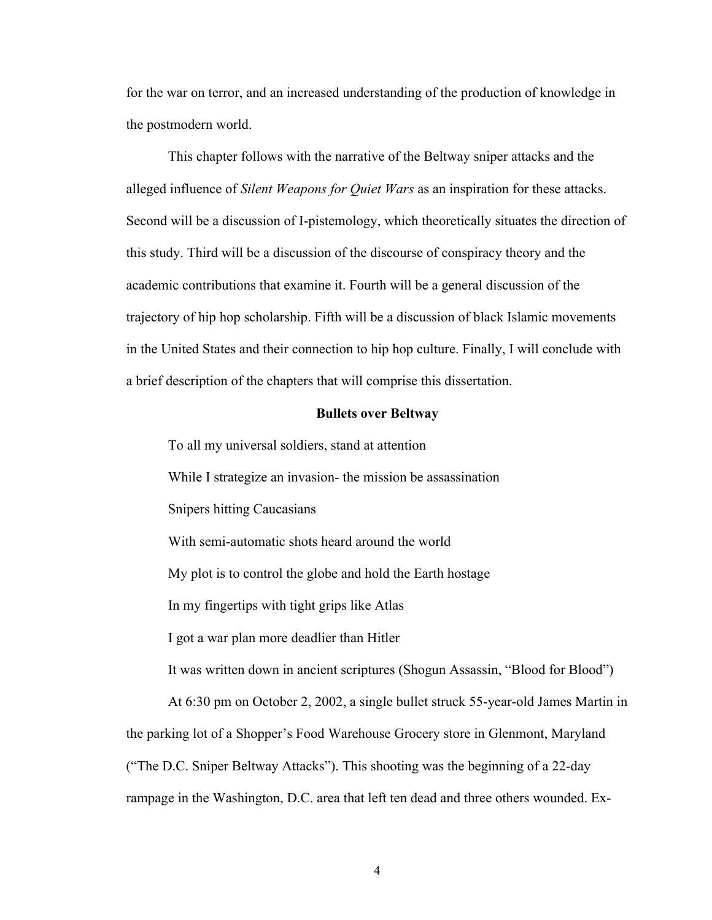for the war on terror, and an increased understanding of the production of knowledge in the postmodern world.

This chapter follows with the narrative of the Beltway sniper attacks and the alleged influence of *Silent Weapons for Quiet Wars* as an inspiration for these attacks. Second will be a discussion of I-pistemology, which theoretically situates the direction of this study. Third will be a discussion of the discourse of conspiracy theory and the academic contributions that examine it. Fourth will be a general discussion of the trajectory of hip hop scholarship. Fifth will be a discussion of black Islamic movements in the United States and their connection to hip hop culture. Finally, I will conclude with a brief description of the chapters that will comprise this dissertation.

## Bullets over Beltway

To all my universal soldiers, stand at attention

While I strategize an invasion- the mission be assassination

Snipers hitting Caucasians

With semi-automatic shots heard around the world

My plot is to control the globe and hold the Earth hostage

In my fingertips with tight grips like Atlas

I got a war plan more deadlier than Hitler

It was written down in ancient scriptures (Shogun Assassin, "Blood for Blood")

At 6:30 pm on October 2, 2002, a single bullet struck 55-year-old James Martin in the parking lot of a Shopper's Food Warehouse Grocery store in Glenmont, Maryland ("The D.C. Sniper Beltway Attacks"). This shooting was the beginning of a 22-day rampage in the Washington, D.C. area that left ten dead and three others wounded. Ex-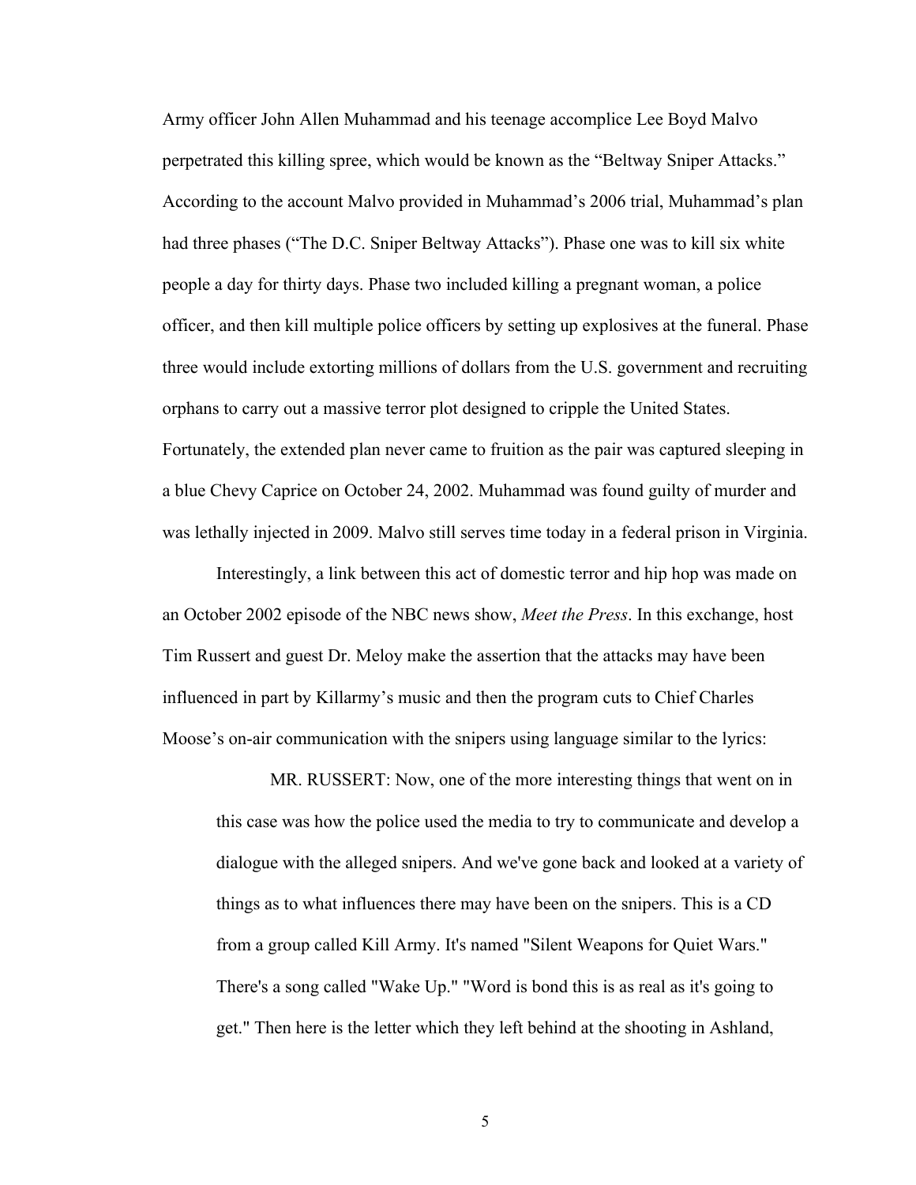Army officer John Allen Muhammad and his teenage accomplice Lee Boyd Malvo perpetrated this killing spree, which would be known as the "Beltway Sniper Attacks." According to the account Malvo provided in Muhammad's 2006 trial, Muhammad's plan had three phases ("The D.C. Sniper Beltway Attacks"). Phase one was to kill six white people a day for thirty days. Phase two included killing a pregnant woman, a police officer, and then kill multiple police officers by seting up explosives at the funeral. Phase three would include extorting millions of dollars from the U.S. government and recruiting orphans to carry out a massive terror plot designed to cripple the United States. Fortunately, the extended plan never came to fruition as the pair was captured sleeping in a blue Chevy Caprice on October 24, 2002. Muhammad was found guilty of murder and was lethally injected in 2009. Malvo still serves time today in a federal prison in Virginia.

Interestingly, a link between this act of domestic terror and hip hop was made on an October 2002 episode of the NBC news show, *Meet the Press*. In this exchange, host Tim Russert and guest Dr. Meloy make the assertion that the attacks may have been influenced in part by Killarmy's music and then the program cuts to Chief Charles Moose's on-air communication with the snipers using language similar to the lyrics:

> MR. RUSSERT: Now, one of the more interesting things that went on in this case was how the police used the media to try to communicate and develop a dialogue with the alleged snipers. And we've gone back and looked at a variety of things as to what influences there may have been on the snipers. This is a CD from a group called Kill Army. It's named "Silent Weapons for Quiet Wars." There's a song called "Wake Up." "Word is bond this is as real as it's going to get." Then here is the letter which they left behind at the shooting in Ashland,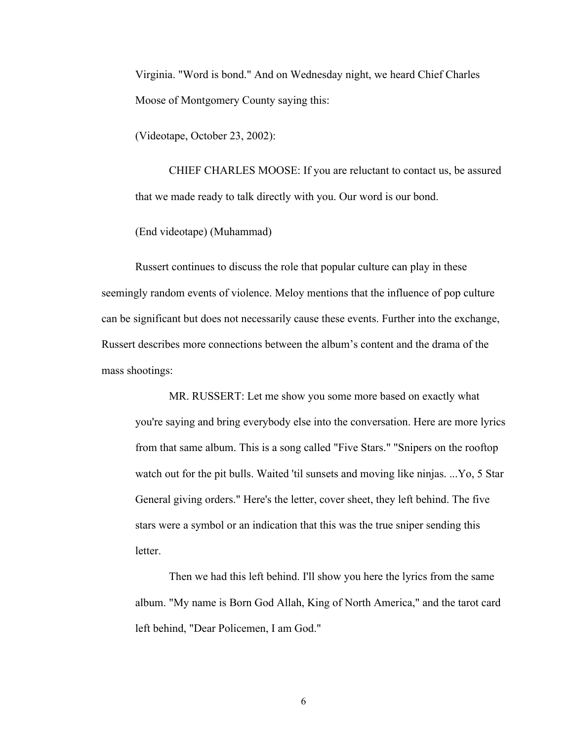Virginia. "Word is bond." And on Wednesday night, we heard Chief Charles Moose of Montgomery County saying this:

(Videotape, October 23, 2002):

> CHIEF CHARLES MOOSE: If you are reluctant to contact us, be assured that we made ready to talk directly with you. Our word is our bond.

(End videotape) (Muhammad)

Russert continues to discuss the role that popular culture can play in these seemingly random events of violence. Meloy mentions that the influence of pop culture can be significant but does not necessarily cause these events. Further into the exchange, Russert describes more connections between the album's content and the drama of the mass shootings:

> MR. RUSSERT: Let me show you some more based on exactly what you're saying and bring everybody else into the conversation. Here are more lyrics from that same album. This is a song called "Five Stars." "Snipers on the rooftop watch out for the pit bulls. Waited 'til sunsets and moving like ninjas. ...Yo, 5 Star General giving orders." Here's the letter, cover sheet, they left behind. The five stars were a symbol or an indication that this was the true sniper sending this letter.
>
> Then we had this left behind. I'll show you here the lyrics from the same album. "My name is Born God Allah, King of North America," and the tarot card left behind, "Dear Policemen, I am God."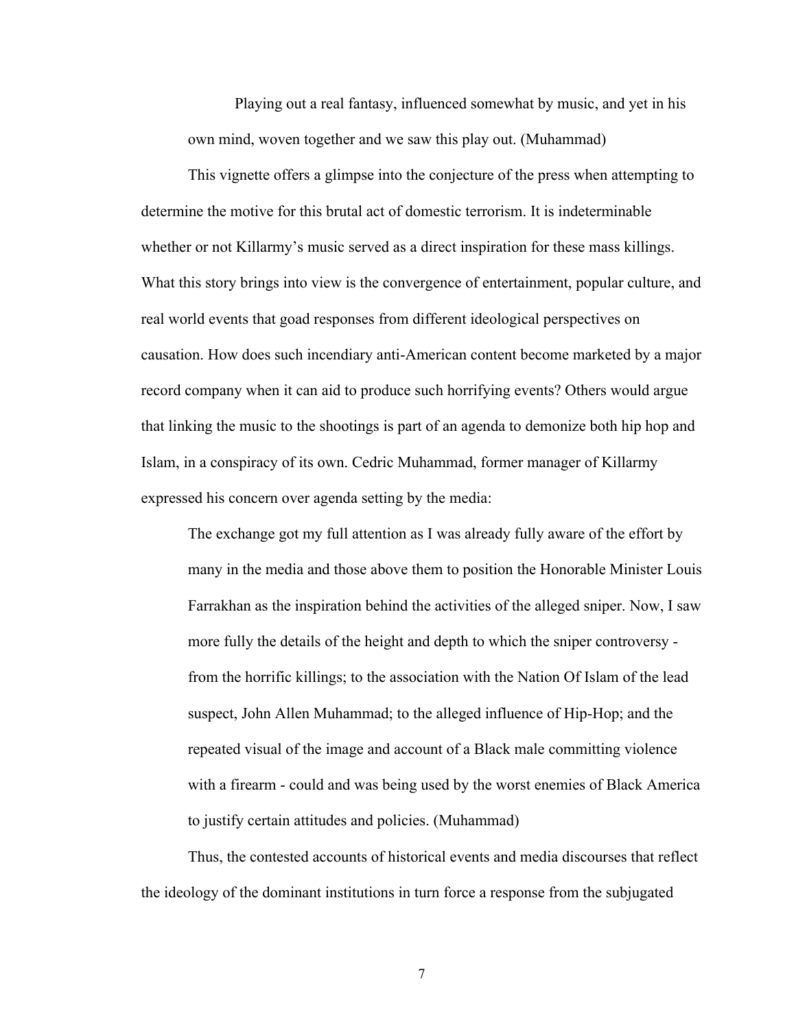> Playing out a real fantasy, influenced somewhat by music, and yet in his own mind, woven together and we saw this play out. (Muhammad)

This vignette offers a glimpse into the conjecture of the press when attempting to determine the motive for this brutal act of domestic terrorism. It is indeterminable whether or not Killarmy's music served as a direct inspiration for these mass killings. What this story brings into view is the convergence of entertainment, popular culture, and real world events that goad responses from different ideological perspectives on causation. How does such incendiary anti-American content become marketed by a major record company when it can aid to produce such horrifying events? Others would argue that linking the music to the shootings is part of an agenda to demonize both hip hop and Islam, in a conspiracy of its own. Cedric Muhammad, former manager of Killarmy expressed his concern over agenda setting by the media:

> The exchange got my full attention as I was already fully aware of the effort by many in the media and those above them to position the Honorable Minister Louis Farrakhan as the inspiration behind the activities of the alleged sniper. Now, I saw more fully the details of the height and depth to which the sniper controversy - from the horrific killings; to the association with the Nation Of Islam of the lead suspect, John Allen Muhammad; to the alleged influence of Hip-Hop; and the repeated visual of the image and account of a Black male committing violence with a firearm - could and was being used by the worst enemies of Black America to justify certain attitudes and policies. (Muhammad)

Thus, the contested accounts of historical events and media discourses that reflect the ideology of the dominant institutions in turn force a response from the subjugated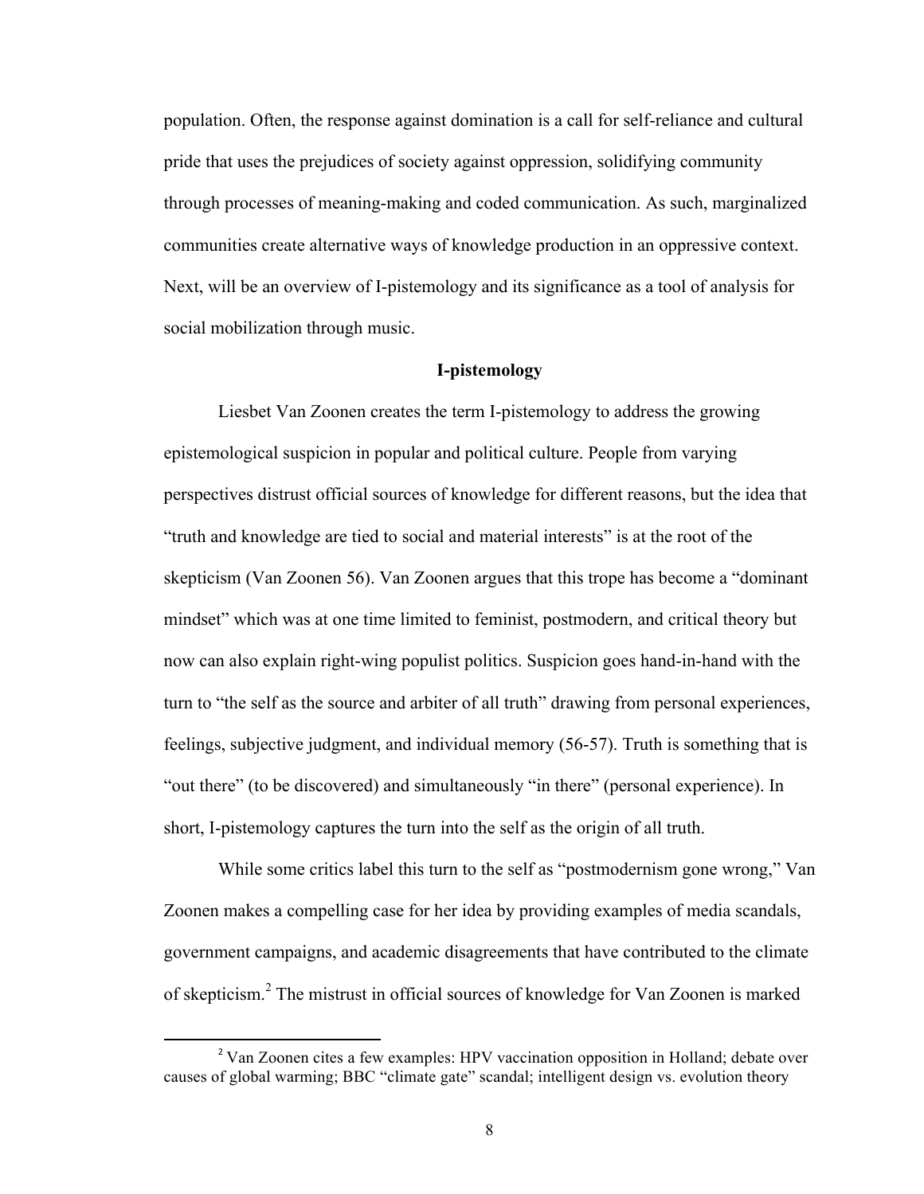population. Often, the response against domination is a call for self-reliance and cultural pride that uses the prejudices of society against oppression, solidifying community through processes of meaning-making and coded communication. As such, marginalized communities create alternative ways of knowledge production in an oppressive context. Next, will be an overview of I-pistemology and its significance as a tool of analysis for social mobilization through music.

### I-pistemology

Liesbet Van Zoonen creates the term I-pistemology to address the growing epistemological suspicion in popular and political culture. People from varying perspectives distrust official sources of knowledge for different reasons, but the idea that "truth and knowledge are tied to social and material interests" is at the root of the skepticism (Van Zoonen 56). Van Zoonen argues that this trope has become a "dominant mindset" which was at one time limited to feminist, postmodern, and critical theory but now can also explain right-wing populist politics. Suspicion goes hand-in-hand with the turn to "the self as the source and arbiter of all truth" drawing from personal experiences, feelings, subjective judgment, and individual memory (56-57). Truth is something that is "out there" (to be discovered) and simultaneously "in there" (personal experience). In short, I-pistemology captures the turn into the self as the origin of all truth.

While some critics label this turn to the self as "postmodernism gone wrong," Van Zoonen makes a compelling case for her idea by providing examples of media scandals, government campaigns, and academic disagreements that have contributed to the climate of skepticism.[2] The mistrust in official sources of knowledge for Van Zoonen is marked

[2] Van Zoonen cites a few examples: HPV vaccination opposition in Holland; debate over causes of global warming; BBC "climate gate" scandal; intelligent design vs. evolution theory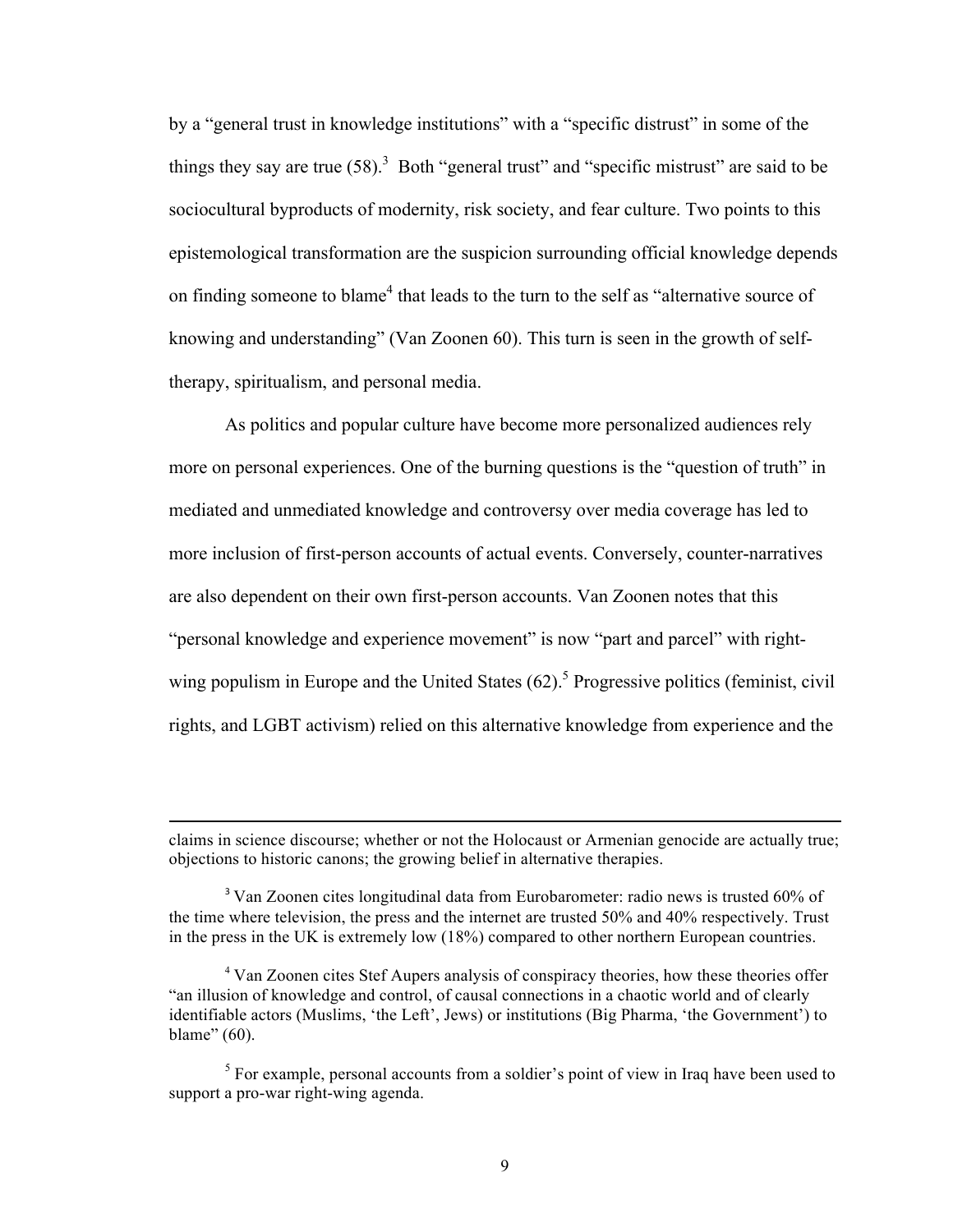by a "general trust in knowledge institutions" with a "specific distrust" in some of the things they say are true (58).[3] Both "general trust" and "specific mistrust" are said to be sociocultural byproducts of modernity, risk society, and fear culture. Two points to this epistemological transformation are the suspicion surrounding official knowledge depends on finding someone to blame[4] that leads to the turn to the self as "alternative source of knowing and understanding" (Van Zoonen 60). This turn is seen in the growth of self-therapy, spiritualism, and personal media.

As politics and popular culture have become more personalized audiences rely more on personal experiences. One of the burning questions is the "question of truth" in mediated and unmediated knowledge and controversy over media coverage has led to more inclusion of first-person accounts of actual events. Conversely, counter-narratives are also dependent on their own first-person accounts. Van Zoonen notes that this "personal knowledge and experience movement" is now "part and parcel" with right-wing populism in Europe and the United States (62).[5] Progressive politics (feminist, civil rights, and LGBT activism) relied on this alternative knowledge from experience and the

---

claims in science discourse; whether or not the Holocaust or Armenian genocide are actually true; objections to historic canons; the growing belief in alternative therapies.

[3] Van Zoonen cites longitudinal data from Eurobarometer: radio news is trusted 60% of the time where television, the press and the internet are trusted 50% and 40% respectively. Trust in the press in the UK is extremely low (18%) compared to other northern European countries.

[4] Van Zoonen cites Stef Aupers analysis of conspiracy theories, how these theories offer "an illusion of knowledge and control, of causal connections in a chaotic world and of clearly identifiable actors (Muslims, 'the Left', Jews) or institutions (Big Pharma, 'the Government') to blame" (60).

[5] For example, personal accounts from a soldier's point of view in Iraq have been used to support a pro-war right-wing agenda.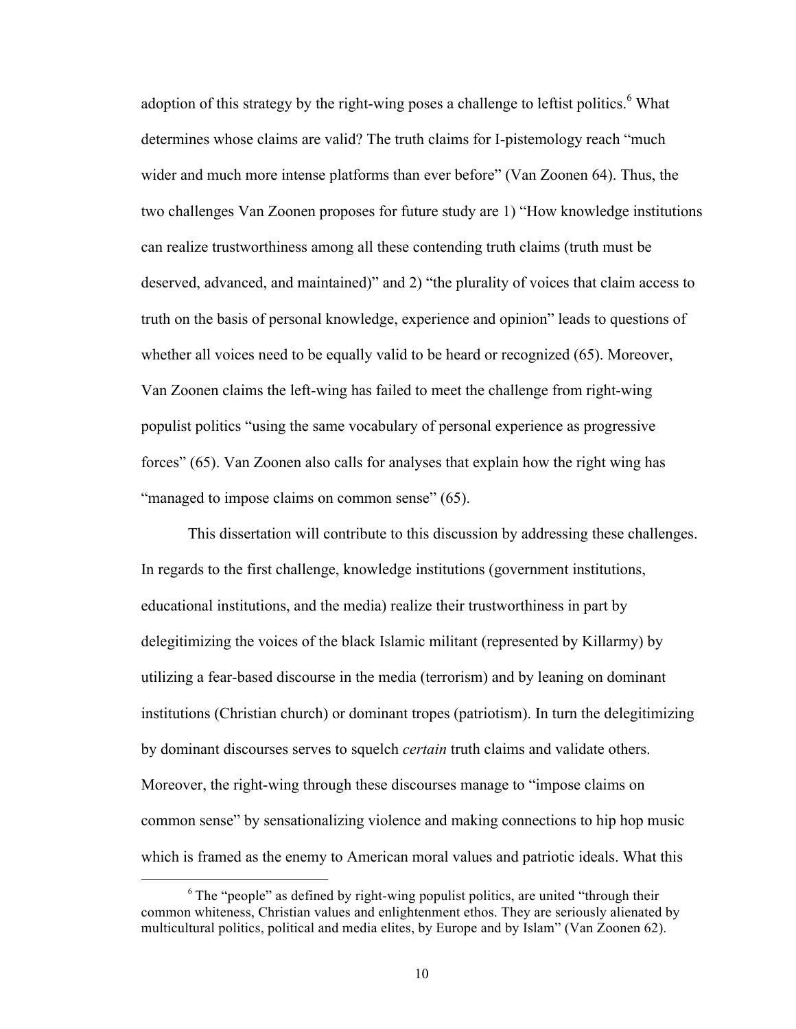adoption of this strategy by the right-wing poses a challenge to leftist politics.[6] What determines whose claims are valid? The truth claims for I-pistemology reach "much wider and much more intense platforms than ever before" (Van Zoonen 64). Thus, the two challenges Van Zoonen proposes for future study are 1) "How knowledge institutions can realize trustworthiness among all these contending truth claims (truth must be deserved, advanced, and maintained)" and 2) "the plurality of voices that claim access to truth on the basis of personal knowledge, experience and opinion" leads to questions of whether all voices need to be equally valid to be heard or recognized (65). Moreover, Van Zoonen claims the left-wing has failed to meet the challenge from right-wing populist politics "using the same vocabulary of personal experience as progressive forces" (65). Van Zoonen also calls for analyses that explain how the right wing has "managed to impose claims on common sense" (65).

This dissertation will contribute to this discussion by addressing these challenges. In regards to the first challenge, knowledge institutions (government institutions, educational institutions, and the media) realize their trustworthiness in part by delegitimizing the voices of the black Islamic militant (represented by Killarmy) by utilizing a fear-based discourse in the media (terrorism) and by leaning on dominant institutions (Christian church) or dominant tropes (patriotism). In turn the delegitimizing by dominant discourses serves to squelch *certain* truth claims and validate others. Moreover, the right-wing through these discourses manage to "impose claims on common sense" by sensationalizing violence and making connections to hip hop music which is framed as the enemy to American moral values and patriotic ideals. What this

[6] The "people" as defined by right-wing populist politics, are united "through their common whiteness, Christian values and enlightenment ethos. They are seriously alienated by multicultural politics, political and media elites, by Europe and by Islam" (Van Zoonen 62).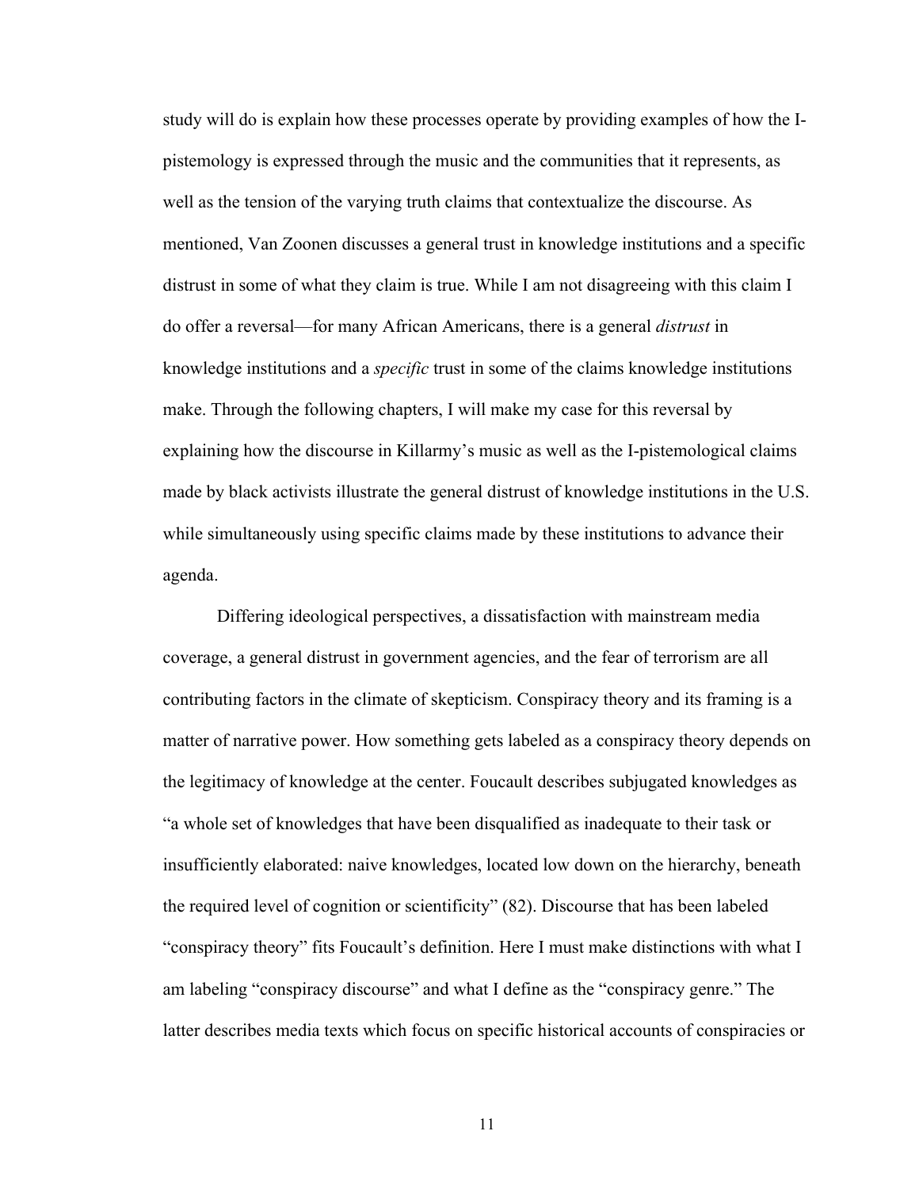study will do is explain how these processes operate by providing examples of how the I-pistemology is expressed through the music and the communities that it represents, as well as the tension of the varying truth claims that contextualize the discourse. As mentioned, Van Zoonen discusses a general trust in knowledge institutions and a specific distrust in some of what they claim is true. While I am not disagreeing with this claim I do offer a reversal—for many African Americans, there is a general *distrust* in knowledge institutions and a *specific* trust in some of the claims knowledge institutions make. Through the following chapters, I will make my case for this reversal by explaining how the discourse in Killarmy's music as well as the I-pistemological claims made by black activists illustrate the general distrust of knowledge institutions in the U.S. while simultaneously using specific claims made by these institutions to advance their agenda.

Differing ideological perspectives, a dissatisfaction with mainstream media coverage, a general distrust in government agencies, and the fear of terrorism are all contributing factors in the climate of skepticism. Conspiracy theory and its framing is a matter of narrative power. How something gets labeled as a conspiracy theory depends on the legitimacy of knowledge at the center. Foucault describes subjugated knowledges as "a whole set of knowledges that have been disqualified as inadequate to their task or insufficiently elaborated: naive knowledges, located low down on the hierarchy, beneath the required level of cognition or scientificity" (82). Discourse that has been labeled "conspiracy theory" fits Foucault's definition. Here I must make distinctions with what I am labeling "conspiracy discourse" and what I define as the "conspiracy genre." The latter describes media texts which focus on specific historical accounts of conspiracies or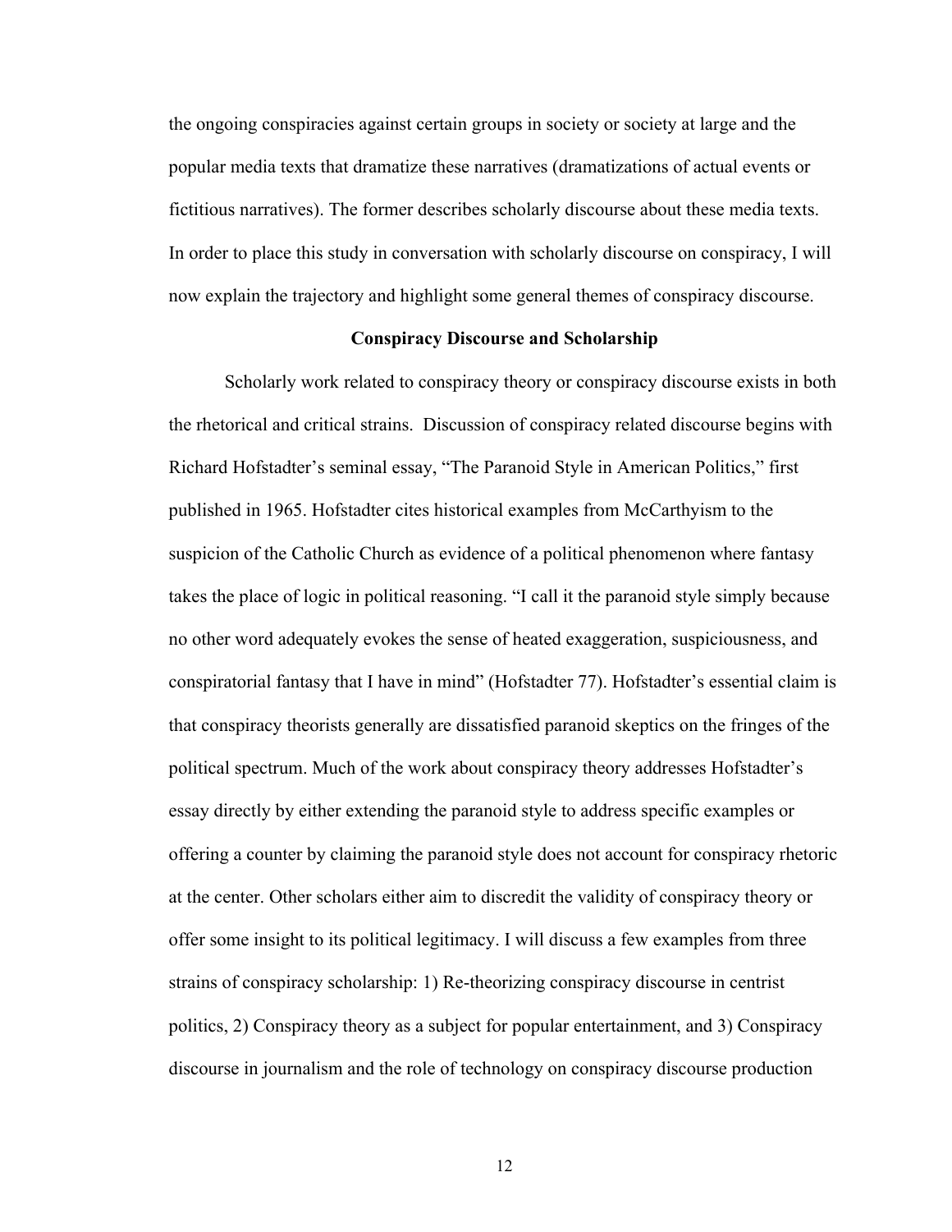the ongoing conspiracies against certain groups in society or society at large and the popular media texts that dramatize these narratives (dramatizations of actual events or fictitious narratives). The former describes scholarly discourse about these media texts. In order to place this study in conversation with scholarly discourse on conspiracy, I will now explain the trajectory and highlight some general themes of conspiracy discourse.

## Conspiracy Discourse and Scholarship

Scholarly work related to conspiracy theory or conspiracy discourse exists in both the rhetorical and critical strains. Discussion of conspiracy related discourse begins with Richard Hofstadter's seminal essay, "The Paranoid Style in American Politics," first published in 1965. Hofstadter cites historical examples from McCarthyism to the suspicion of the Catholic Church as evidence of a political phenomenon where fantasy takes the place of logic in political reasoning. "I call it the paranoid style simply because no other word adequately evokes the sense of heated exaggeration, suspiciousness, and conspiratorial fantasy that I have in mind" (Hofstadter 77). Hofstadter's essential claim is that conspiracy theorists generally are dissatisfied paranoid skeptics on the fringes of the political spectrum. Much of the work about conspiracy theory addresses Hofstadter's essay directly by either extending the paranoid style to address specific examples or offering a counter by claiming the paranoid style does not account for conspiracy rhetoric at the center. Other scholars either aim to discredit the validity of conspiracy theory or offer some insight to its political legitimacy. I will discuss a few examples from three strains of conspiracy scholarship: 1) Re-theorizing conspiracy discourse in centrist politics, 2) Conspiracy theory as a subject for popular entertainment, and 3) Conspiracy discourse in journalism and the role of technology on conspiracy discourse production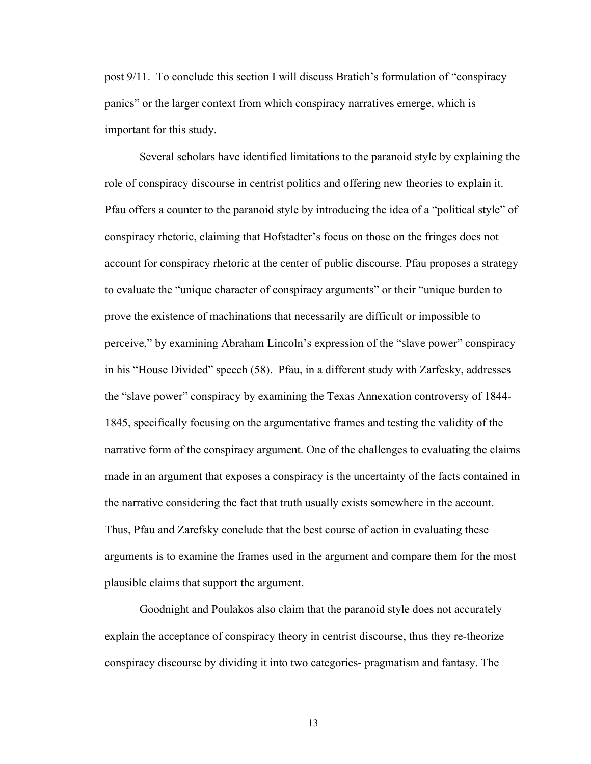post 9/11. To conclude this section I will discuss Bratich's formulation of "conspiracy panics" or the larger context from which conspiracy narratives emerge, which is important for this study.

Several scholars have identified limitations to the paranoid style by explaining the role of conspiracy discourse in centrist politics and offering new theories to explain it. Pfau offers a counter to the paranoid style by introducing the idea of a "political style" of conspiracy rhetoric, claiming that Hofstadter's focus on those on the fringes does not account for conspiracy rhetoric at the center of public discourse. Pfau proposes a strategy to evaluate the "unique character of conspiracy arguments" or their "unique burden to prove the existence of machinations that necessarily are difficult or impossible to perceive," by examining Abraham Lincoln's expression of the "slave power" conspiracy in his "House Divided" speech (58). Pfau, in a different study with Zarfesky, addresses the "slave power" conspiracy by examining the Texas Annexation controversy of 1844-1845, specifically focusing on the argumentative frames and testing the validity of the narrative form of the conspiracy argument. One of the challenges to evaluating the claims made in an argument that exposes a conspiracy is the uncertainty of the facts contained in the narrative considering the fact that truth usually exists somewhere in the account. Thus, Pfau and Zarefsky conclude that the best course of action in evaluating these arguments is to examine the frames used in the argument and compare them for the most plausible claims that support the argument.

Goodnight and Poulakos also claim that the paranoid style does not accurately explain the acceptance of conspiracy theory in centrist discourse, thus they re-theorize conspiracy discourse by dividing it into two categories- pragmatism and fantasy. The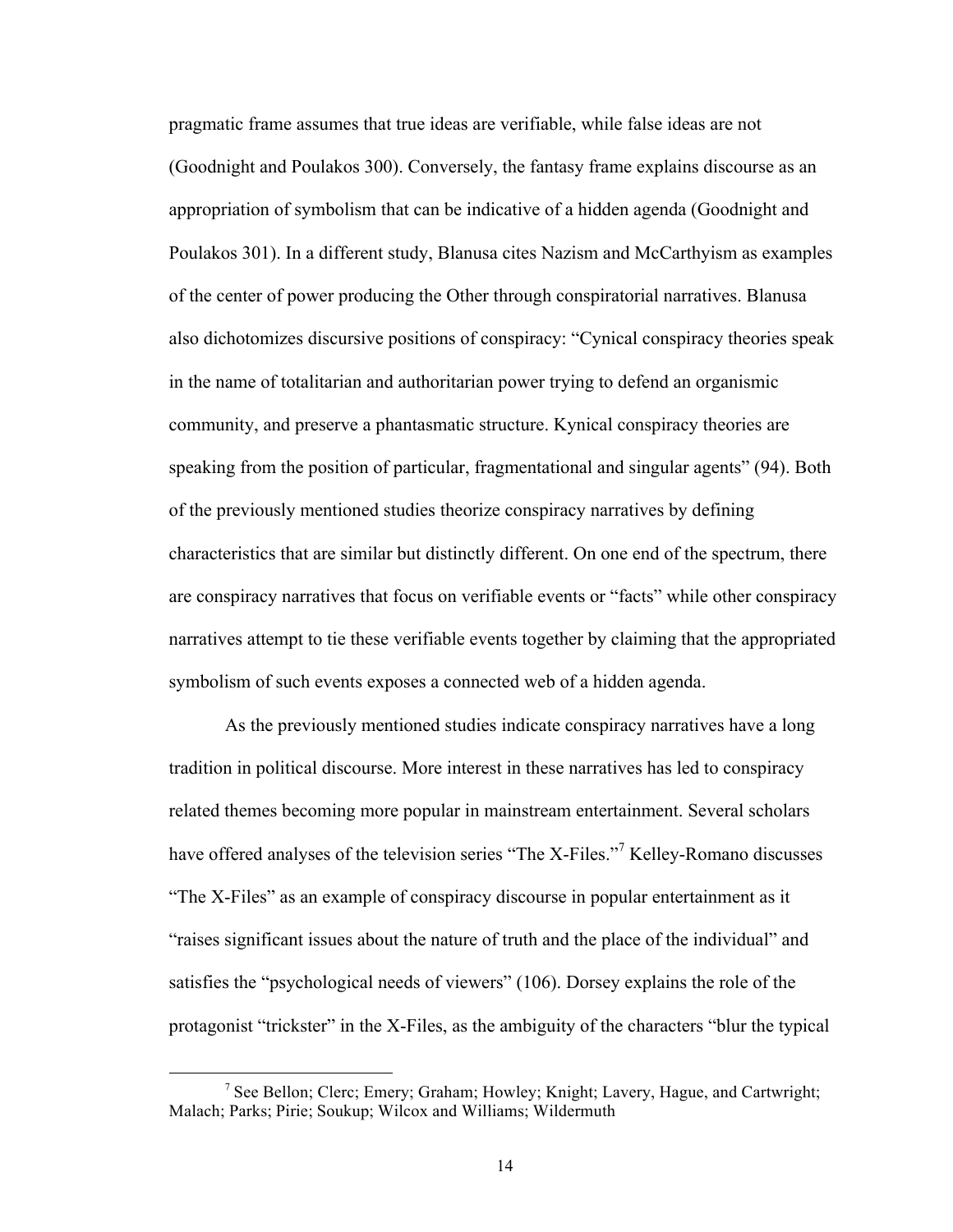pragmatic frame assumes that true ideas are verifiable, while false ideas are not (Goodnight and Poulakos 300). Conversely, the fantasy frame explains discourse as an appropriation of symbolism that can be indicative of a hidden agenda (Goodnight and Poulakos 301). In a different study, Blanusa cites Nazism and McCarthyism as examples of the center of power producing the Other through conspiratorial narratives. Blanusa also dichotomizes discursive positions of conspiracy: "Cynical conspiracy theories speak in the name of totalitarian and authoritarian power trying to defend an organismic community, and preserve a phantasmatic structure. Kynical conspiracy theories are speaking from the position of particular, fragmentational and singular agents" (94). Both of the previously mentioned studies theorize conspiracy narratives by defining characteristics that are similar but distinctly different. On one end of the spectrum, there are conspiracy narratives that focus on verifiable events or "facts" while other conspiracy narratives attempt to tie these verifiable events together by claiming that the appropriated symbolism of such events exposes a connected web of a hidden agenda.

As the previously mentioned studies indicate conspiracy narratives have a long tradition in political discourse. More interest in these narratives has led to conspiracy related themes becoming more popular in mainstream entertainment. Several scholars have offered analyses of the television series "The X-Files."[7] Kelley-Romano discusses "The X-Files" as an example of conspiracy discourse in popular entertainment as it "raises significant issues about the nature of truth and the place of the individual" and satisfies the "psychological needs of viewers" (106). Dorsey explains the role of the protagonist "trickster" in the X-Files, as the ambiguity of the characters "blur the typical

[7] See Bellon; Clerc; Emery; Graham; Howley; Knight; Lavery, Hague, and Cartwright; Malach; Parks; Pirie; Soukup; Wilcox and Williams; Wildermuth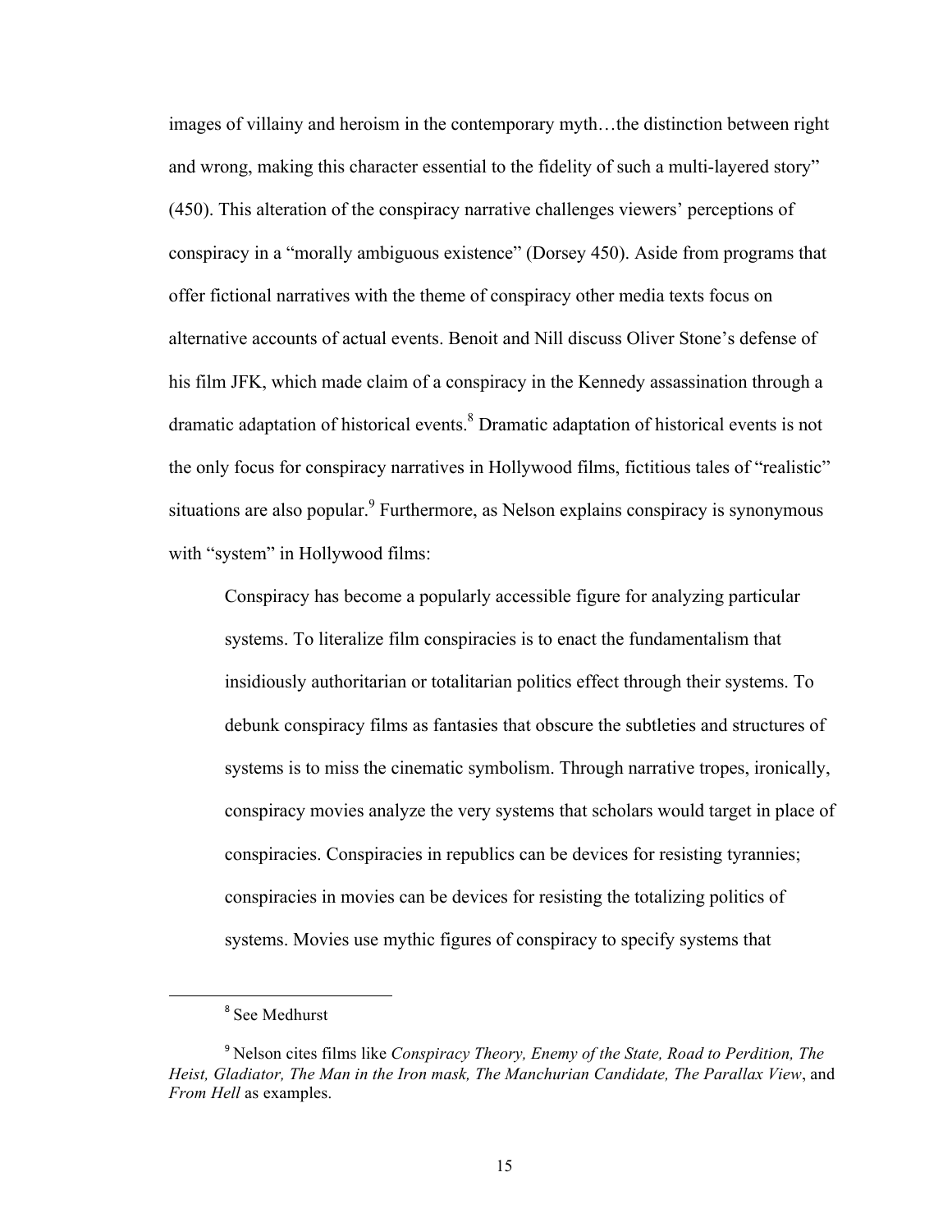images of villainy and heroism in the contemporary myth…the distinction between right and wrong, making this character essential to the fidelity of such a multi-layered story" (450). This alteration of the conspiracy narrative challenges viewers' perceptions of conspiracy in a "morally ambiguous existence" (Dorsey 450). Aside from programs that offer fictional narratives with the theme of conspiracy other media texts focus on alternative accounts of actual events. Benoit and Nill discuss Oliver Stone's defense of his film JFK, which made claim of a conspiracy in the Kennedy assassination through a dramatic adaptation of historical events.[8] Dramatic adaptation of historical events is not the only focus for conspiracy narratives in Hollywood films, fictitious tales of "realistic" situations are also popular.[9] Furthermore, as Nelson explains conspiracy is synonymous with "system" in Hollywood films:

> Conspiracy has become a popularly accessible figure for analyzing particular systems. To literalize film conspiracies is to enact the fundamentalism that insidiously authoritarian or totalitarian politics effect through their systems. To debunk conspiracy films as fantasies that obscure the subtleties and structures of systems is to miss the cinematic symbolism. Through narrative tropes, ironically, conspiracy movies analyze the very systems that scholars would target in place of conspiracies. Conspiracies in republics can be devices for resisting tyrannies; conspiracies in movies can be devices for resisting the totalizing politics of systems. Movies use mythic figures of conspiracy to specify systems that

---

[8] See Medhurst

[9] Nelson cites films like *Conspiracy Theory, Enemy of the State, Road to Perdition, The Heist, Gladiator, The Man in the Iron mask, The Manchurian Candidate, The Parallax View*, and *From Hell* as examples.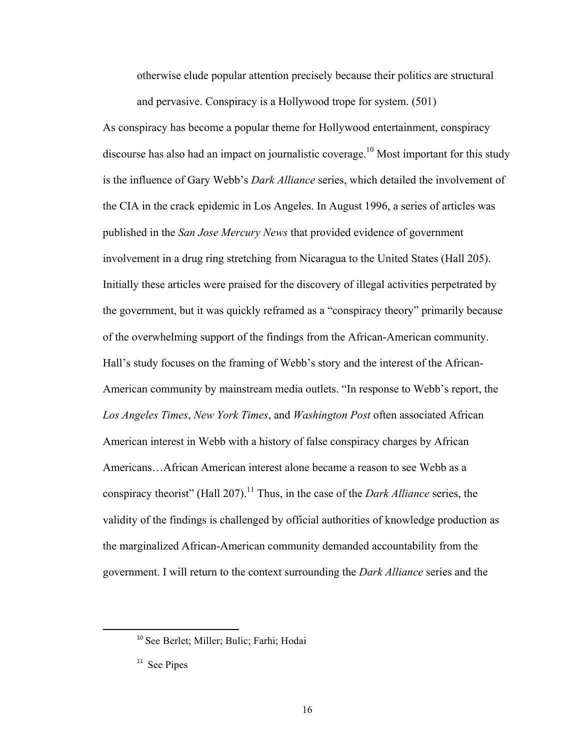> otherwise elude popular attention precisely because their politics are structural and pervasive. Conspiracy is a Hollywood trope for system. (501)

As conspiracy has become a popular theme for Hollywood entertainment, conspiracy discourse has also had an impact on journalistic coverage.[10] Most important for this study is the influence of Gary Webb's *Dark Alliance* series, which detailed the involvement of the CIA in the crack epidemic in Los Angeles. In August 1996, a series of articles was published in the *San Jose Mercury News* that provided evidence of government involvement in a drug ring stretching from Nicaragua to the United States (Hall 205). Initially these articles were praised for the discovery of illegal activities perpetrated by the government, but it was quickly reframed as a "conspiracy theory" primarily because of the overwhelming support of the findings from the African-American community. Hall's study focuses on the framing of Webb's story and the interest of the African-American community by mainstream media outlets. "In response to Webb's report, the *Los Angeles Times*, *New York Times*, and *Washington Post* often associated African American interest in Webb with a history of false conspiracy charges by African Americans…African American interest alone became a reason to see Webb as a conspiracy theorist" (Hall 207).[11] Thus, in the case of the *Dark Alliance* series, the validity of the findings is challenged by official authorities of knowledge production as the marginalized African-American community demanded accountability from the government. I will return to the context surrounding the *Dark Alliance* series and the

---

[10] See Berlet; Miller; Bulic; Farhi; Hodai

[11] See Pipes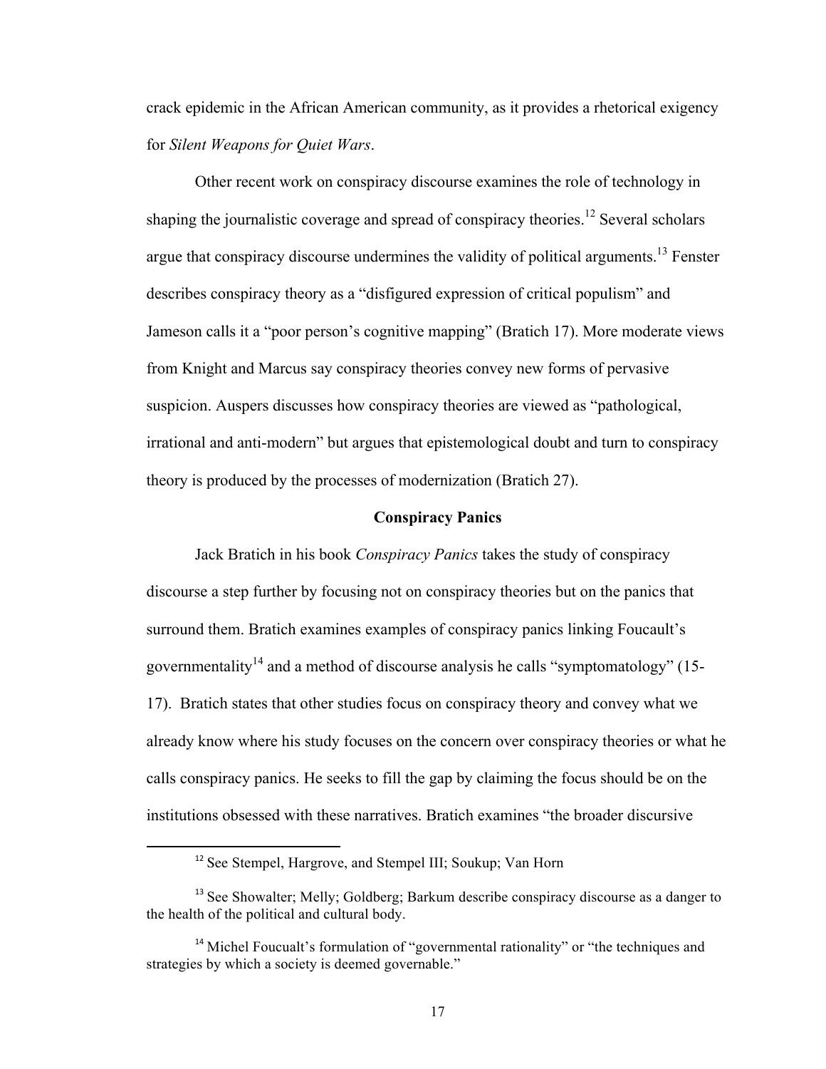crack epidemic in the African American community, as it provides a rhetorical exigency for *Silent Weapons for Quiet Wars*.

Other recent work on conspiracy discourse examines the role of technology in shaping the journalistic coverage and spread of conspiracy theories.[12] Several scholars argue that conspiracy discourse undermines the validity of political arguments.[13] Fenster describes conspiracy theory as a "disfigured expression of critical populism" and Jameson calls it a "poor person's cognitive mapping" (Bratich 17). More moderate views from Knight and Marcus say conspiracy theories convey new forms of pervasive suspicion. Auspers discusses how conspiracy theories are viewed as "pathological, irrational and anti-modern" but argues that epistemological doubt and turn to conspiracy theory is produced by the processes of modernization (Bratich 27).

## Conspiracy Panics

Jack Bratich in his book *Conspiracy Panics* takes the study of conspiracy discourse a step further by focusing not on conspiracy theories but on the panics that surround them. Bratich examines examples of conspiracy panics linking Foucault's governmentality[14] and a method of discourse analysis he calls "symptomatology" (15-17). Bratich states that other studies focus on conspiracy theory and convey what we already know where his study focuses on the concern over conspiracy theories or what he calls conspiracy panics. He seeks to fill the gap by claiming the focus should be on the institutions obsessed with these narratives. Bratich examines "the broader discursive

---

[12] See Stempel, Hargrove, and Stempel III; Soukup; Van Horn

[13] See Showalter; Melly; Goldberg; Barkum describe conspiracy discourse as a danger to the health of the political and cultural body.

[14] Michel Foucault's formulation of "governmental rationality" or "the techniques and strategies by which a society is deemed governable."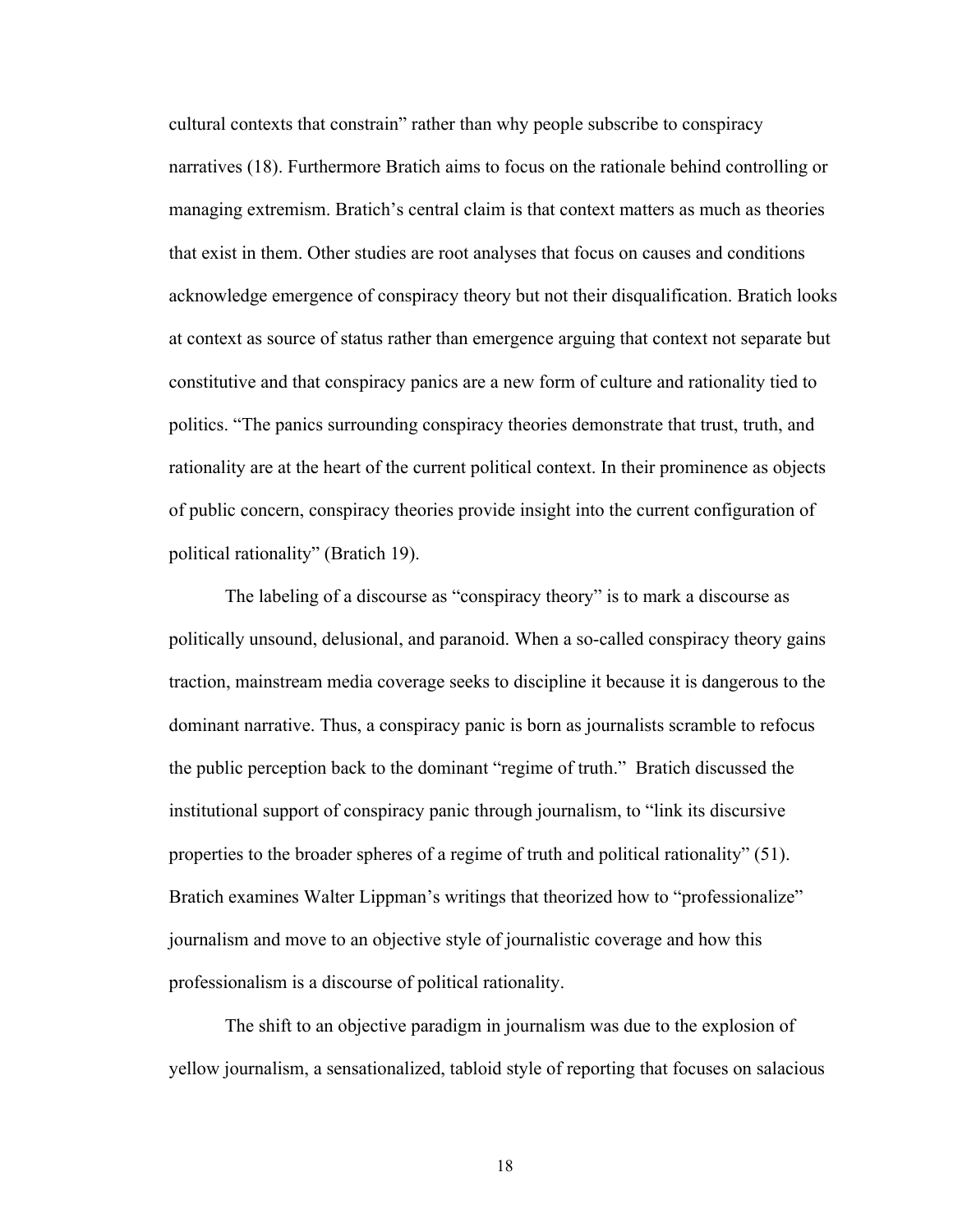cultural contexts that constrain" rather than why people subscribe to conspiracy narratives (18). Furthermore Bratich aims to focus on the rationale behind controlling or managing extremism. Bratich's central claim is that context matters as much as theories that exist in them. Other studies are root analyses that focus on causes and conditions acknowledge emergence of conspiracy theory but not their disqualification. Bratich looks at context as source of status rather than emergence arguing that context not separate but constitutive and that conspiracy panics are a new form of culture and rationality tied to politics. "The panics surrounding conspiracy theories demonstrate that trust, truth, and rationality are at the heart of the current political context. In their prominence as objects of public concern, conspiracy theories provide insight into the current configuration of political rationality" (Bratich 19).

The labeling of a discourse as "conspiracy theory" is to mark a discourse as politically unsound, delusional, and paranoid. When a so-called conspiracy theory gains traction, mainstream media coverage seeks to discipline it because it is dangerous to the dominant narrative. Thus, a conspiracy panic is born as journalists scramble to refocus the public perception back to the dominant "regime of truth." Bratich discussed the institutional support of conspiracy panic through journalism, to "link its discursive properties to the broader spheres of a regime of truth and political rationality" (51). Bratich examines Walter Lippman's writings that theorized how to "professionalize" journalism and move to an objective style of journalistic coverage and how this professionalism is a discourse of political rationality.

The shift to an objective paradigm in journalism was due to the explosion of yellow journalism, a sensationalized, tabloid style of reporting that focuses on salacious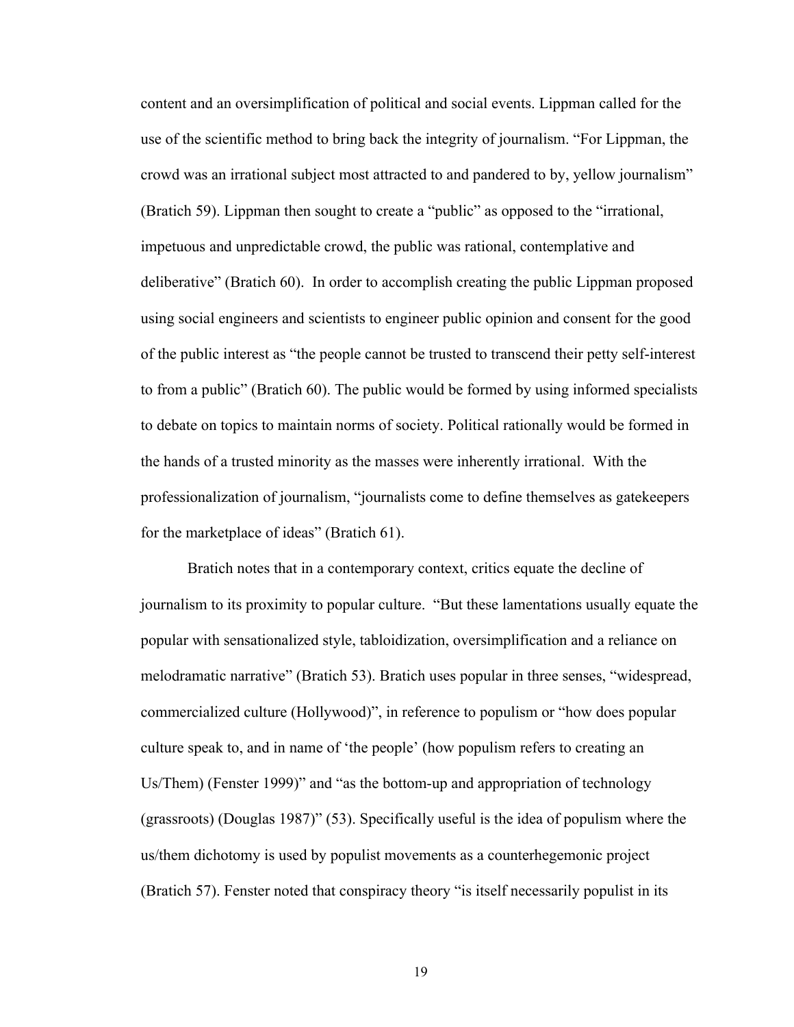content and an oversimplification of political and social events. Lippman called for the use of the scientific method to bring back the integrity of journalism. "For Lippman, the crowd was an irrational subject most attracted to and pandered to by, yellow journalism" (Bratich 59). Lippman then sought to create a "public" as opposed to the "irrational, impetuous and unpredictable crowd, the public was rational, contemplative and deliberative" (Bratich 60). In order to accomplish creating the public Lippman proposed using social engineers and scientists to engineer public opinion and consent for the good of the public interest as "the people cannot be trusted to transcend their petty self-interest to from a public" (Bratich 60). The public would be formed by using informed specialists to debate on topics to maintain norms of society. Political rationally would be formed in the hands of a trusted minority as the masses were inherently irrational. With the professionalization of journalism, "journalists come to define themselves as gatekeepers for the marketplace of ideas" (Bratich 61).

Bratich notes that in a contemporary context, critics equate the decline of journalism to its proximity to popular culture. "But these lamentations usually equate the popular with sensationalized style, tabloidization, oversimplification and a reliance on melodramatic narrative" (Bratich 53). Bratich uses popular in three senses, "widespread, commercialized culture (Hollywood)", in reference to populism or "how does popular culture speak to, and in name of 'the people' (how populism refers to creating an Us/Them) (Fenster 1999)" and "as the bottom-up and appropriation of technology (grassroots) (Douglas 1987)" (53). Specifically useful is the idea of populism where the us/them dichotomy is used by populist movements as a counterhegemonic project (Bratich 57). Fenster noted that conspiracy theory "is itself necessarily populist in its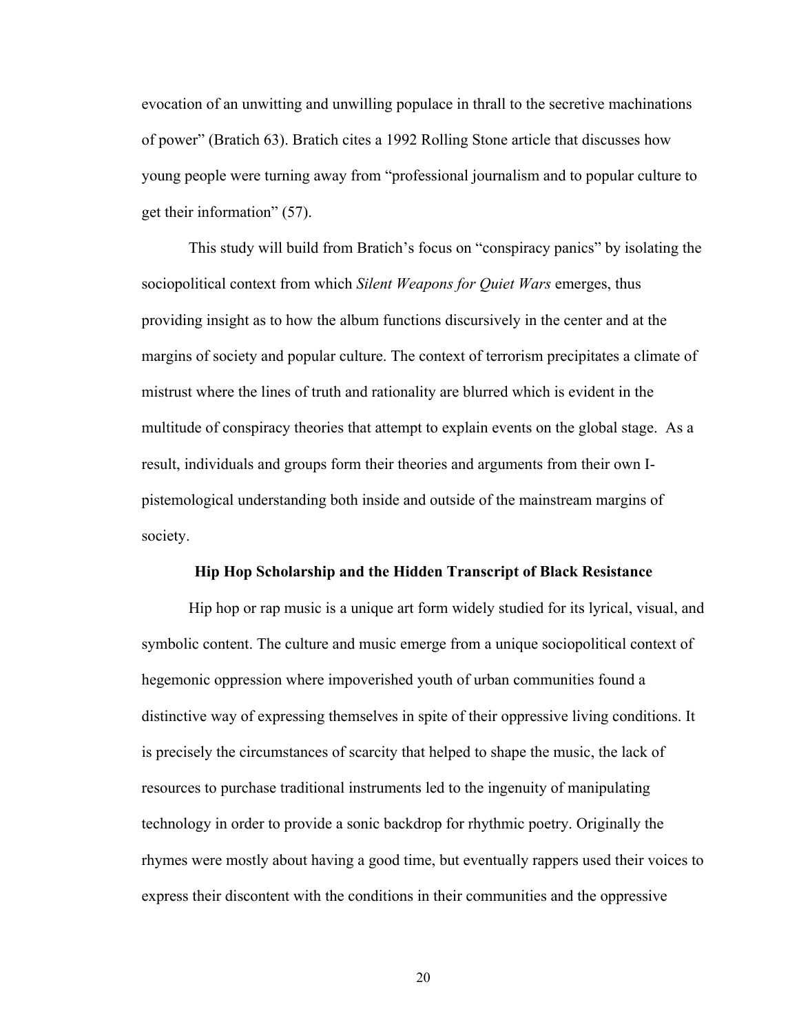evocation of an unwitting and unwilling populace in thrall to the secretive machinations of power" (Bratich 63). Bratich cites a 1992 Rolling Stone article that discusses how young people were turning away from "professional journalism and to popular culture to get their information" (57).

This study will build from Bratich's focus on "conspiracy panics" by isolating the sociopolitical context from which *Silent Weapons for Quiet Wars* emerges, thus providing insight as to how the album functions discursively in the center and at the margins of society and popular culture. The context of terrorism precipitates a climate of mistrust where the lines of truth and rationality are blurred which is evident in the multitude of conspiracy theories that attempt to explain events on the global stage. As a result, individuals and groups form their theories and arguments from their own I-pistemological understanding both inside and outside of the mainstream margins of society.

**Hip Hop Scholarship and the Hidden Transcript of Black Resistance**

Hip hop or rap music is a unique art form widely studied for its lyrical, visual, and symbolic content. The culture and music emerge from a unique sociopolitical context of hegemonic oppression where impoverished youth of urban communities found a distinctive way of expressing themselves in spite of their oppressive living conditions. It is precisely the circumstances of scarcity that helped to shape the music, the lack of resources to purchase traditional instruments led to the ingenuity of manipulating technology in order to provide a sonic backdrop for rhythmic poetry. Originally the rhymes were mostly about having a good time, but eventually rappers used their voices to express their discontent with the conditions in their communities and the oppressive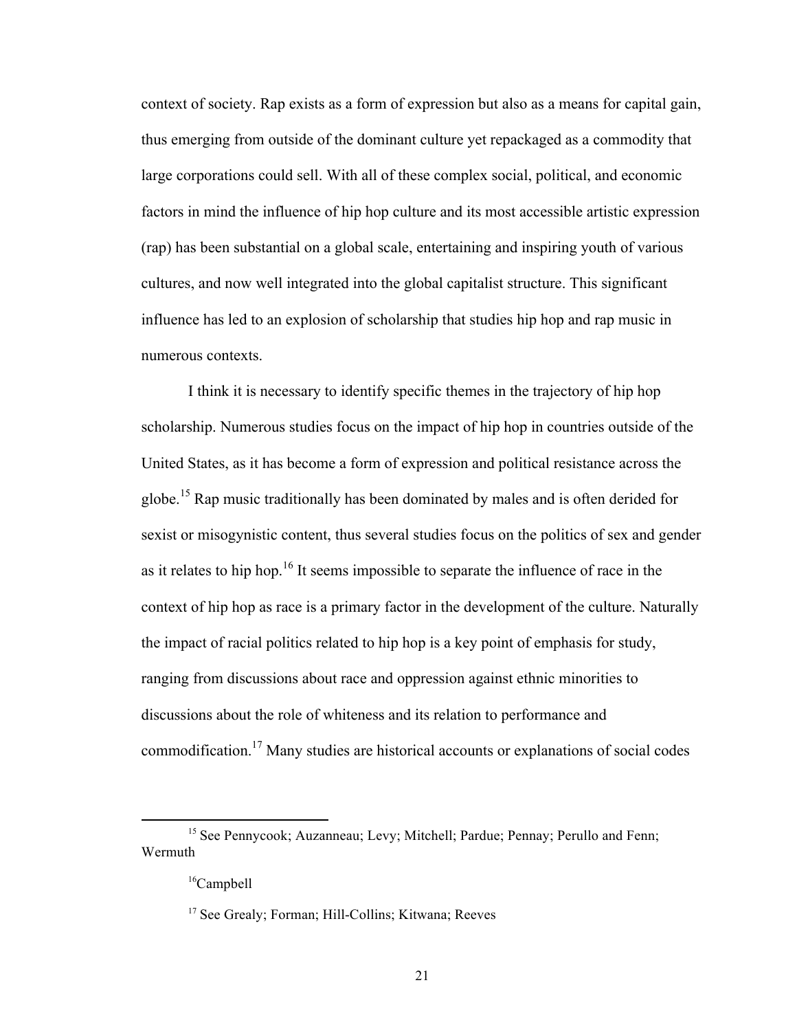context of society. Rap exists as a form of expression but also as a means for capital gain, thus emerging from outside of the dominant culture yet repackaged as a commodity that large corporations could sell. With all of these complex social, political, and economic factors in mind the influence of hip hop culture and its most accessible artistic expression (rap) has been substantial on a global scale, entertaining and inspiring youth of various cultures, and now well integrated into the global capitalist structure. This significant influence has led to an explosion of scholarship that studies hip hop and rap music in numerous contexts.

I think it is necessary to identify specific themes in the trajectory of hip hop scholarship. Numerous studies focus on the impact of hip hop in countries outside of the United States, as it has become a form of expression and political resistance across the globe.[15] Rap music traditionally has been dominated by males and is often derided for sexist or misogynistic content, thus several studies focus on the politics of sex and gender as it relates to hip hop.[16] It seems impossible to separate the influence of race in the context of hip hop as race is a primary factor in the development of the culture. Naturally the impact of racial politics related to hip hop is a key point of emphasis for study, ranging from discussions about race and oppression against ethnic minorities to discussions about the role of whiteness and its relation to performance and commodification.[17] Many studies are historical accounts or explanations of social codes

[15] See Pennycook; Auzanneau; Levy; Mitchell; Pardue; Pennay; Perullo and Fenn; Wermuth

[16] Campbell

[17] See Grealy; Forman; Hill-Collins; Kitwana; Reeves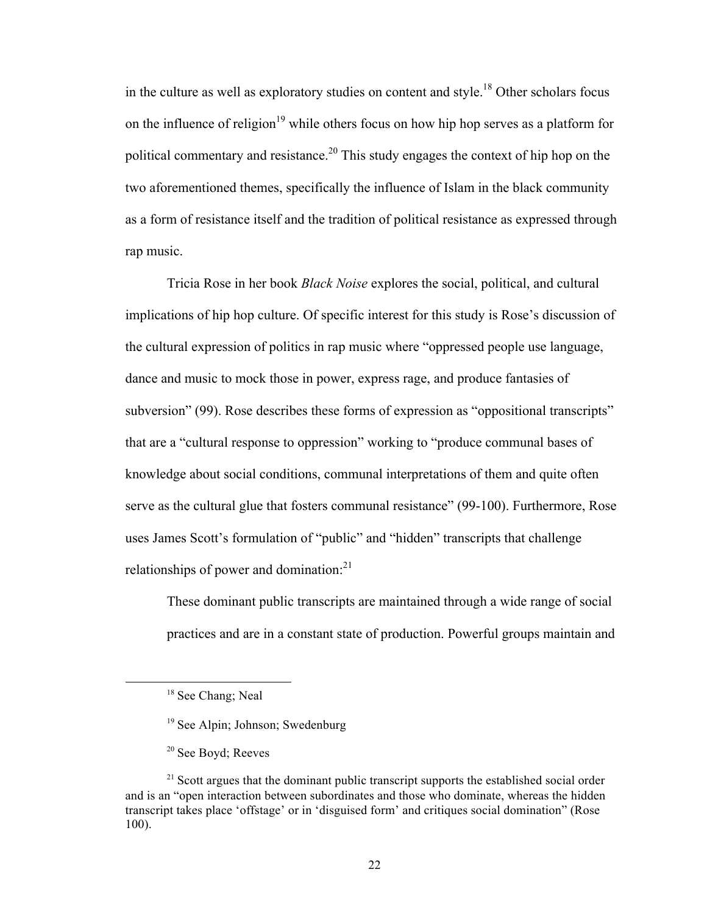in the culture as well as exploratory studies on content and style.[18] Other scholars focus on the influence of religion[19] while others focus on how hip hop serves as a platform for political commentary and resistance.[20] This study engages the context of hip hop on the two aforementioned themes, specifically the influence of Islam in the black community as a form of resistance itself and the tradition of political resistance as expressed through rap music.

Tricia Rose in her book *Black Noise* explores the social, political, and cultural implications of hip hop culture. Of specific interest for this study is Rose's discussion of the cultural expression of politics in rap music where "oppressed people use language, dance and music to mock those in power, express rage, and produce fantasies of subversion" (99). Rose describes these forms of expression as "oppositional transcripts" that are a "cultural response to oppression" working to "produce communal bases of knowledge about social conditions, communal interpretations of them and quite often serve as the cultural glue that fosters communal resistance" (99-100). Furthermore, Rose uses James Scott's formulation of "public" and "hidden" transcripts that challenge relationships of power and domination:[21]

> These dominant public transcripts are maintained through a wide range of social practices and are in a constant state of production. Powerful groups maintain and

---

[18] See Chang; Neal

[19] See Alpin; Johnson; Swedenburg

[20] See Boyd; Reeves

[21] Scott argues that the dominant public transcript supports the established social order and is an "open interaction between subordinates and those who dominate, whereas the hidden transcript takes place 'offstage' or in 'disguised form' and critiques social domination" (Rose 100).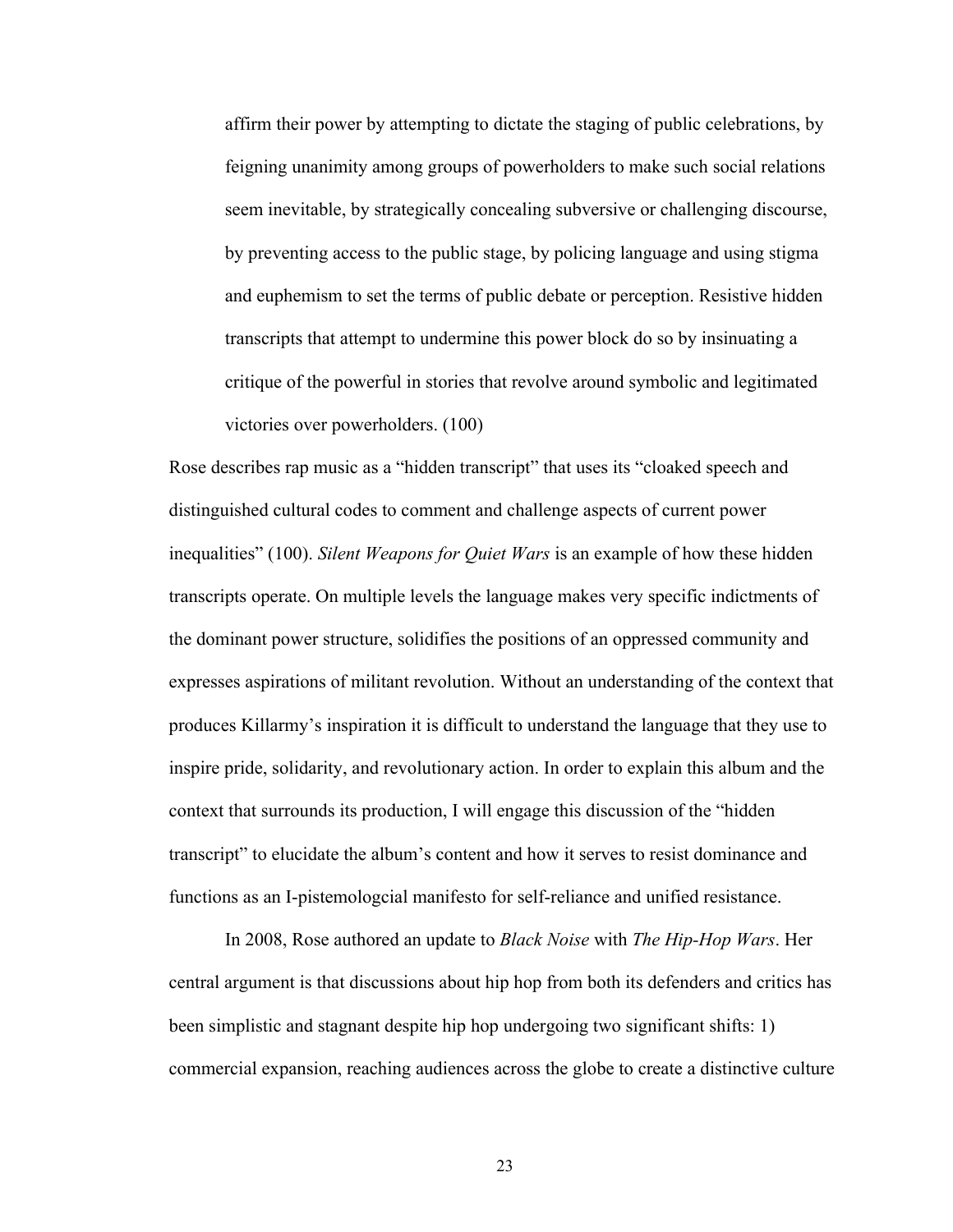> affirm their power by attempting to dictate the staging of public celebrations, by feigning unanimity among groups of powerholders to make such social relations seem inevitable, by strategically concealing subversive or challenging discourse, by preventing access to the public stage, by policing language and using stigma and euphemism to set the terms of public debate or perception. Resistive hidden transcripts that attempt to undermine this power block do so by insinuating a critique of the powerful in stories that revolve around symbolic and legitimated victories over powerholders. (100)

Rose describes rap music as a "hidden transcript" that uses its "cloaked speech and distinguished cultural codes to comment and challenge aspects of current power inequalities" (100). *Silent Weapons for Quiet Wars* is an example of how these hidden transcripts operate. On multiple levels the language makes very specific indictments of the dominant power structure, solidifies the positions of an oppressed community and expresses aspirations of militant revolution. Without an understanding of the context that produces Killarmy's inspiration it is difficult to understand the language that they use to inspire pride, solidarity, and revolutionary action. In order to explain this album and the context that surrounds its production, I will engage this discussion of the "hidden transcript" to elucidate the album's content and how it serves to resist dominance and functions as an I-pistemologcial manifesto for self-reliance and unified resistance.

In 2008, Rose authored an update to *Black Noise* with *The Hip-Hop Wars*. Her central argument is that discussions about hip hop from both its defenders and critics has been simplistic and stagnant despite hip hop undergoing two significant shifts: 1) commercial expansion, reaching audiences across the globe to create a distinctive culture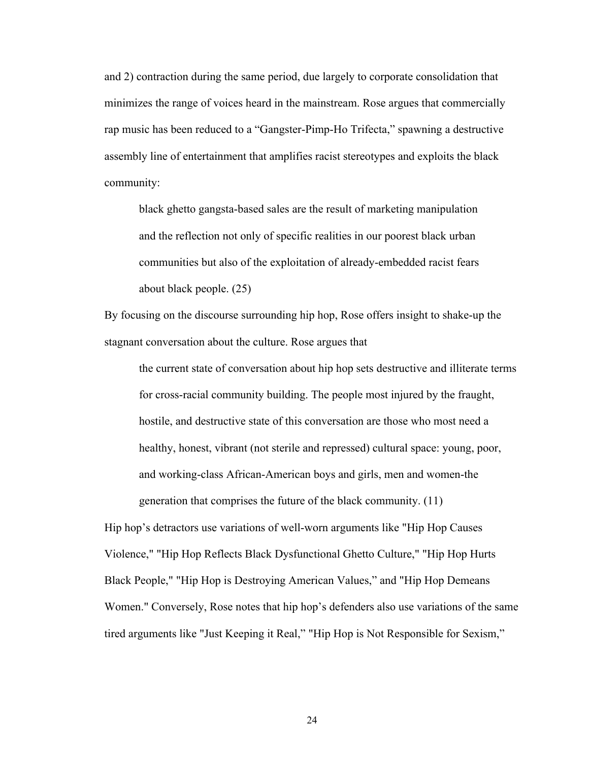and 2) contraction during the same period, due largely to corporate consolidation that minimizes the range of voices heard in the mainstream. Rose argues that commercially rap music has been reduced to a "Gangster-Pimp-Ho Trifecta," spawning a destructive assembly line of entertainment that amplifies racist stereotypes and exploits the black community:

> black ghetto gangsta-based sales are the result of marketing manipulation and the reflection not only of specific realities in our poorest black urban communities but also of the exploitation of already-embedded racist fears about black people. (25)

By focusing on the discourse surrounding hip hop, Rose offers insight to shake-up the stagnant conversation about the culture. Rose argues that

> the current state of conversation about hip hop sets destructive and illiterate terms for cross-racial community building. The people most injured by the fraught, hostile, and destructive state of this conversation are those who most need a healthy, honest, vibrant (not sterile and repressed) cultural space: young, poor, and working-class African-American boys and girls, men and women-the generation that comprises the future of the black community. (11)

Hip hop's detractors use variations of well-worn arguments like "Hip Hop Causes Violence," "Hip Hop Reflects Black Dysfunctional Ghetto Culture," "Hip Hop Hurts Black People," "Hip Hop is Destroying American Values," and "Hip Hop Demeans Women." Conversely, Rose notes that hip hop's defenders also use variations of the same tired arguments like "Just Keeping it Real," "Hip Hop is Not Responsible for Sexism,"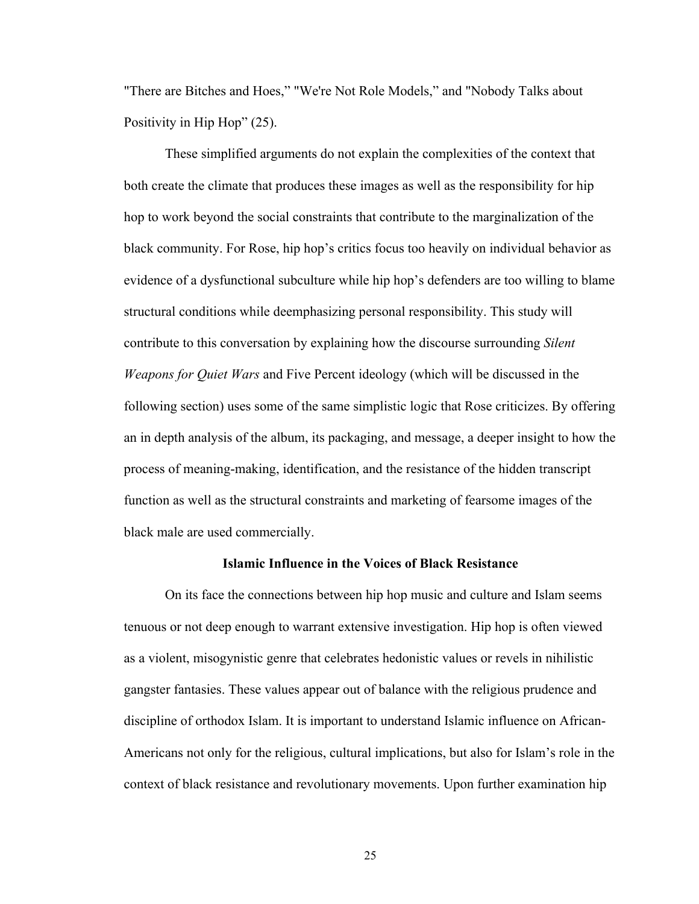"There are Bitches and Hoes," "We're Not Role Models," and "Nobody Talks about Positivity in Hip Hop" (25).

These simplified arguments do not explain the complexities of the context that both create the climate that produces these images as well as the responsibility for hip hop to work beyond the social constraints that contribute to the marginalization of the black community. For Rose, hip hop's critics focus too heavily on individual behavior as evidence of a dysfunctional subculture while hip hop's defenders are too willing to blame structural conditions while deemphasizing personal responsibility. This study will contribute to this conversation by explaining how the discourse surrounding *Silent Weapons for Quiet Wars* and Five Percent ideology (which will be discussed in the following section) uses some of the same simplistic logic that Rose criticizes. By offering an in depth analysis of the album, its packaging, and message, a deeper insight to how the process of meaning-making, identification, and the resistance of the hidden transcript function as well as the structural constraints and marketing of fearsome images of the black male are used commercially.

### Islamic Influence in the Voices of Black Resistance

On its face the connections between hip hop music and culture and Islam seems tenuous or not deep enough to warrant extensive investigation. Hip hop is often viewed as a violent, misogynistic genre that celebrates hedonistic values or revels in nihilistic gangster fantasies. These values appear out of balance with the religious prudence and discipline of orthodox Islam. It is important to understand Islamic influence on African-Americans not only for the religious, cultural implications, but also for Islam's role in the context of black resistance and revolutionary movements. Upon further examination hip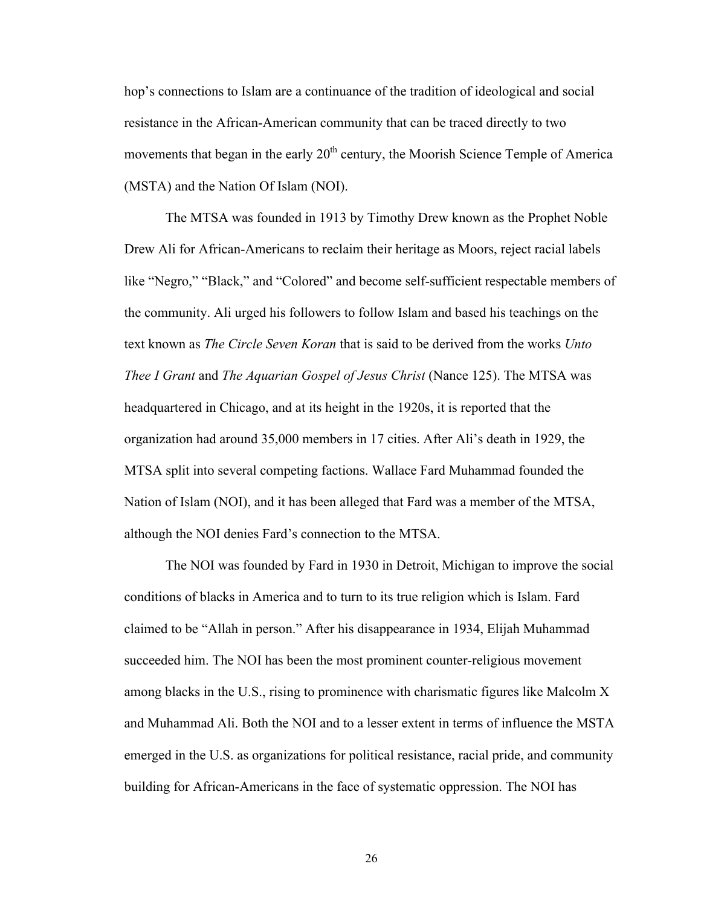hop's connections to Islam are a continuance of the tradition of ideological and social resistance in the African-American community that can be traced directly to two movements that began in the early 20th century, the Moorish Science Temple of America (MSTA) and the Nation Of Islam (NOI).

The MTSA was founded in 1913 by Timothy Drew known as the Prophet Noble Drew Ali for African-Americans to reclaim their heritage as Moors, reject racial labels like "Negro," "Black," and "Colored" and become self-sufficient respectable members of the community. Ali urged his followers to follow Islam and based his teachings on the text known as *The Circle Seven Koran* that is said to be derived from the works *Unto Thee I Grant* and *The Aquarian Gospel of Jesus Christ* (Nance 125). The MTSA was headquartered in Chicago, and at its height in the 1920s, it is reported that the organization had around 35,000 members in 17 cities. After Ali's death in 1929, the MTSA split into several competing factions. Wallace Fard Muhammad founded the Nation of Islam (NOI), and it has been alleged that Fard was a member of the MTSA, although the NOI denies Fard's connection to the MTSA.

The NOI was founded by Fard in 1930 in Detroit, Michigan to improve the social conditions of blacks in America and to turn to its true religion which is Islam. Fard claimed to be "Allah in person." After his disappearance in 1934, Elijah Muhammad succeeded him. The NOI has been the most prominent counter-religious movement among blacks in the U.S., rising to prominence with charismatic figures like Malcolm X and Muhammad Ali. Both the NOI and to a lesser extent in terms of influence the MSTA emerged in the U.S. as organizations for political resistance, racial pride, and community building for African-Americans in the face of systematic oppression. The NOI has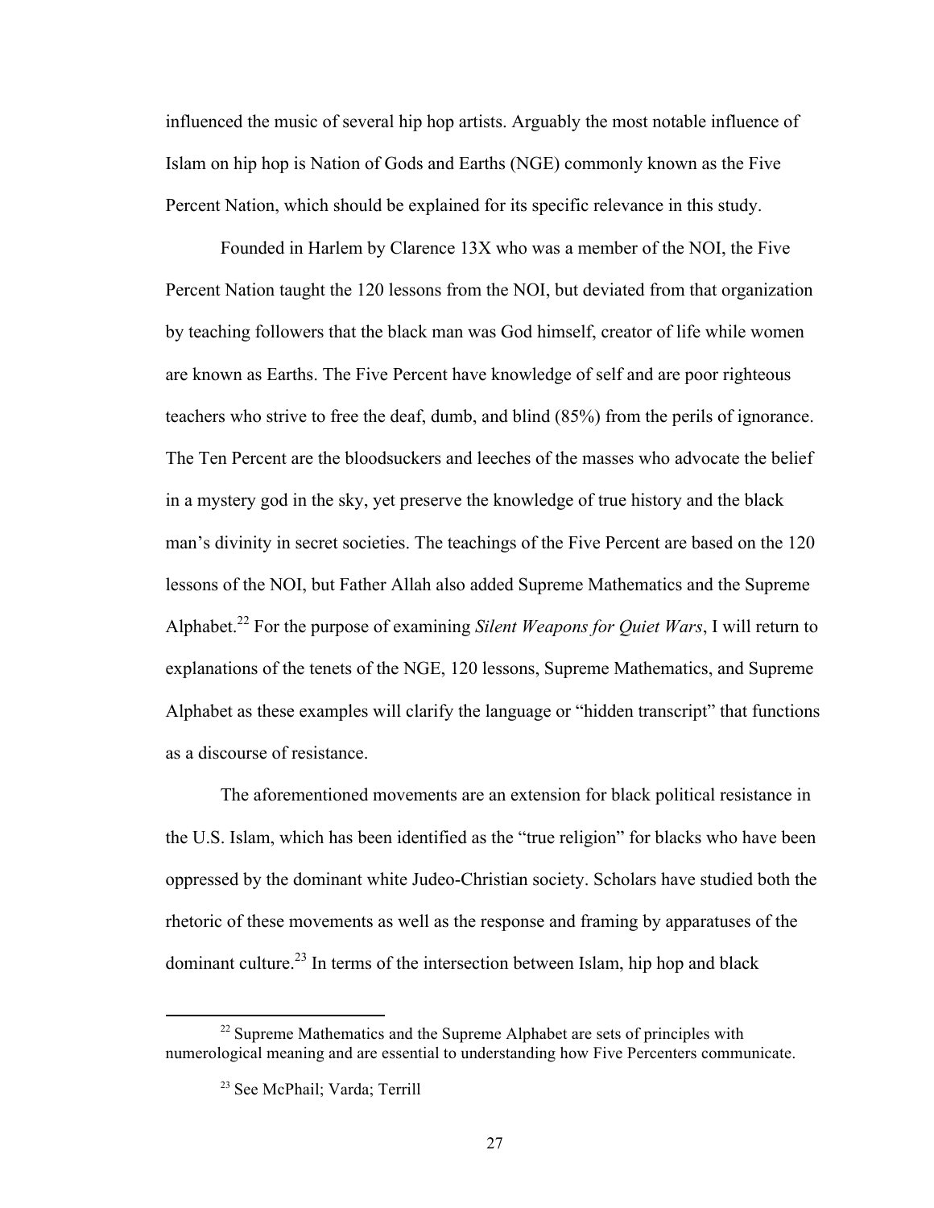influenced the music of several hip hop artists. Arguably the most notable influence of Islam on hip hop is Nation of Gods and Earths (NGE) commonly known as the Five Percent Nation, which should be explained for its specific relevance in this study.

Founded in Harlem by Clarence 13X who was a member of the NOI, the Five Percent Nation taught the 120 lessons from the NOI, but deviated from that organization by teaching followers that the black man was God himself, creator of life while women are known as Earths. The Five Percent have knowledge of self and are poor righteous teachers who strive to free the deaf, dumb, and blind (85%) from the perils of ignorance. The Ten Percent are the bloodsuckers and leeches of the masses who advocate the belief in a mystery god in the sky, yet preserve the knowledge of true history and the black man's divinity in secret societies. The teachings of the Five Percent are based on the 120 lessons of the NOI, but Father Allah also added Supreme Mathematics and the Supreme Alphabet.[22] For the purpose of examining *Silent Weapons for Quiet Wars*, I will return to explanations of the tenets of the NGE, 120 lessons, Supreme Mathematics, and Supreme Alphabet as these examples will clarify the language or "hidden transcript" that functions as a discourse of resistance.

The aforementioned movements are an extension for black political resistance in the U.S. Islam, which has been identified as the "true religion" for blacks who have been oppressed by the dominant white Judeo-Christian society. Scholars have studied both the rhetoric of these movements as well as the response and framing by apparatuses of the dominant culture.[23] In terms of the intersection between Islam, hip hop and black

---

[22] Supreme Mathematics and the Supreme Alphabet are sets of principles with numerological meaning and are essential to understanding how Five Percenters communicate.

[23] See McPhail; Varda; Terrill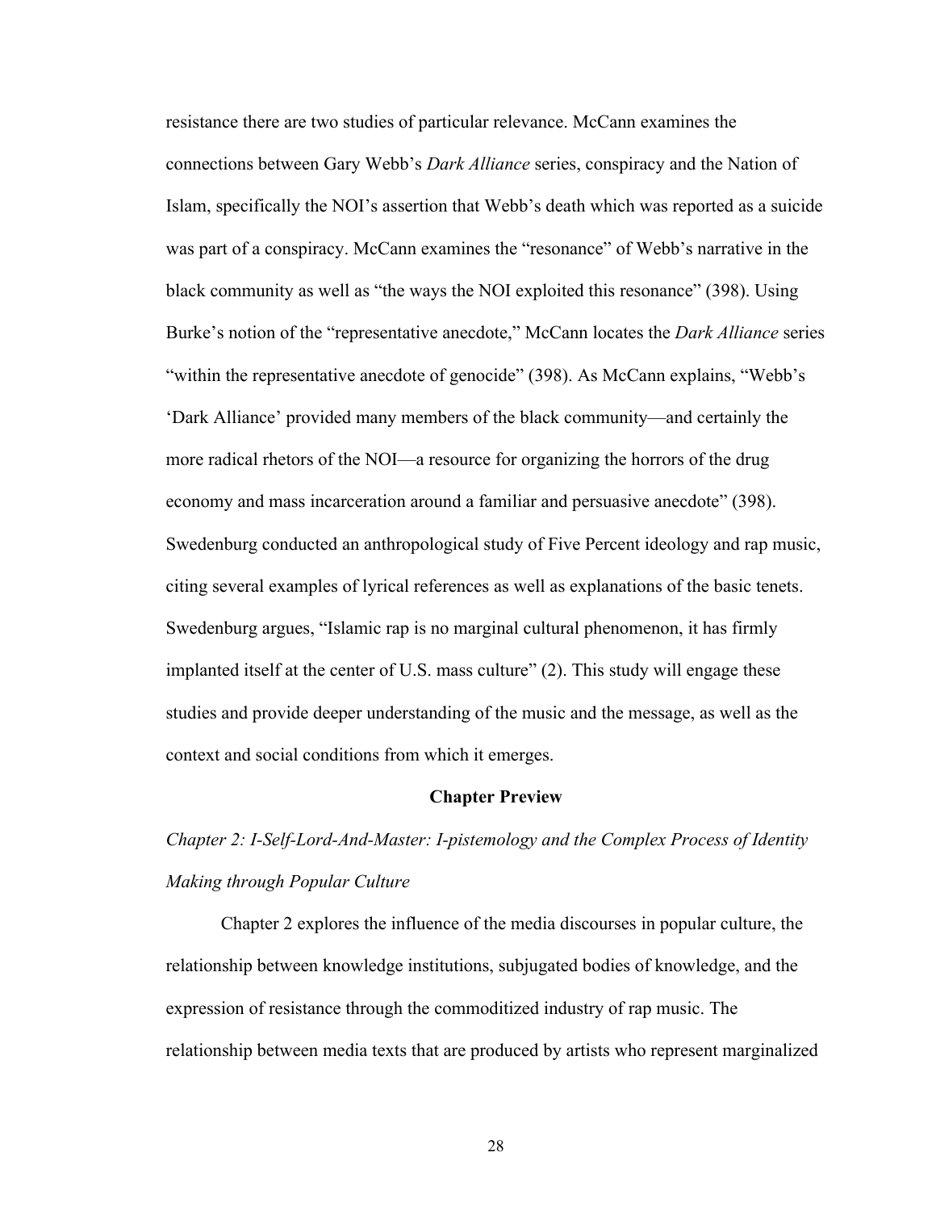resistance there are two studies of particular relevance. McCann examines the connections between Gary Webb's *Dark Alliance* series, conspiracy and the Nation of Islam, specifically the NOI's assertion that Webb's death which was reported as a suicide was part of a conspiracy. McCann examines the "resonance" of Webb's narrative in the black community as well as "the ways the NOI exploited this resonance" (398). Using Burke's notion of the "representative anecdote," McCann locates the *Dark Alliance* series "within the representative anecdote of genocide" (398). As McCann explains, "Webb's 'Dark Alliance' provided many members of the black community—and certainly the more radical rhetors of the NOI—a resource for organizing the horrors of the drug economy and mass incarceration around a familiar and persuasive anecdote" (398). Swedenburg conducted an anthropological study of Five Percent ideology and rap music, citing several examples of lyrical references as well as explanations of the basic tenets. Swedenburg argues, "Islamic rap is no marginal cultural phenomenon, it has firmly implanted itself at the center of U.S. mass culture" (2). This study will engage these studies and provide deeper understanding of the music and the message, as well as the context and social conditions from which it emerges.

## Chapter Preview

*Chapter 2: I-Self-Lord-And-Master: I-pistemology and the Complex Process of Identity Making through Popular Culture*

Chapter 2 explores the influence of the media discourses in popular culture, the relationship between knowledge institutions, subjugated bodies of knowledge, and the expression of resistance through the commoditized industry of rap music. The relationship between media texts that are produced by artists who represent marginalized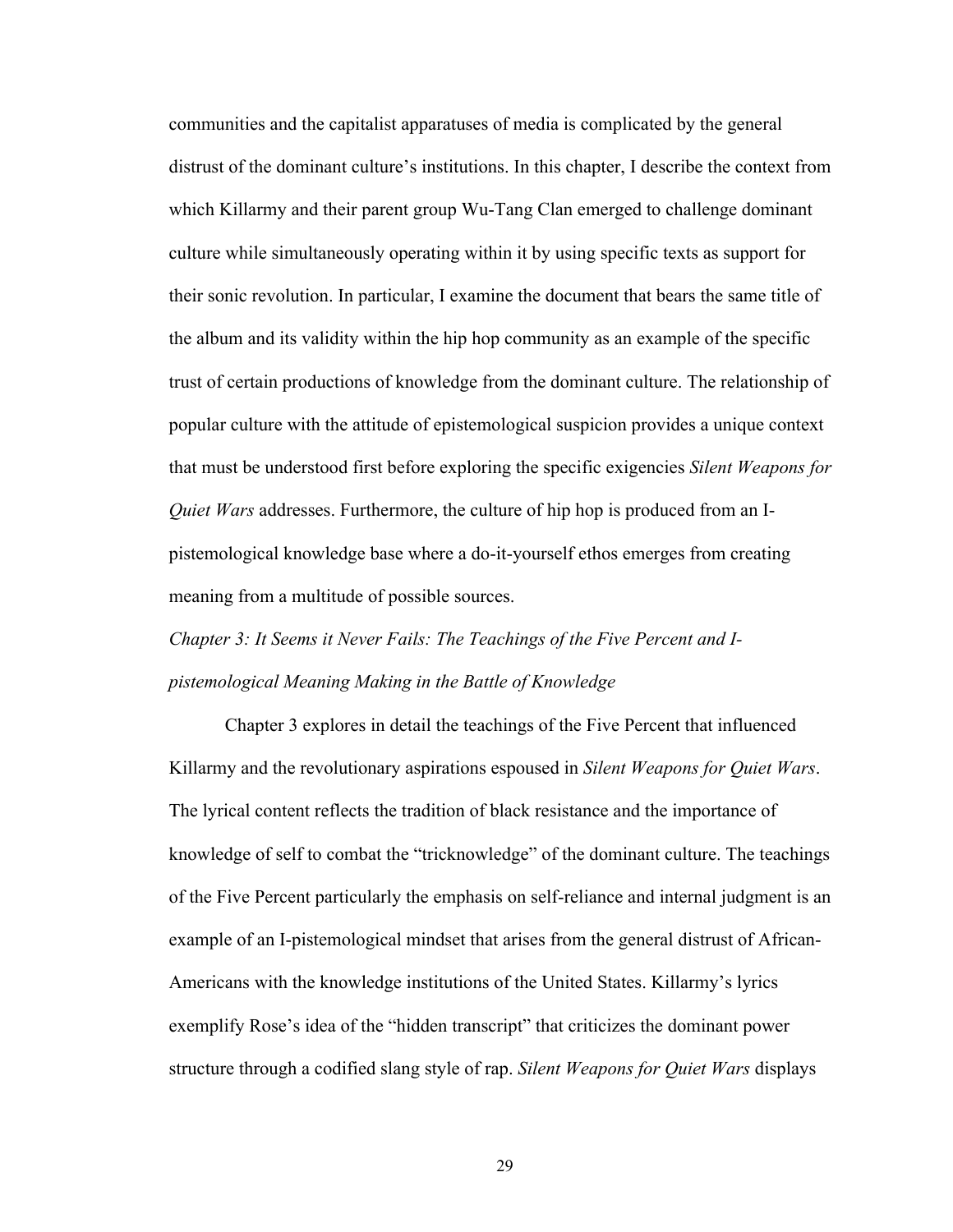communities and the capitalist apparatuses of media is complicated by the general distrust of the dominant culture's institutions. In this chapter, I describe the context from which Killarmy and their parent group Wu-Tang Clan emerged to challenge dominant culture while simultaneously operating within it by using specific texts as support for their sonic revolution. In particular, I examine the document that bears the same title of the album and its validity within the hip hop community as an example of the specific trust of certain productions of knowledge from the dominant culture. The relationship of popular culture with the attitude of epistemological suspicion provides a unique context that must be understood first before exploring the specific exigencies *Silent Weapons for Quiet Wars* addresses. Furthermore, the culture of hip hop is produced from an I-pistemological knowledge base where a do-it-yourself ethos emerges from creating meaning from a multitude of possible sources.

*Chapter 3: It Seems it Never Fails: The Teachings of the Five Percent and I-pistemological Meaning Making in the Battle of Knowledge*

Chapter 3 explores in detail the teachings of the Five Percent that influenced Killarmy and the revolutionary aspirations espoused in *Silent Weapons for Quiet Wars*. The lyrical content reflects the tradition of black resistance and the importance of knowledge of self to combat the "tricknowledge" of the dominant culture. The teachings of the Five Percent particularly the emphasis on self-reliance and internal judgment is an example of an I-pistemological mindset that arises from the general distrust of African-Americans with the knowledge institutions of the United States. Killarmy's lyrics exemplify Rose's idea of the "hidden transcript" that criticizes the dominant power structure through a codified slang style of rap. *Silent Weapons for Quiet Wars* displays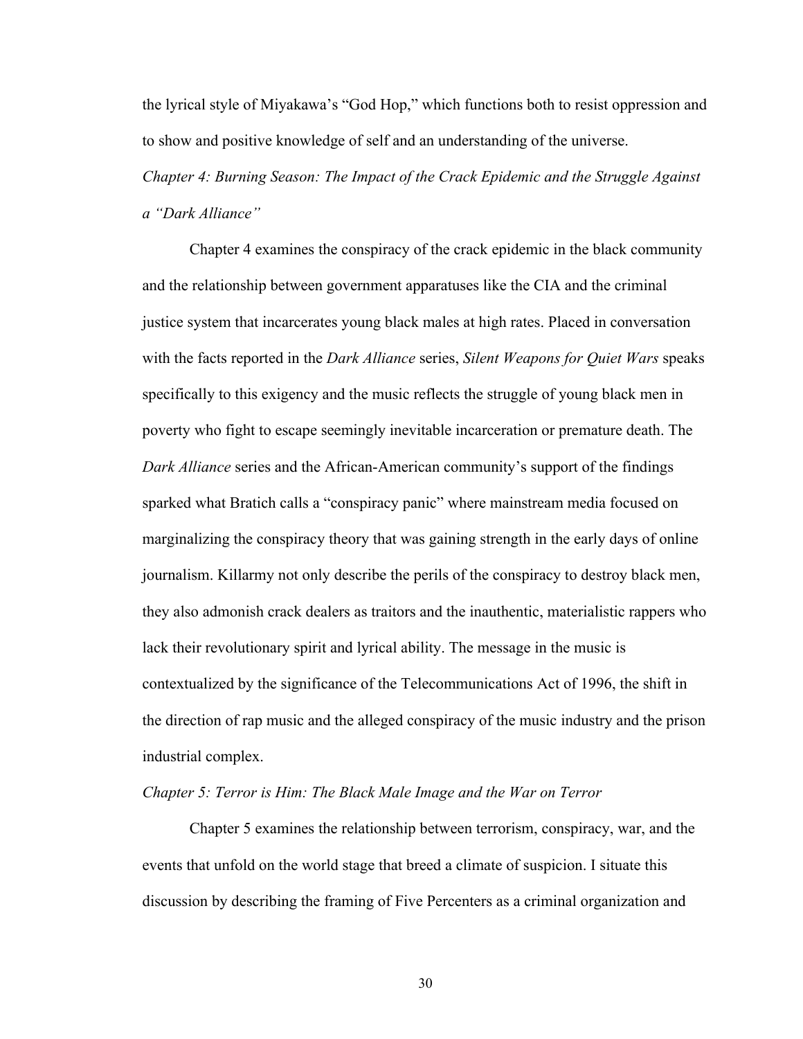the lyrical style of Miyakawa's "God Hop," which functions both to resist oppression and to show and positive knowledge of self and an understanding of the universe.

*Chapter 4: Burning Season: The Impact of the Crack Epidemic and the Struggle Against a "Dark Alliance"*

Chapter 4 examines the conspiracy of the crack epidemic in the black community and the relationship between government apparatuses like the CIA and the criminal justice system that incarcerates young black males at high rates. Placed in conversation with the facts reported in the *Dark Alliance* series, *Silent Weapons for Quiet Wars* speaks specifically to this exigency and the music reflects the struggle of young black men in poverty who fight to escape seemingly inevitable incarceration or premature death. The *Dark Alliance* series and the African-American community's support of the findings sparked what Bratich calls a "conspiracy panic" where mainstream media focused on marginalizing the conspiracy theory that was gaining strength in the early days of online journalism. Killarmy not only describe the perils of the conspiracy to destroy black men, they also admonish crack dealers as traitors and the inauthentic, materialistic rappers who lack their revolutionary spirit and lyrical ability. The message in the music is contextualized by the significance of the Telecommunications Act of 1996, the shift in the direction of rap music and the alleged conspiracy of the music industry and the prison industrial complex.

*Chapter 5: Terror is Him: The Black Male Image and the War on Terror*

Chapter 5 examines the relationship between terrorism, conspiracy, war, and the events that unfold on the world stage that breed a climate of suspicion. I situate this discussion by describing the framing of Five Percenters as a criminal organization and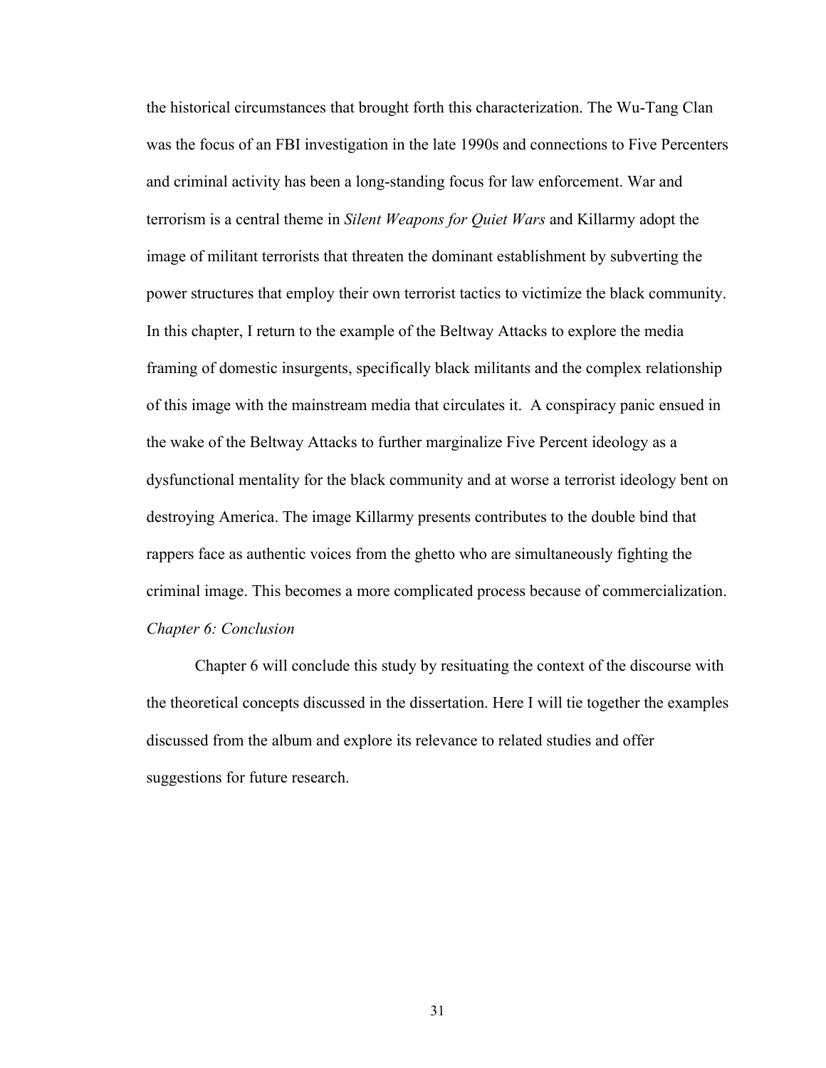the historical circumstances that brought forth this characterization. The Wu-Tang Clan was the focus of an FBI investigation in the late 1990s and connections to Five Percenters and criminal activity has been a long-standing focus for law enforcement. War and terrorism is a central theme in *Silent Weapons for Quiet Wars* and Killarmy adopt the image of militant terrorists that threaten the dominant establishment by subverting the power structures that employ their own terrorist tactics to victimize the black community. In this chapter, I return to the example of the Beltway Attacks to explore the media framing of domestic insurgents, specifically black militants and the complex relationship of this image with the mainstream media that circulates it. A conspiracy panic ensued in the wake of the Beltway Attacks to further marginalize Five Percent ideology as a dysfunctional mentality for the black community and at worse a terrorist ideology bent on destroying America. The image Killarmy presents contributes to the double bind that rappers face as authentic voices from the ghetto who are simultaneously fighting the criminal image. This becomes a more complicated process because of commercialization.

*Chapter 6: Conclusion*

Chapter 6 will conclude this study by resituating the context of the discourse with the theoretical concepts discussed in the dissertation. Here I will tie together the examples discussed from the album and explore its relevance to related studies and offer suggestions for future research.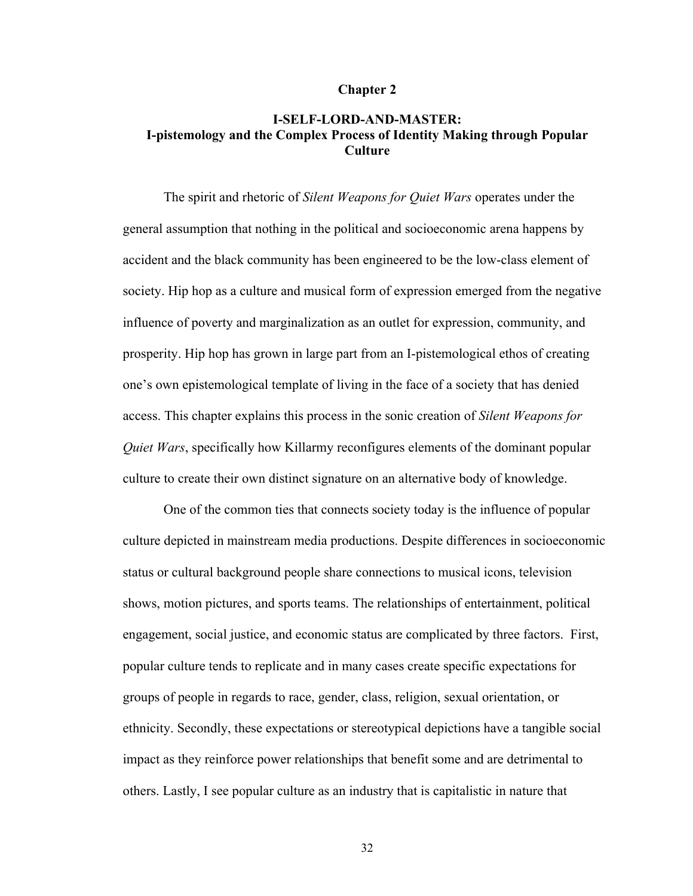## Chapter 2

### I-SELF-LORD-AND-MASTER: I-pistemology and the Complex Process of Identity Making through Popular Culture

The spirit and rhetoric of *Silent Weapons for Quiet Wars* operates under the general assumption that nothing in the political and socioeconomic arena happens by accident and the black community has been engineered to be the low-class element of society. Hip hop as a culture and musical form of expression emerged from the negative influence of poverty and marginalization as an outlet for expression, community, and prosperity. Hip hop has grown in large part from an I-pistemological ethos of creating one's own epistemological template of living in the face of a society that has denied access. This chapter explains this process in the sonic creation of *Silent Weapons for Quiet Wars*, specifically how Killarmy reconfigures elements of the dominant popular culture to create their own distinct signature on an alternative body of knowledge.

One of the common ties that connects society today is the influence of popular culture depicted in mainstream media productions. Despite differences in socioeconomic status or cultural background people share connections to musical icons, television shows, motion pictures, and sports teams. The relationships of entertainment, political engagement, social justice, and economic status are complicated by three factors. First, popular culture tends to replicate and in many cases create specific expectations for groups of people in regards to race, gender, class, religion, sexual orientation, or ethnicity. Secondly, these expectations or stereotypical depictions have a tangible social impact as they reinforce power relationships that benefit some and are detrimental to others. Lastly, I see popular culture as an industry that is capitalistic in nature that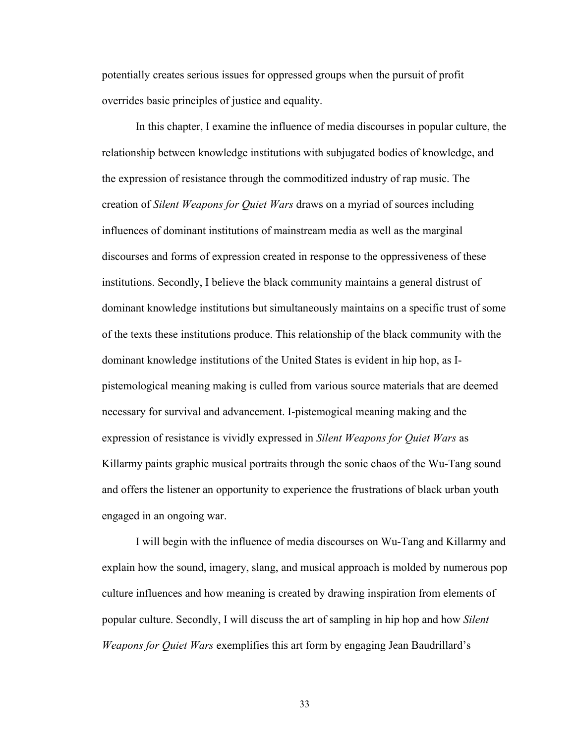potentially creates serious issues for oppressed groups when the pursuit of profit overrides basic principles of justice and equality.

In this chapter, I examine the influence of media discourses in popular culture, the relationship between knowledge institutions with subjugated bodies of knowledge, and the expression of resistance through the commoditized industry of rap music. The creation of *Silent Weapons for Quiet Wars* draws on a myriad of sources including influences of dominant institutions of mainstream media as well as the marginal discourses and forms of expression created in response to the oppressiveness of these institutions. Secondly, I believe the black community maintains a general distrust of dominant knowledge institutions but simultaneously maintains on a specific trust of some of the texts these institutions produce. This relationship of the black community with the dominant knowledge institutions of the United States is evident in hip hop, as I-pistemological meaning making is culled from various source materials that are deemed necessary for survival and advancement. I-pistemogical meaning making and the expression of resistance is vividly expressed in *Silent Weapons for Quiet Wars* as Killarmy paints graphic musical portraits through the sonic chaos of the Wu-Tang sound and offers the listener an opportunity to experience the frustrations of black urban youth engaged in an ongoing war.

I will begin with the influence of media discourses on Wu-Tang and Killarmy and explain how the sound, imagery, slang, and musical approach is molded by numerous pop culture influences and how meaning is created by drawing inspiration from elements of popular culture. Secondly, I will discuss the art of sampling in hip hop and how *Silent Weapons for Quiet Wars* exemplifies this art form by engaging Jean Baudrillard's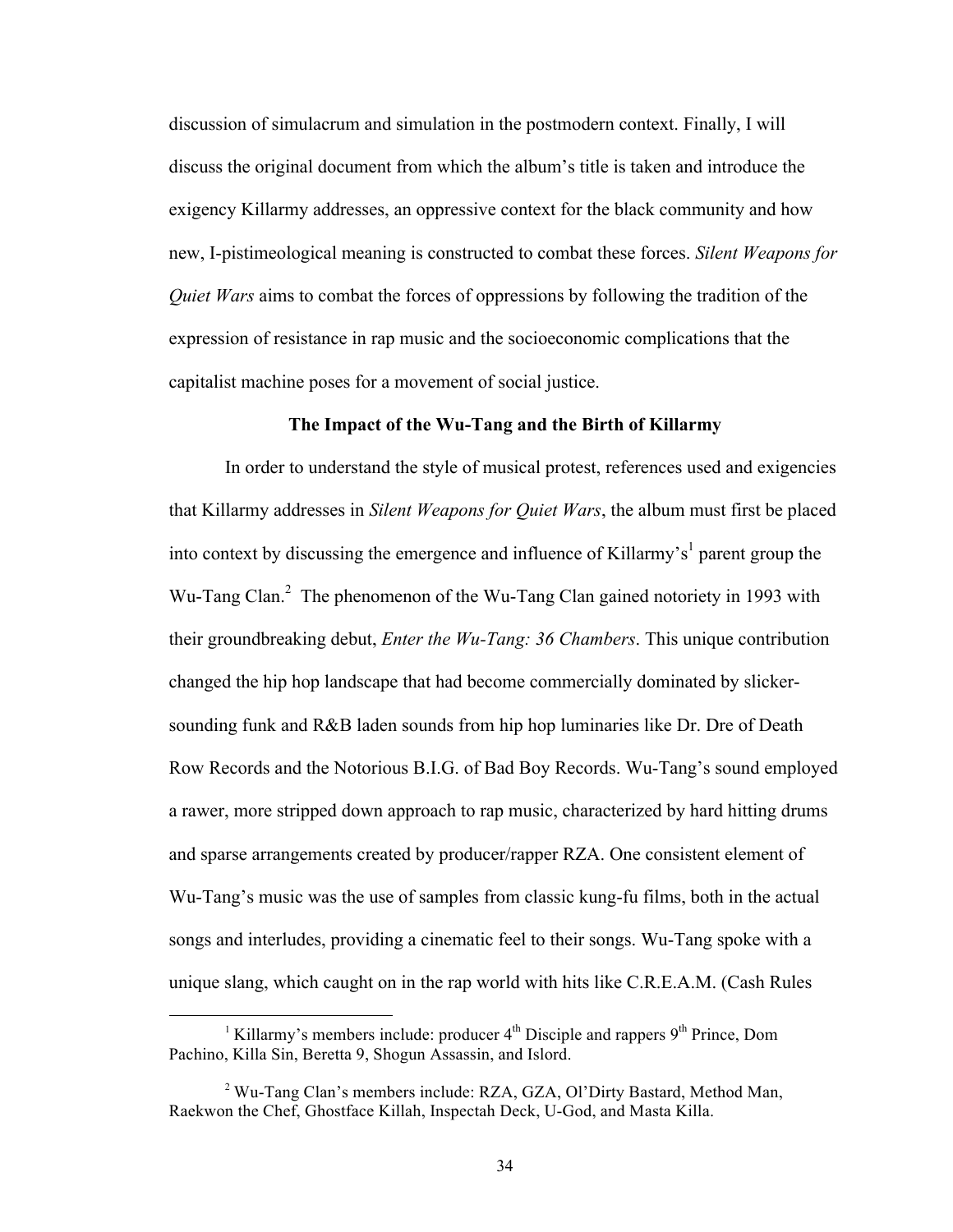discussion of simulacrum and simulation in the postmodern context. Finally, I will discuss the original document from which the album's title is taken and introduce the exigency Killarmy addresses, an oppressive context for the black community and how new, I-pistimeological meaning is constructed to combat these forces. *Silent Weapons for Quiet Wars* aims to combat the forces of oppressions by following the tradition of the expression of resistance in rap music and the socioeconomic complications that the capitalist machine poses for a movement of social justice.

### The Impact of the Wu-Tang and the Birth of Killarmy

In order to understand the style of musical protest, references used and exigencies that Killarmy addresses in *Silent Weapons for Quiet Wars*, the album must first be placed into context by discussing the emergence and influence of Killarmy's[1] parent group the Wu-Tang Clan.[2] The phenomenon of the Wu-Tang Clan gained notoriety in 1993 with their groundbreaking debut, *Enter the Wu-Tang: 36 Chambers*. This unique contribution changed the hip hop landscape that had become commercially dominated by slicker-sounding funk and R&B laden sounds from hip hop luminaries like Dr. Dre of Death Row Records and the Notorious B.I.G. of Bad Boy Records. Wu-Tang's sound employed a rawer, more stripped down approach to rap music, characterized by hard hitting drums and sparse arrangements created by producer/rapper RZA. One consistent element of Wu-Tang's music was the use of samples from classic kung-fu films, both in the actual songs and interludes, providing a cinematic feel to their songs. Wu-Tang spoke with a unique slang, which caught on in the rap world with hits like C.R.E.A.M. (Cash Rules

[1] Killarmy's members include: producer 4th Disciple and rappers 9th Prince, Dom Pachino, Killa Sin, Beretta 9, Shogun Assassin, and Islord.

[2] Wu-Tang Clan's members include: RZA, GZA, Ol'Dirty Bastard, Method Man, Raekwon the Chef, Ghostface Killah, Inspectah Deck, U-God, and Masta Killa.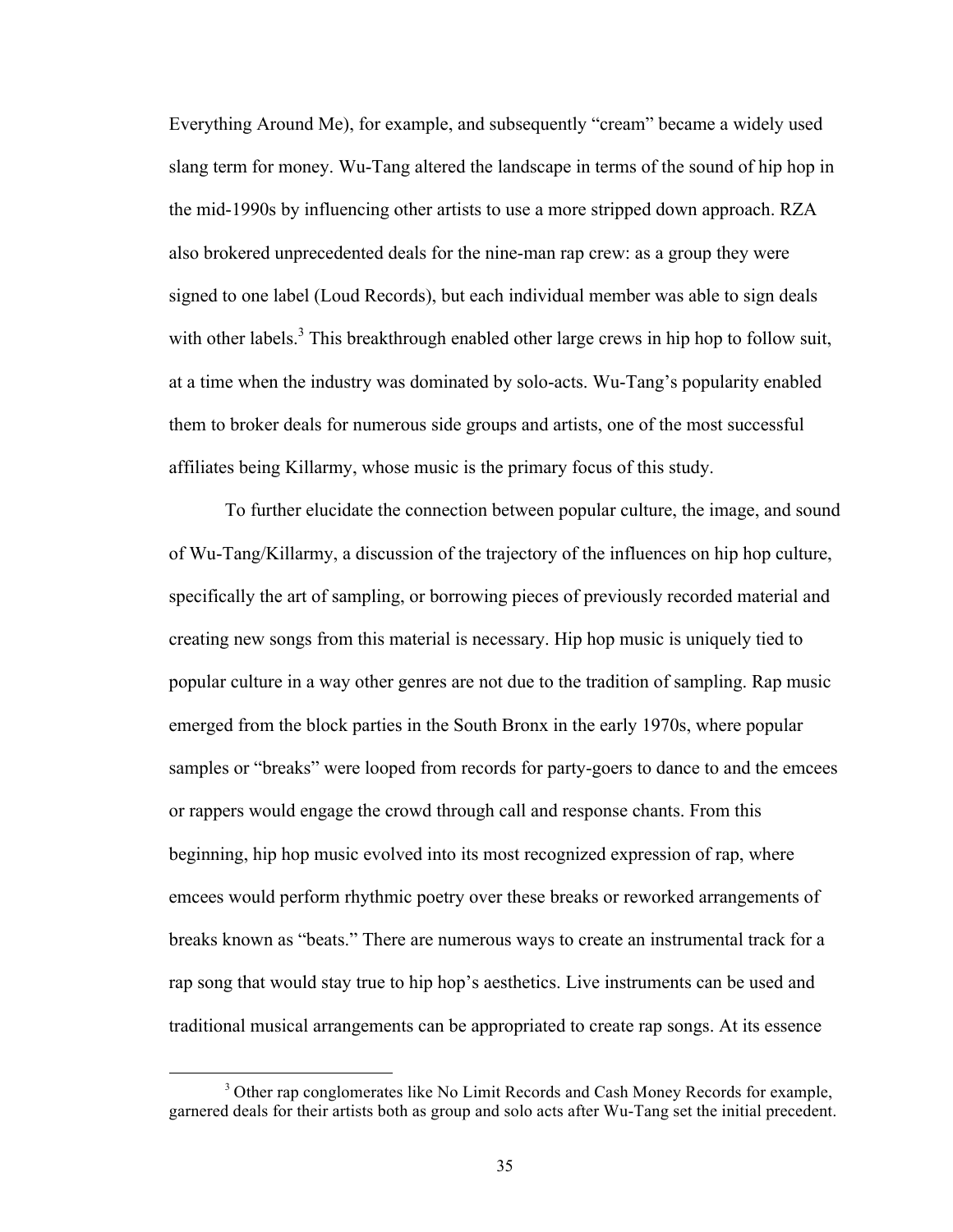Everything Around Me), for example, and subsequently "cream" became a widely used slang term for money. Wu-Tang altered the landscape in terms of the sound of hip hop in the mid-1990s by influencing other artists to use a more stripped down approach. RZA also brokered unprecedented deals for the nine-man rap crew: as a group they were signed to one label (Loud Records), but each individual member was able to sign deals with other labels.[3] This breakthrough enabled other large crews in hip hop to follow suit, at a time when the industry was dominated by solo-acts. Wu-Tang's popularity enabled them to broker deals for numerous side groups and artists, one of the most successful affiliates being Killarmy, whose music is the primary focus of this study.

To further elucidate the connection between popular culture, the image, and sound of Wu-Tang/Killarmy, a discussion of the trajectory of the influences on hip hop culture, specifically the art of sampling, or borrowing pieces of previously recorded material and creating new songs from this material is necessary. Hip hop music is uniquely tied to popular culture in a way other genres are not due to the tradition of sampling. Rap music emerged from the block parties in the South Bronx in the early 1970s, where popular samples or "breaks" were looped from records for party-goers to dance to and the emcees or rappers would engage the crowd through call and response chants. From this beginning, hip hop music evolved into its most recognized expression of rap, where emcees would perform rhythmic poetry over these breaks or reworked arrangements of breaks known as "beats." There are numerous ways to create an instrumental track for a rap song that would stay true to hip hop's aesthetics. Live instruments can be used and traditional musical arrangements can be appropriated to create rap songs. At its essence

[3] Other rap conglomerates like No Limit Records and Cash Money Records for example, garnered deals for their artists both as group and solo acts after Wu-Tang set the initial precedent.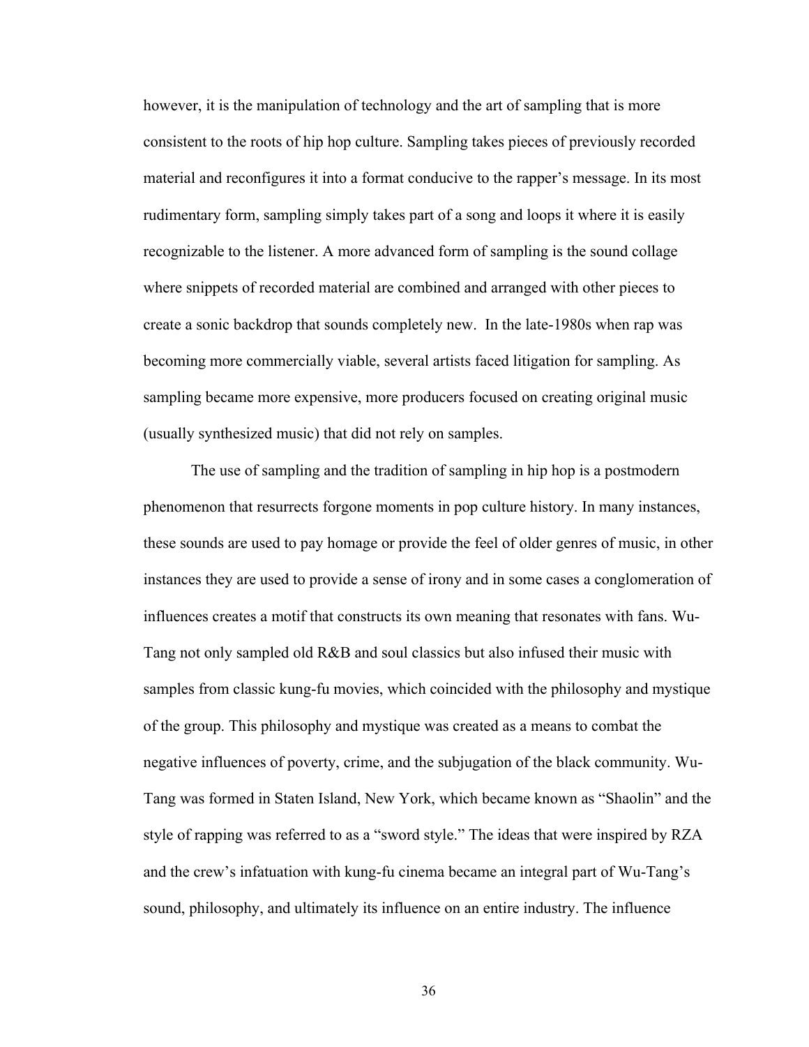however, it is the manipulation of technology and the art of sampling that is more consistent to the roots of hip hop culture. Sampling takes pieces of previously recorded material and reconfigures it into a format conducive to the rapper's message. In its most rudimentary form, sampling simply takes part of a song and loops it where it is easily recognizable to the listener. A more advanced form of sampling is the sound collage where snippets of recorded material are combined and arranged with other pieces to create a sonic backdrop that sounds completely new. In the late-1980s when rap was becoming more commercially viable, several artists faced litigation for sampling. As sampling became more expensive, more producers focused on creating original music (usually synthesized music) that did not rely on samples.

The use of sampling and the tradition of sampling in hip hop is a postmodern phenomenon that resurrects forgone moments in pop culture history. In many instances, these sounds are used to pay homage or provide the feel of older genres of music, in other instances they are used to provide a sense of irony and in some cases a conglomeration of influences creates a motif that constructs its own meaning that resonates with fans. Wu-Tang not only sampled old R&B and soul classics but also infused their music with samples from classic kung-fu movies, which coincided with the philosophy and mystique of the group. This philosophy and mystique was created as a means to combat the negative influences of poverty, crime, and the subjugation of the black community. Wu-Tang was formed in Staten Island, New York, which became known as "Shaolin" and the style of rapping was referred to as a "sword style." The ideas that were inspired by RZA and the crew's infatuation with kung-fu cinema became an integral part of Wu-Tang's sound, philosophy, and ultimately its influence on an entire industry. The influence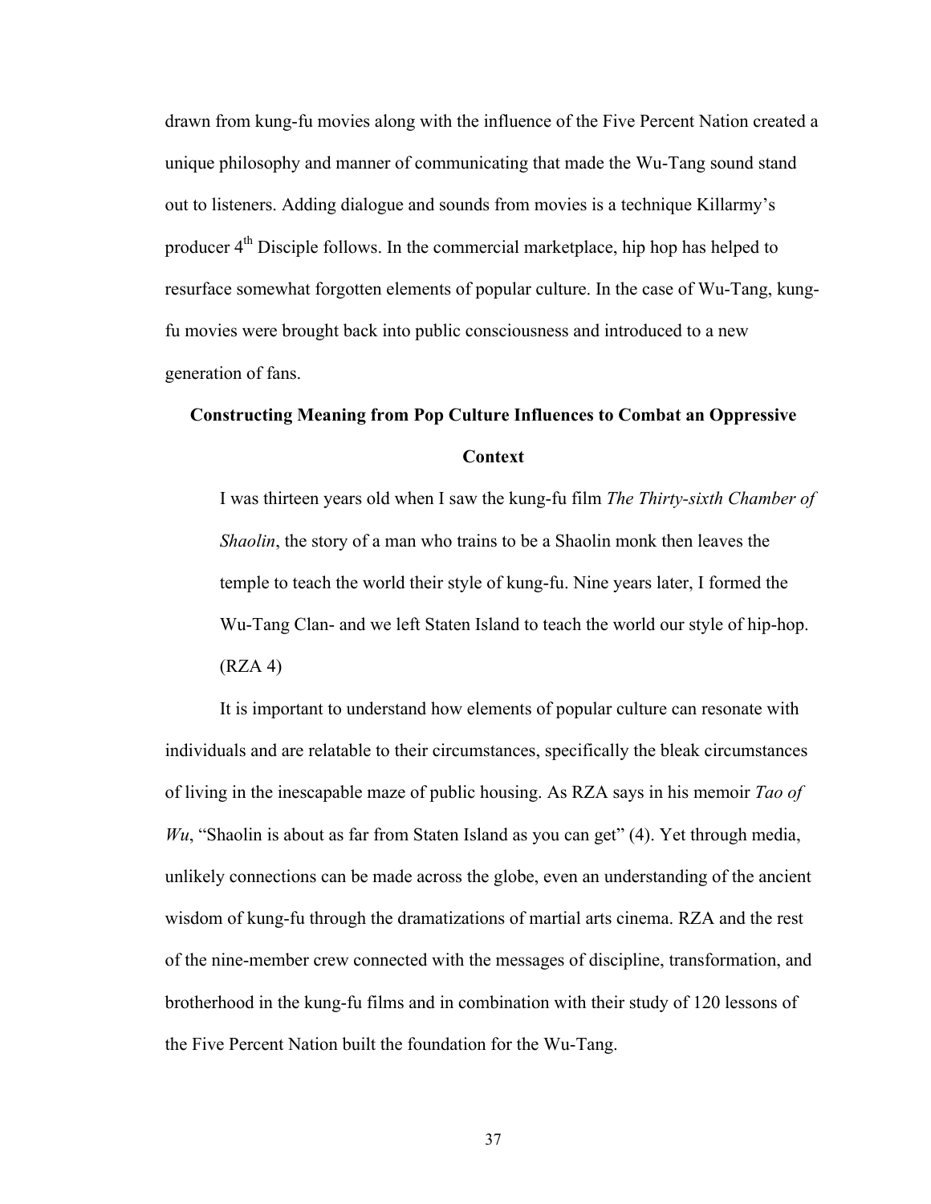drawn from kung-fu movies along with the influence of the Five Percent Nation created a unique philosophy and manner of communicating that made the Wu-Tang sound stand out to listeners. Adding dialogue and sounds from movies is a technique Killarmy's producer 4th Disciple follows. In the commercial marketplace, hip hop has helped to resurface somewhat forgotten elements of popular culture. In the case of Wu-Tang, kung-fu movies were brought back into public consciousness and introduced to a new generation of fans.

**Constructing Meaning from Pop Culture Influences to Combat an Oppressive Context**

> I was thirteen years old when I saw the kung-fu film *The Thirty-sixth Chamber of Shaolin*, the story of a man who trains to be a Shaolin monk then leaves the temple to teach the world their style of kung-fu. Nine years later, I formed the Wu-Tang Clan- and we left Staten Island to teach the world our style of hip-hop. (RZA 4)

It is important to understand how elements of popular culture can resonate with individuals and are relatable to their circumstances, specifically the bleak circumstances of living in the inescapable maze of public housing. As RZA says in his memoir *Tao of Wu*, "Shaolin is about as far from Staten Island as you can get" (4). Yet through media, unlikely connections can be made across the globe, even an understanding of the ancient wisdom of kung-fu through the dramatizations of martial arts cinema. RZA and the rest of the nine-member crew connected with the messages of discipline, transformation, and brotherhood in the kung-fu films and in combination with their study of 120 lessons of the Five Percent Nation built the foundation for the Wu-Tang.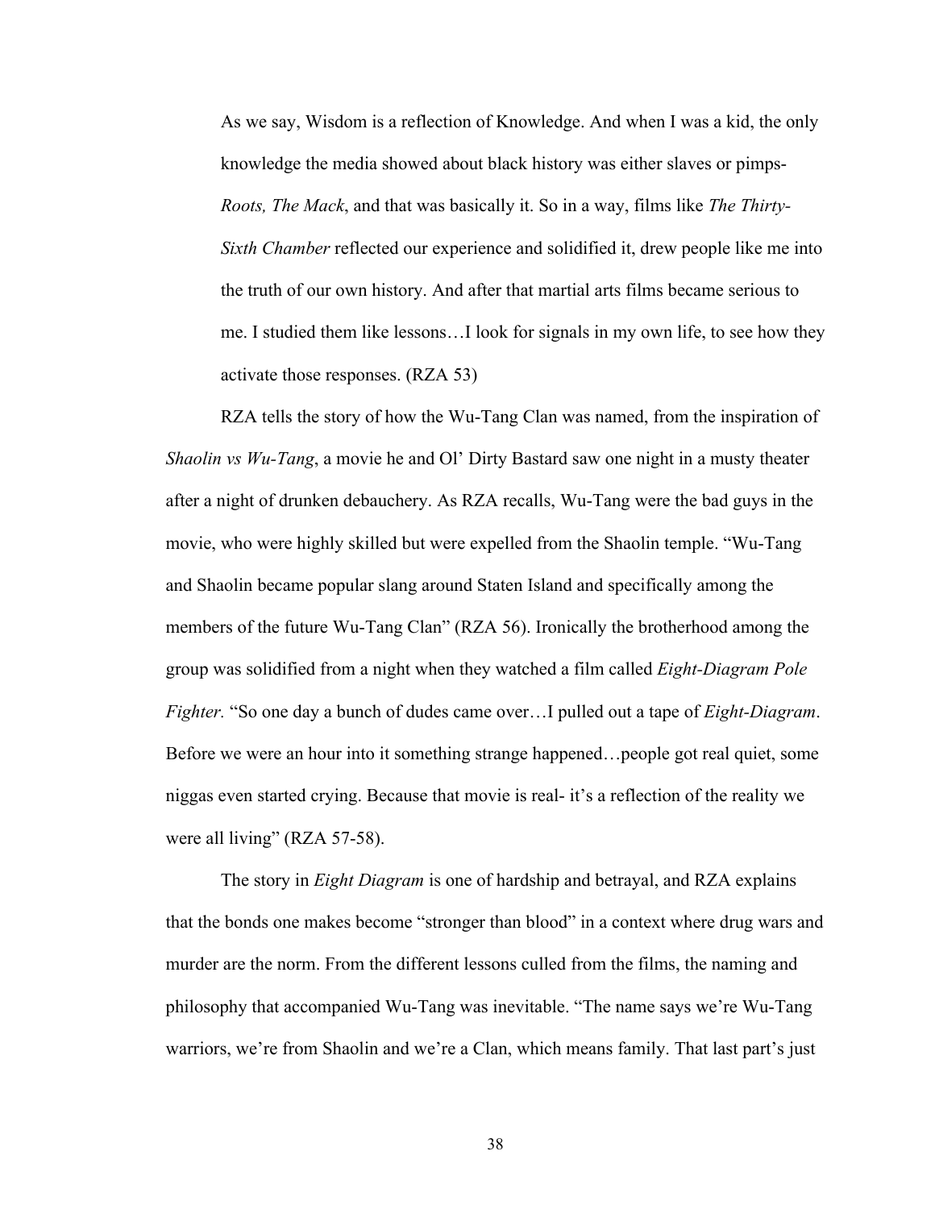> As we say, Wisdom is a reflection of Knowledge. And when I was a kid, the only knowledge the media showed about black history was either slaves or pimps- *Roots, The Mack*, and that was basically it. So in a way, films like *The Thirty-Sixth Chamber* reflected our experience and solidified it, drew people like me into the truth of our own history. And after that martial arts films became serious to me. I studied them like lessons…I look for signals in my own life, to see how they activate those responses. (RZA 53)

RZA tells the story of how the Wu-Tang Clan was named, from the inspiration of *Shaolin vs Wu-Tang*, a movie he and Ol' Dirty Bastard saw one night in a musty theater after a night of drunken debauchery. As RZA recalls, Wu-Tang were the bad guys in the movie, who were highly skilled but were expelled from the Shaolin temple. "Wu-Tang and Shaolin became popular slang around Staten Island and specifically among the members of the future Wu-Tang Clan" (RZA 56). Ironically the brotherhood among the group was solidified from a night when they watched a film called *Eight-Diagram Pole Fighter.* "So one day a bunch of dudes came over…I pulled out a tape of *Eight-Diagram*. Before we were an hour into it something strange happened…people got real quiet, some niggas even started crying. Because that movie is real- it's a reflection of the reality we were all living" (RZA 57-58).

The story in *Eight Diagram* is one of hardship and betrayal, and RZA explains that the bonds one makes become "stronger than blood" in a context where drug wars and murder are the norm. From the different lessons culled from the films, the naming and philosophy that accompanied Wu-Tang was inevitable. "The name says we're Wu-Tang warriors, we're from Shaolin and we're a Clan, which means family. That last part's just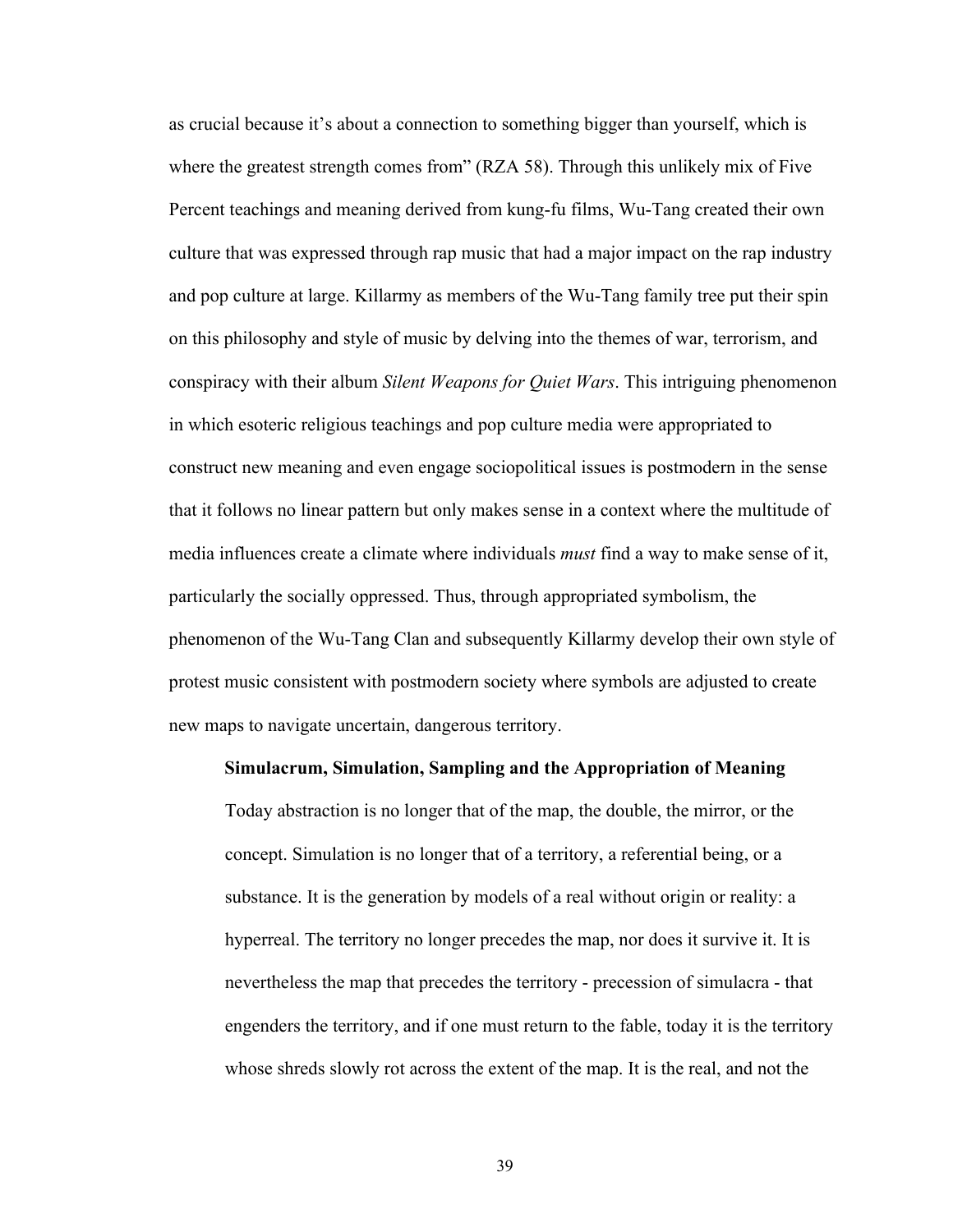as crucial because it's about a connection to something bigger than yourself, which is where the greatest strength comes from" (RZA 58). Through this unlikely mix of Five Percent teachings and meaning derived from kung-fu films, Wu-Tang created their own culture that was expressed through rap music that had a major impact on the rap industry and pop culture at large. Killarmy as members of the Wu-Tang family tree put their spin on this philosophy and style of music by delving into the themes of war, terrorism, and conspiracy with their album *Silent Weapons for Quiet Wars*. This intriguing phenomenon in which esoteric religious teachings and pop culture media were appropriated to construct new meaning and even engage sociopolitical issues is postmodern in the sense that it follows no linear pattern but only makes sense in a context where the multitude of media influences create a climate where individuals *must* find a way to make sense of it, particularly the socially oppressed. Thus, through appropriated symbolism, the phenomenon of the Wu-Tang Clan and subsequently Killarmy develop their own style of protest music consistent with postmodern society where symbols are adjusted to create new maps to navigate uncertain, dangerous territory.

### Simulacrum, Simulation, Sampling and the Appropriation of Meaning

> Today abstraction is no longer that of the map, the double, the mirror, or the concept. Simulation is no longer that of a territory, a referential being, or a substance. It is the generation by models of a real without origin or reality: a hyperreal. The territory no longer precedes the map, nor does it survive it. It is nevertheless the map that precedes the territory - precession of simulacra - that engenders the territory, and if one must return to the fable, today it is the territory whose shreds slowly rot across the extent of the map. It is the real, and not the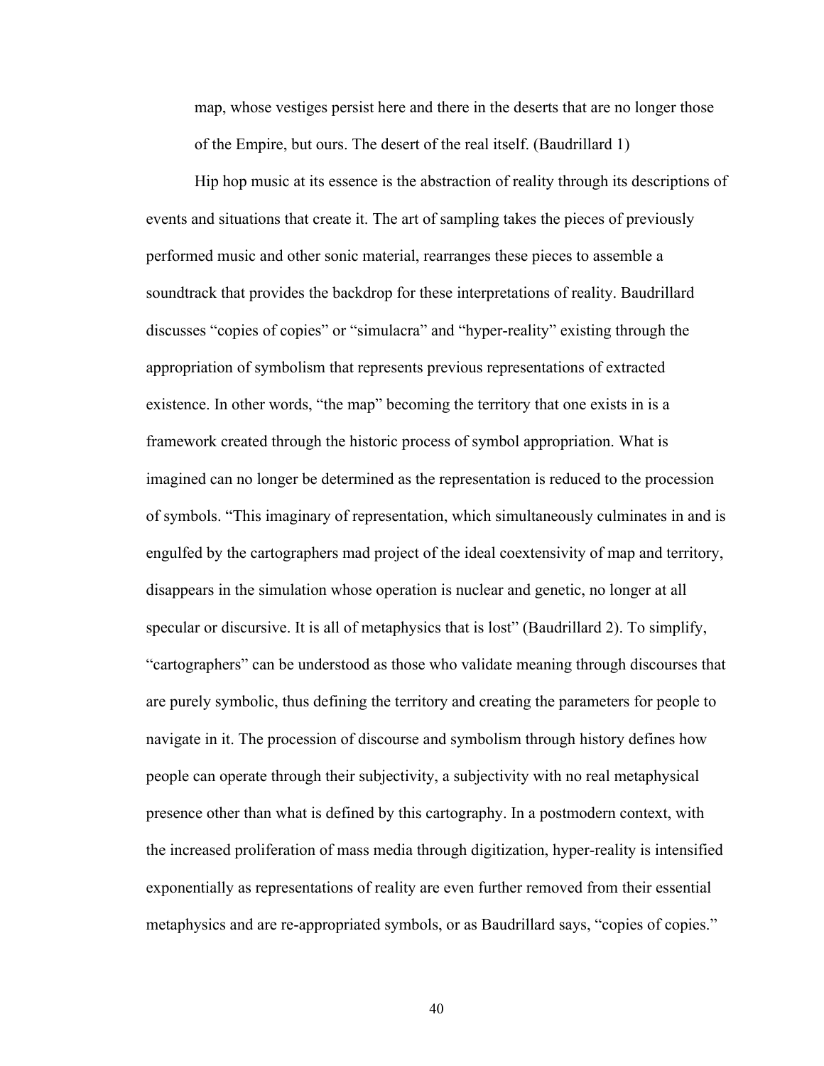> map, whose vestiges persist here and there in the deserts that are no longer those of the Empire, but ours. The desert of the real itself. (Baudrillard 1)

Hip hop music at its essence is the abstraction of reality through its descriptions of events and situations that create it. The art of sampling takes the pieces of previously performed music and other sonic material, rearranges these pieces to assemble a soundtrack that provides the backdrop for these interpretations of reality. Baudrillard discusses "copies of copies" or "simulacra" and "hyper-reality" existing through the appropriation of symbolism that represents previous representations of extracted existence. In other words, "the map" becoming the territory that one exists in is a framework created through the historic process of symbol appropriation. What is imagined can no longer be determined as the representation is reduced to the procession of symbols. "This imaginary of representation, which simultaneously culminates in and is engulfed by the cartographers mad project of the ideal coextensivity of map and territory, disappears in the simulation whose operation is nuclear and genetic, no longer at all specular or discursive. It is all of metaphysics that is lost" (Baudrillard 2). To simplify, "cartographers" can be understood as those who validate meaning through discourses that are purely symbolic, thus defining the territory and creating the parameters for people to navigate in it. The procession of discourse and symbolism through history defines how people can operate through their subjectivity, a subjectivity with no real metaphysical presence other than what is defined by this cartography. In a postmodern context, with the increased proliferation of mass media through digitization, hyper-reality is intensified exponentially as representations of reality are even further removed from their essential metaphysics and are re-appropriated symbols, or as Baudrillard says, "copies of copies."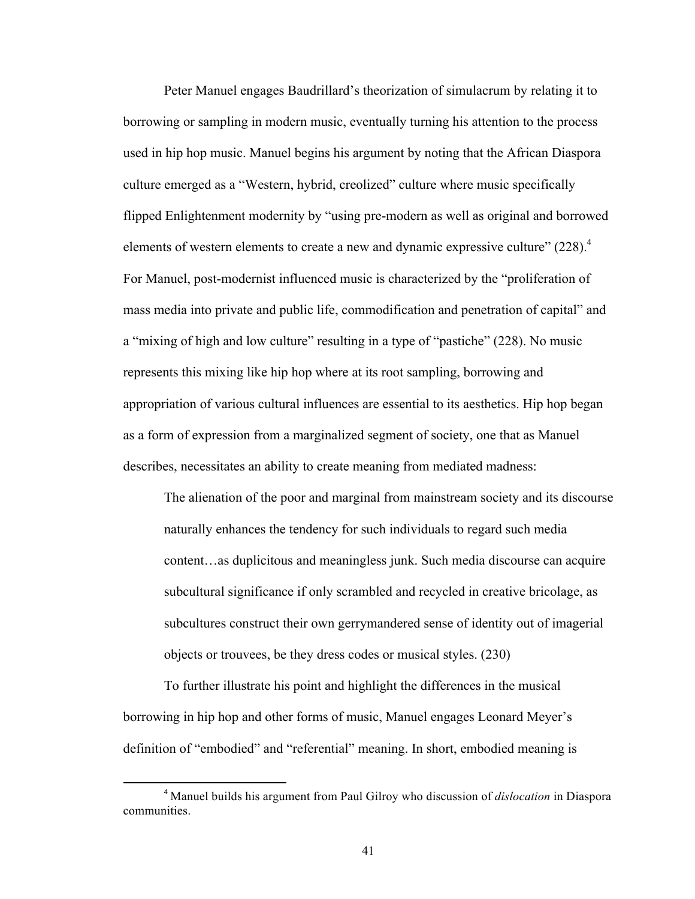Peter Manuel engages Baudrillard's theorization of simulacrum by relating it to borrowing or sampling in modern music, eventually turning his attention to the process used in hip hop music. Manuel begins his argument by noting that the African Diaspora culture emerged as a "Western, hybrid, creolized" culture where music specifically flipped Enlightenment modernity by "using pre-modern as well as original and borrowed elements of western elements to create a new and dynamic expressive culture" (228).[4] For Manuel, post-modernist influenced music is characterized by the "proliferation of mass media into private and public life, commodification and penetration of capital" and a "mixing of high and low culture" resulting in a type of "pastiche" (228). No music represents this mixing like hip hop where at its root sampling, borrowing and appropriation of various cultural influences are essential to its aesthetics. Hip hop began as a form of expression from a marginalized segment of society, one that as Manuel describes, necessitates an ability to create meaning from mediated madness:

> The alienation of the poor and marginal from mainstream society and its discourse naturally enhances the tendency for such individuals to regard such media content…as duplicitous and meaningless junk. Such media discourse can acquire subcultural significance if only scrambled and recycled in creative bricolage, as subcultures construct their own gerrymandered sense of identity out of imagerial objects or trouvees, be they dress codes or musical styles. (230)

To further illustrate his point and highlight the differences in the musical borrowing in hip hop and other forms of music, Manuel engages Leonard Meyer's definition of "embodied" and "referential" meaning. In short, embodied meaning is

[4] Manuel builds his argument from Paul Gilroy who discussion of *dislocation* in Diaspora communities.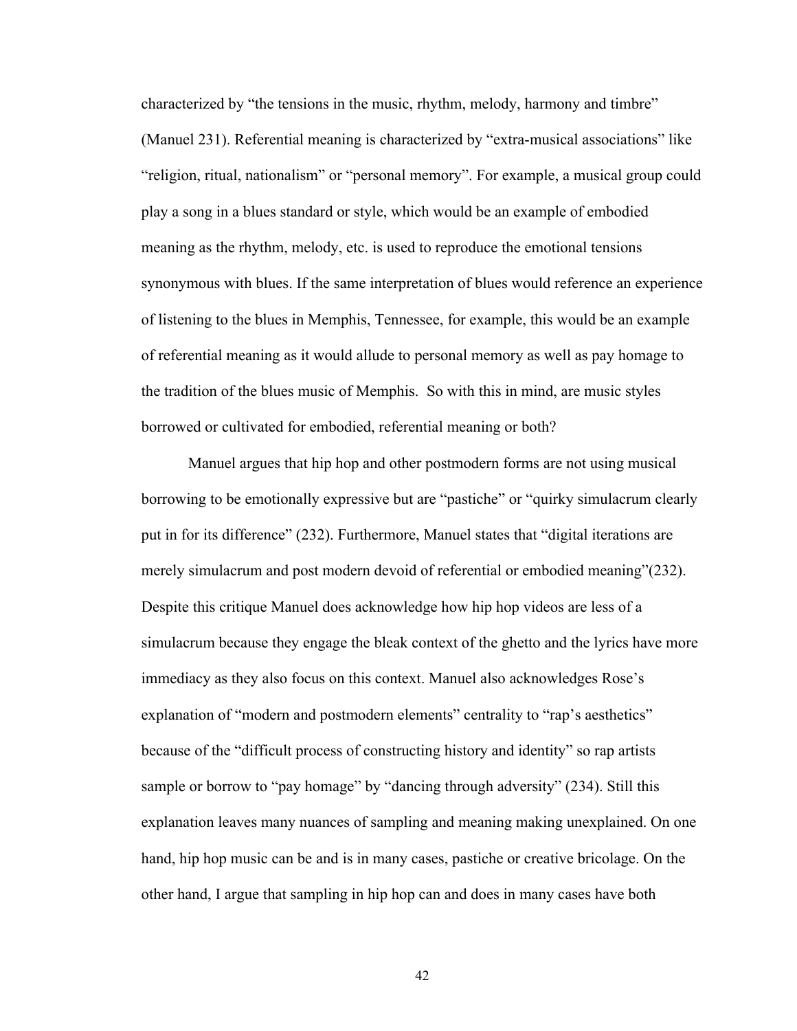characterized by “the tensions in the music, rhythm, melody, harmony and timbre” (Manuel 231). Referential meaning is characterized by “extra-musical associations” like “religion, ritual, nationalism” or “personal memory”. For example, a musical group could play a song in a blues standard or style, which would be an example of embodied meaning as the rhythm, melody, etc. is used to reproduce the emotional tensions synonymous with blues. If the same interpretation of blues would reference an experience of listening to the blues in Memphis, Tennessee, for example, this would be an example of referential meaning as it would allude to personal memory as well as pay homage to the tradition of the blues music of Memphis.  So with this in mind, are music styles borrowed or cultivated for embodied, referential meaning or both?

Manuel argues that hip hop and other postmodern forms are not using musical borrowing to be emotionally expressive but are “pastiche” or “quirky simulacrum clearly put in for its difference” (232). Furthermore, Manuel states that “digital iterations are merely simulacrum and post modern devoid of referential or embodied meaning”(232). Despite this critique Manuel does acknowledge how hip hop videos are less of a simulacrum because they engage the bleak context of the ghetto and the lyrics have more immediacy as they also focus on this context. Manuel also acknowledges Rose’s explanation of “modern and postmodern elements” centrality to “rap’s aesthetics” because of the “difficult process of constructing history and identity” so rap artists sample or borrow to “pay homage” by “dancing through adversity” (234). Still this explanation leaves many nuances of sampling and meaning making unexplained. On one hand, hip hop music can be and is in many cases, pastiche or creative bricolage. On the other hand, I argue that sampling in hip hop can and does in many cases have both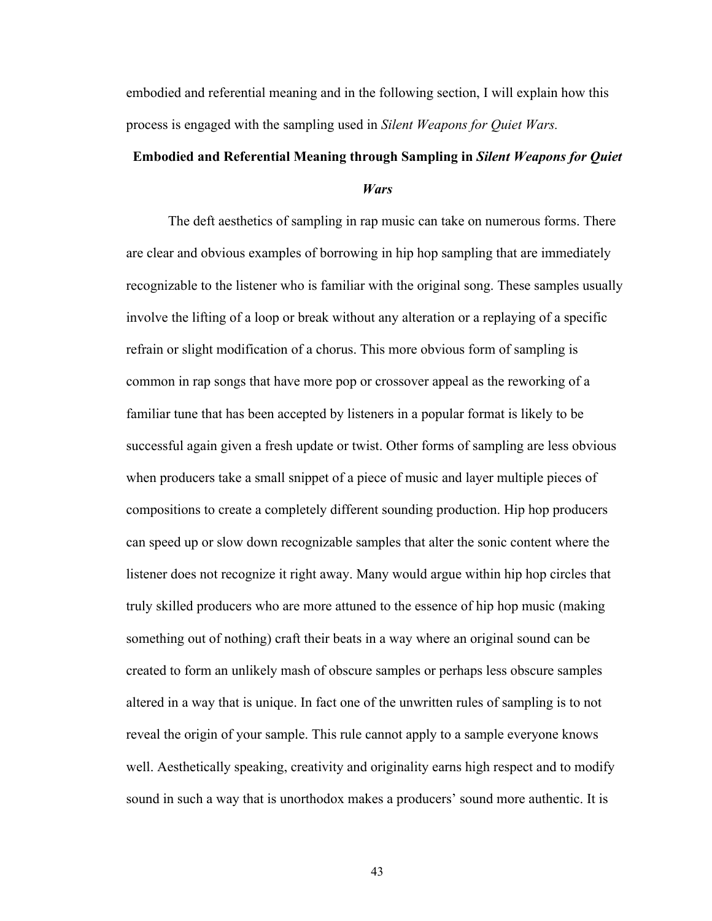embodied and referential meaning and in the following section, I will explain how this process is engaged with the sampling used in *Silent Weapons for Quiet Wars.*

## Embodied and Referential Meaning through Sampling in *Silent Weapons for Quiet Wars*

The deft aesthetics of sampling in rap music can take on numerous forms. There are clear and obvious examples of borrowing in hip hop sampling that are immediately recognizable to the listener who is familiar with the original song. These samples usually involve the lifting of a loop or break without any alteration or a replaying of a specific refrain or slight modification of a chorus. This more obvious form of sampling is common in rap songs that have more pop or crossover appeal as the reworking of a familiar tune that has been accepted by listeners in a popular format is likely to be successful again given a fresh update or twist. Other forms of sampling are less obvious when producers take a small snippet of a piece of music and layer multiple pieces of compositions to create a completely different sounding production. Hip hop producers can speed up or slow down recognizable samples that alter the sonic content where the listener does not recognize it right away. Many would argue within hip hop circles that truly skilled producers who are more attuned to the essence of hip hop music (making something out of nothing) craft their beats in a way where an original sound can be created to form an unlikely mash of obscure samples or perhaps less obscure samples altered in a way that is unique. In fact one of the unwritten rules of sampling is to not reveal the origin of your sample. This rule cannot apply to a sample everyone knows well. Aesthetically speaking, creativity and originality earns high respect and to modify sound in such a way that is unorthodox makes a producers' sound more authentic. It is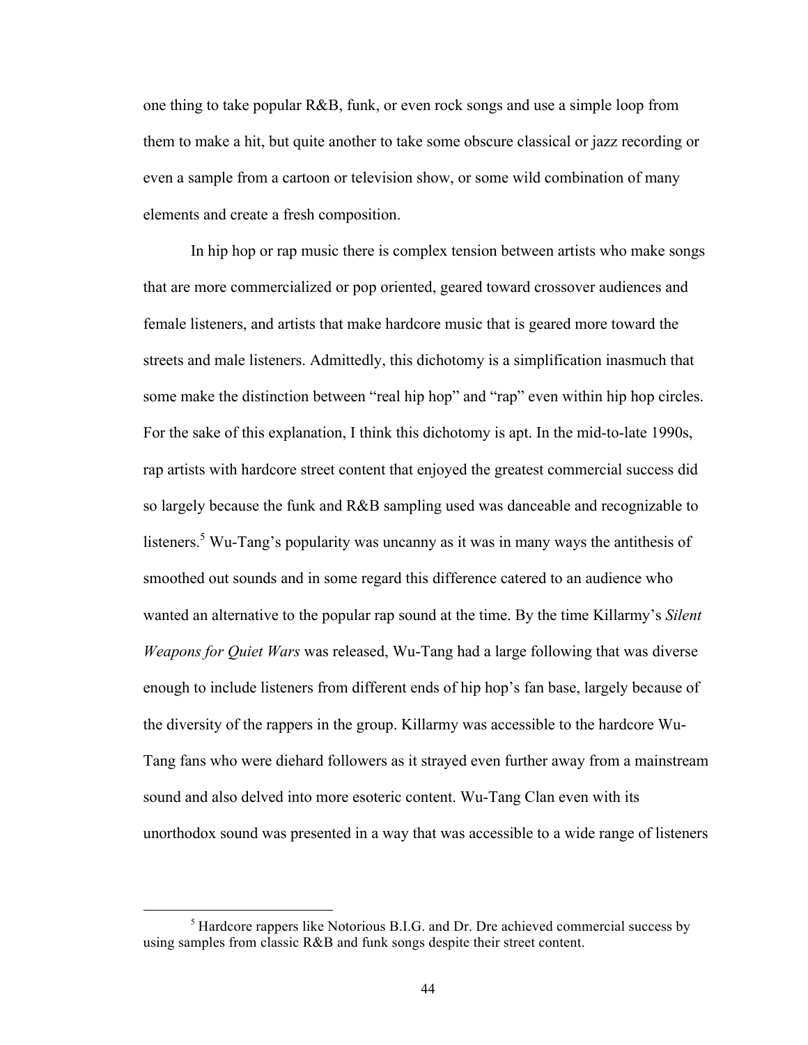one thing to take popular R&B, funk, or even rock songs and use a simple loop from them to make a hit, but quite another to take some obscure classical or jazz recording or even a sample from a cartoon or television show, or some wild combination of many elements and create a fresh composition.

In hip hop or rap music there is complex tension between artists who make songs that are more commercialized or pop oriented, geared toward crossover audiences and female listeners, and artists that make hardcore music that is geared more toward the streets and male listeners. Admittedly, this dichotomy is a simplification inasmuch that some make the distinction between "real hip hop" and "rap" even within hip hop circles. For the sake of this explanation, I think this dichotomy is apt. In the mid-to-late 1990s, rap artists with hardcore street content that enjoyed the greatest commercial success did so largely because the funk and R&B sampling used was danceable and recognizable to listeners.[5] Wu-Tang's popularity was uncanny as it was in many ways the antithesis of smoothed out sounds and in some regard this difference catered to an audience who wanted an alternative to the popular rap sound at the time. By the time Killarmy's *Silent Weapons for Quiet Wars* was released, Wu-Tang had a large following that was diverse enough to include listeners from different ends of hip hop's fan base, largely because of the diversity of the rappers in the group. Killarmy was accessible to the hardcore Wu-Tang fans who were diehard followers as it strayed even further away from a mainstream sound and also delved into more esoteric content. Wu-Tang Clan even with its unorthodox sound was presented in a way that was accessible to a wide range of listeners

[5] Hardcore rappers like Notorious B.I.G. and Dr. Dre achieved commercial success by using samples from classic R&B and funk songs despite their street content.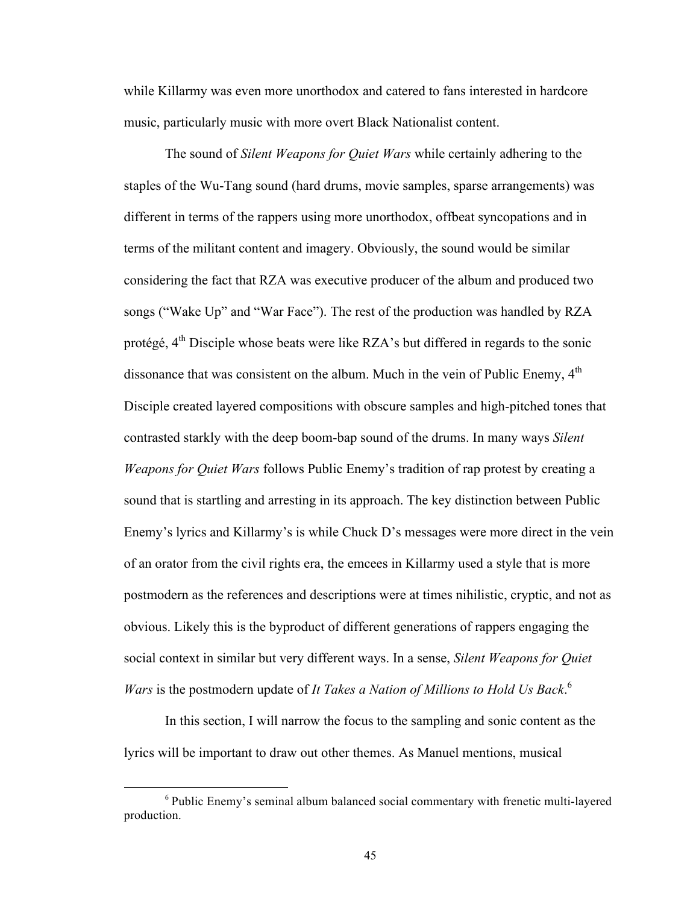while Killarmy was even more unorthodox and catered to fans interested in hardcore music, particularly music with more overt Black Nationalist content.

The sound of *Silent Weapons for Quiet Wars* while certainly adhering to the staples of the Wu-Tang sound (hard drums, movie samples, sparse arrangements) was different in terms of the rappers using more unorthodox, offbeat syncopations and in terms of the militant content and imagery. Obviously, the sound would be similar considering the fact that RZA was executive producer of the album and produced two songs ("Wake Up" and "War Face"). The rest of the production was handled by RZA protégé, 4th Disciple whose beats were like RZA's but differed in regards to the sonic dissonance that was consistent on the album. Much in the vein of Public Enemy, 4th Disciple created layered compositions with obscure samples and high-pitched tones that contrasted starkly with the deep boom-bap sound of the drums. In many ways *Silent Weapons for Quiet Wars* follows Public Enemy's tradition of rap protest by creating a sound that is startling and arresting in its approach. The key distinction between Public Enemy's lyrics and Killarmy's is while Chuck D's messages were more direct in the vein of an orator from the civil rights era, the emcees in Killarmy used a style that is more postmodern as the references and descriptions were at times nihilistic, cryptic, and not as obvious. Likely this is the byproduct of different generations of rappers engaging the social context in similar but very different ways. In a sense, *Silent Weapons for Quiet Wars* is the postmodern update of *It Takes a Nation of Millions to Hold Us Back*.[6]

In this section, I will narrow the focus to the sampling and sonic content as the lyrics will be important to draw out other themes. As Manuel mentions, musical

[6] Public Enemy's seminal album balanced social commentary with frenetic multi-layered production.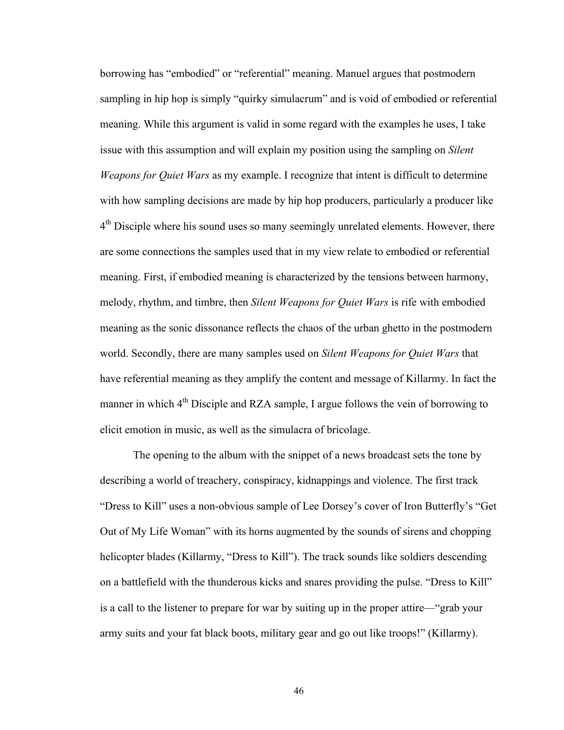borrowing has "embodied" or "referential" meaning. Manuel argues that postmodern sampling in hip hop is simply "quirky simulacrum" and is void of embodied or referential meaning. While this argument is valid in some regard with the examples he uses, I take issue with this assumption and will explain my position using the sampling on *Silent Weapons for Quiet Wars* as my example. I recognize that intent is difficult to determine with how sampling decisions are made by hip hop producers, particularly a producer like 4th Disciple where his sound uses so many seemingly unrelated elements. However, there are some connections the samples used that in my view relate to embodied or referential meaning. First, if embodied meaning is characterized by the tensions between harmony, melody, rhythm, and timbre, then *Silent Weapons for Quiet Wars* is rife with embodied meaning as the sonic dissonance reflects the chaos of the urban ghetto in the postmodern world. Secondly, there are many samples used on *Silent Weapons for Quiet Wars* that have referential meaning as they amplify the content and message of Killarmy. In fact the manner in which 4th Disciple and RZA sample, I argue follows the vein of borrowing to elicit emotion in music, as well as the simulacra of bricolage.

The opening to the album with the snippet of a news broadcast sets the tone by describing a world of treachery, conspiracy, kidnappings and violence. The first track "Dress to Kill" uses a non-obvious sample of Lee Dorsey's cover of Iron Butterfly's "Get Out of My Life Woman" with its horns augmented by the sounds of sirens and chopping helicopter blades (Killarmy, "Dress to Kill"). The track sounds like soldiers descending on a battlefield with the thunderous kicks and snares providing the pulse. "Dress to Kill" is a call to the listener to prepare for war by suiting up in the proper attire—"grab your army suits and your fat black boots, military gear and go out like troops!" (Killarmy).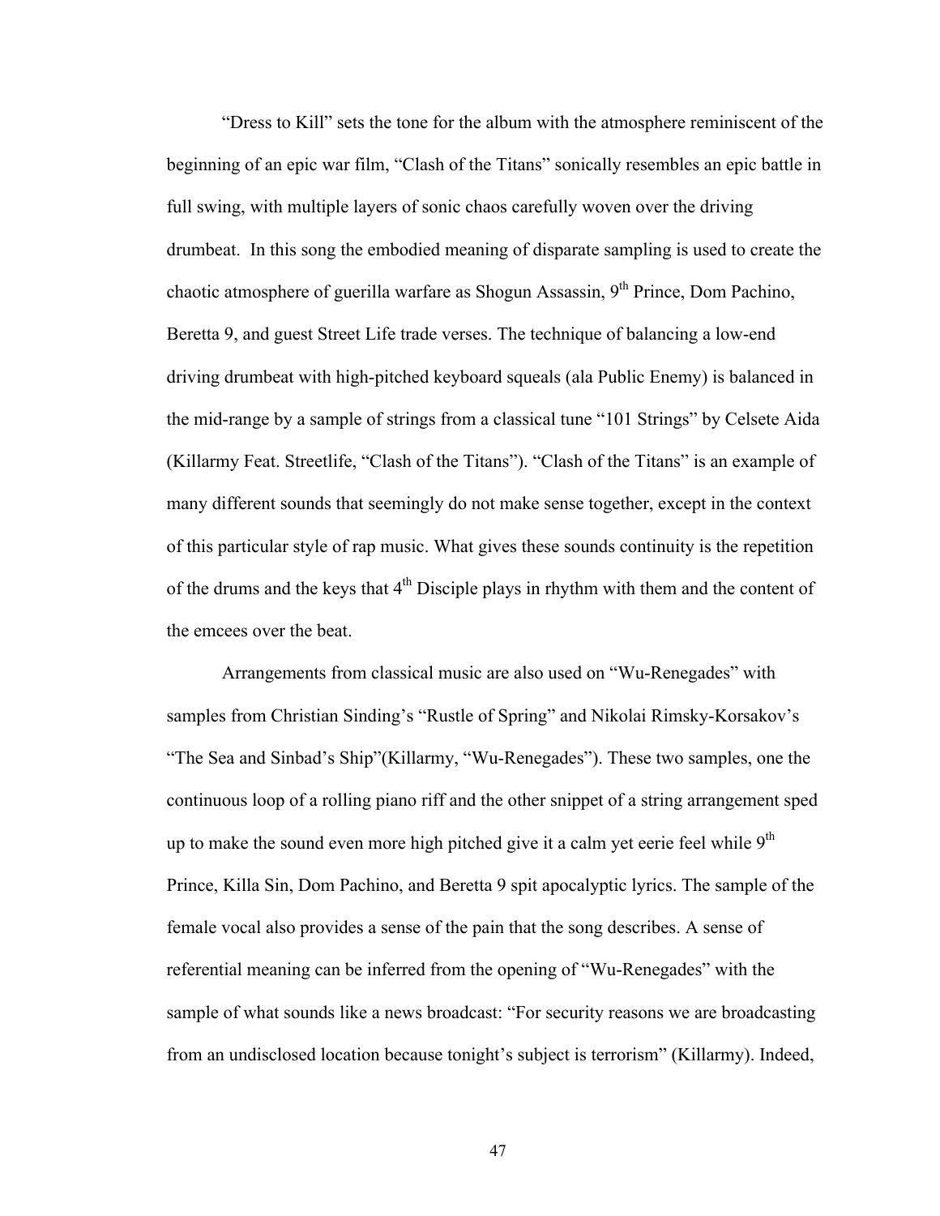"Dress to Kill" sets the tone for the album with the atmosphere reminiscent of the beginning of an epic war film, "Clash of the Titans" sonically resembles an epic battle in full swing, with multiple layers of sonic chaos carefully woven over the driving drumbeat. In this song the embodied meaning of disparate sampling is used to create the chaotic atmosphere of guerilla warfare as Shogun Assassin, 9th Prince, Dom Pachino, Beretta 9, and guest Street Life trade verses. The technique of balancing a low-end driving drumbeat with high-pitched keyboard squeals (ala Public Enemy) is balanced in the mid-range by a sample of strings from a classical tune "101 Strings" by Celsete Aida (Killarmy Feat. Streetlife, "Clash of the Titans"). "Clash of the Titans" is an example of many different sounds that seemingly do not make sense together, except in the context of this particular style of rap music. What gives these sounds continuity is the repetition of the drums and the keys that 4th Disciple plays in rhythm with them and the content of the emcees over the beat.

Arrangements from classical music are also used on "Wu-Renegades" with samples from Christian Sinding's "Rustle of Spring" and Nikolai Rimsky-Korsakov's "The Sea and Sinbad's Ship"(Killarmy, "Wu-Renegades"). These two samples, one the continuous loop of a rolling piano riff and the other snippet of a string arrangement sped up to make the sound even more high pitched give it a calm yet eerie feel while 9th Prince, Killa Sin, Dom Pachino, and Beretta 9 spit apocalyptic lyrics. The sample of the female vocal also provides a sense of the pain that the song describes. A sense of referential meaning can be inferred from the opening of "Wu-Renegades" with the sample of what sounds like a news broadcast: "For security reasons we are broadcasting from an undisclosed location because tonight's subject is terrorism" (Killarmy). Indeed,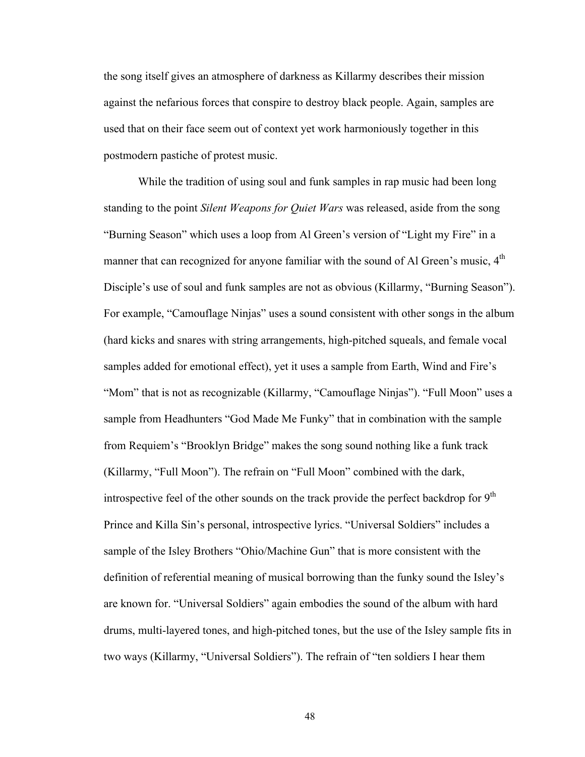the song itself gives an atmosphere of darkness as Killarmy describes their mission against the nefarious forces that conspire to destroy black people. Again, samples are used that on their face seem out of context yet work harmoniously together in this postmodern pastiche of protest music.

While the tradition of using soul and funk samples in rap music had been long standing to the point *Silent Weapons for Quiet Wars* was released, aside from the song "Burning Season" which uses a loop from Al Green's version of "Light my Fire" in a manner that can recognized for anyone familiar with the sound of Al Green's music, 4th Disciple's use of soul and funk samples are not as obvious (Killarmy, "Burning Season"). For example, "Camouflage Ninjas" uses a sound consistent with other songs in the album (hard kicks and snares with string arrangements, high-pitched squeals, and female vocal samples added for emotional effect), yet it uses a sample from Earth, Wind and Fire's "Mom" that is not as recognizable (Killarmy, "Camouflage Ninjas"). "Full Moon" uses a sample from Headhunters "God Made Me Funky" that in combination with the sample from Requiem's "Brooklyn Bridge" makes the song sound nothing like a funk track (Killarmy, "Full Moon"). The refrain on "Full Moon" combined with the dark, introspective feel of the other sounds on the track provide the perfect backdrop for 9th Prince and Killa Sin's personal, introspective lyrics. "Universal Soldiers" includes a sample of the Isley Brothers "Ohio/Machine Gun" that is more consistent with the definition of referential meaning of musical borrowing than the funky sound the Isley's are known for. "Universal Soldiers" again embodies the sound of the album with hard drums, multi-layered tones, and high-pitched tones, but the use of the Isley sample fits in two ways (Killarmy, "Universal Soldiers"). The refrain of "ten soldiers I hear them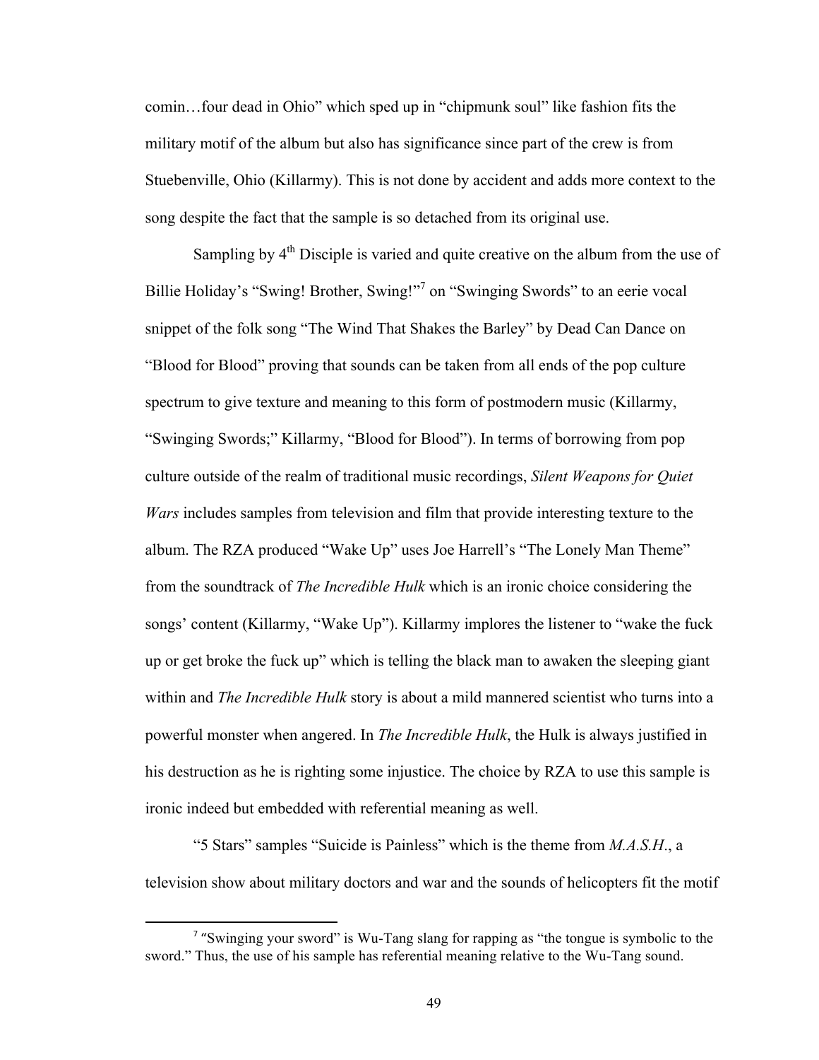comin…four dead in Ohio" which sped up in "chipmunk soul" like fashion fits the military motif of the album but also has significance since part of the crew is from Stuebenville, Ohio (Killarmy). This is not done by accident and adds more context to the song despite the fact that the sample is so detached from its original use.

Sampling by 4th Disciple is varied and quite creative on the album from the use of Billie Holiday's "Swing! Brother, Swing!"[7] on "Swinging Swords" to an eerie vocal snippet of the folk song "The Wind That Shakes the Barley" by Dead Can Dance on "Blood for Blood" proving that sounds can be taken from all ends of the pop culture spectrum to give texture and meaning to this form of postmodern music (Killarmy, "Swinging Swords;" Killarmy, "Blood for Blood"). In terms of borrowing from pop culture outside of the realm of traditional music recordings, *Silent Weapons for Quiet Wars* includes samples from television and film that provide interesting texture to the album. The RZA produced "Wake Up" uses Joe Harrell's "The Lonely Man Theme" from the soundtrack of *The Incredible Hulk* which is an ironic choice considering the songs' content (Killarmy, "Wake Up"). Killarmy implores the listener to "wake the fuck up or get broke the fuck up" which is telling the black man to awaken the sleeping giant within and *The Incredible Hulk* story is about a mild mannered scientist who turns into a powerful monster when angered. In *The Incredible Hulk*, the Hulk is always justified in his destruction as he is righting some injustice. The choice by RZA to use this sample is ironic indeed but embedded with referential meaning as well.

"5 Stars" samples "Suicide is Painless" which is the theme from *M.A.S.H*., a television show about military doctors and war and the sounds of helicopters fit the motif

[7] "Swinging your sword" is Wu-Tang slang for rapping as "the tongue is symbolic to the sword." Thus, the use of his sample has referential meaning relative to the Wu-Tang sound.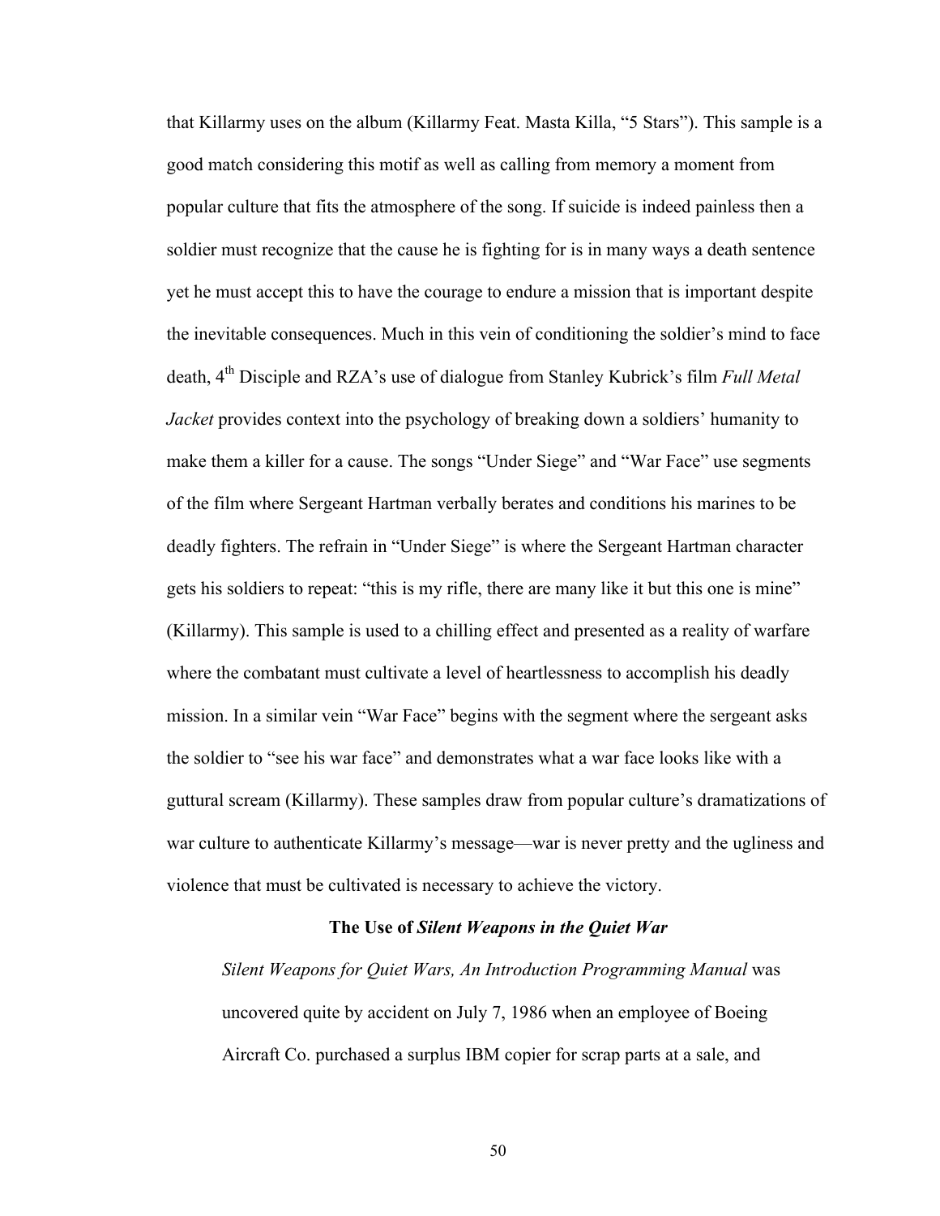that Killarmy uses on the album (Killarmy Feat. Masta Killa, "5 Stars"). This sample is a good match considering this motif as well as calling from memory a moment from popular culture that fits the atmosphere of the song. If suicide is indeed painless then a soldier must recognize that the cause he is fighting for is in many ways a death sentence yet he must accept this to have the courage to endure a mission that is important despite the inevitable consequences. Much in this vein of conditioning the soldier's mind to face death, 4th Disciple and RZA's use of dialogue from Stanley Kubrick's film *Full Metal Jacket* provides context into the psychology of breaking down a soldiers' humanity to make them a killer for a cause. The songs "Under Siege" and "War Face" use segments of the film where Sergeant Hartman verbally berates and conditions his marines to be deadly fighters. The refrain in "Under Siege" is where the Sergeant Hartman character gets his soldiers to repeat: "this is my rifle, there are many like it but this one is mine" (Killarmy). This sample is used to a chilling effect and presented as a reality of warfare where the combatant must cultivate a level of heartlessness to accomplish his deadly mission. In a similar vein "War Face" begins with the segment where the sergeant asks the soldier to "see his war face" and demonstrates what a war face looks like with a guttural scream (Killarmy). These samples draw from popular culture's dramatizations of war culture to authenticate Killarmy's message—war is never pretty and the ugliness and violence that must be cultivated is necessary to achieve the victory.

**The Use of *Silent Weapons in the Quiet War***

> *Silent Weapons for Quiet Wars, An Introduction Programming Manual* was uncovered quite by accident on July 7, 1986 when an employee of Boeing Aircraft Co. purchased a surplus IBM copier for scrap parts at a sale, and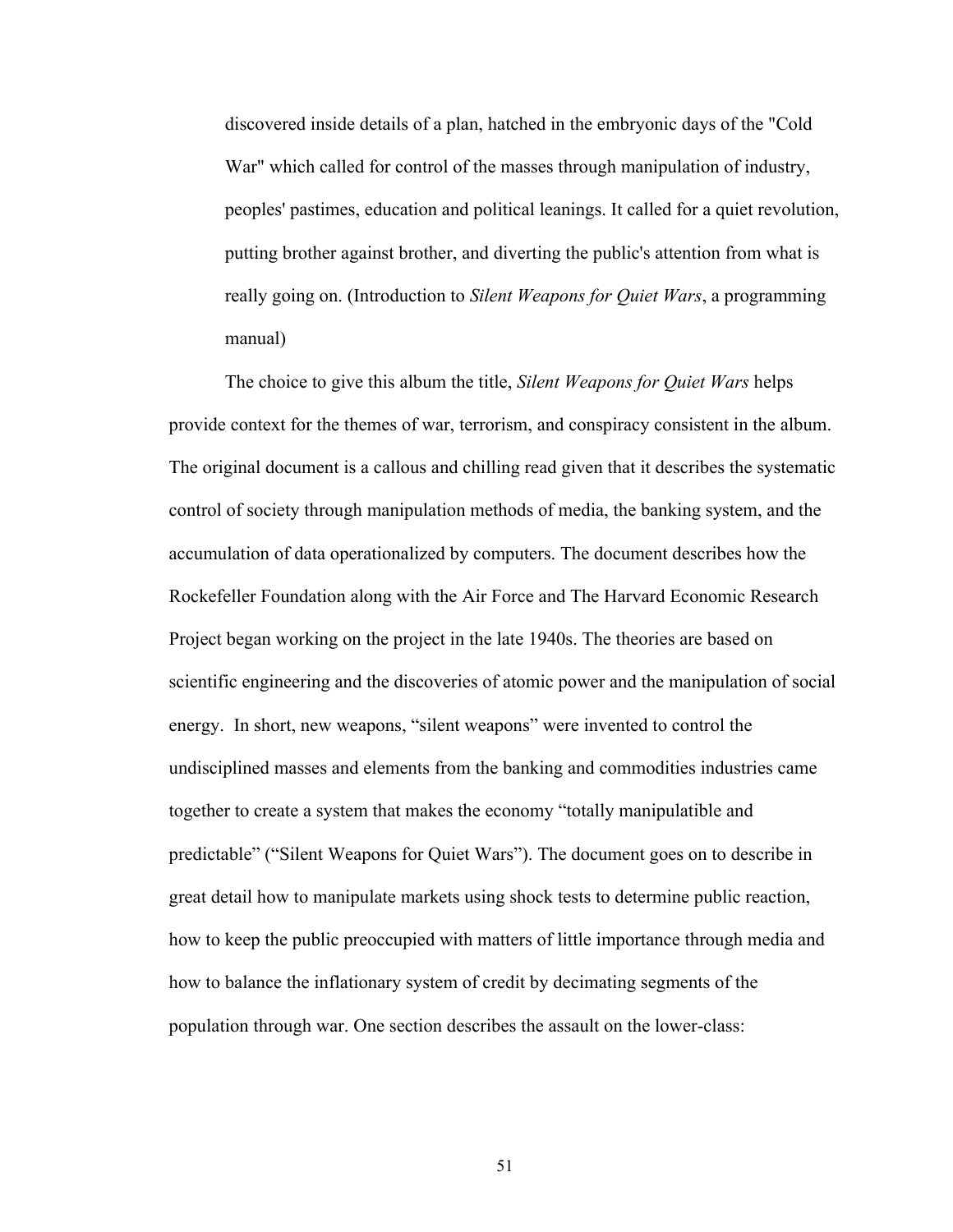> discovered inside details of a plan, hatched in the embryonic days of the "Cold War" which called for control of the masses through manipulation of industry, peoples' pastimes, education and political leanings. It called for a quiet revolution, putting brother against brother, and diverting the public's attention from what is really going on. (Introduction to *Silent Weapons for Quiet Wars*, a programming manual)

The choice to give this album the title, *Silent Weapons for Quiet Wars* helps provide context for the themes of war, terrorism, and conspiracy consistent in the album. The original document is a callous and chilling read given that it describes the systematic control of society through manipulation methods of media, the banking system, and the accumulation of data operationalized by computers. The document describes how the Rockefeller Foundation along with the Air Force and The Harvard Economic Research Project began working on the project in the late 1940s. The theories are based on scientific engineering and the discoveries of atomic power and the manipulation of social energy. In short, new weapons, "silent weapons" were invented to control the undisciplined masses and elements from the banking and commodities industries came together to create a system that makes the economy "totally manipulatible and predictable" ("Silent Weapons for Quiet Wars"). The document goes on to describe in great detail how to manipulate markets using shock tests to determine public reaction, how to keep the public preoccupied with matters of little importance through media and how to balance the inflationary system of credit by decimating segments of the population through war. One section describes the assault on the lower-class: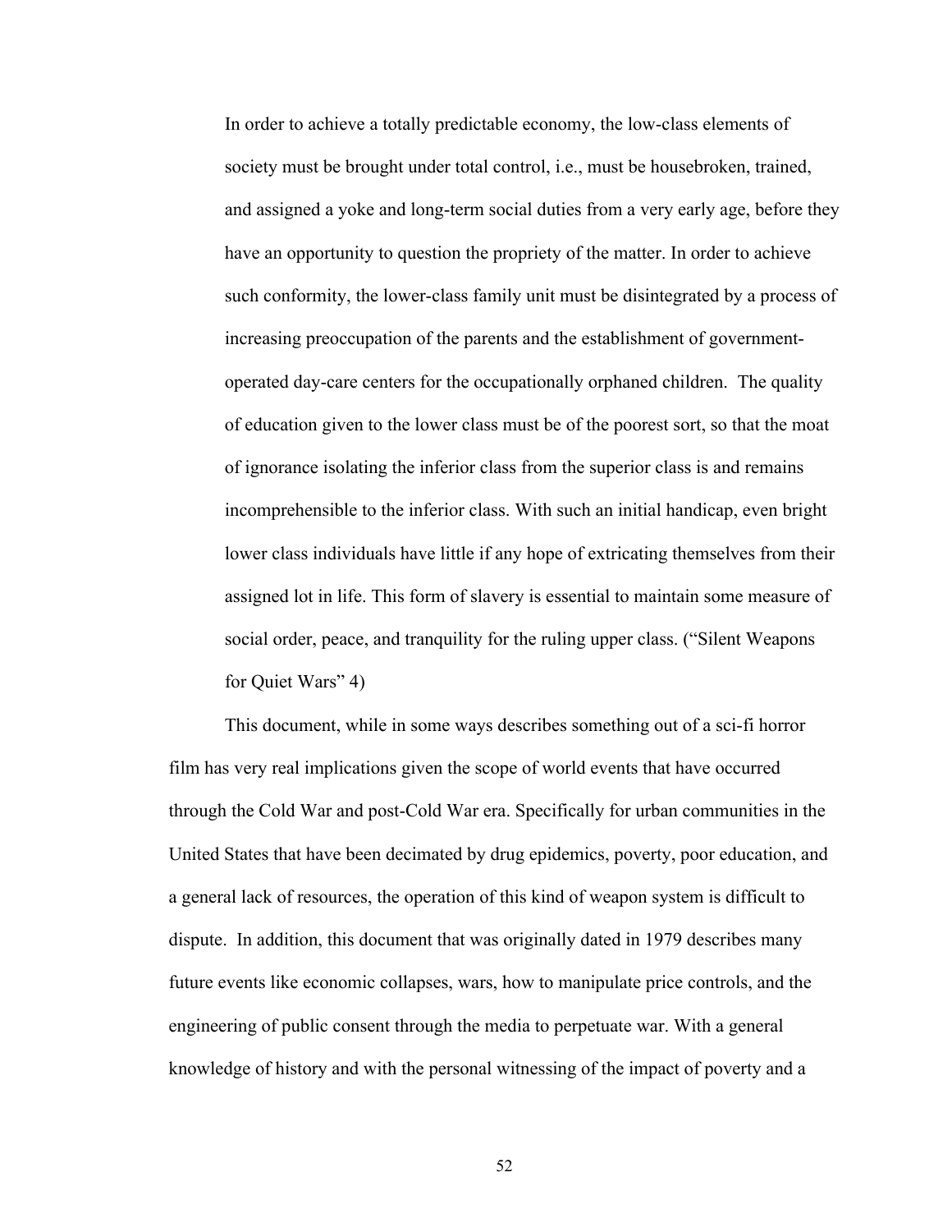> In order to achieve a totally predictable economy, the low-class elements of society must be brought under total control, i.e., must be housebroken, trained, and assigned a yoke and long-term social duties from a very early age, before they have an opportunity to question the propriety of the matter. In order to achieve such conformity, the lower-class family unit must be disintegrated by a process of increasing preoccupation of the parents and the establishment of government-operated day-care centers for the occupationally orphaned children. The quality of education given to the lower class must be of the poorest sort, so that the moat of ignorance isolating the inferior class from the superior class is and remains incomprehensible to the inferior class. With such an initial handicap, even bright lower class individuals have little if any hope of extricating themselves from their assigned lot in life. This form of slavery is essential to maintain some measure of social order, peace, and tranquility for the ruling upper class. ("Silent Weapons for Quiet Wars" 4)

This document, while in some ways describes something out of a sci-fi horror film has very real implications given the scope of world events that have occurred through the Cold War and post-Cold War era. Specifically for urban communities in the United States that have been decimated by drug epidemics, poverty, poor education, and a general lack of resources, the operation of this kind of weapon system is difficult to dispute. In addition, this document that was originally dated in 1979 describes many future events like economic collapses, wars, how to manipulate price controls, and the engineering of public consent through the media to perpetuate war. With a general knowledge of history and with the personal witnessing of the impact of poverty and a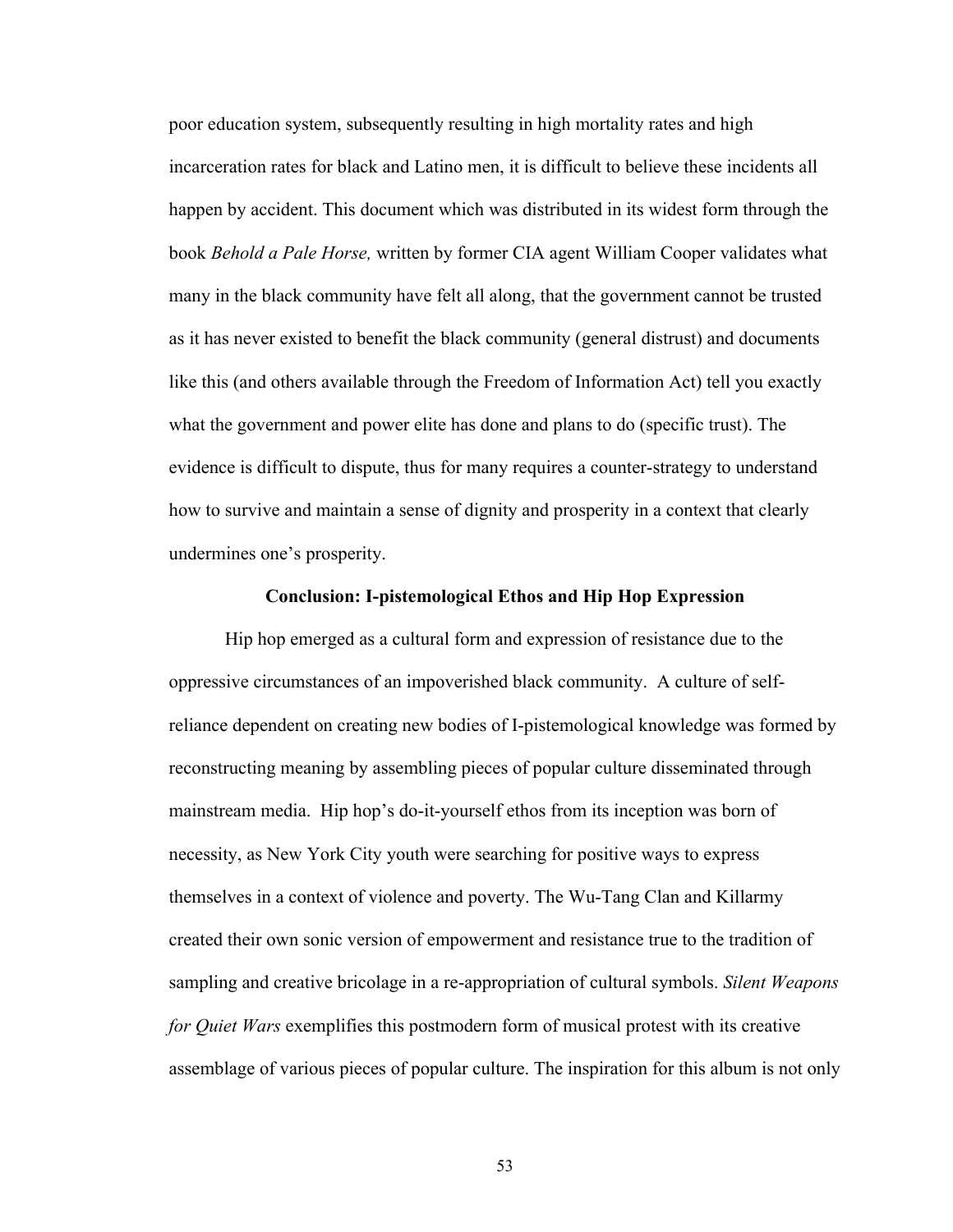poor education system, subsequently resulting in high mortality rates and high incarceration rates for black and Latino men, it is difficult to believe these incidents all happen by accident. This document which was distributed in its widest form through the book *Behold a Pale Horse,* written by former CIA agent William Cooper validates what many in the black community have felt all along, that the government cannot be trusted as it has never existed to benefit the black community (general distrust) and documents like this (and others available through the Freedom of Information Act) tell you exactly what the government and power elite has done and plans to do (specific trust). The evidence is difficult to dispute, thus for many requires a counter-strategy to understand how to survive and maintain a sense of dignity and prosperity in a context that clearly undermines one's prosperity.

## Conclusion: I-pistemological Ethos and Hip Hop Expression

Hip hop emerged as a cultural form and expression of resistance due to the oppressive circumstances of an impoverished black community. A culture of self-reliance dependent on creating new bodies of I-pistemological knowledge was formed by reconstructing meaning by assembling pieces of popular culture disseminated through mainstream media. Hip hop's do-it-yourself ethos from its inception was born of necessity, as New York City youth were searching for positive ways to express themselves in a context of violence and poverty. The Wu-Tang Clan and Killarmy created their own sonic version of empowerment and resistance true to the tradition of sampling and creative bricolage in a re-appropriation of cultural symbols. *Silent Weapons for Quiet Wars* exemplifies this postmodern form of musical protest with its creative assemblage of various pieces of popular culture. The inspiration for this album is not only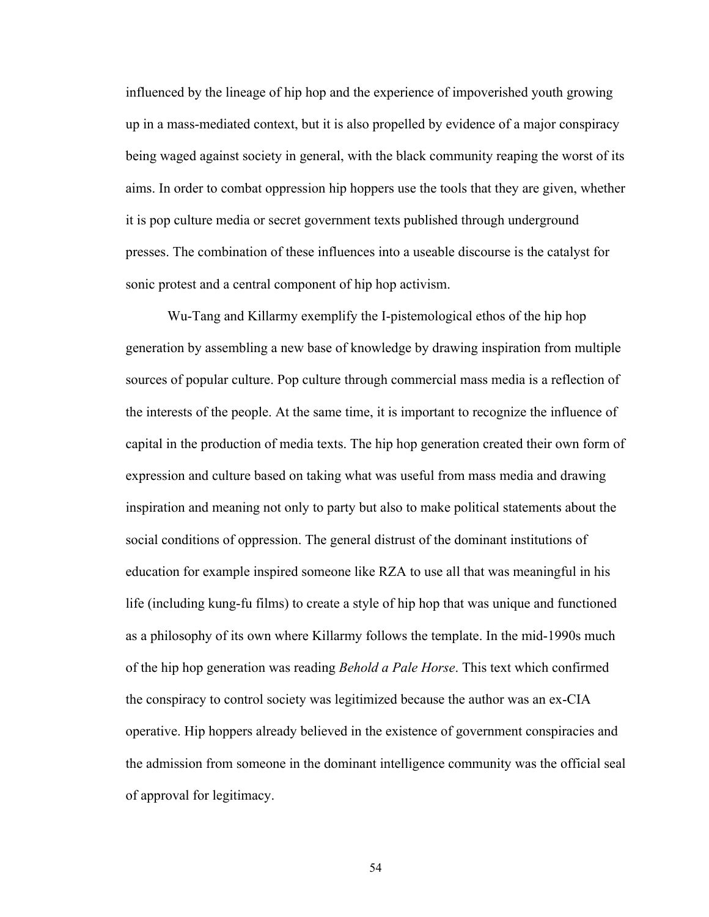influenced by the lineage of hip hop and the experience of impoverished youth growing up in a mass-mediated context, but it is also propelled by evidence of a major conspiracy being waged against society in general, with the black community reaping the worst of its aims. In order to combat oppression hip hoppers use the tools that they are given, whether it is pop culture media or secret government texts published through underground presses. The combination of these influences into a useable discourse is the catalyst for sonic protest and a central component of hip hop activism.

Wu-Tang and Killarmy exemplify the I-pistemological ethos of the hip hop generation by assembling a new base of knowledge by drawing inspiration from multiple sources of popular culture. Pop culture through commercial mass media is a reflection of the interests of the people. At the same time, it is important to recognize the influence of capital in the production of media texts. The hip hop generation created their own form of expression and culture based on taking what was useful from mass media and drawing inspiration and meaning not only to party but also to make political statements about the social conditions of oppression. The general distrust of the dominant institutions of education for example inspired someone like RZA to use all that was meaningful in his life (including kung-fu films) to create a style of hip hop that was unique and functioned as a philosophy of its own where Killarmy follows the template. In the mid-1990s much of the hip hop generation was reading *Behold a Pale Horse*. This text which confirmed the conspiracy to control society was legitimized because the author was an ex-CIA operative. Hip hoppers already believed in the existence of government conspiracies and the admission from someone in the dominant intelligence community was the official seal of approval for legitimacy.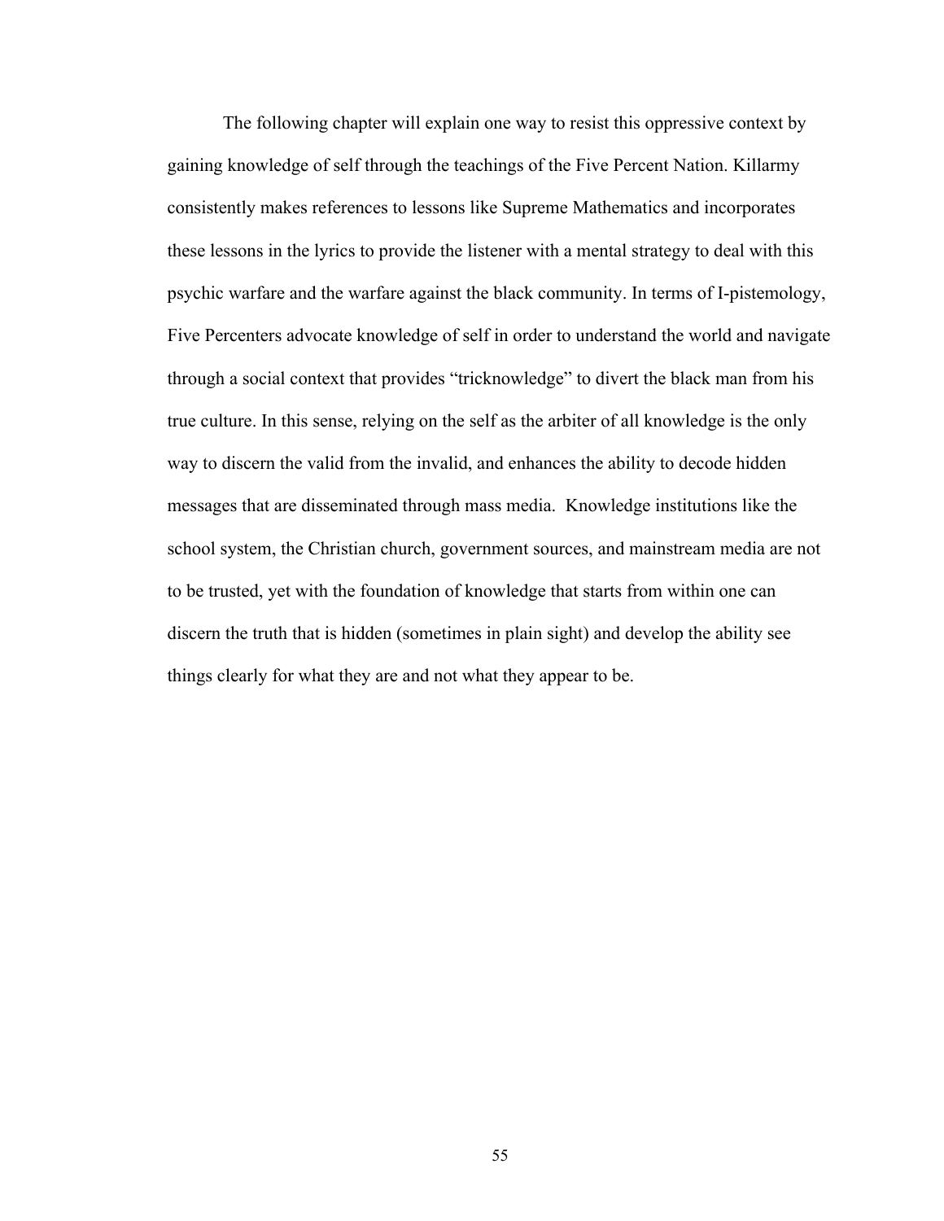The following chapter will explain one way to resist this oppressive context by gaining knowledge of self through the teachings of the Five Percent Nation. Killarmy consistently makes references to lessons like Supreme Mathematics and incorporates these lessons in the lyrics to provide the listener with a mental strategy to deal with this psychic warfare and the warfare against the black community. In terms of I-pistemology, Five Percenters advocate knowledge of self in order to understand the world and navigate through a social context that provides "tricknowledge" to divert the black man from his true culture. In this sense, relying on the self as the arbiter of all knowledge is the only way to discern the valid from the invalid, and enhances the ability to decode hidden messages that are disseminated through mass media. Knowledge institutions like the school system, the Christian church, government sources, and mainstream media are not to be trusted, yet with the foundation of knowledge that starts from within one can discern the truth that is hidden (sometimes in plain sight) and develop the ability see things clearly for what they are and not what they appear to be.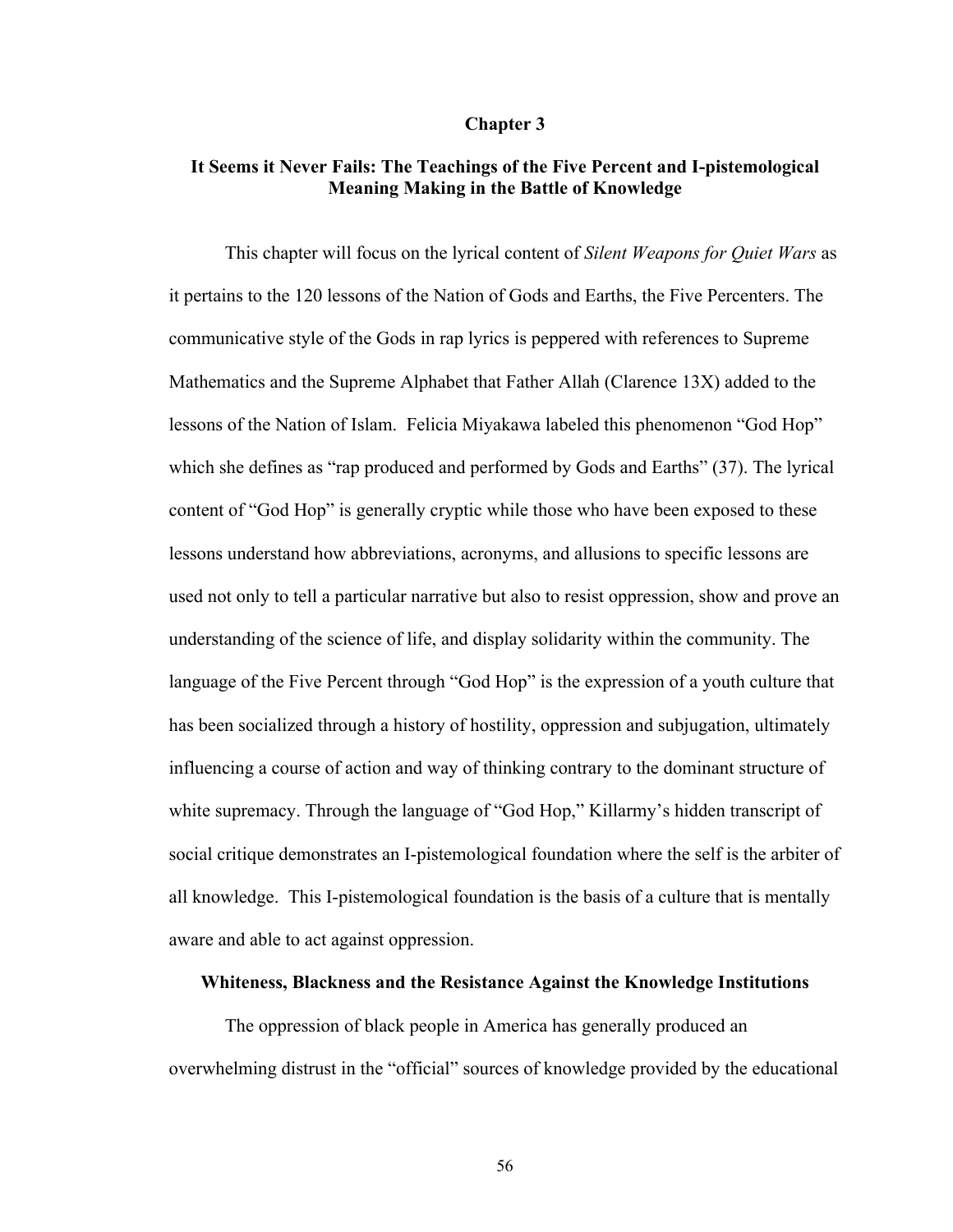# Chapter 3

## It Seems it Never Fails: The Teachings of the Five Percent and I-pistemological Meaning Making in the Battle of Knowledge

This chapter will focus on the lyrical content of *Silent Weapons for Quiet Wars* as it pertains to the 120 lessons of the Nation of Gods and Earths, the Five Percenters. The communicative style of the Gods in rap lyrics is peppered with references to Supreme Mathematics and the Supreme Alphabet that Father Allah (Clarence 13X) added to the lessons of the Nation of Islam. Felicia Miyakawa labeled this phenomenon "God Hop" which she defines as "rap produced and performed by Gods and Earths" (37). The lyrical content of "God Hop" is generally cryptic while those who have been exposed to these lessons understand how abbreviations, acronyms, and allusions to specific lessons are used not only to tell a particular narrative but also to resist oppression, show and prove an understanding of the science of life, and display solidarity within the community. The language of the Five Percent through "God Hop" is the expression of a youth culture that has been socialized through a history of hostility, oppression and subjugation, ultimately influencing a course of action and way of thinking contrary to the dominant structure of white supremacy. Through the language of "God Hop," Killarmy's hidden transcript of social critique demonstrates an I-pistemological foundation where the self is the arbiter of all knowledge. This I-pistemological foundation is the basis of a culture that is mentally aware and able to act against oppression.

### Whiteness, Blackness and the Resistance Against the Knowledge Institutions

The oppression of black people in America has generally produced an overwhelming distrust in the "official" sources of knowledge provided by the educational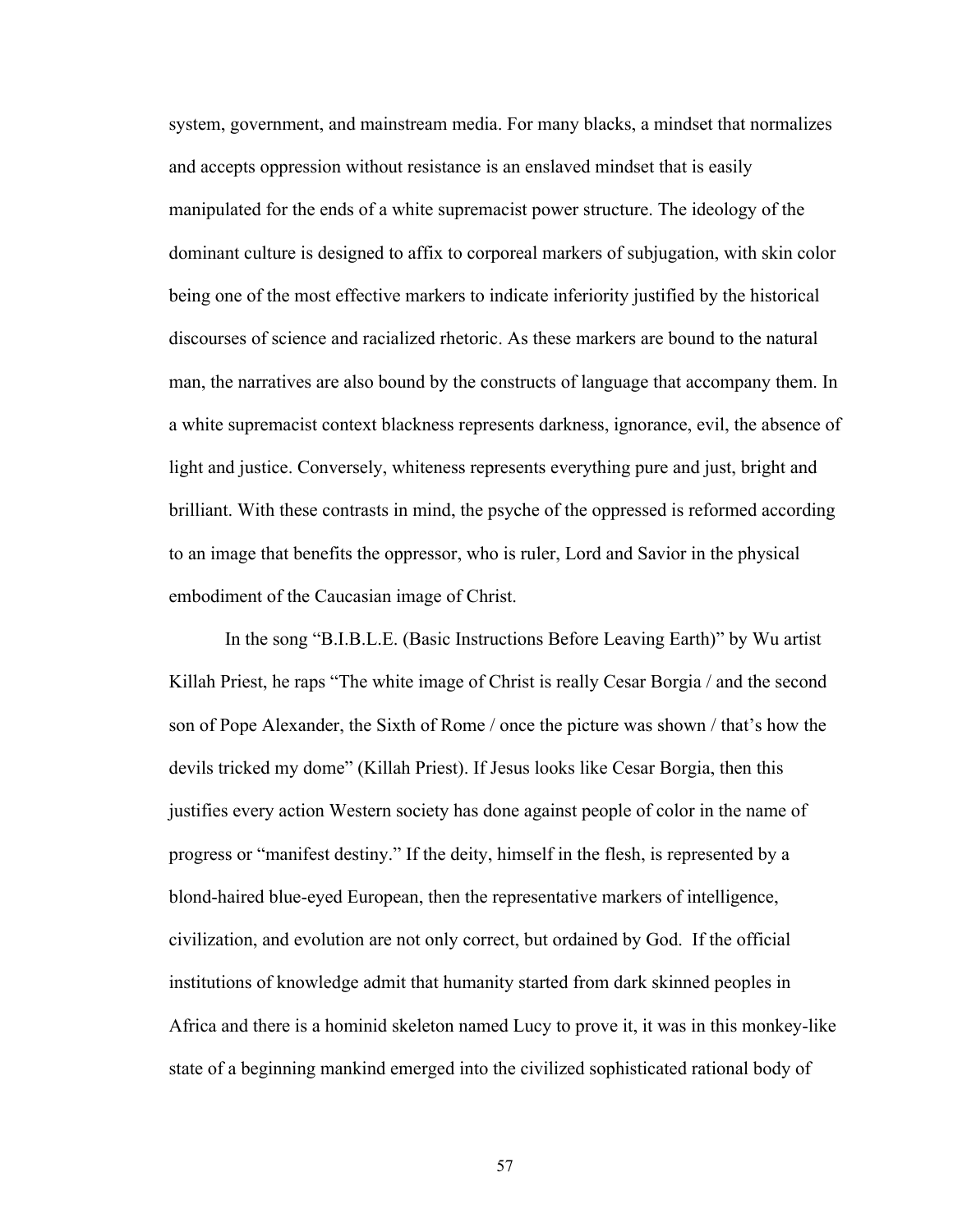system, government, and mainstream media. For many blacks, a mindset that normalizes and accepts oppression without resistance is an enslaved mindset that is easily manipulated for the ends of a white supremacist power structure. The ideology of the dominant culture is designed to affix to corporeal markers of subjugation, with skin color being one of the most effective markers to indicate inferiority justified by the historical discourses of science and racialized rhetoric. As these markers are bound to the natural man, the narratives are also bound by the constructs of language that accompany them. In a white supremacist context blackness represents darkness, ignorance, evil, the absence of light and justice. Conversely, whiteness represents everything pure and just, bright and brilliant. With these contrasts in mind, the psyche of the oppressed is reformed according to an image that benefits the oppressor, who is ruler, Lord and Savior in the physical embodiment of the Caucasian image of Christ.

In the song "B.I.B.L.E. (Basic Instructions Before Leaving Earth)" by Wu artist Killah Priest, he raps "The white image of Christ is really Cesar Borgia / and the second son of Pope Alexander, the Sixth of Rome / once the picture was shown / that's how the devils tricked my dome" (Killah Priest). If Jesus looks like Cesar Borgia, then this justifies every action Western society has done against people of color in the name of progress or "manifest destiny." If the deity, himself in the flesh, is represented by a blond-haired blue-eyed European, then the representative markers of intelligence, civilization, and evolution are not only correct, but ordained by God. If the official institutions of knowledge admit that humanity started from dark skinned peoples in Africa and there is a hominid skeleton named Lucy to prove it, it was in this monkey-like state of a beginning mankind emerged into the civilized sophisticated rational body of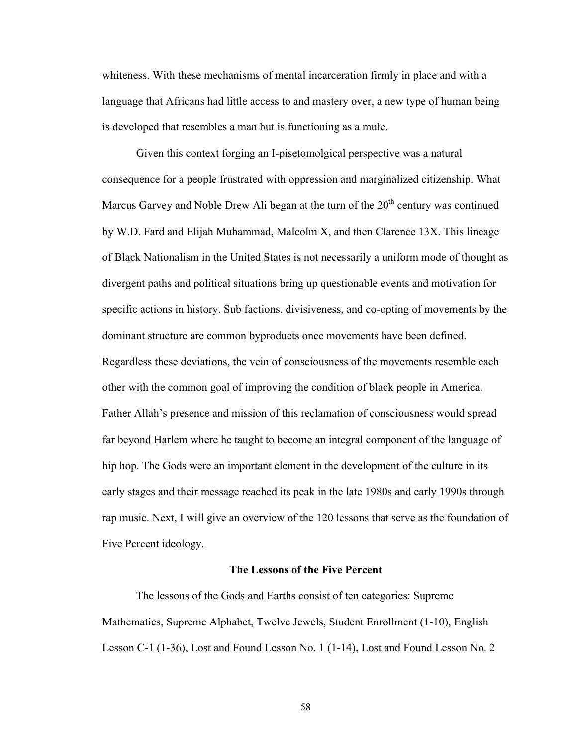whiteness. With these mechanisms of mental incarceration firmly in place and with a language that Africans had little access to and mastery over, a new type of human being is developed that resembles a man but is functioning as a mule.

Given this context forging an I-pisetomolgical perspective was a natural consequence for a people frustrated with oppression and marginalized citizenship. What Marcus Garvey and Noble Drew Ali began at the turn of the 20th century was continued by W.D. Fard and Elijah Muhammad, Malcolm X, and then Clarence 13X. This lineage of Black Nationalism in the United States is not necessarily a uniform mode of thought as divergent paths and political situations bring up questionable events and motivation for specific actions in history. Sub factions, divisiveness, and co-opting of movements by the dominant structure are common byproducts once movements have been defined. Regardless these deviations, the vein of consciousness of the movements resemble each other with the common goal of improving the condition of black people in America. Father Allah's presence and mission of this reclamation of consciousness would spread far beyond Harlem where he taught to become an integral component of the language of hip hop. The Gods were an important element in the development of the culture in its early stages and their message reached its peak in the late 1980s and early 1990s through rap music. Next, I will give an overview of the 120 lessons that serve as the foundation of Five Percent ideology.

## The Lessons of the Five Percent

The lessons of the Gods and Earths consist of ten categories: Supreme Mathematics, Supreme Alphabet, Twelve Jewels, Student Enrollment (1-10), English Lesson C-1 (1-36), Lost and Found Lesson No. 1 (1-14), Lost and Found Lesson No. 2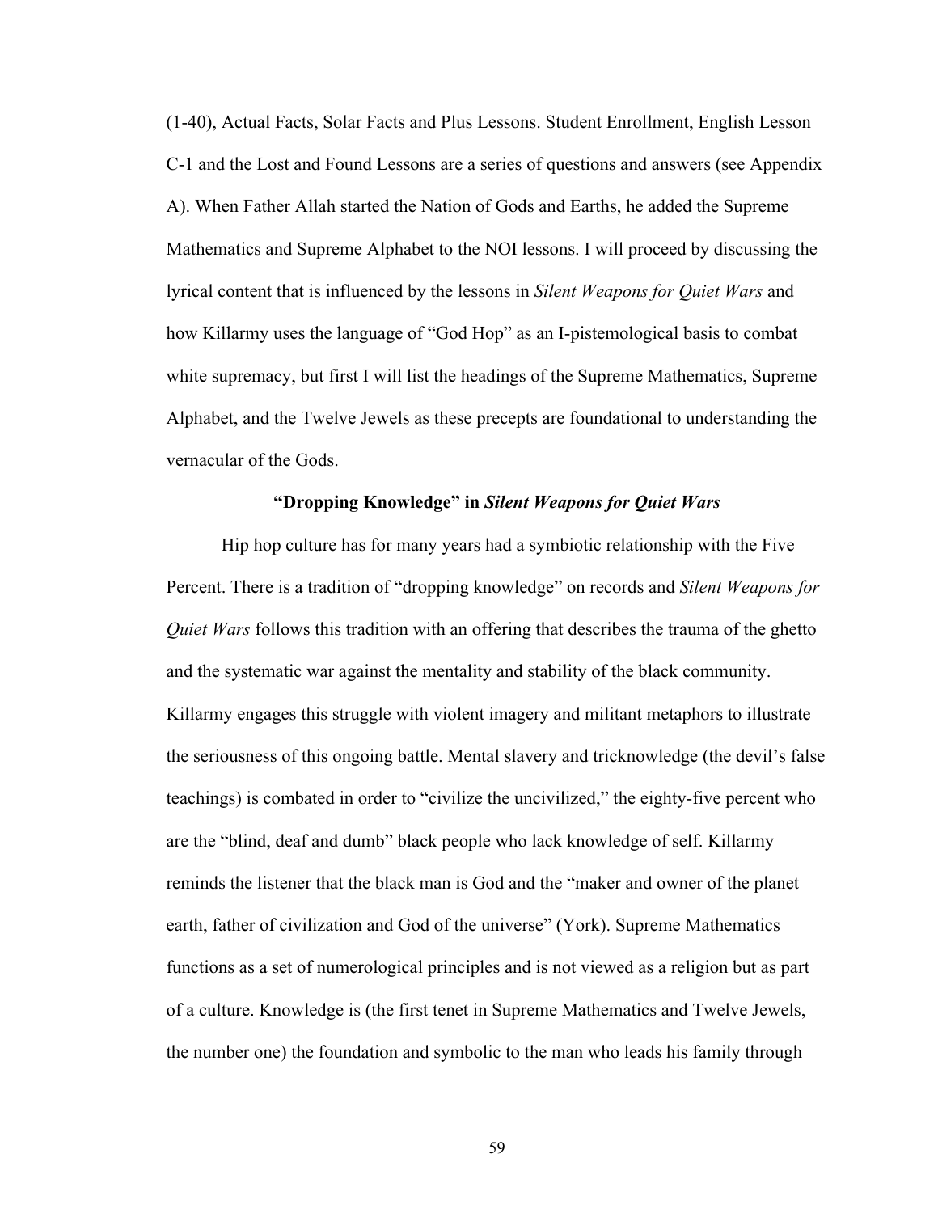(1-40), Actual Facts, Solar Facts and Plus Lessons. Student Enrollment, English Lesson C-1 and the Lost and Found Lessons are a series of questions and answers (see Appendix A). When Father Allah started the Nation of Gods and Earths, he added the Supreme Mathematics and Supreme Alphabet to the NOI lessons. I will proceed by discussing the lyrical content that is influenced by the lessons in *Silent Weapons for Quiet Wars* and how Killarmy uses the language of "God Hop" as an I-pistemological basis to combat white supremacy, but first I will list the headings of the Supreme Mathematics, Supreme Alphabet, and the Twelve Jewels as these precepts are foundational to understanding the vernacular of the Gods.

### "Dropping Knowledge" in *Silent Weapons for Quiet Wars*

Hip hop culture has for many years had a symbiotic relationship with the Five Percent. There is a tradition of "dropping knowledge" on records and *Silent Weapons for Quiet Wars* follows this tradition with an offering that describes the trauma of the ghetto and the systematic war against the mentality and stability of the black community. Killarmy engages this struggle with violent imagery and militant metaphors to illustrate the seriousness of this ongoing battle. Mental slavery and tricknowledge (the devil's false teachings) is combated in order to "civilize the uncivilized," the eighty-five percent who are the "blind, deaf and dumb" black people who lack knowledge of self. Killarmy reminds the listener that the black man is God and the "maker and owner of the planet earth, father of civilization and God of the universe" (York). Supreme Mathematics functions as a set of numerological principles and is not viewed as a religion but as part of a culture. Knowledge is (the first tenet in Supreme Mathematics and Twelve Jewels, the number one) the foundation and symbolic to the man who leads his family through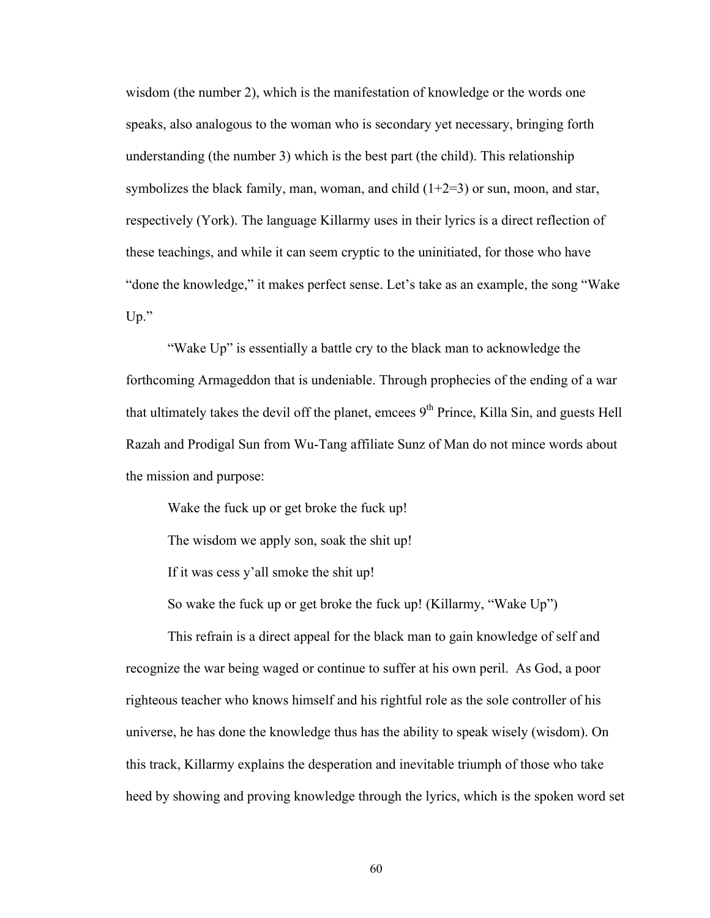wisdom (the number 2), which is the manifestation of knowledge or the words one speaks, also analogous to the woman who is secondary yet necessary, bringing forth understanding (the number 3) which is the best part (the child). This relationship symbolizes the black family, man, woman, and child (1+2=3) or sun, moon, and star, respectively (York). The language Killarmy uses in their lyrics is a direct reflection of these teachings, and while it can seem cryptic to the uninitiated, for those who have "done the knowledge," it makes perfect sense. Let's take as an example, the song "Wake Up."

"Wake Up" is essentially a battle cry to the black man to acknowledge the forthcoming Armageddon that is undeniable. Through prophecies of the ending of a war that ultimately takes the devil off the planet, emcees 9th Prince, Killa Sin, and guests Hell Razah and Prodigal Sun from Wu-Tang affiliate Sunz of Man do not mince words about the mission and purpose:

> Wake the fuck up or get broke the fuck up!
>
> The wisdom we apply son, soak the shit up!
>
> If it was cess y'all smoke the shit up!
>
> So wake the fuck up or get broke the fuck up! (Killarmy, "Wake Up")

This refrain is a direct appeal for the black man to gain knowledge of self and recognize the war being waged or continue to suffer at his own peril. As God, a poor righteous teacher who knows himself and his rightful role as the sole controller of his universe, he has done the knowledge thus has the ability to speak wisely (wisdom). On this track, Killarmy explains the desperation and inevitable triumph of those who take heed by showing and proving knowledge through the lyrics, which is the spoken word set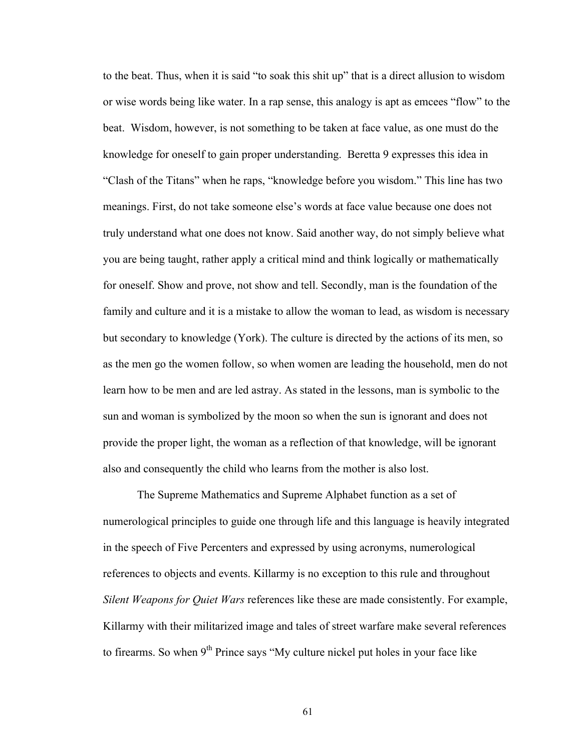to the beat. Thus, when it is said "to soak this shit up" that is a direct allusion to wisdom or wise words being like water. In a rap sense, this analogy is apt as emcees "flow" to the beat. Wisdom, however, is not something to be taken at face value, as one must do the knowledge for oneself to gain proper understanding. Beretta 9 expresses this idea in "Clash of the Titans" when he raps, "knowledge before you wisdom." This line has two meanings. First, do not take someone else's words at face value because one does not truly understand what one does not know. Said another way, do not simply believe what you are being taught, rather apply a critical mind and think logically or mathematically for oneself. Show and prove, not show and tell. Secondly, man is the foundation of the family and culture and it is a mistake to allow the woman to lead, as wisdom is necessary but secondary to knowledge (York). The culture is directed by the actions of its men, so as the men go the women follow, so when women are leading the household, men do not learn how to be men and are led astray. As stated in the lessons, man is symbolic to the sun and woman is symbolized by the moon so when the sun is ignorant and does not provide the proper light, the woman as a reflection of that knowledge, will be ignorant also and consequently the child who learns from the mother is also lost.

The Supreme Mathematics and Supreme Alphabet function as a set of numerological principles to guide one through life and this language is heavily integrated in the speech of Five Percenters and expressed by using acronyms, numerological references to objects and events. Killarmy is no exception to this rule and throughout *Silent Weapons for Quiet Wars* references like these are made consistently. For example, Killarmy with their militarized image and tales of street warfare make several references to firearms. So when 9th Prince says "My culture nickel put holes in your face like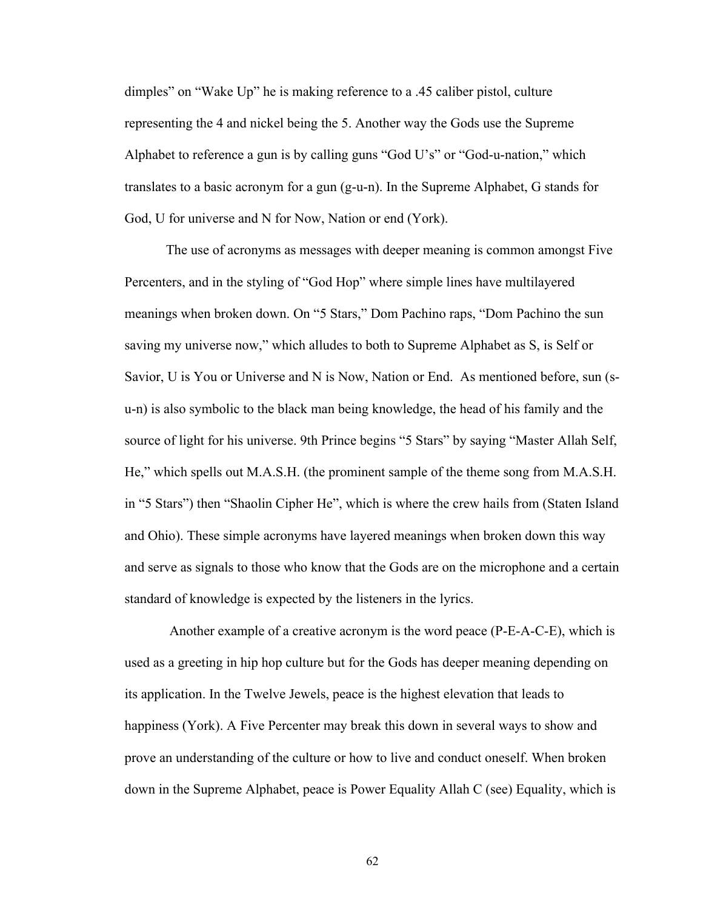dimples" on "Wake Up" he is making reference to a .45 caliber pistol, culture representing the 4 and nickel being the 5. Another way the Gods use the Supreme Alphabet to reference a gun is by calling guns "God U's" or "God-u-nation," which translates to a basic acronym for a gun (g-u-n). In the Supreme Alphabet, G stands for God, U for universe and N for Now, Nation or end (York).

The use of acronyms as messages with deeper meaning is common amongst Five Percenters, and in the styling of "God Hop" where simple lines have multilayered meanings when broken down. On "5 Stars," Dom Pachino raps, "Dom Pachino the sun saving my universe now," which alludes to both to Supreme Alphabet as S, is Self or Savior, U is You or Universe and N is Now, Nation or End. As mentioned before, sun (s-u-n) is also symbolic to the black man being knowledge, the head of his family and the source of light for his universe. 9th Prince begins "5 Stars" by saying "Master Allah Self, He," which spells out M.A.S.H. (the prominent sample of the theme song from M.A.S.H. in "5 Stars") then "Shaolin Cipher He", which is where the crew hails from (Staten Island and Ohio). These simple acronyms have layered meanings when broken down this way and serve as signals to those who know that the Gods are on the microphone and a certain standard of knowledge is expected by the listeners in the lyrics.

Another example of a creative acronym is the word peace (P-E-A-C-E), which is used as a greeting in hip hop culture but for the Gods has deeper meaning depending on its application. In the Twelve Jewels, peace is the highest elevation that leads to happiness (York). A Five Percenter may break this down in several ways to show and prove an understanding of the culture or how to live and conduct oneself. When broken down in the Supreme Alphabet, peace is Power Equality Allah C (see) Equality, which is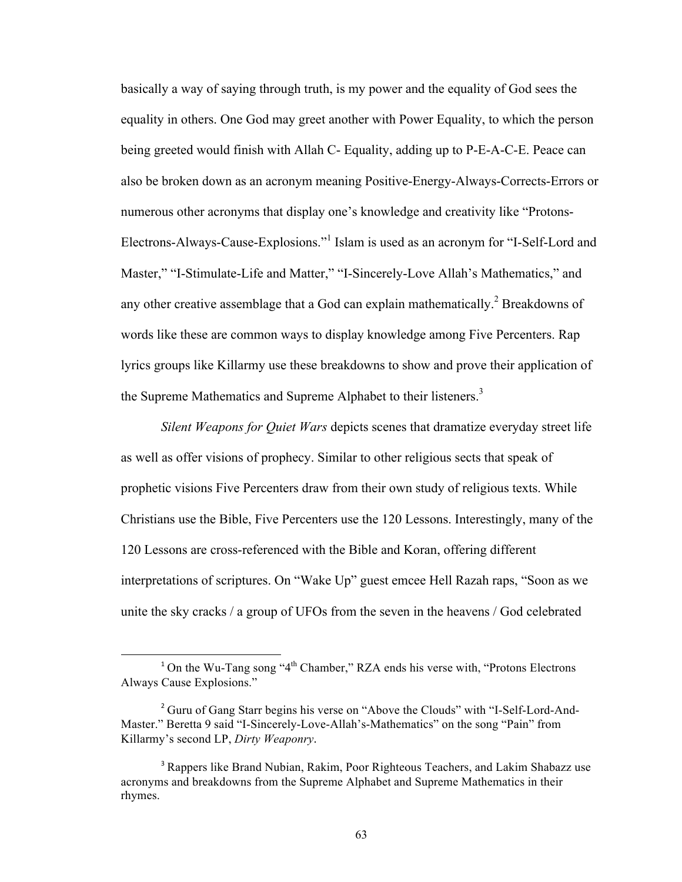basically a way of saying through truth, is my power and the equality of God sees the equality in others. One God may greet another with Power Equality, to which the person being greeted would finish with Allah C- Equality, adding up to P-E-A-C-E. Peace can also be broken down as an acronym meaning Positive-Energy-Always-Corrects-Errors or numerous other acronyms that display one's knowledge and creativity like "Protons-Electrons-Always-Cause-Explosions."[1] Islam is used as an acronym for "I-Self-Lord and Master," "I-Stimulate-Life and Matter," "I-Sincerely-Love Allah's Mathematics," and any other creative assemblage that a God can explain mathematically.[2] Breakdowns of words like these are common ways to display knowledge among Five Percenters. Rap lyrics groups like Killarmy use these breakdowns to show and prove their application of the Supreme Mathematics and Supreme Alphabet to their listeners.[3]

*Silent Weapons for Quiet Wars* depicts scenes that dramatize everyday street life as well as offer visions of prophecy. Similar to other religious sects that speak of prophetic visions Five Percenters draw from their own study of religious texts. While Christians use the Bible, Five Percenters use the 120 Lessons. Interestingly, many of the 120 Lessons are cross-referenced with the Bible and Koran, offering different interpretations of scriptures. On "Wake Up" guest emcee Hell Razah raps, "Soon as we unite the sky cracks / a group of UFOs from the seven in the heavens / God celebrated

---

[1] On the Wu-Tang song "4th Chamber," RZA ends his verse with, "Protons Electrons Always Cause Explosions."

[2] Guru of Gang Starr begins his verse on "Above the Clouds" with "I-Self-Lord-And-Master." Beretta 9 said "I-Sincerely-Love-Allah's-Mathematics" on the song "Pain" from Killarmy's second LP, *Dirty Weaponry*.

[3] Rappers like Brand Nubian, Rakim, Poor Righteous Teachers, and Lakim Shabazz use acronyms and breakdowns from the Supreme Alphabet and Supreme Mathematics in their rhymes.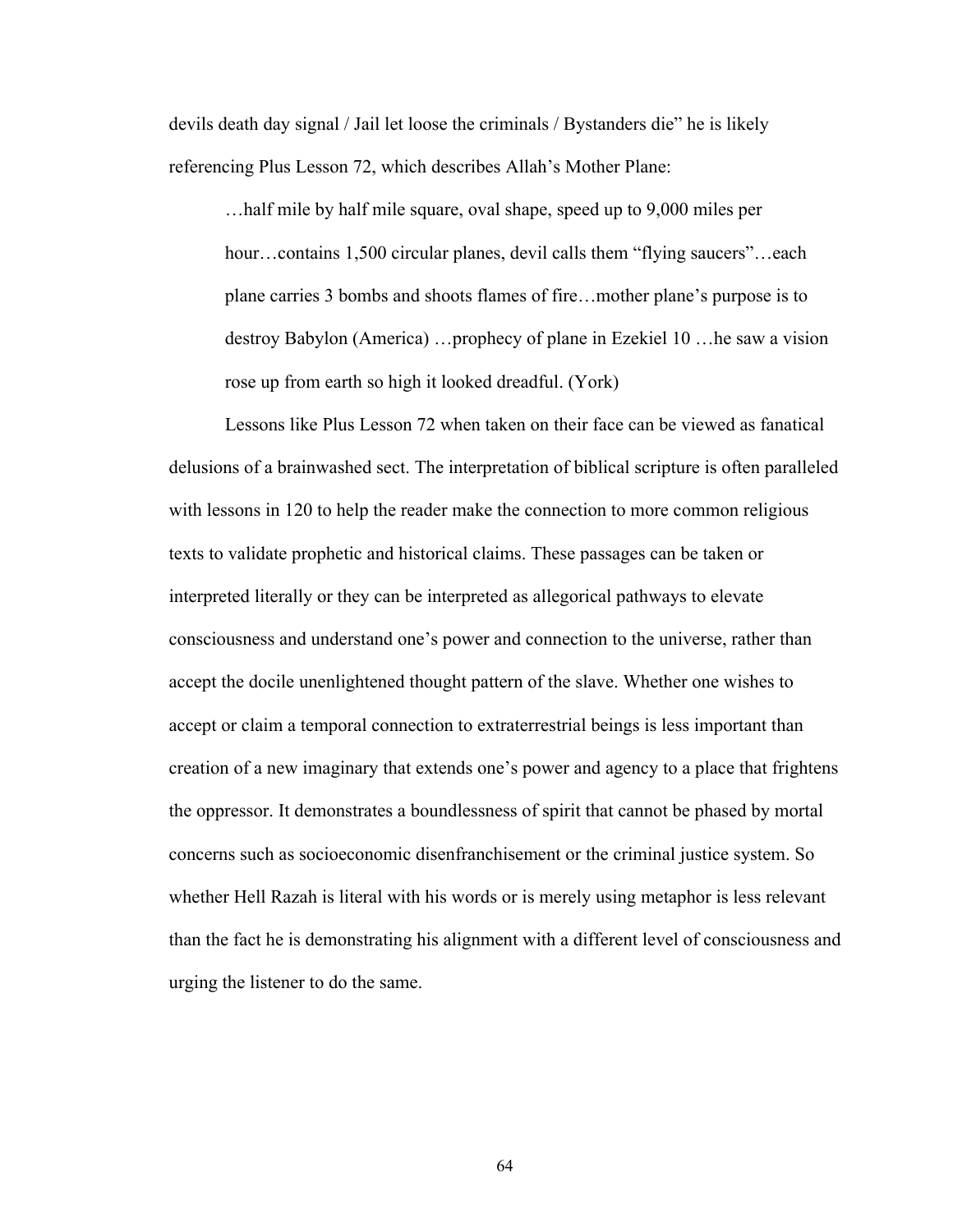devils death day signal / Jail let loose the criminals / Bystanders die" he is likely referencing Plus Lesson 72, which describes Allah's Mother Plane:

> …half mile by half mile square, oval shape, speed up to 9,000 miles per hour…contains 1,500 circular planes, devil calls them "flying saucers"…each plane carries 3 bombs and shoots flames of fire…mother plane's purpose is to destroy Babylon (America) …prophecy of plane in Ezekiel 10 …he saw a vision rose up from earth so high it looked dreadful. (York)

Lessons like Plus Lesson 72 when taken on their face can be viewed as fanatical delusions of a brainwashed sect. The interpretation of biblical scripture is often paralleled with lessons in 120 to help the reader make the connection to more common religious texts to validate prophetic and historical claims. These passages can be taken or interpreted literally or they can be interpreted as allegorical pathways to elevate consciousness and understand one's power and connection to the universe, rather than accept the docile unenlightened thought pattern of the slave. Whether one wishes to accept or claim a temporal connection to extraterrestrial beings is less important than creation of a new imaginary that extends one's power and agency to a place that frightens the oppressor. It demonstrates a boundlessness of spirit that cannot be phased by mortal concerns such as socioeconomic disenfranchisement or the criminal justice system. So whether Hell Razah is literal with his words or is merely using metaphor is less relevant than the fact he is demonstrating his alignment with a different level of consciousness and urging the listener to do the same.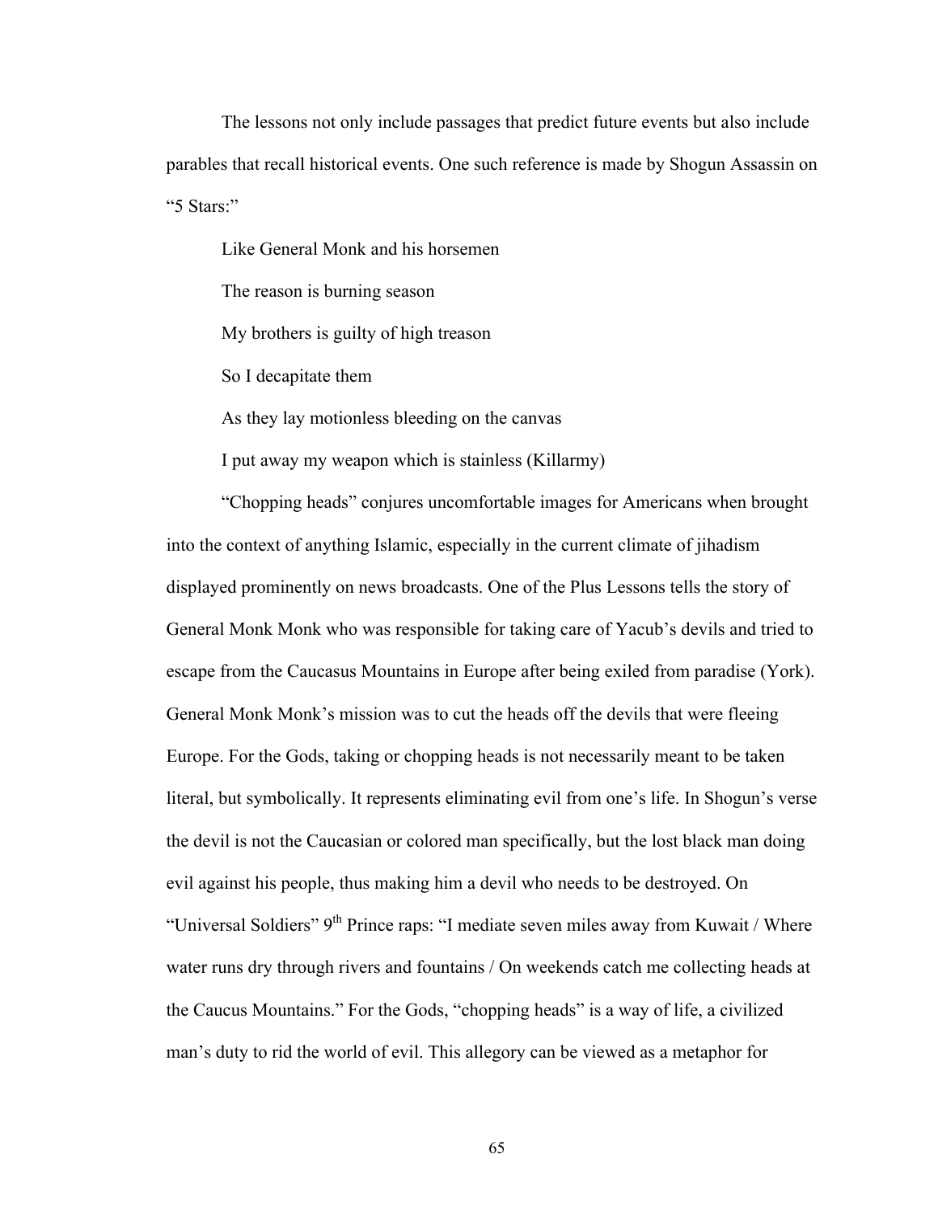The lessons not only include passages that predict future events but also include parables that recall historical events. One such reference is made by Shogun Assassin on "5 Stars:"

> Like General Monk and his horsemen
>
> The reason is burning season
>
> My brothers is guilty of high treason
>
> So I decapitate them
>
> As they lay motionless bleeding on the canvas
>
> I put away my weapon which is stainless (Killarmy)

"Chopping heads" conjures uncomfortable images for Americans when brought into the context of anything Islamic, especially in the current climate of jihadism displayed prominently on news broadcasts. One of the Plus Lessons tells the story of General Monk Monk who was responsible for taking care of Yacub's devils and tried to escape from the Caucasus Mountains in Europe after being exiled from paradise (York). General Monk Monk's mission was to cut the heads off the devils that were fleeing Europe. For the Gods, taking or chopping heads is not necessarily meant to be taken literal, but symbolically. It represents eliminating evil from one's life. In Shogun's verse the devil is not the Caucasian or colored man specifically, but the lost black man doing evil against his people, thus making him a devil who needs to be destroyed. On "Universal Soldiers" 9th Prince raps: "I mediate seven miles away from Kuwait / Where water runs dry through rivers and fountains / On weekends catch me collecting heads at the Caucus Mountains." For the Gods, "chopping heads" is a way of life, a civilized man's duty to rid the world of evil. This allegory can be viewed as a metaphor for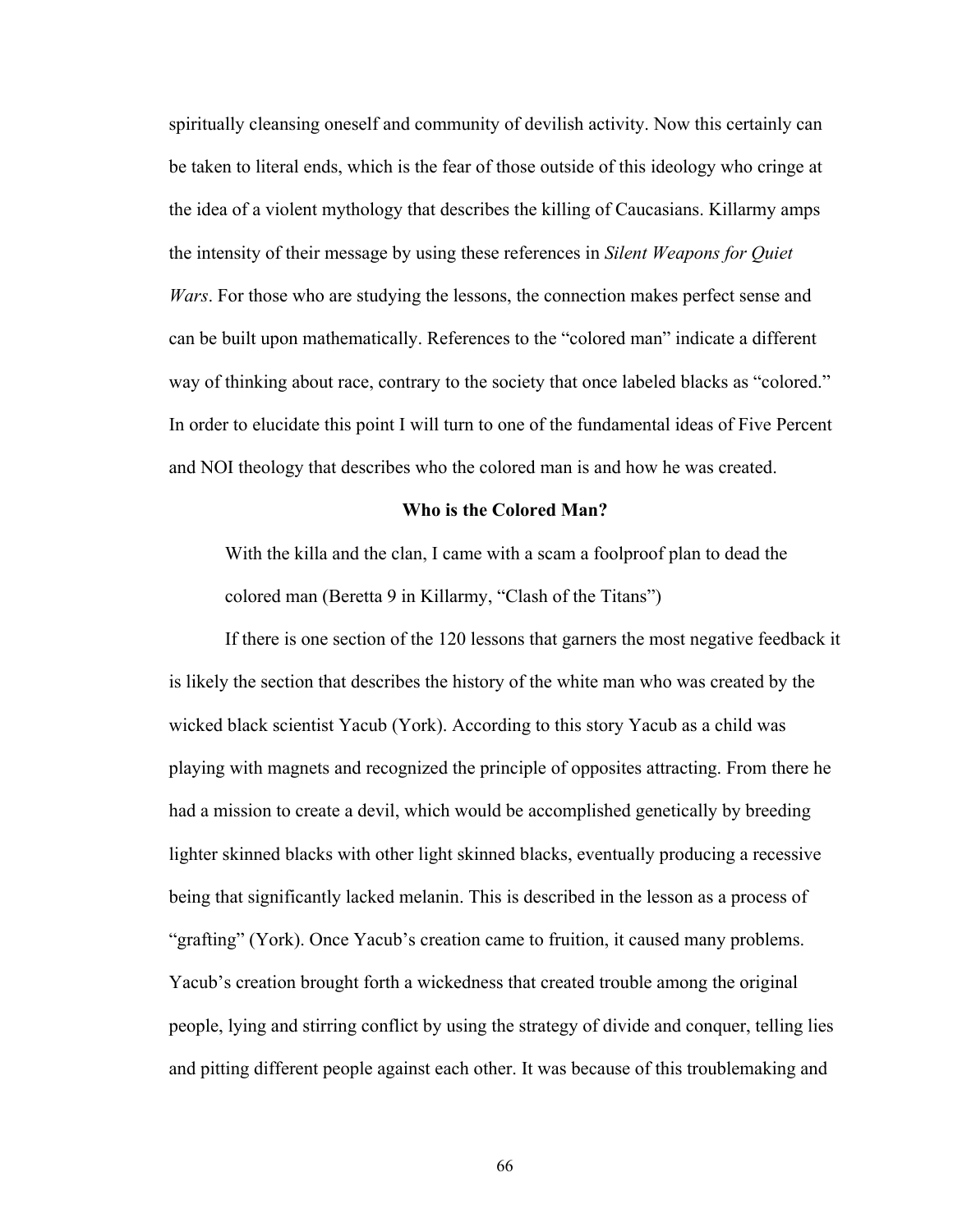spiritually cleansing oneself and community of devilish activity. Now this certainly can be taken to literal ends, which is the fear of those outside of this ideology who cringe at the idea of a violent mythology that describes the killing of Caucasians. Killarmy amps the intensity of their message by using these references in *Silent Weapons for Quiet Wars*. For those who are studying the lessons, the connection makes perfect sense and can be built upon mathematically. References to the "colored man" indicate a different way of thinking about race, contrary to the society that once labeled blacks as "colored." In order to elucidate this point I will turn to one of the fundamental ideas of Five Percent and NOI theology that describes who the colored man is and how he was created.

### Who is the Colored Man?

> With the killa and the clan, I came with a scam a foolproof plan to dead the colored man (Beretta 9 in Killarmy, "Clash of the Titans")

If there is one section of the 120 lessons that garners the most negative feedback it is likely the section that describes the history of the white man who was created by the wicked black scientist Yacub (York). According to this story Yacub as a child was playing with magnets and recognized the principle of opposites attracting. From there he had a mission to create a devil, which would be accomplished genetically by breeding lighter skinned blacks with other light skinned blacks, eventually producing a recessive being that significantly lacked melanin. This is described in the lesson as a process of "grafting" (York). Once Yacub's creation came to fruition, it caused many problems. Yacub's creation brought forth a wickedness that created trouble among the original people, lying and stirring conflict by using the strategy of divide and conquer, telling lies and pitting different people against each other. It was because of this troublemaking and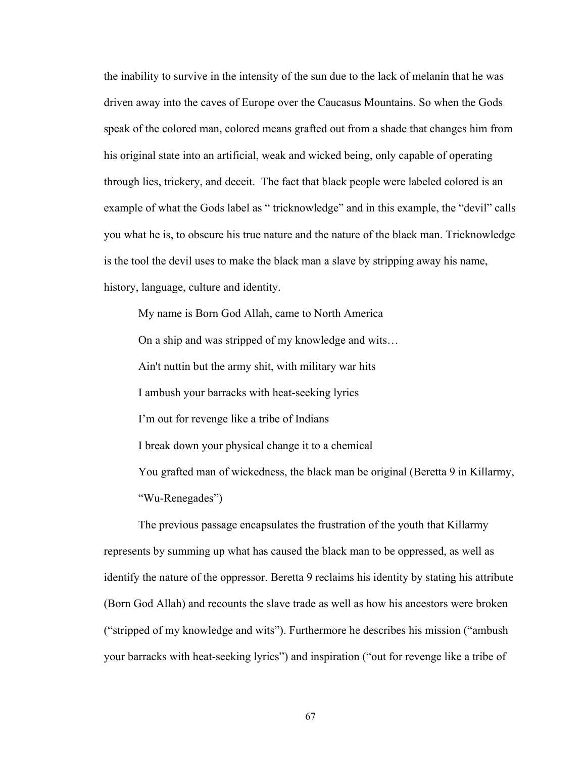the inability to survive in the intensity of the sun due to the lack of melanin that he was driven away into the caves of Europe over the Caucasus Mountains. So when the Gods speak of the colored man, colored means grafted out from a shade that changes him from his original state into an artificial, weak and wicked being, only capable of operating through lies, trickery, and deceit. The fact that black people were labeled colored is an example of what the Gods label as " tricknowledge" and in this example, the "devil" calls you what he is, to obscure his true nature and the nature of the black man. Tricknowledge is the tool the devil uses to make the black man a slave by stripping away his name, history, language, culture and identity.

> My name is Born God Allah, came to North America
> On a ship and was stripped of my knowledge and wits…
> Ain't nuttin but the army shit, with military war hits
> I ambush your barracks with heat-seeking lyrics
> I'm out for revenge like a tribe of Indians
> I break down your physical change it to a chemical
> You grafted man of wickedness, the black man be original (Beretta 9 in Killarmy, "Wu-Renegades")

The previous passage encapsulates the frustration of the youth that Killarmy represents by summing up what has caused the black man to be oppressed, as well as identify the nature of the oppressor. Beretta 9 reclaims his identity by stating his attribute (Born God Allah) and recounts the slave trade as well as how his ancestors were broken ("stripped of my knowledge and wits"). Furthermore he describes his mission ("ambush your barracks with heat-seeking lyrics") and inspiration ("out for revenge like a tribe of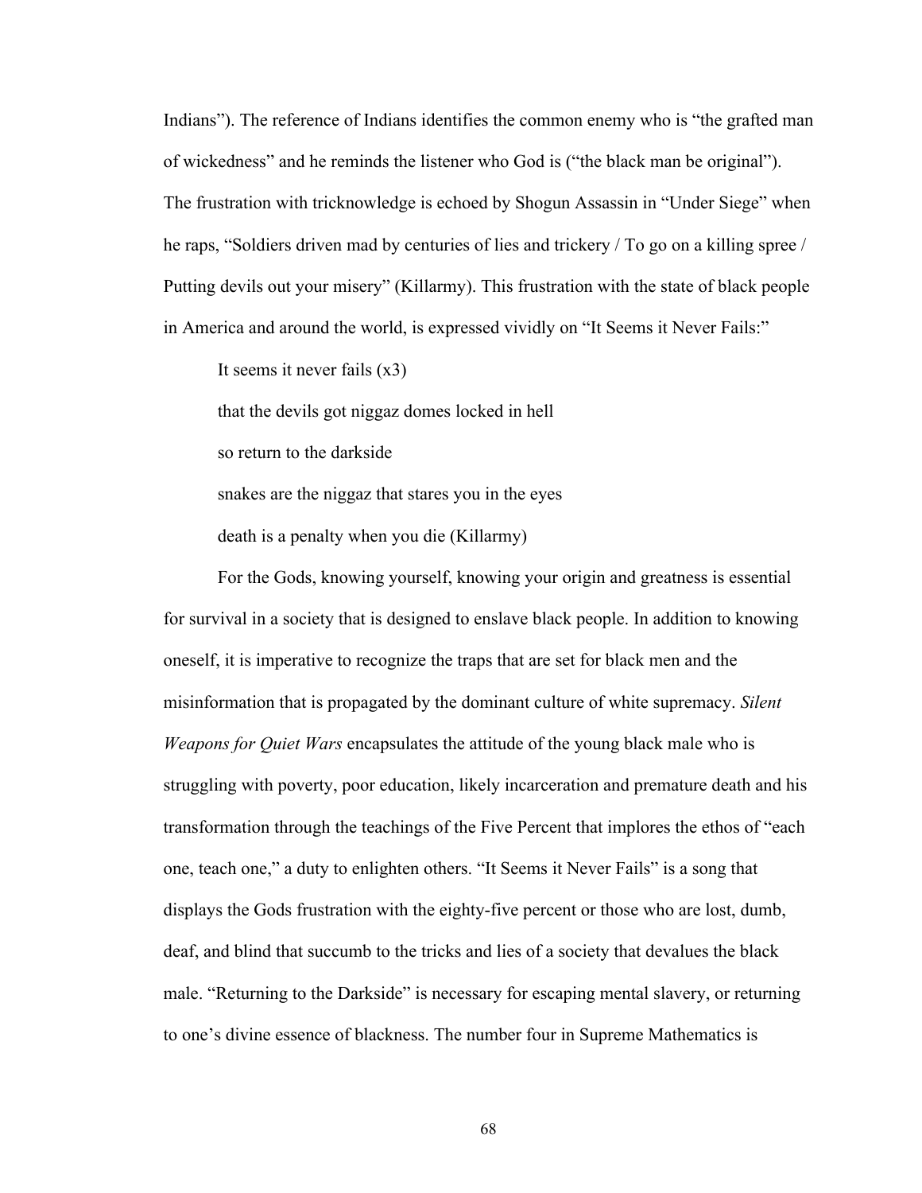Indians”). The reference of Indians identifies the common enemy who is “the grafted man of wickedness” and he reminds the listener who God is (“the black man be original”). The frustration with tricknowledge is echoed by Shogun Assassin in “Under Siege” when he raps, “Soldiers driven mad by centuries of lies and trickery / To go on a killing spree / Putting devils out your misery” (Killarmy). This frustration with the state of black people in America and around the world, is expressed vividly on “It Seems it Never Fails:”

> It seems it never fails (x3)
>
> that the devils got niggaz domes locked in hell
>
> so return to the darkside
>
> snakes are the niggaz that stares you in the eyes
>
> death is a penalty when you die (Killarmy)

For the Gods, knowing yourself, knowing your origin and greatness is essential for survival in a society that is designed to enslave black people. In addition to knowing oneself, it is imperative to recognize the traps that are set for black men and the misinformation that is propagated by the dominant culture of white supremacy. *Silent Weapons for Quiet Wars* encapsulates the attitude of the young black male who is struggling with poverty, poor education, likely incarceration and premature death and his transformation through the teachings of the Five Percent that implores the ethos of “each one, teach one,” a duty to enlighten others. “It Seems it Never Fails” is a song that displays the Gods frustration with the eighty-five percent or those who are lost, dumb, deaf, and blind that succumb to the tricks and lies of a society that devalues the black male. “Returning to the Darkside” is necessary for escaping mental slavery, or returning to one’s divine essence of blackness. The number four in Supreme Mathematics is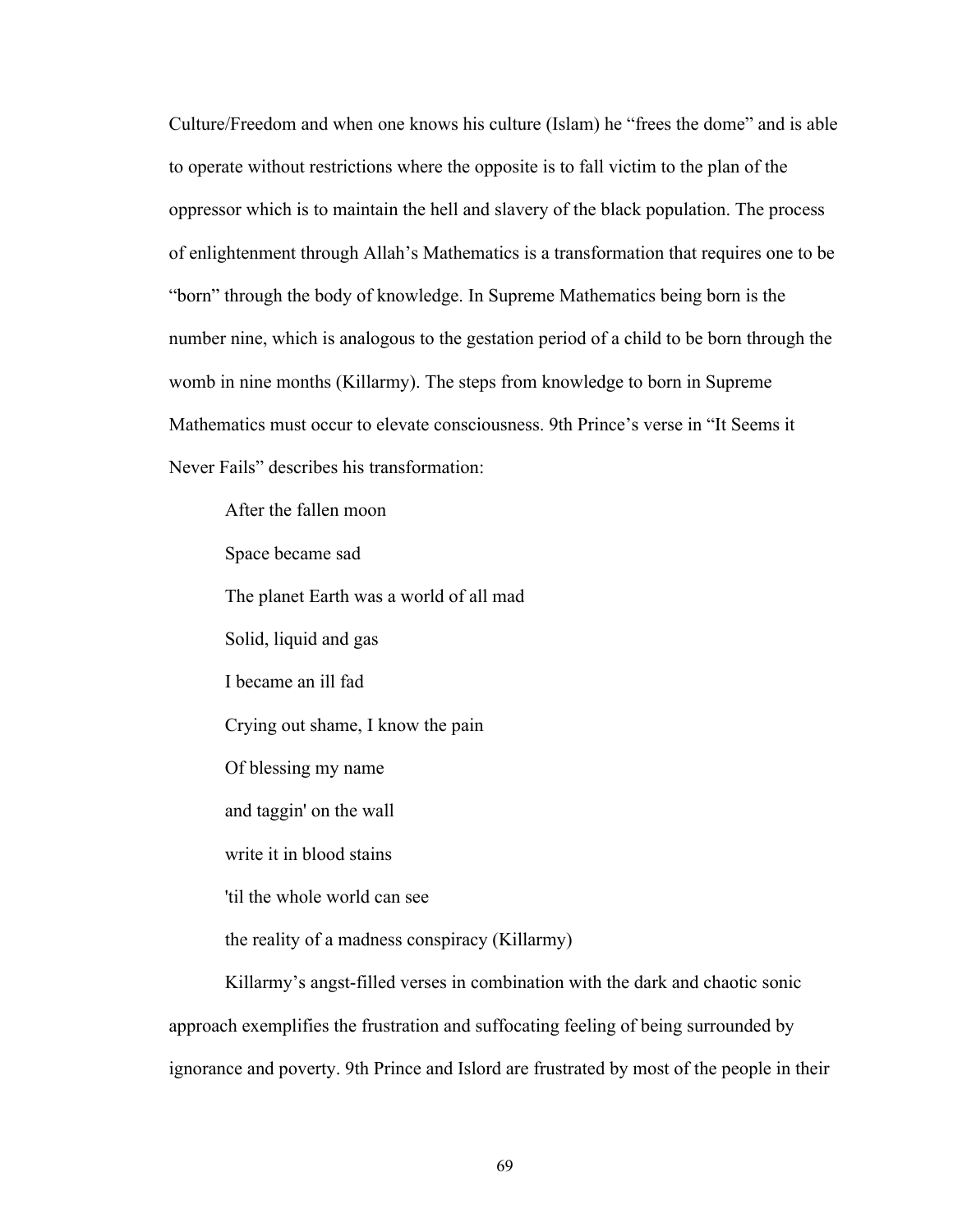Culture/Freedom and when one knows his culture (Islam) he "frees the dome" and is able to operate without restrictions where the opposite is to fall victim to the plan of the oppressor which is to maintain the hell and slavery of the black population. The process of enlightenment through Allah's Mathematics is a transformation that requires one to be "born" through the body of knowledge. In Supreme Mathematics being born is the number nine, which is analogous to the gestation period of a child to be born through the womb in nine months (Killarmy). The steps from knowledge to born in Supreme Mathematics must occur to elevate consciousness. 9th Prince's verse in "It Seems it Never Fails" describes his transformation:

> After the fallen moon
>
> Space became sad
>
> The planet Earth was a world of all mad
>
> Solid, liquid and gas
>
> I became an ill fad
>
> Crying out shame, I know the pain
>
> Of blessing my name
>
> and taggin' on the wall
>
> write it in blood stains
>
> 'til the whole world can see
>
> the reality of a madness conspiracy (Killarmy)

Killarmy's angst-filled verses in combination with the dark and chaotic sonic approach exemplifies the frustration and suffocating feeling of being surrounded by ignorance and poverty. 9th Prince and Islord are frustrated by most of the people in their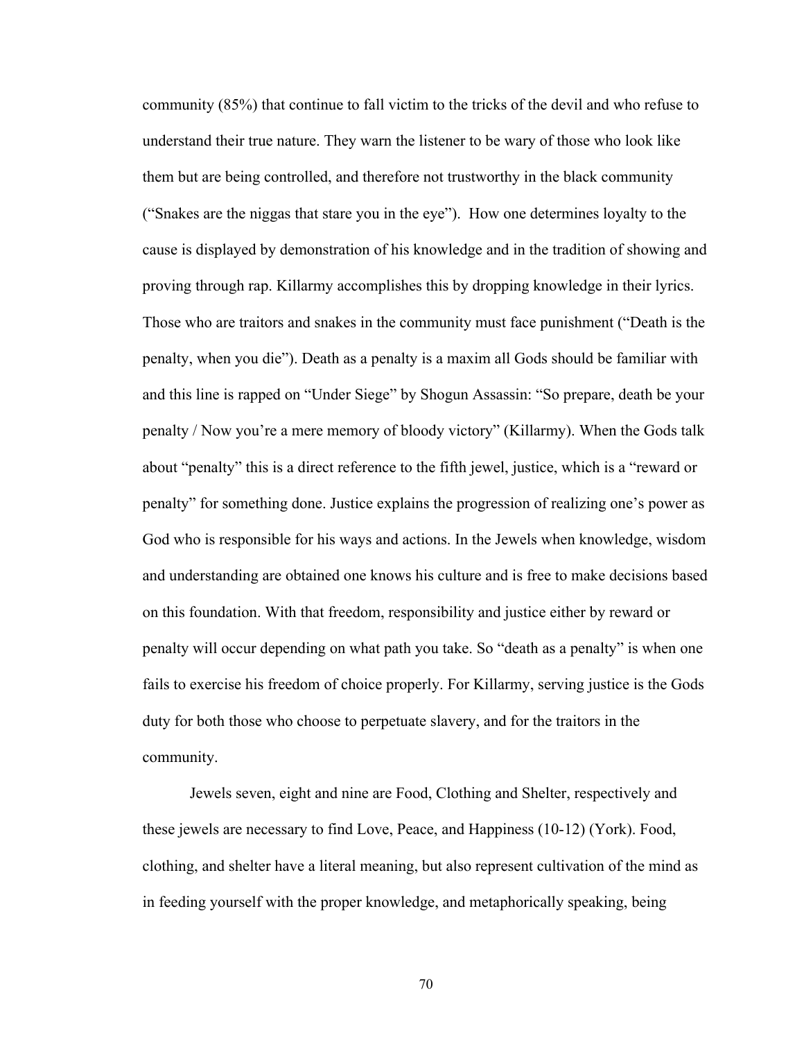community (85%) that continue to fall victim to the tricks of the devil and who refuse to understand their true nature. They warn the listener to be wary of those who look like them but are being controlled, and therefore not trustworthy in the black community ("Snakes are the niggas that stare you in the eye"). How one determines loyalty to the cause is displayed by demonstration of his knowledge and in the tradition of showing and proving through rap. Killarmy accomplishes this by dropping knowledge in their lyrics. Those who are traitors and snakes in the community must face punishment ("Death is the penalty, when you die"). Death as a penalty is a maxim all Gods should be familiar with and this line is rapped on "Under Siege" by Shogun Assassin: "So prepare, death be your penalty / Now you're a mere memory of bloody victory" (Killarmy). When the Gods talk about "penalty" this is a direct reference to the fifth jewel, justice, which is a "reward or penalty" for something done. Justice explains the progression of realizing one's power as God who is responsible for his ways and actions. In the Jewels when knowledge, wisdom and understanding are obtained one knows his culture and is free to make decisions based on this foundation. With that freedom, responsibility and justice either by reward or penalty will occur depending on what path you take. So "death as a penalty" is when one fails to exercise his freedom of choice properly. For Killarmy, serving justice is the Gods duty for both those who choose to perpetuate slavery, and for the traitors in the community.

Jewels seven, eight and nine are Food, Clothing and Shelter, respectively and these jewels are necessary to find Love, Peace, and Happiness (10-12) (York). Food, clothing, and shelter have a literal meaning, but also represent cultivation of the mind as in feeding yourself with the proper knowledge, and metaphorically speaking, being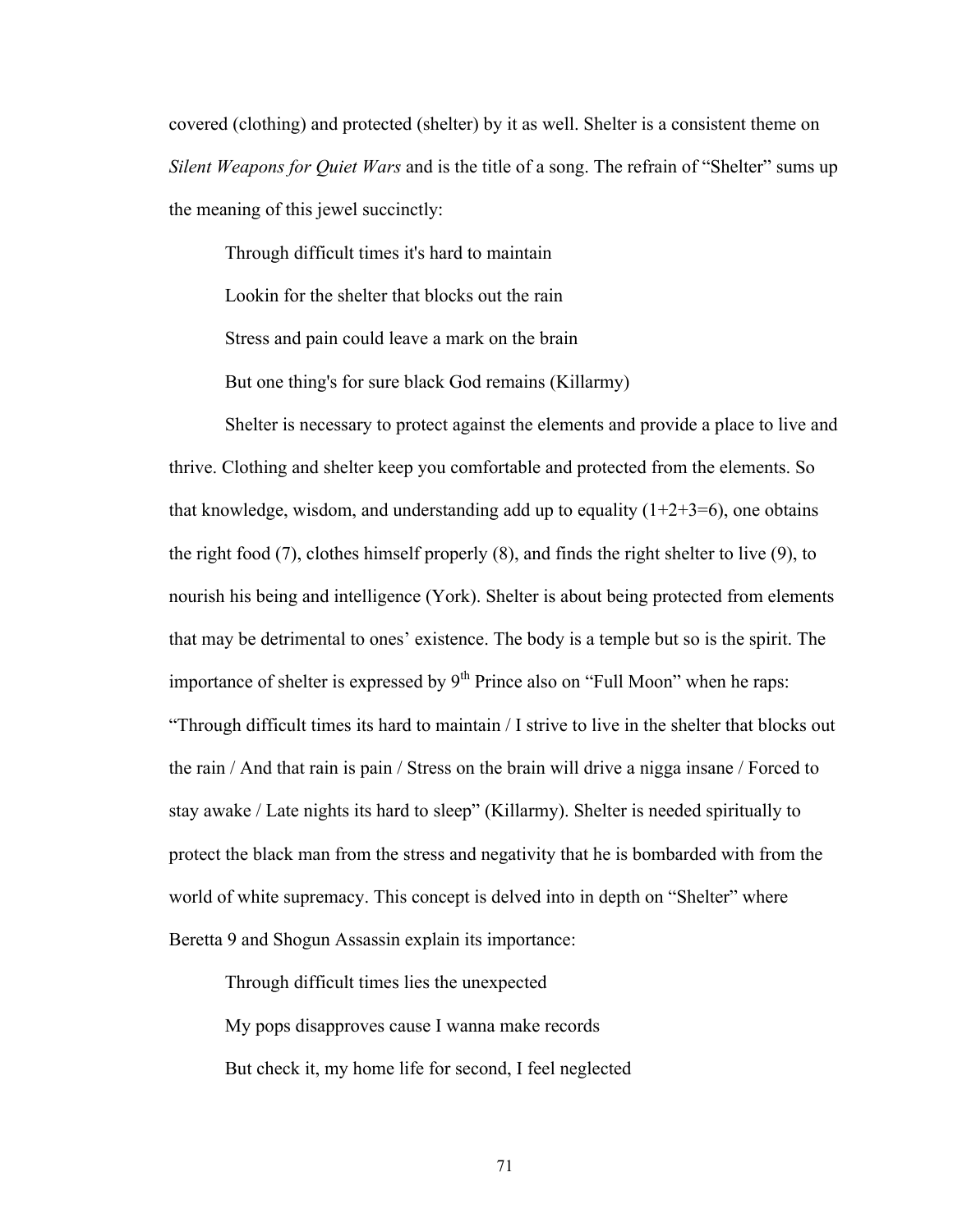covered (clothing) and protected (shelter) by it as well. Shelter is a consistent theme on *Silent Weapons for Quiet Wars* and is the title of a song. The refrain of "Shelter" sums up the meaning of this jewel succinctly:

> Through difficult times it's hard to maintain
>
> Lookin for the shelter that blocks out the rain
>
> Stress and pain could leave a mark on the brain
>
> But one thing's for sure black God remains (Killarmy)

Shelter is necessary to protect against the elements and provide a place to live and thrive. Clothing and shelter keep you comfortable and protected from the elements. So that knowledge, wisdom, and understanding add up to equality (1+2+3=6), one obtains the right food (7), clothes himself properly (8), and finds the right shelter to live (9), to nourish his being and intelligence (York). Shelter is about being protected from elements that may be detrimental to ones' existence. The body is a temple but so is the spirit. The importance of shelter is expressed by 9th Prince also on "Full Moon" when he raps: "Through difficult times its hard to maintain / I strive to live in the shelter that blocks out the rain / And that rain is pain / Stress on the brain will drive a nigga insane / Forced to stay awake / Late nights its hard to sleep" (Killarmy). Shelter is needed spiritually to protect the black man from the stress and negativity that he is bombarded with from the world of white supremacy. This concept is delved into in depth on "Shelter" where Beretta 9 and Shogun Assassin explain its importance:

> Through difficult times lies the unexpected
>
> My pops disapproves cause I wanna make records
>
> But check it, my home life for second, I feel neglected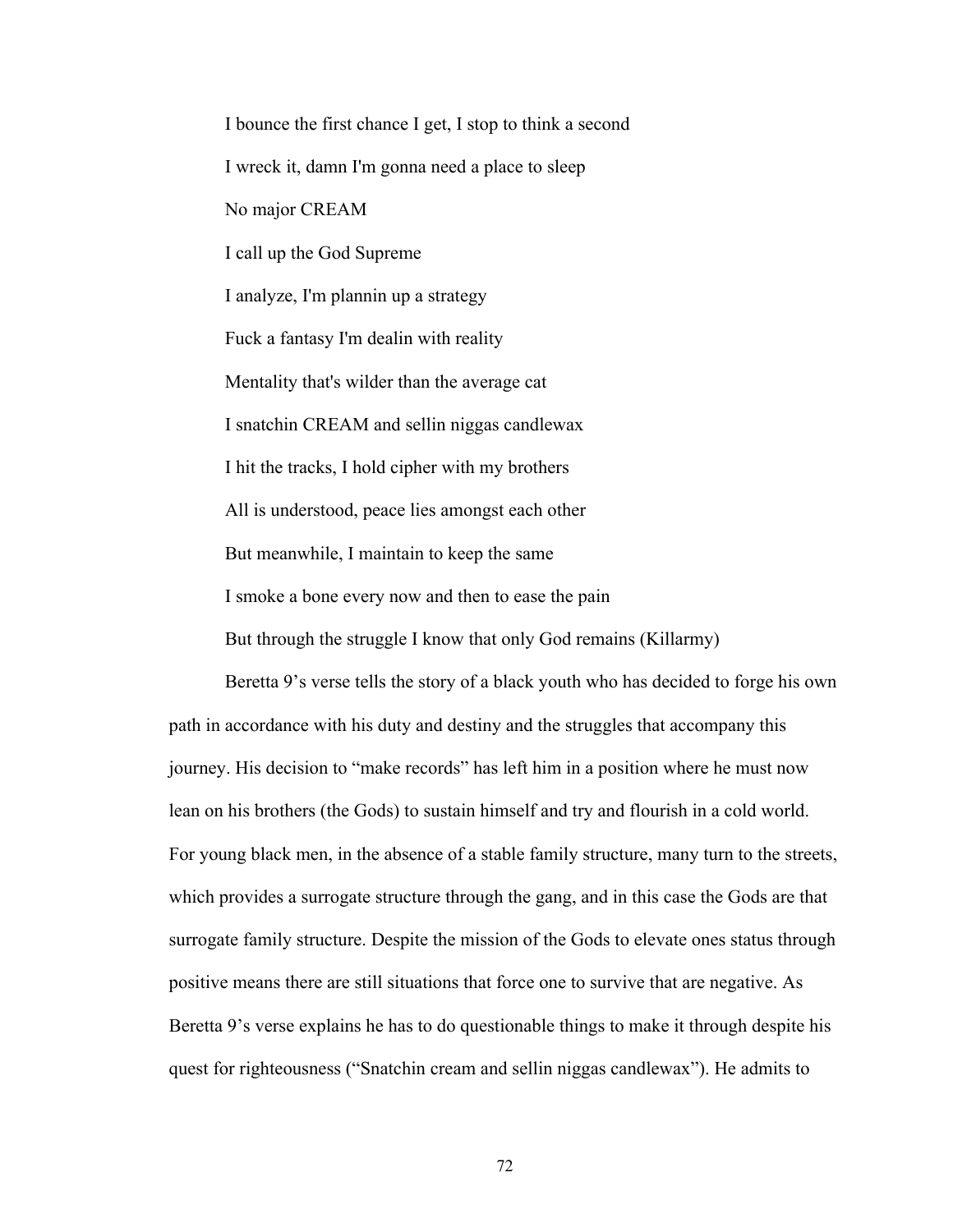I bounce the first chance I get, I stop to think a second

I wreck it, damn I'm gonna need a place to sleep

No major CREAM

I call up the God Supreme

I analyze, I'm plannin up a strategy

Fuck a fantasy I'm dealin with reality

Mentality that's wilder than the average cat

I snatchin CREAM and sellin niggas candlewax

I hit the tracks, I hold cipher with my brothers

All is understood, peace lies amongst each other

But meanwhile, I maintain to keep the same

I smoke a bone every now and then to ease the pain

But through the struggle I know that only God remains (Killarmy)

Beretta 9's verse tells the story of a black youth who has decided to forge his own path in accordance with his duty and destiny and the struggles that accompany this journey. His decision to "make records" has left him in a position where he must now lean on his brothers (the Gods) to sustain himself and try and flourish in a cold world. For young black men, in the absence of a stable family structure, many turn to the streets, which provides a surrogate structure through the gang, and in this case the Gods are that surrogate family structure. Despite the mission of the Gods to elevate ones status through positive means there are still situations that force one to survive that are negative. As Beretta 9's verse explains he has to do questionable things to make it through despite his quest for righteousness ("Snatchin cream and sellin niggas candlewax"). He admits to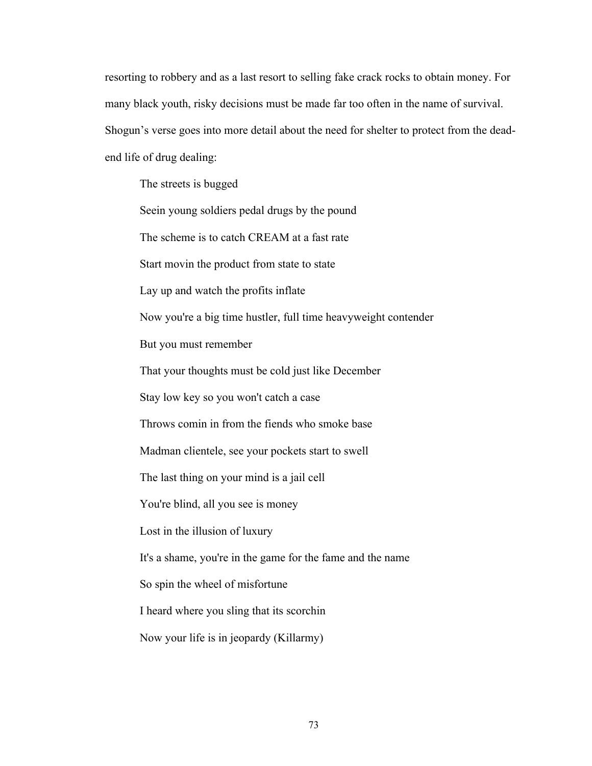resorting to robbery and as a last resort to selling fake crack rocks to obtain money. For many black youth, risky decisions must be made far too often in the name of survival. Shogun's verse goes into more detail about the need for shelter to protect from the dead-end life of drug dealing:

> The streets is bugged
>
> Seein young soldiers pedal drugs by the pound
>
> The scheme is to catch CREAM at a fast rate
>
> Start movin the product from state to state
>
> Lay up and watch the profits inflate
>
> Now you're a big time hustler, full time heavyweight contender
>
> But you must remember
>
> That your thoughts must be cold just like December
>
> Stay low key so you won't catch a case
>
> Throws comin in from the fiends who smoke base
>
> Madman clientele, see your pockets start to swell
>
> The last thing on your mind is a jail cell
>
> You're blind, all you see is money
>
> Lost in the illusion of luxury
>
> It's a shame, you're in the game for the fame and the name
>
> So spin the wheel of misfortune
>
> I heard where you sling that its scorchin
>
> Now your life is in jeopardy (Killarmy)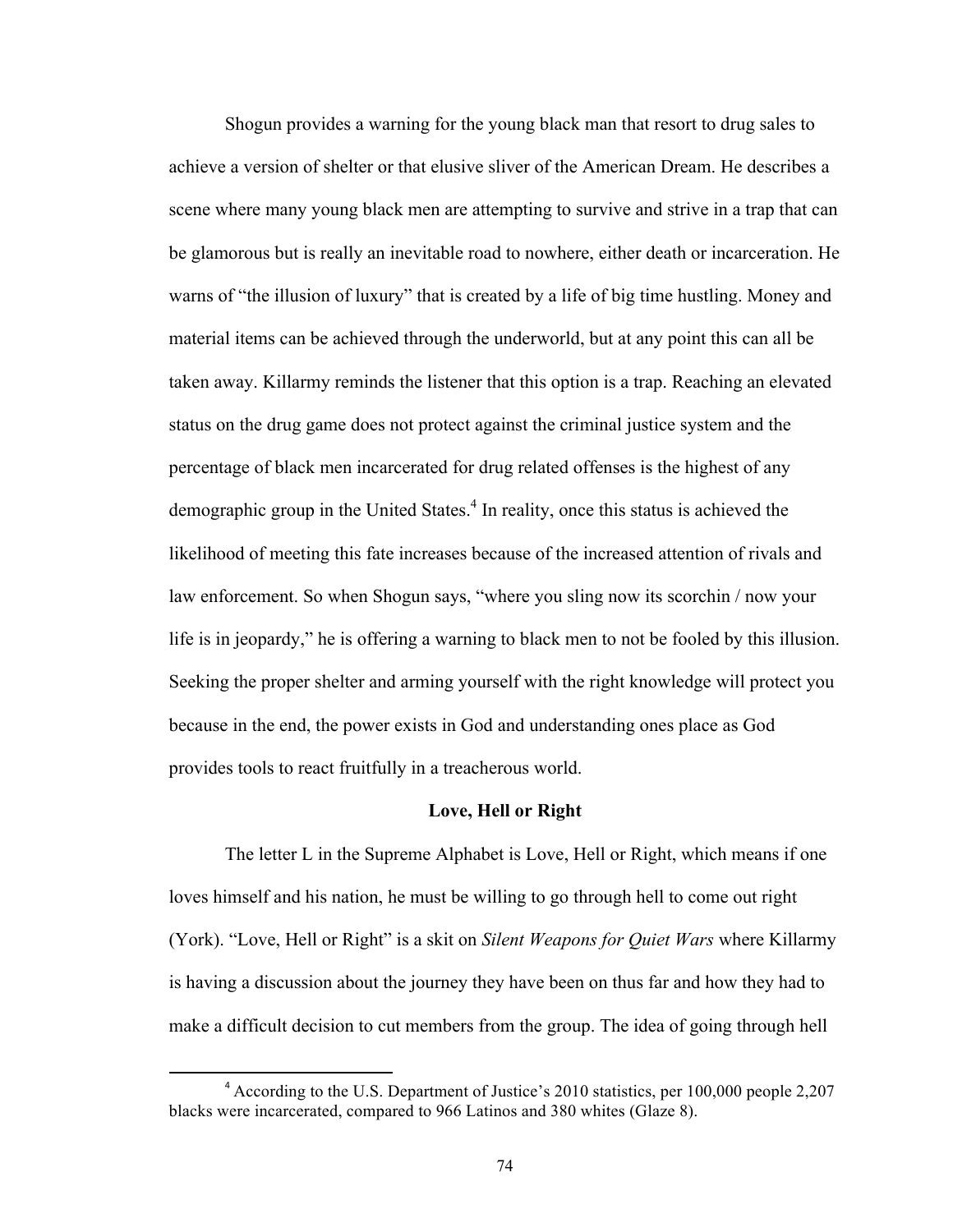Shogun provides a warning for the young black man that resort to drug sales to achieve a version of shelter or that elusive sliver of the American Dream. He describes a scene where many young black men are attempting to survive and strive in a trap that can be glamorous but is really an inevitable road to nowhere, either death or incarceration. He warns of "the illusion of luxury" that is created by a life of big time hustling. Money and material items can be achieved through the underworld, but at any point this can all be taken away. Killarmy reminds the listener that this option is a trap. Reaching an elevated status on the drug game does not protect against the criminal justice system and the percentage of black men incarcerated for drug related offenses is the highest of any demographic group in the United States.[4] In reality, once this status is achieved the likelihood of meeting this fate increases because of the increased attention of rivals and law enforcement. So when Shogun says, "where you sling now its scorchin / now your life is in jeopardy," he is offering a warning to black men to not be fooled by this illusion. Seeking the proper shelter and arming yourself with the right knowledge will protect you because in the end, the power exists in God and understanding ones place as God provides tools to react fruitfully in a treacherous world.

**Love, Hell or Right**

The letter L in the Supreme Alphabet is Love, Hell or Right, which means if one loves himself and his nation, he must be willing to go through hell to come out right (York). "Love, Hell or Right" is a skit on *Silent Weapons for Quiet Wars* where Killarmy is having a discussion about the journey they have been on thus far and how they had to make a difficult decision to cut members from the group. The idea of going through hell

[4] According to the U.S. Department of Justice's 2010 statistics, per 100,000 people 2,207 blacks were incarcerated, compared to 966 Latinos and 380 whites (Glaze 8).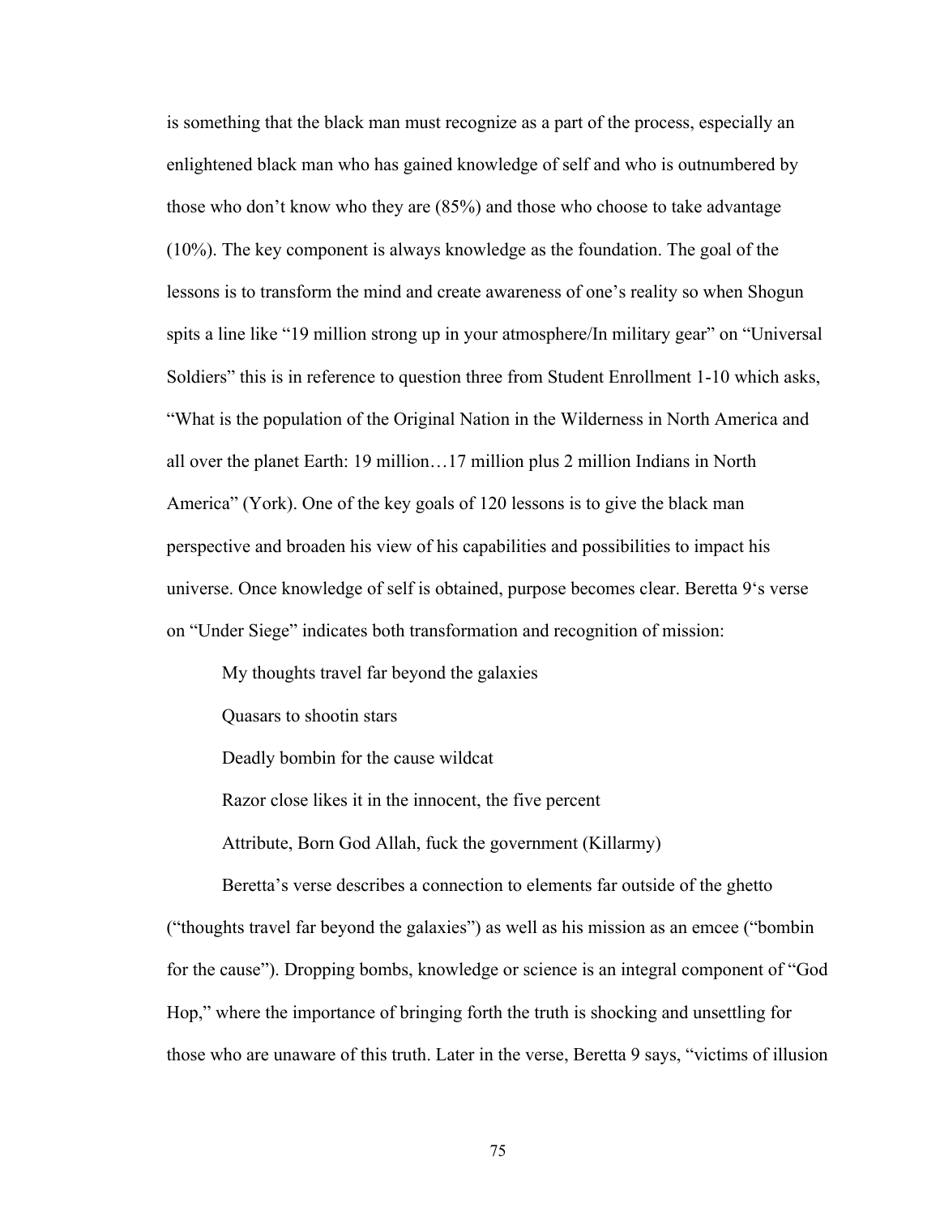is something that the black man must recognize as a part of the process, especially an enlightened black man who has gained knowledge of self and who is outnumbered by those who don't know who they are (85%) and those who choose to take advantage (10%). The key component is always knowledge as the foundation. The goal of the lessons is to transform the mind and create awareness of one's reality so when Shogun spits a line like "19 million strong up in your atmosphere/In military gear" on "Universal Soldiers" this is in reference to question three from Student Enrollment 1-10 which asks, "What is the population of the Original Nation in the Wilderness in North America and all over the planet Earth: 19 million…17 million plus 2 million Indians in North America" (York). One of the key goals of 120 lessons is to give the black man perspective and broaden his view of his capabilities and possibilities to impact his universe. Once knowledge of self is obtained, purpose becomes clear. Beretta 9's verse on "Under Siege" indicates both transformation and recognition of mission:

> My thoughts travel far beyond the galaxies
>
> Quasars to shootin stars
>
> Deadly bombin for the cause wildcat
>
> Razor close likes it in the innocent, the five percent
>
> Attribute, Born God Allah, fuck the government (Killarmy)

Beretta's verse describes a connection to elements far outside of the ghetto ("thoughts travel far beyond the galaxies") as well as his mission as an emcee ("bombin for the cause"). Dropping bombs, knowledge or science is an integral component of "God Hop," where the importance of bringing forth the truth is shocking and unsettling for those who are unaware of this truth. Later in the verse, Beretta 9 says, "victims of illusion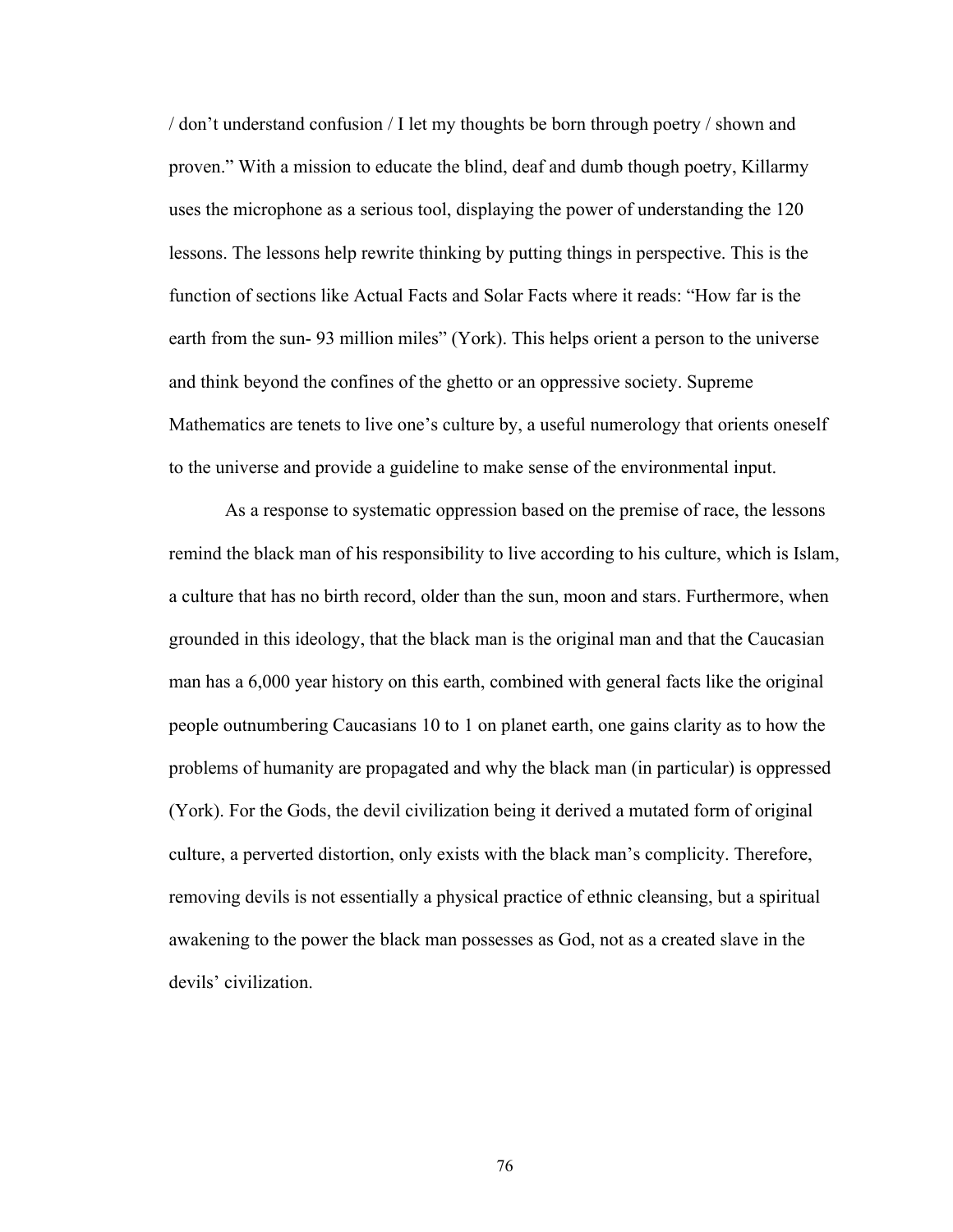/ don't understand confusion / I let my thoughts be born through poetry / shown and proven." With a mission to educate the blind, deaf and dumb though poetry, Killarmy uses the microphone as a serious tool, displaying the power of understanding the 120 lessons. The lessons help rewrite thinking by putting things in perspective. This is the function of sections like Actual Facts and Solar Facts where it reads: "How far is the earth from the sun- 93 million miles" (York). This helps orient a person to the universe and think beyond the confines of the ghetto or an oppressive society. Supreme Mathematics are tenets to live one's culture by, a useful numerology that orients oneself to the universe and provide a guideline to make sense of the environmental input.

As a response to systematic oppression based on the premise of race, the lessons remind the black man of his responsibility to live according to his culture, which is Islam, a culture that has no birth record, older than the sun, moon and stars. Furthermore, when grounded in this ideology, that the black man is the original man and that the Caucasian man has a 6,000 year history on this earth, combined with general facts like the original people outnumbering Caucasians 10 to 1 on planet earth, one gains clarity as to how the problems of humanity are propagated and why the black man (in particular) is oppressed (York). For the Gods, the devil civilization being it derived a mutated form of original culture, a perverted distortion, only exists with the black man's complicity. Therefore, removing devils is not essentially a physical practice of ethnic cleansing, but a spiritual awakening to the power the black man possesses as God, not as a created slave in the devils' civilization.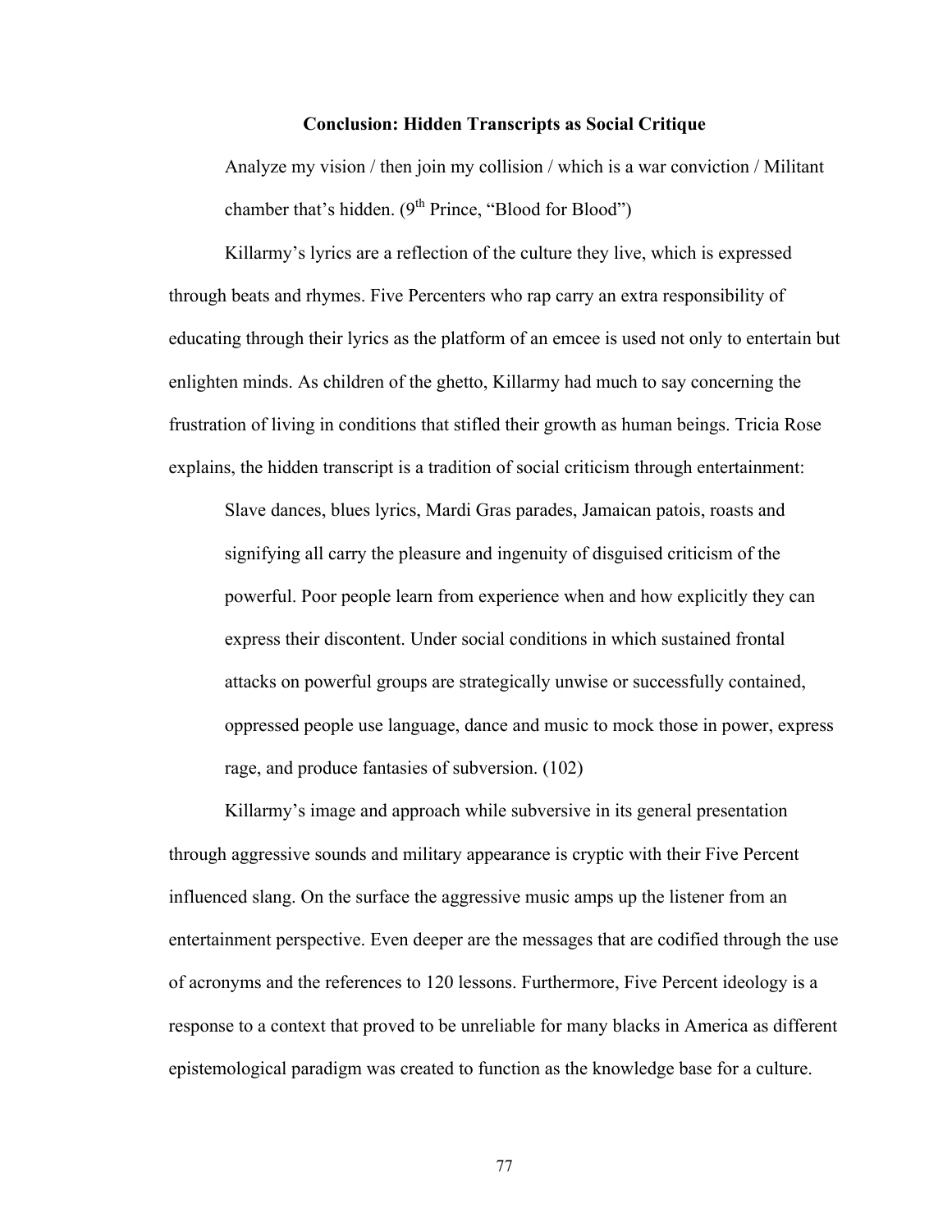## Conclusion: Hidden Transcripts as Social Critique

> Analyze my vision / then join my collision / which is a war conviction / Militant chamber that's hidden. (9th Prince, "Blood for Blood")

Killarmy's lyrics are a reflection of the culture they live, which is expressed through beats and rhymes. Five Percenters who rap carry an extra responsibility of educating through their lyrics as the platform of an emcee is used not only to entertain but enlighten minds. As children of the ghetto, Killarmy had much to say concerning the frustration of living in conditions that stifled their growth as human beings. Tricia Rose explains, the hidden transcript is a tradition of social criticism through entertainment:

> Slave dances, blues lyrics, Mardi Gras parades, Jamaican patois, roasts and signifying all carry the pleasure and ingenuity of disguised criticism of the powerful. Poor people learn from experience when and how explicitly they can express their discontent. Under social conditions in which sustained frontal attacks on powerful groups are strategically unwise or successfully contained, oppressed people use language, dance and music to mock those in power, express rage, and produce fantasies of subversion. (102)

Killarmy's image and approach while subversive in its general presentation through aggressive sounds and military appearance is cryptic with their Five Percent influenced slang. On the surface the aggressive music amps up the listener from an entertainment perspective. Even deeper are the messages that are codified through the use of acronyms and the references to 120 lessons. Furthermore, Five Percent ideology is a response to a context that proved to be unreliable for many blacks in America as different epistemological paradigm was created to function as the knowledge base for a culture.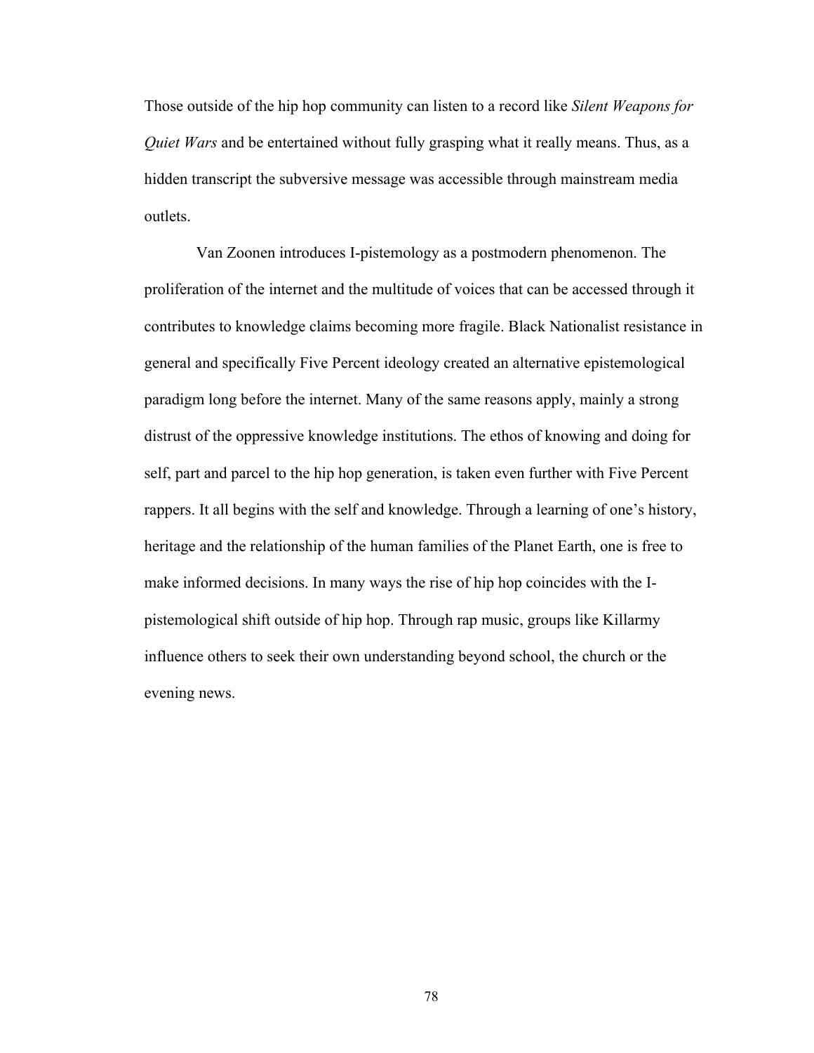Those outside of the hip hop community can listen to a record like *Silent Weapons for Quiet Wars* and be entertained without fully grasping what it really means. Thus, as a hidden transcript the subversive message was accessible through mainstream media outlets.

Van Zoonen introduces I-pistemology as a postmodern phenomenon. The proliferation of the internet and the multitude of voices that can be accessed through it contributes to knowledge claims becoming more fragile. Black Nationalist resistance in general and specifically Five Percent ideology created an alternative epistemological paradigm long before the internet. Many of the same reasons apply, mainly a strong distrust of the oppressive knowledge institutions. The ethos of knowing and doing for self, part and parcel to the hip hop generation, is taken even further with Five Percent rappers. It all begins with the self and knowledge. Through a learning of one's history, heritage and the relationship of the human families of the Planet Earth, one is free to make informed decisions. In many ways the rise of hip hop coincides with the I-pistemological shift outside of hip hop. Through rap music, groups like Killarmy influence others to seek their own understanding beyond school, the church or the evening news.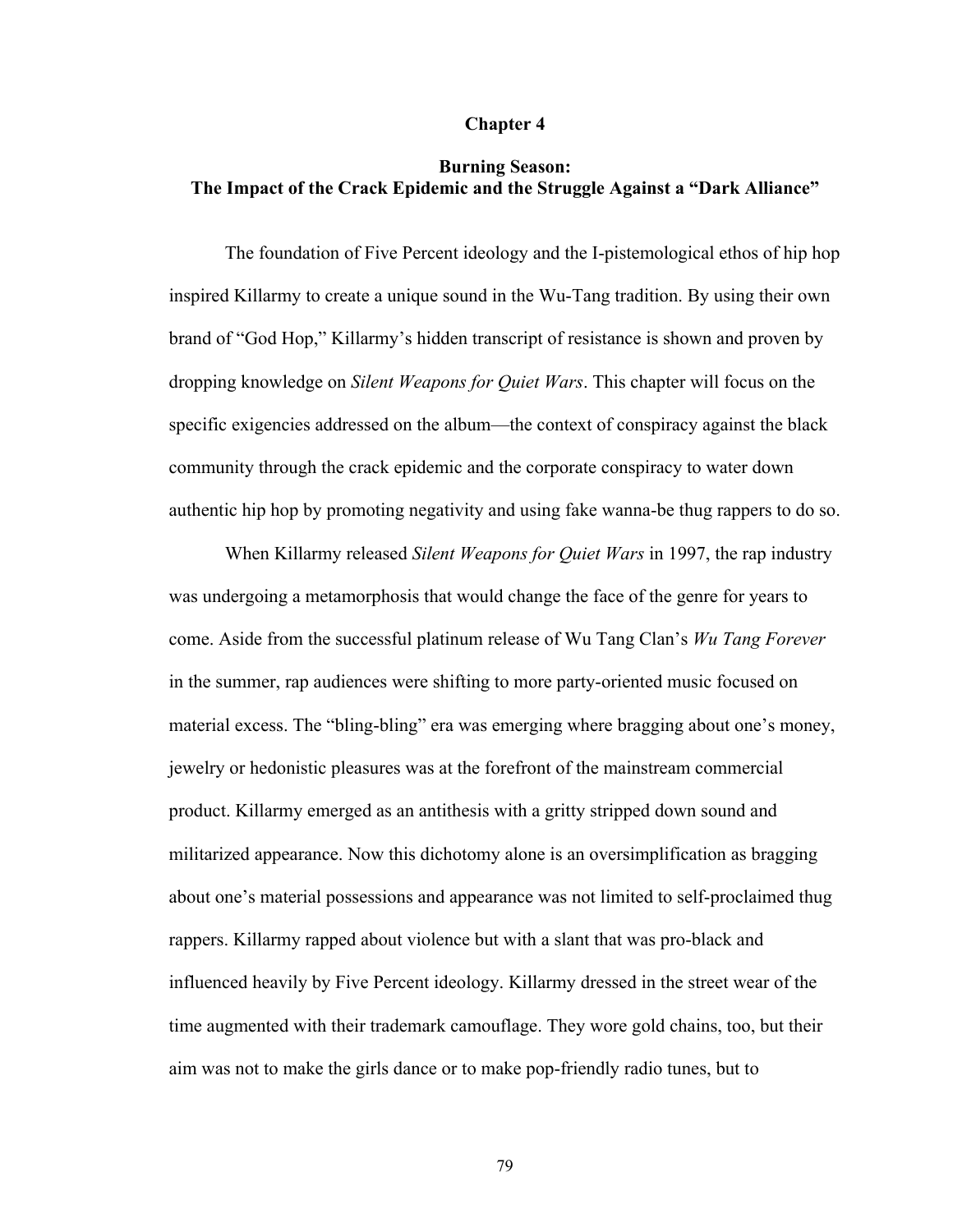# Chapter 4

## Burning Season: The Impact of the Crack Epidemic and the Struggle Against a "Dark Alliance"

The foundation of Five Percent ideology and the I-pistemological ethos of hip hop inspired Killarmy to create a unique sound in the Wu-Tang tradition. By using their own brand of "God Hop," Killarmy's hidden transcript of resistance is shown and proven by dropping knowledge on *Silent Weapons for Quiet Wars*. This chapter will focus on the specific exigencies addressed on the album—the context of conspiracy against the black community through the crack epidemic and the corporate conspiracy to water down authentic hip hop by promoting negativity and using fake wanna-be thug rappers to do so.

When Killarmy released *Silent Weapons for Quiet Wars* in 1997, the rap industry was undergoing a metamorphosis that would change the face of the genre for years to come. Aside from the successful platinum release of Wu Tang Clan's *Wu Tang Forever* in the summer, rap audiences were shifting to more party-oriented music focused on material excess. The "bling-bling" era was emerging where bragging about one's money, jewelry or hedonistic pleasures was at the forefront of the mainstream commercial product. Killarmy emerged as an antithesis with a gritty stripped down sound and militarized appearance. Now this dichotomy alone is an oversimplification as bragging about one's material possessions and appearance was not limited to self-proclaimed thug rappers. Killarmy rapped about violence but with a slant that was pro-black and influenced heavily by Five Percent ideology. Killarmy dressed in the street wear of the time augmented with their trademark camouflage. They wore gold chains, too, but their aim was not to make the girls dance or to make pop-friendly radio tunes, but to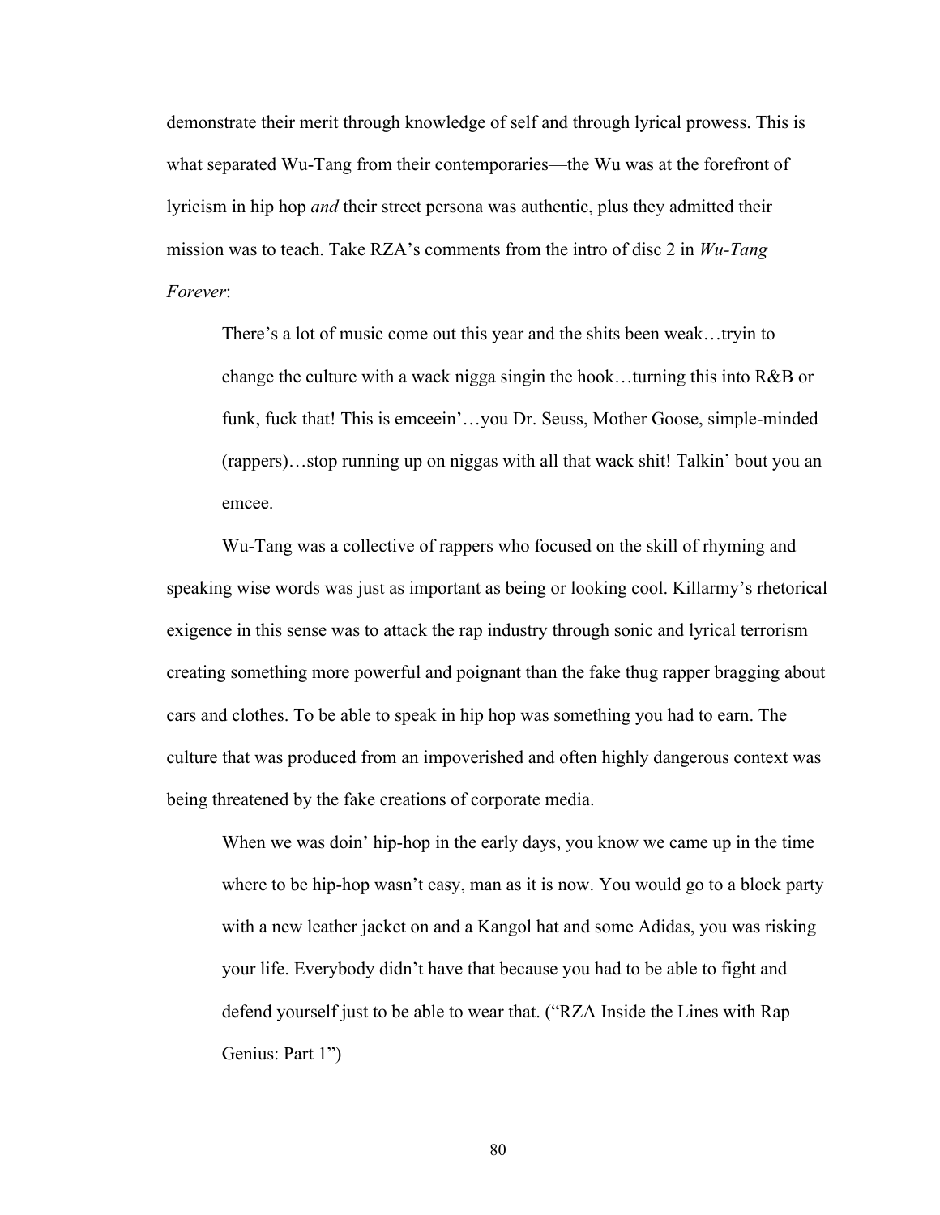demonstrate their merit through knowledge of self and through lyrical prowess. This is what separated Wu-Tang from their contemporaries—the Wu was at the forefront of lyricism in hip hop *and* their street persona was authentic, plus they admitted their mission was to teach. Take RZA's comments from the intro of disc 2 in *Wu-Tang Forever*:

> There's a lot of music come out this year and the shits been weak…tryin to change the culture with a wack nigga singin the hook…turning this into R&B or funk, fuck that! This is emceein'…you Dr. Seuss, Mother Goose, simple-minded (rappers)…stop running up on niggas with all that wack shit! Talkin' bout you an emcee.

Wu-Tang was a collective of rappers who focused on the skill of rhyming and speaking wise words was just as important as being or looking cool. Killarmy's rhetorical exigence in this sense was to attack the rap industry through sonic and lyrical terrorism creating something more powerful and poignant than the fake thug rapper bragging about cars and clothes. To be able to speak in hip hop was something you had to earn. The culture that was produced from an impoverished and often highly dangerous context was being threatened by the fake creations of corporate media.

> When we was doin' hip-hop in the early days, you know we came up in the time where to be hip-hop wasn't easy, man as it is now. You would go to a block party with a new leather jacket on and a Kangol hat and some Adidas, you was risking your life. Everybody didn't have that because you had to be able to fight and defend yourself just to be able to wear that. ("RZA Inside the Lines with Rap Genius: Part 1")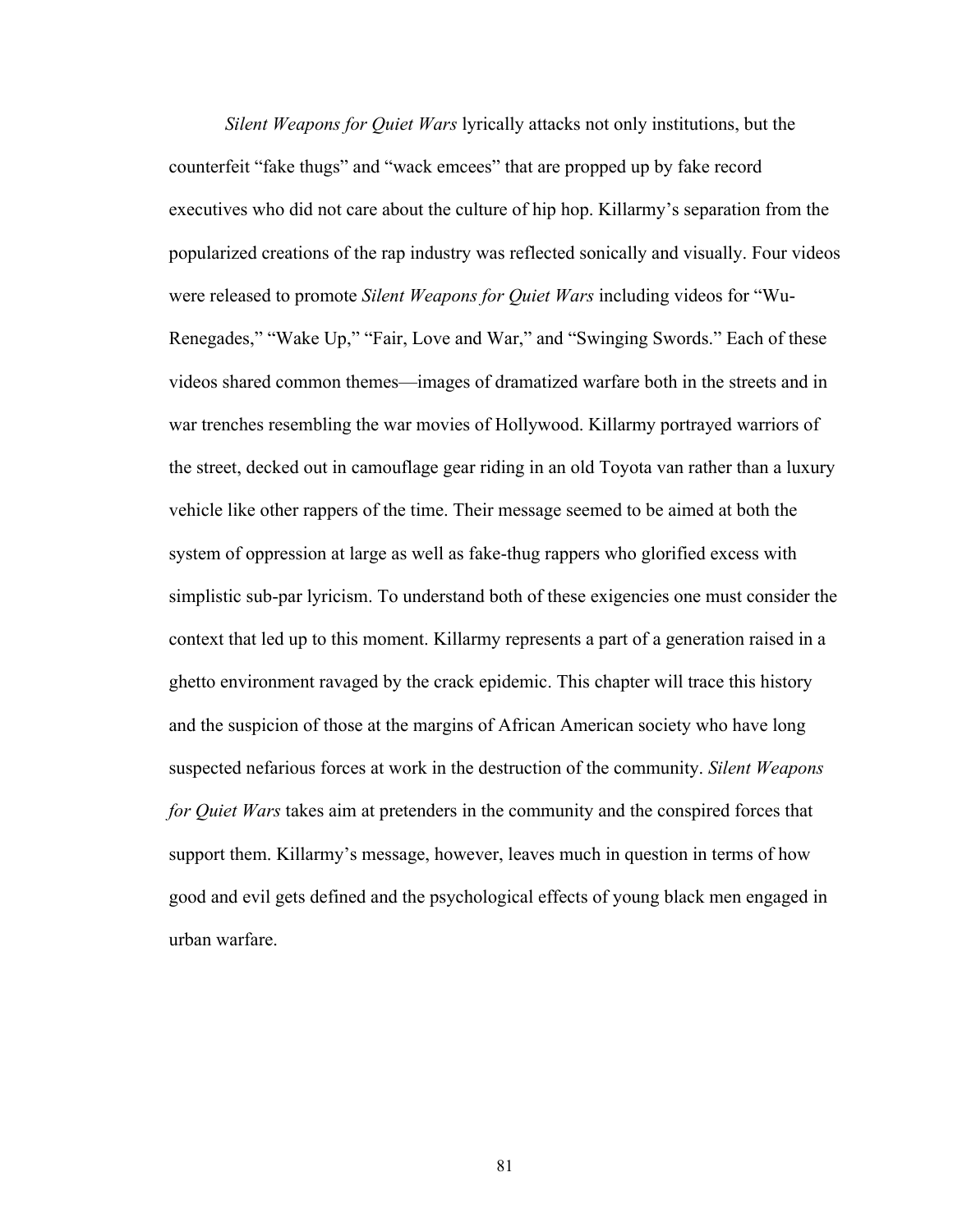*Silent Weapons for Quiet Wars* lyrically attacks not only institutions, but the counterfeit "fake thugs" and "wack emcees" that are propped up by fake record executives who did not care about the culture of hip hop. Killarmy's separation from the popularized creations of the rap industry was reflected sonically and visually. Four videos were released to promote *Silent Weapons for Quiet Wars* including videos for "Wu-Renegades," "Wake Up," "Fair, Love and War," and "Swinging Swords." Each of these videos shared common themes—images of dramatized warfare both in the streets and in war trenches resembling the war movies of Hollywood. Killarmy portrayed warriors of the street, decked out in camouflage gear riding in an old Toyota van rather than a luxury vehicle like other rappers of the time. Their message seemed to be aimed at both the system of oppression at large as well as fake-thug rappers who glorified excess with simplistic sub-par lyricism. To understand both of these exigencies one must consider the context that led up to this moment. Killarmy represents a part of a generation raised in a ghetto environment ravaged by the crack epidemic. This chapter will trace this history and the suspicion of those at the margins of African American society who have long suspected nefarious forces at work in the destruction of the community. *Silent Weapons for Quiet Wars* takes aim at pretenders in the community and the conspired forces that support them. Killarmy's message, however, leaves much in question in terms of how good and evil gets defined and the psychological effects of young black men engaged in urban warfare.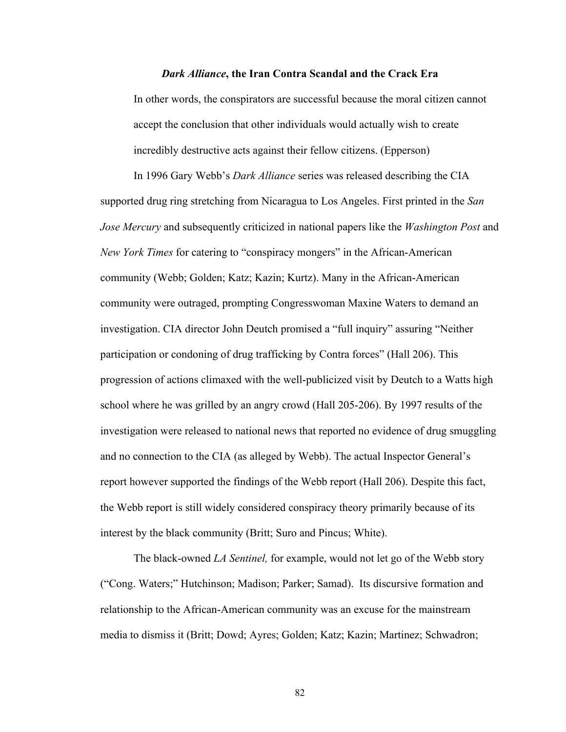### *Dark Alliance*, the Iran Contra Scandal and the Crack Era

> In other words, the conspirators are successful because the moral citizen cannot accept the conclusion that other individuals would actually wish to create incredibly destructive acts against their fellow citizens. (Epperson)

In 1996 Gary Webb's *Dark Alliance* series was released describing the CIA supported drug ring stretching from Nicaragua to Los Angeles. First printed in the *San Jose Mercury* and subsequently criticized in national papers like the *Washington Post* and *New York Times* for catering to "conspiracy mongers" in the African-American community (Webb; Golden; Katz; Kazin; Kurtz). Many in the African-American community were outraged, prompting Congresswoman Maxine Waters to demand an investigation. CIA director John Deutch promised a "full inquiry" assuring "Neither participation or condoning of drug trafficking by Contra forces" (Hall 206). This progression of actions climaxed with the well-publicized visit by Deutch to a Watts high school where he was grilled by an angry crowd (Hall 205-206). By 1997 results of the investigation were released to national news that reported no evidence of drug smuggling and no connection to the CIA (as alleged by Webb). The actual Inspector General's report however supported the findings of the Webb report (Hall 206). Despite this fact, the Webb report is still widely considered conspiracy theory primarily because of its interest by the black community (Britt; Suro and Pincus; White).

The black-owned *LA Sentinel,* for example, would not let go of the Webb story ("Cong. Waters;" Hutchinson; Madison; Parker; Samad). Its discursive formation and relationship to the African-American community was an excuse for the mainstream media to dismiss it (Britt; Dowd; Ayres; Golden; Katz; Kazin; Martinez; Schwadron;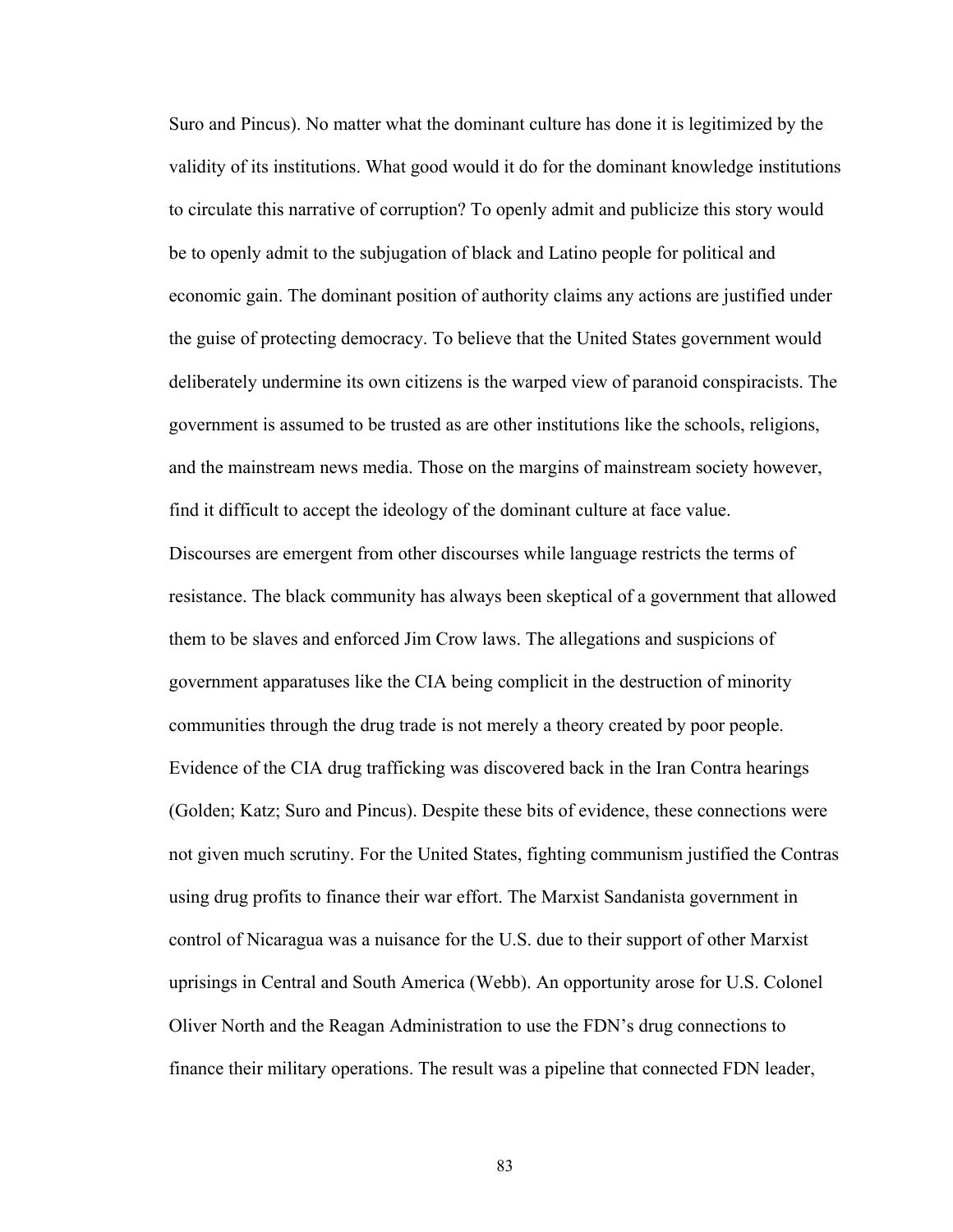Suro and Pincus). No matter what the dominant culture has done it is legitimized by the validity of its institutions. What good would it do for the dominant knowledge institutions to circulate this narrative of corruption? To openly admit and publicize this story would be to openly admit to the subjugation of black and Latino people for political and economic gain. The dominant position of authority claims any actions are justified under the guise of protecting democracy. To believe that the United States government would deliberately undermine its own citizens is the warped view of paranoid conspiracists. The government is assumed to be trusted as are other institutions like the schools, religions, and the mainstream news media. Those on the margins of mainstream society however, find it difficult to accept the ideology of the dominant culture at face value.

Discourses are emergent from other discourses while language restricts the terms of resistance. The black community has always been skeptical of a government that allowed them to be slaves and enforced Jim Crow laws. The allegations and suspicions of government apparatuses like the CIA being complicit in the destruction of minority communities through the drug trade is not merely a theory created by poor people. Evidence of the CIA drug trafficking was discovered back in the Iran Contra hearings (Golden; Katz; Suro and Pincus). Despite these bits of evidence, these connections were not given much scrutiny. For the United States, fighting communism justified the Contras using drug profits to finance their war effort. The Marxist Sandanista government in control of Nicaragua was a nuisance for the U.S. due to their support of other Marxist uprisings in Central and South America (Webb). An opportunity arose for U.S. Colonel Oliver North and the Reagan Administration to use the FDN's drug connections to finance their military operations. The result was a pipeline that connected FDN leader,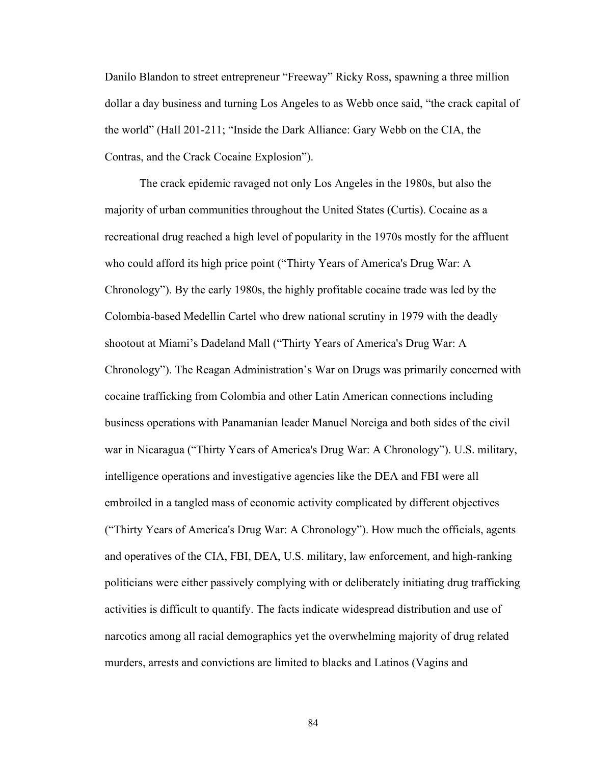Danilo Blandon to street entrepreneur "Freeway" Ricky Ross, spawning a three million dollar a day business and turning Los Angeles to as Webb once said, "the crack capital of the world" (Hall 201-211; "Inside the Dark Alliance: Gary Webb on the CIA, the Contras, and the Crack Cocaine Explosion").

The crack epidemic ravaged not only Los Angeles in the 1980s, but also the majority of urban communities throughout the United States (Curtis). Cocaine as a recreational drug reached a high level of popularity in the 1970s mostly for the affluent who could afford its high price point ("Thirty Years of America's Drug War: A Chronology"). By the early 1980s, the highly profitable cocaine trade was led by the Colombia-based Medellin Cartel who drew national scrutiny in 1979 with the deadly shootout at Miami's Dadeland Mall ("Thirty Years of America's Drug War: A Chronology"). The Reagan Administration's War on Drugs was primarily concerned with cocaine trafficking from Colombia and other Latin American connections including business operations with Panamanian leader Manuel Noreiga and both sides of the civil war in Nicaragua ("Thirty Years of America's Drug War: A Chronology"). U.S. military, intelligence operations and investigative agencies like the DEA and FBI were all embroiled in a tangled mass of economic activity complicated by different objectives ("Thirty Years of America's Drug War: A Chronology"). How much the officials, agents and operatives of the CIA, FBI, DEA, U.S. military, law enforcement, and high-ranking politicians were either passively complying with or deliberately initiating drug trafficking activities is difficult to quantify. The facts indicate widespread distribution and use of narcotics among all racial demographics yet the overwhelming majority of drug related murders, arrests and convictions are limited to blacks and Latinos (Vagins and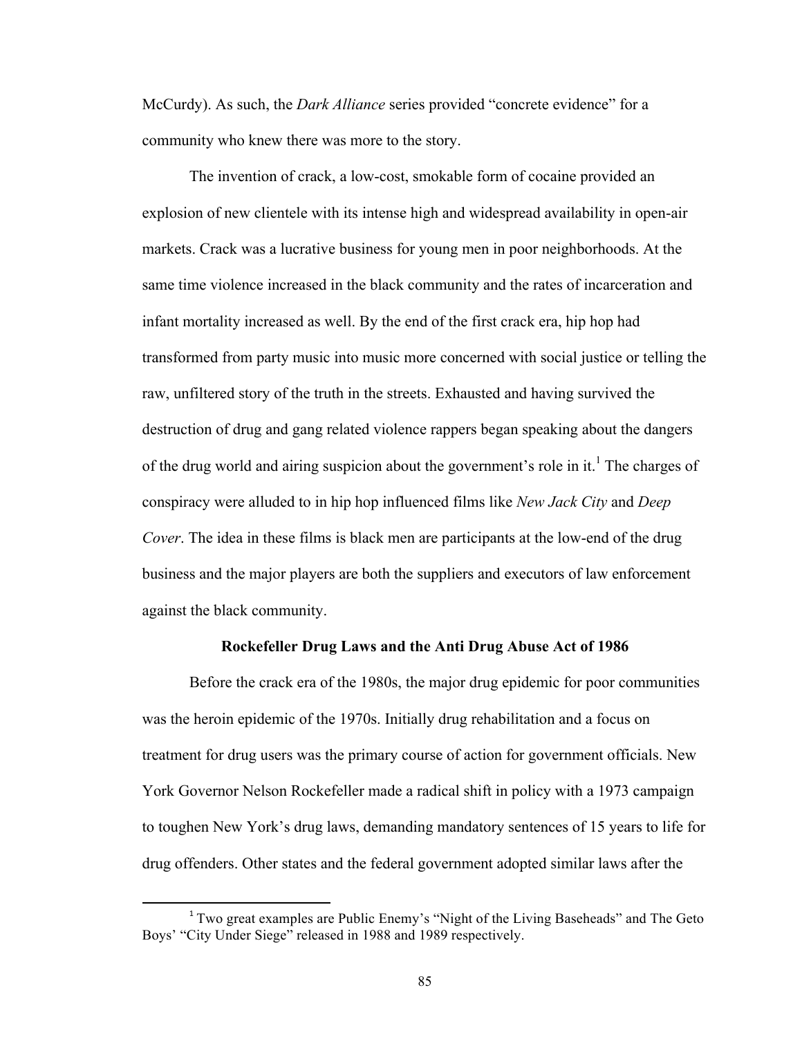McCurdy). As such, the *Dark Alliance* series provided "concrete evidence" for a community who knew there was more to the story.

The invention of crack, a low-cost, smokable form of cocaine provided an explosion of new clientele with its intense high and widespread availability in open-air markets. Crack was a lucrative business for young men in poor neighborhoods. At the same time violence increased in the black community and the rates of incarceration and infant mortality increased as well. By the end of the first crack era, hip hop had transformed from party music into music more concerned with social justice or telling the raw, unfiltered story of the truth in the streets. Exhausted and having survived the destruction of drug and gang related violence rappers began speaking about the dangers of the drug world and airing suspicion about the government's role in it.[1] The charges of conspiracy were alluded to in hip hop influenced films like *New Jack City* and *Deep Cover*. The idea in these films is black men are participants at the low-end of the drug business and the major players are both the suppliers and executors of law enforcement against the black community.

## Rockefeller Drug Laws and the Anti Drug Abuse Act of 1986

Before the crack era of the 1980s, the major drug epidemic for poor communities was the heroin epidemic of the 1970s. Initially drug rehabilitation and a focus on treatment for drug users was the primary course of action for government officials. New York Governor Nelson Rockefeller made a radical shift in policy with a 1973 campaign to toughen New York's drug laws, demanding mandatory sentences of 15 years to life for drug offenders. Other states and the federal government adopted similar laws after the

[1] Two great examples are Public Enemy's "Night of the Living Baseheads" and The Geto Boys' "City Under Siege" released in 1988 and 1989 respectively.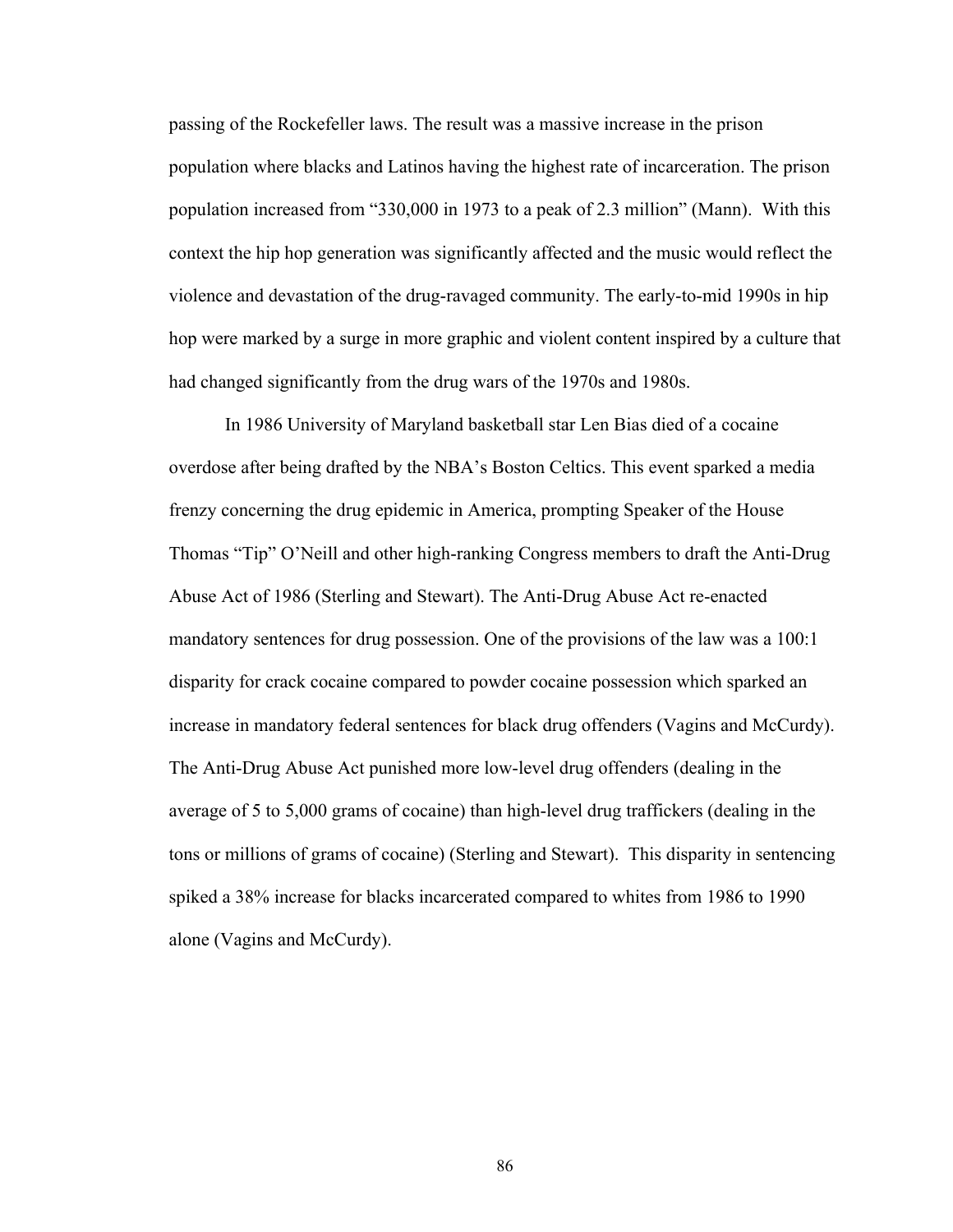passing of the Rockefeller laws. The result was a massive increase in the prison population where blacks and Latinos having the highest rate of incarceration. The prison population increased from "330,000 in 1973 to a peak of 2.3 million" (Mann). With this context the hip hop generation was significantly affected and the music would reflect the violence and devastation of the drug-ravaged community. The early-to-mid 1990s in hip hop were marked by a surge in more graphic and violent content inspired by a culture that had changed significantly from the drug wars of the 1970s and 1980s.

In 1986 University of Maryland basketball star Len Bias died of a cocaine overdose after being drafted by the NBA's Boston Celtics. This event sparked a media frenzy concerning the drug epidemic in America, prompting Speaker of the House Thomas "Tip" O'Neill and other high-ranking Congress members to draft the Anti-Drug Abuse Act of 1986 (Sterling and Stewart). The Anti-Drug Abuse Act re-enacted mandatory sentences for drug possession. One of the provisions of the law was a 100:1 disparity for crack cocaine compared to powder cocaine possession which sparked an increase in mandatory federal sentences for black drug offenders (Vagins and McCurdy). The Anti-Drug Abuse Act punished more low-level drug offenders (dealing in the average of 5 to 5,000 grams of cocaine) than high-level drug traffickers (dealing in the tons or millions of grams of cocaine) (Sterling and Stewart). This disparity in sentencing spiked a 38% increase for blacks incarcerated compared to whites from 1986 to 1990 alone (Vagins and McCurdy).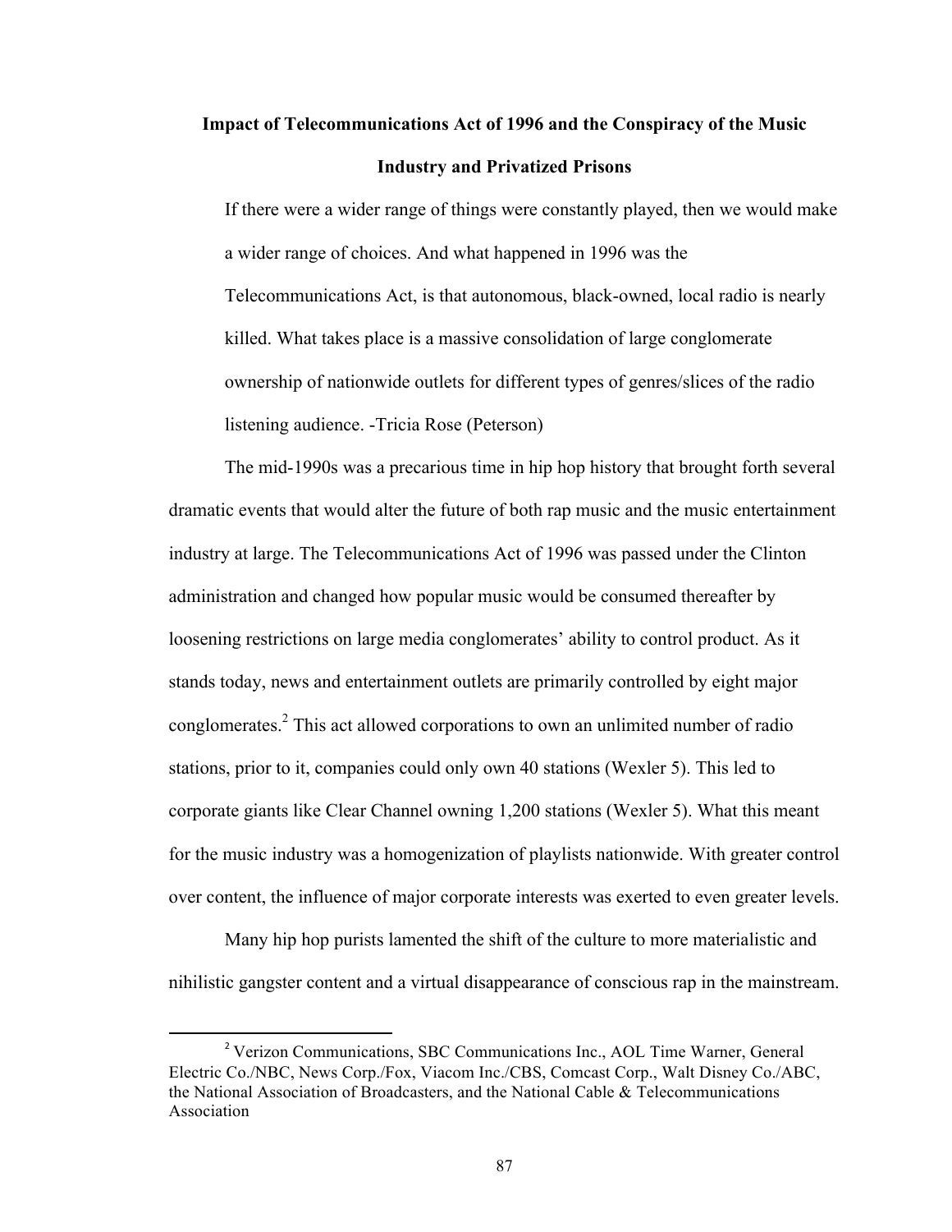## Impact of Telecommunications Act of 1996 and the Conspiracy of the Music Industry and Privatized Prisons

> If there were a wider range of things were constantly played, then we would make a wider range of choices. And what happened in 1996 was the Telecommunications Act, is that autonomous, black-owned, local radio is nearly killed. What takes place is a massive consolidation of large conglomerate ownership of nationwide outlets for different types of genres/slices of the radio listening audience. -Tricia Rose (Peterson)

The mid-1990s was a precarious time in hip hop history that brought forth several dramatic events that would alter the future of both rap music and the music entertainment industry at large. The Telecommunications Act of 1996 was passed under the Clinton administration and changed how popular music would be consumed thereafter by loosening restrictions on large media conglomerates' ability to control product. As it stands today, news and entertainment outlets are primarily controlled by eight major conglomerates.[2] This act allowed corporations to own an unlimited number of radio stations, prior to it, companies could only own 40 stations (Wexler 5). This led to corporate giants like Clear Channel owning 1,200 stations (Wexler 5). What this meant for the music industry was a homogenization of playlists nationwide. With greater control over content, the influence of major corporate interests was exerted to even greater levels.

Many hip hop purists lamented the shift of the culture to more materialistic and nihilistic gangster content and a virtual disappearance of conscious rap in the mainstream.

[2] Verizon Communications, SBC Communications Inc., AOL Time Warner, General Electric Co./NBC, News Corp./Fox, Viacom Inc./CBS, Comcast Corp., Walt Disney Co./ABC, the National Association of Broadcasters, and the National Cable & Telecommunications Association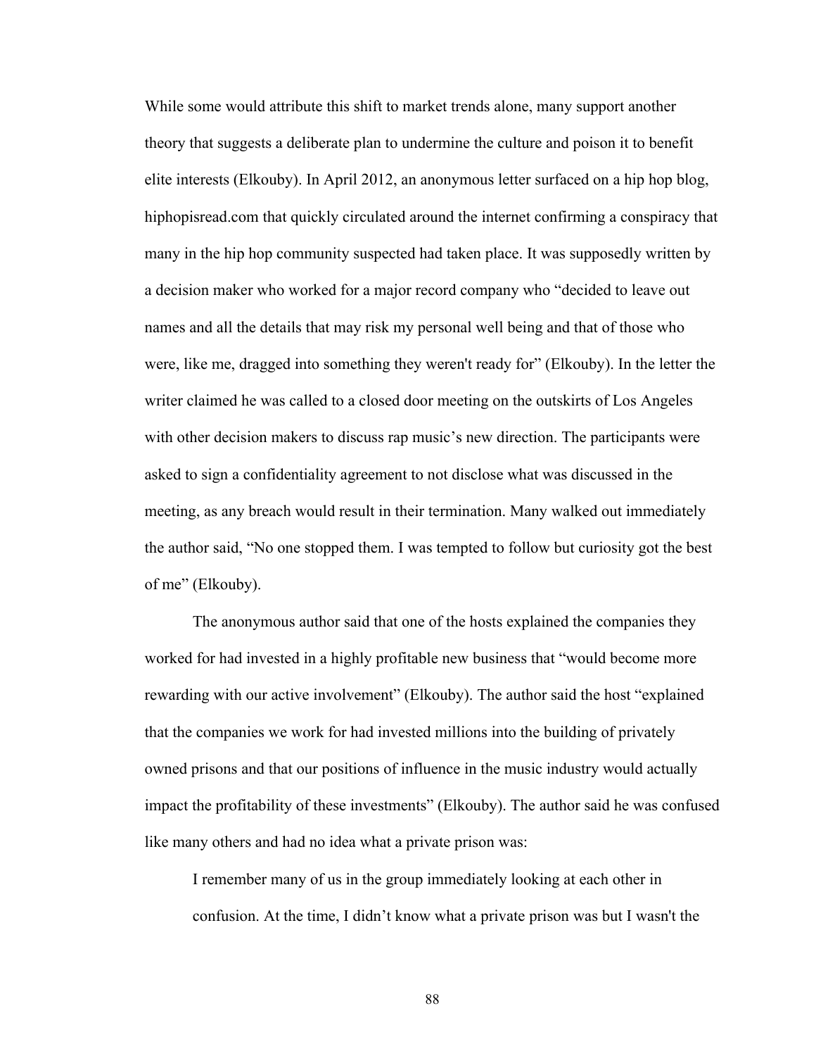While some would attribute this shift to market trends alone, many support another theory that suggests a deliberate plan to undermine the culture and poison it to benefit elite interests (Elkouby). In April 2012, an anonymous letter surfaced on a hip hop blog, hiphopisread.com that quickly circulated around the internet confirming a conspiracy that many in the hip hop community suspected had taken place. It was supposedly written by a decision maker who worked for a major record company who "decided to leave out names and all the details that may risk my personal well being and that of those who were, like me, dragged into something they weren't ready for" (Elkouby). In the letter the writer claimed he was called to a closed door meeting on the outskirts of Los Angeles with other decision makers to discuss rap music's new direction. The participants were asked to sign a confidentiality agreement to not disclose what was discussed in the meeting, as any breach would result in their termination. Many walked out immediately the author said, "No one stopped them. I was tempted to follow but curiosity got the best of me" (Elkouby).

The anonymous author said that one of the hosts explained the companies they worked for had invested in a highly profitable new business that "would become more rewarding with our active involvement" (Elkouby). The author said the host "explained that the companies we work for had invested millions into the building of privately owned prisons and that our positions of influence in the music industry would actually impact the profitability of these investments" (Elkouby). The author said he was confused like many others and had no idea what a private prison was:

> I remember many of us in the group immediately looking at each other in confusion. At the time, I didn't know what a private prison was but I wasn't the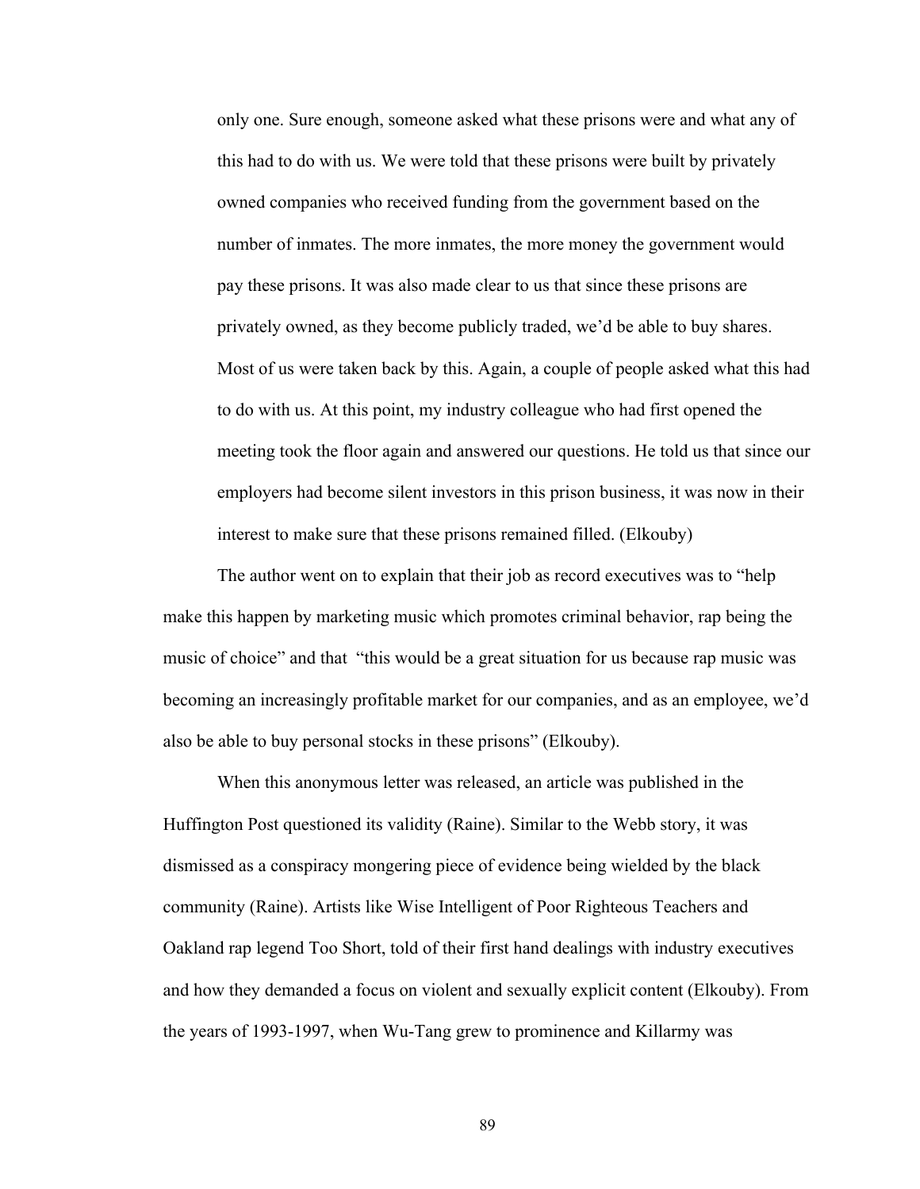> only one. Sure enough, someone asked what these prisons were and what any of this had to do with us. We were told that these prisons were built by privately owned companies who received funding from the government based on the number of inmates. The more inmates, the more money the government would pay these prisons. It was also made clear to us that since these prisons are privately owned, as they become publicly traded, we'd be able to buy shares. Most of us were taken back by this. Again, a couple of people asked what this had to do with us. At this point, my industry colleague who had first opened the meeting took the floor again and answered our questions. He told us that since our employers had become silent investors in this prison business, it was now in their interest to make sure that these prisons remained filled. (Elkouby)

The author went on to explain that their job as record executives was to "help make this happen by marketing music which promotes criminal behavior, rap being the music of choice" and that "this would be a great situation for us because rap music was becoming an increasingly profitable market for our companies, and as an employee, we'd also be able to buy personal stocks in these prisons" (Elkouby).

When this anonymous letter was released, an article was published in the Huffington Post questioned its validity (Raine). Similar to the Webb story, it was dismissed as a conspiracy mongering piece of evidence being wielded by the black community (Raine). Artists like Wise Intelligent of Poor Righteous Teachers and Oakland rap legend Too Short, told of their first hand dealings with industry executives and how they demanded a focus on violent and sexually explicit content (Elkouby). From the years of 1993-1997, when Wu-Tang grew to prominence and Killarmy was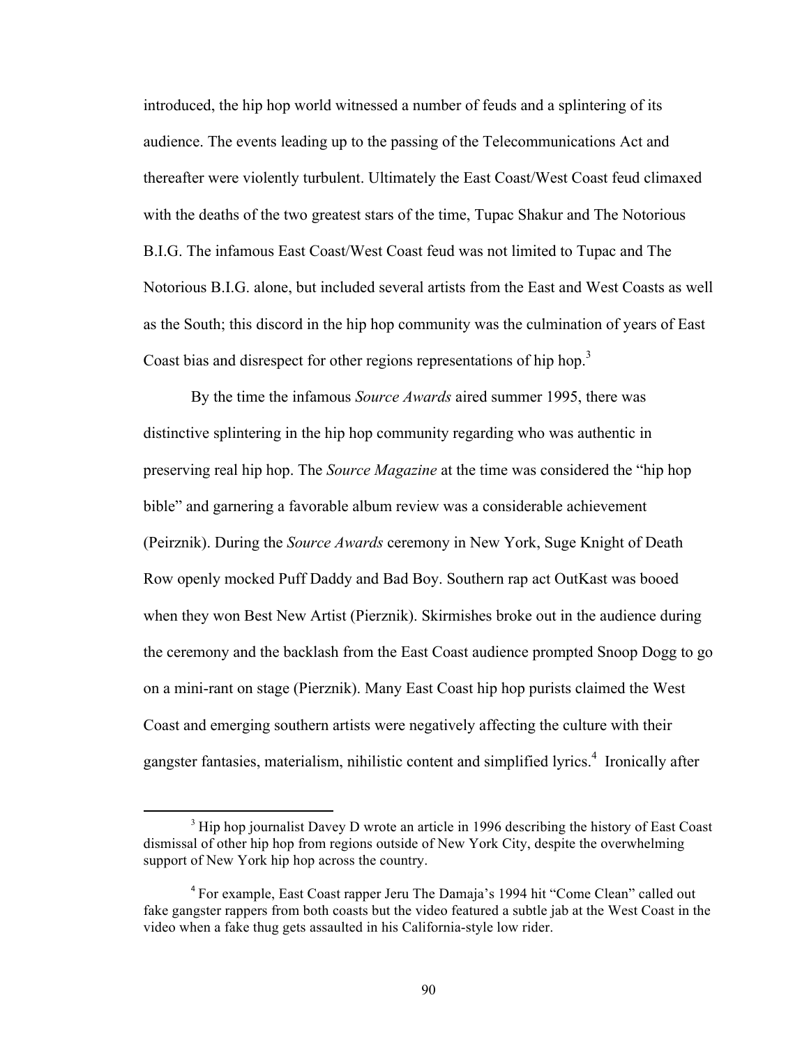introduced, the hip hop world witnessed a number of feuds and a splintering of its audience. The events leading up to the passing of the Telecommunications Act and thereafter were violently turbulent. Ultimately the East Coast/West Coast feud climaxed with the deaths of the two greatest stars of the time, Tupac Shakur and The Notorious B.I.G. The infamous East Coast/West Coast feud was not limited to Tupac and The Notorious B.I.G. alone, but included several artists from the East and West Coasts as well as the South; this discord in the hip hop community was the culmination of years of East Coast bias and disrespect for other regions representations of hip hop.[3]

By the time the infamous *Source Awards* aired summer 1995, there was distinctive splintering in the hip hop community regarding who was authentic in preserving real hip hop. The *Source Magazine* at the time was considered the "hip hop bible" and garnering a favorable album review was a considerable achievement (Peirznik). During the *Source Awards* ceremony in New York, Suge Knight of Death Row openly mocked Puff Daddy and Bad Boy. Southern rap act OutKast was booed when they won Best New Artist (Pierznik). Skirmishes broke out in the audience during the ceremony and the backlash from the East Coast audience prompted Snoop Dogg to go on a mini-rant on stage (Pierznik). Many East Coast hip hop purists claimed the West Coast and emerging southern artists were negatively affecting the culture with their gangster fantasies, materialism, nihilistic content and simplified lyrics.[4] Ironically after

[3] Hip hop journalist Davey D wrote an article in 1996 describing the history of East Coast dismissal of other hip hop from regions outside of New York City, despite the overwhelming support of New York hip hop across the country.

[4] For example, East Coast rapper Jeru The Damaja's 1994 hit "Come Clean" called out fake gangster rappers from both coasts but the video featured a subtle jab at the West Coast in the video when a fake thug gets assaulted in his California-style low rider.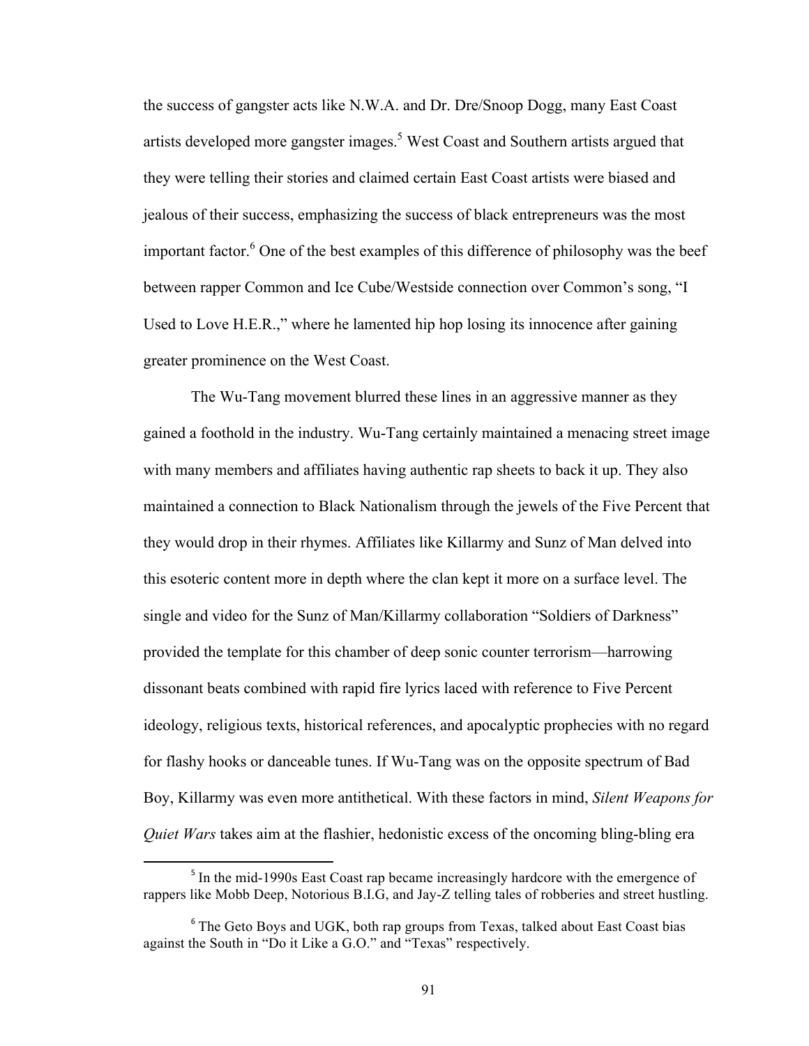the success of gangster acts like N.W.A. and Dr. Dre/Snoop Dogg, many East Coast artists developed more gangster images.[5] West Coast and Southern artists argued that they were telling their stories and claimed certain East Coast artists were biased and jealous of their success, emphasizing the success of black entrepreneurs was the most important factor.[6] One of the best examples of this difference of philosophy was the beef between rapper Common and Ice Cube/Westside connection over Common's song, "I Used to Love H.E.R.," where he lamented hip hop losing its innocence after gaining greater prominence on the West Coast.

The Wu-Tang movement blurred these lines in an aggressive manner as they gained a foothold in the industry. Wu-Tang certainly maintained a menacing street image with many members and affiliates having authentic rap sheets to back it up. They also maintained a connection to Black Nationalism through the jewels of the Five Percent that they would drop in their rhymes. Affiliates like Killarmy and Sunz of Man delved into this esoteric content more in depth where the clan kept it more on a surface level. The single and video for the Sunz of Man/Killarmy collaboration "Soldiers of Darkness" provided the template for this chamber of deep sonic counter terrorism—harrowing dissonant beats combined with rapid fire lyrics laced with reference to Five Percent ideology, religious texts, historical references, and apocalyptic prophecies with no regard for flashy hooks or danceable tunes. If Wu-Tang was on the opposite spectrum of Bad Boy, Killarmy was even more antithetical. With these factors in mind, *Silent Weapons for Quiet Wars* takes aim at the flashier, hedonistic excess of the oncoming bling-bling era

---

[5] In the mid-1990s East Coast rap became increasingly hardcore with the emergence of rappers like Mobb Deep, Notorious B.I.G, and Jay-Z telling tales of robberies and street hustling.

[6] The Geto Boys and UGK, both rap groups from Texas, talked about East Coast bias against the South in "Do it Like a G.O." and "Texas" respectively.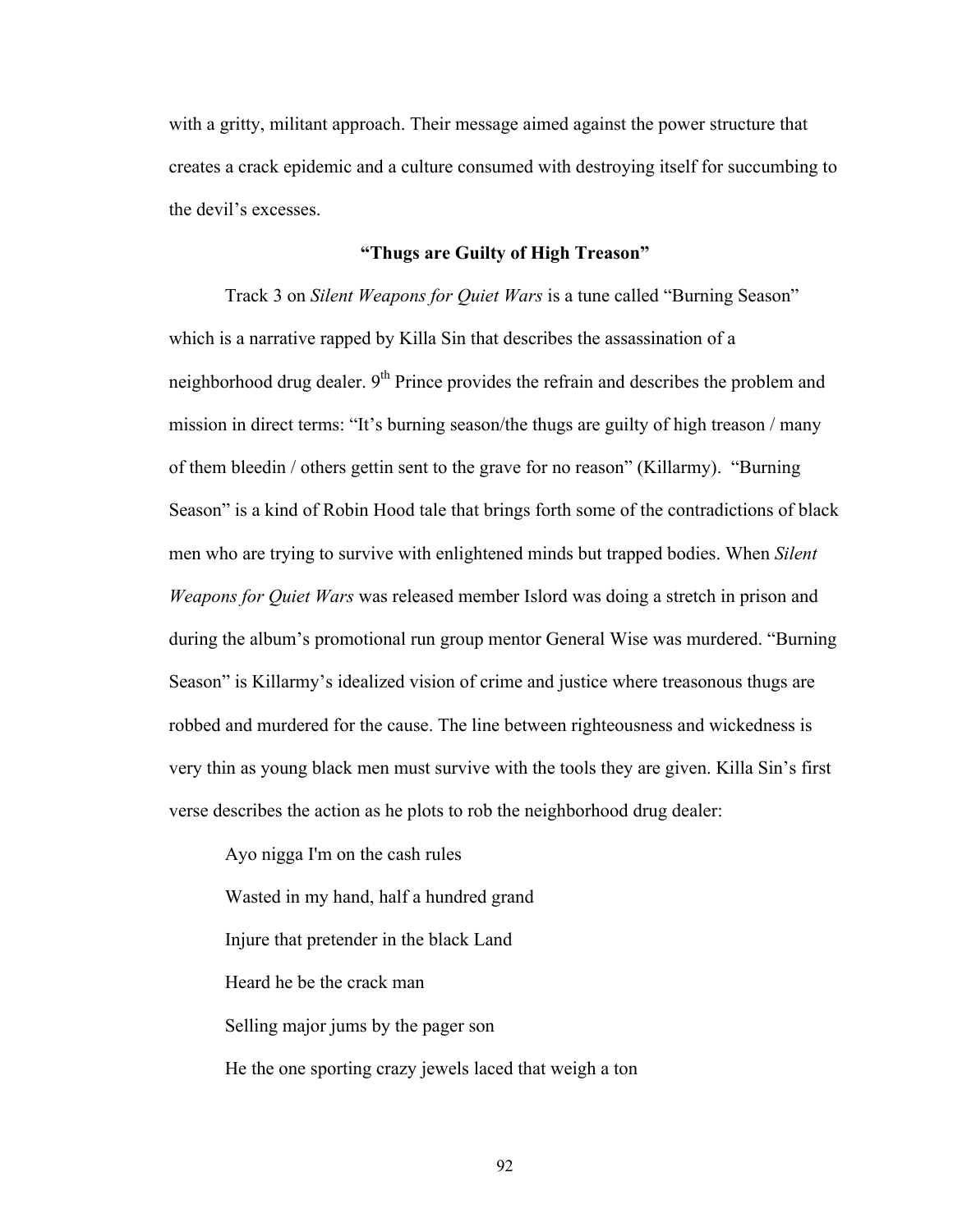with a gritty, militant approach. Their message aimed against the power structure that creates a crack epidemic and a culture consumed with destroying itself for succumbing to the devil's excesses.

### "Thugs are Guilty of High Treason"

Track 3 on *Silent Weapons for Quiet Wars* is a tune called "Burning Season" which is a narrative rapped by Killa Sin that describes the assassination of a neighborhood drug dealer. 9th Prince provides the refrain and describes the problem and mission in direct terms: "It's burning season/the thugs are guilty of high treason / many of them bleedin / others gettin sent to the grave for no reason" (Killarmy). "Burning Season" is a kind of Robin Hood tale that brings forth some of the contradictions of black men who are trying to survive with enlightened minds but trapped bodies. When *Silent Weapons for Quiet Wars* was released member Islord was doing a stretch in prison and during the album's promotional run group mentor General Wise was murdered. "Burning Season" is Killarmy's idealized vision of crime and justice where treasonous thugs are robbed and murdered for the cause. The line between righteousness and wickedness is very thin as young black men must survive with the tools they are given. Killa Sin's first verse describes the action as he plots to rob the neighborhood drug dealer:

> Ayo nigga I'm on the cash rules
>
> Wasted in my hand, half a hundred grand
>
> Injure that pretender in the black Land
>
> Heard he be the crack man
>
> Selling major jums by the pager son
>
> He the one sporting crazy jewels laced that weigh a ton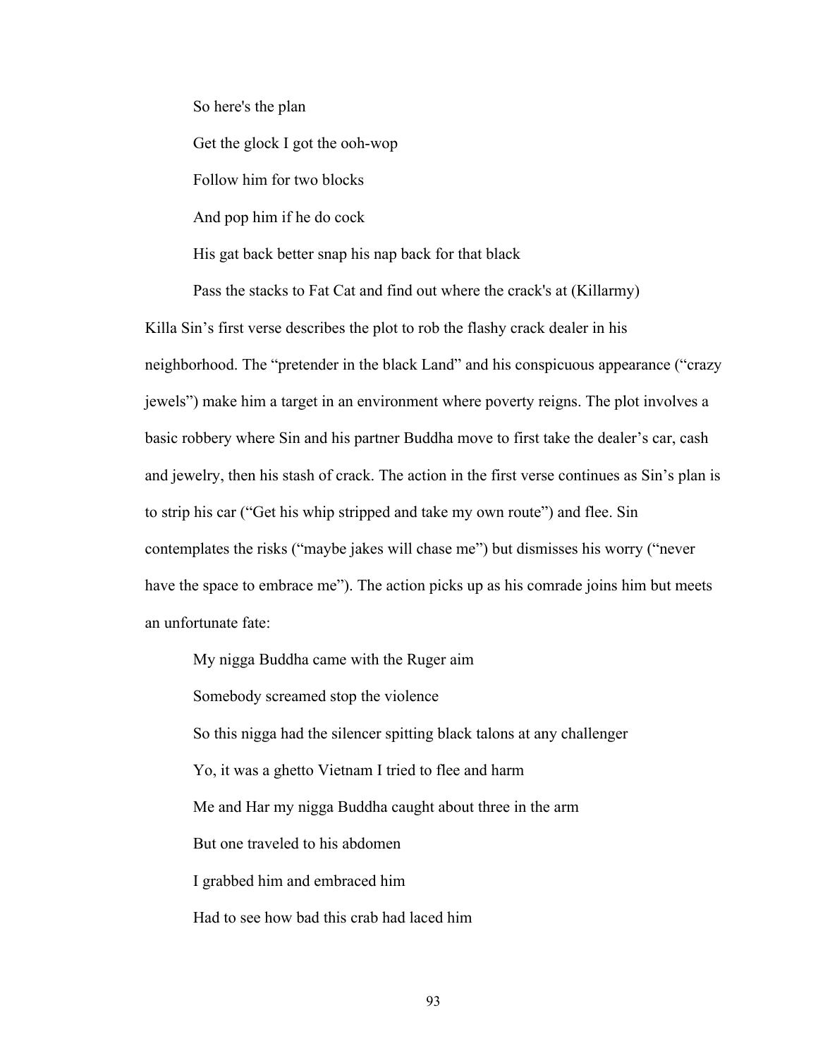So here's the plan

Get the glock I got the ooh-wop

Follow him for two blocks

And pop him if he do cock

His gat back better snap his nap back for that black

Pass the stacks to Fat Cat and find out where the crack's at (Killarmy)

Killa Sin's first verse describes the plot to rob the flashy crack dealer in his neighborhood. The "pretender in the black Land" and his conspicuous appearance ("crazy jewels") make him a target in an environment where poverty reigns. The plot involves a basic robbery where Sin and his partner Buddha move to first take the dealer's car, cash and jewelry, then his stash of crack. The action in the first verse continues as Sin's plan is to strip his car ("Get his whip stripped and take my own route") and flee. Sin contemplates the risks ("maybe jakes will chase me") but dismisses his worry ("never have the space to embrace me"). The action picks up as his comrade joins him but meets an unfortunate fate:

My nigga Buddha came with the Ruger aim

Somebody screamed stop the violence

So this nigga had the silencer spitting black talons at any challenger

Yo, it was a ghetto Vietnam I tried to flee and harm

Me and Har my nigga Buddha caught about three in the arm

But one traveled to his abdomen

I grabbed him and embraced him

Had to see how bad this crab had laced him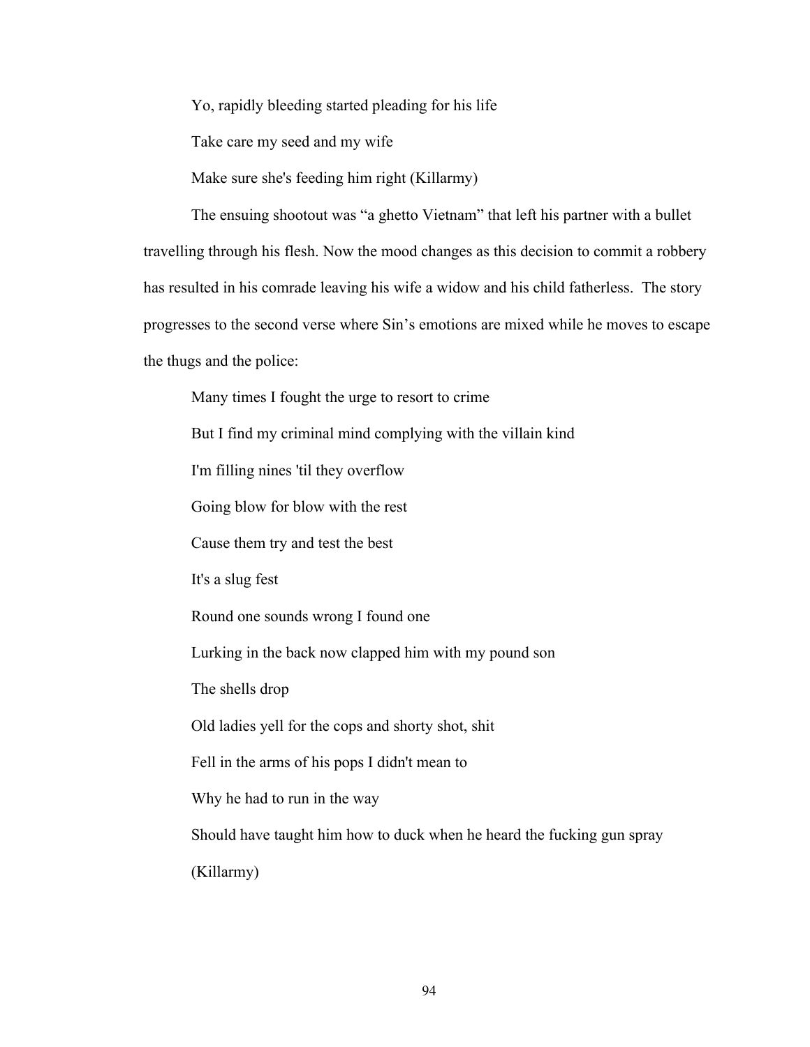Yo, rapidly bleeding started pleading for his life

Take care my seed and my wife

Make sure she's feeding him right (Killarmy)

The ensuing shootout was "a ghetto Vietnam" that left his partner with a bullet travelling through his flesh. Now the mood changes as this decision to commit a robbery has resulted in his comrade leaving his wife a widow and his child fatherless. The story progresses to the second verse where Sin's emotions are mixed while he moves to escape the thugs and the police:

Many times I fought the urge to resort to crime

But I find my criminal mind complying with the villain kind

I'm filling nines 'til they overflow

Going blow for blow with the rest

Cause them try and test the best

It's a slug fest

Round one sounds wrong I found one

Lurking in the back now clapped him with my pound son

The shells drop

Old ladies yell for the cops and shorty shot, shit

Fell in the arms of his pops I didn't mean to

Why he had to run in the way

Should have taught him how to duck when he heard the fucking gun spray

(Killarmy)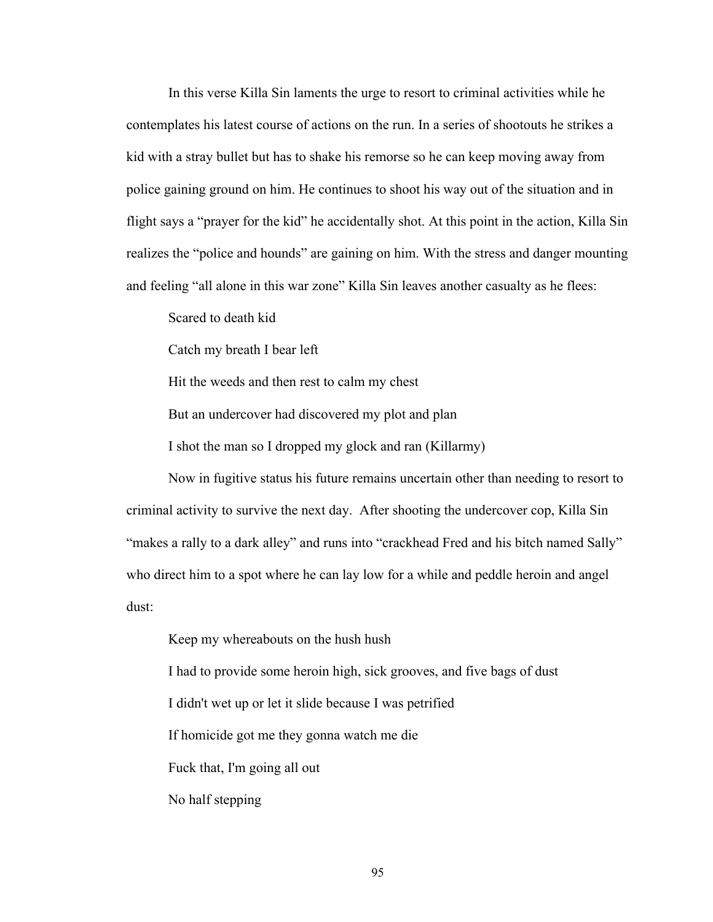In this verse Killa Sin laments the urge to resort to criminal activities while he contemplates his latest course of actions on the run. In a series of shootouts he strikes a kid with a stray bullet but has to shake his remorse so he can keep moving away from police gaining ground on him. He continues to shoot his way out of the situation and in flight says a "prayer for the kid" he accidentally shot. At this point in the action, Killa Sin realizes the "police and hounds" are gaining on him. With the stress and danger mounting and feeling "all alone in this war zone" Killa Sin leaves another casualty as he flees:

> Scared to death kid
>
> Catch my breath I bear left
>
> Hit the weeds and then rest to calm my chest
>
> But an undercover had discovered my plot and plan
>
> I shot the man so I dropped my glock and ran (Killarmy)

Now in fugitive status his future remains uncertain other than needing to resort to criminal activity to survive the next day. After shooting the undercover cop, Killa Sin "makes a rally to a dark alley" and runs into "crackhead Fred and his bitch named Sally" who direct him to a spot where he can lay low for a while and peddle heroin and angel dust:

> Keep my whereabouts on the hush hush
>
> I had to provide some heroin high, sick grooves, and five bags of dust
>
> I didn't wet up or let it slide because I was petrified
>
> If homicide got me they gonna watch me die
>
> Fuck that, I'm going all out
>
> No half stepping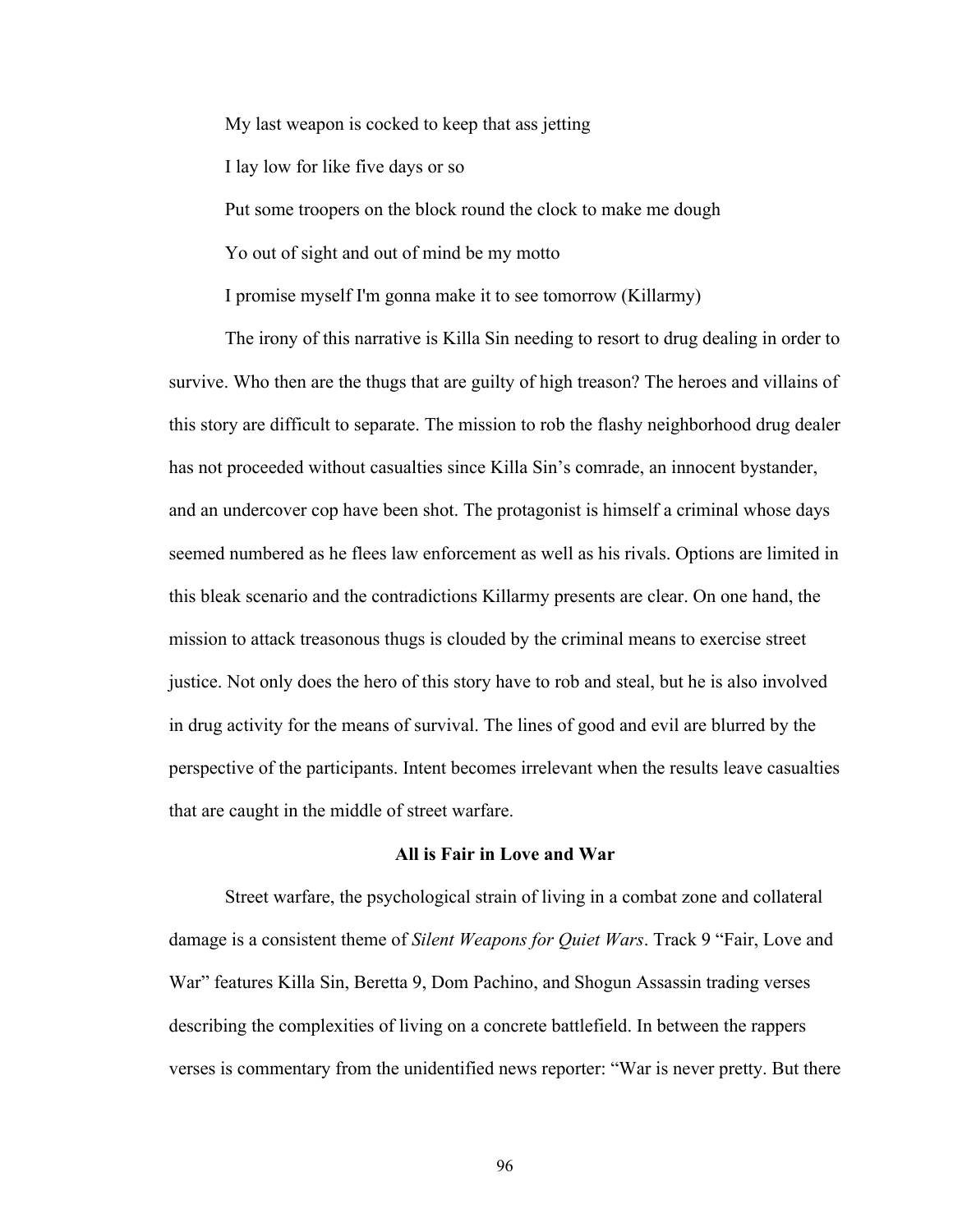My last weapon is cocked to keep that ass jetting

I lay low for like five days or so

Put some troopers on the block round the clock to make me dough

Yo out of sight and out of mind be my motto

I promise myself I'm gonna make it to see tomorrow (Killarmy)

The irony of this narrative is Killa Sin needing to resort to drug dealing in order to survive. Who then are the thugs that are guilty of high treason? The heroes and villains of this story are difficult to separate. The mission to rob the flashy neighborhood drug dealer has not proceeded without casualties since Killa Sin's comrade, an innocent bystander, and an undercover cop have been shot. The protagonist is himself a criminal whose days seemed numbered as he flees law enforcement as well as his rivals. Options are limited in this bleak scenario and the contradictions Killarmy presents are clear. On one hand, the mission to attack treasonous thugs is clouded by the criminal means to exercise street justice. Not only does the hero of this story have to rob and steal, but he is also involved in drug activity for the means of survival. The lines of good and evil are blurred by the perspective of the participants. Intent becomes irrelevant when the results leave casualties that are caught in the middle of street warfare.

**All is Fair in Love and War**

Street warfare, the psychological strain of living in a combat zone and collateral damage is a consistent theme of *Silent Weapons for Quiet Wars*. Track 9 "Fair, Love and War" features Killa Sin, Beretta 9, Dom Pachino, and Shogun Assassin trading verses describing the complexities of living on a concrete battlefield. In between the rappers verses is commentary from the unidentified news reporter: "War is never pretty. But there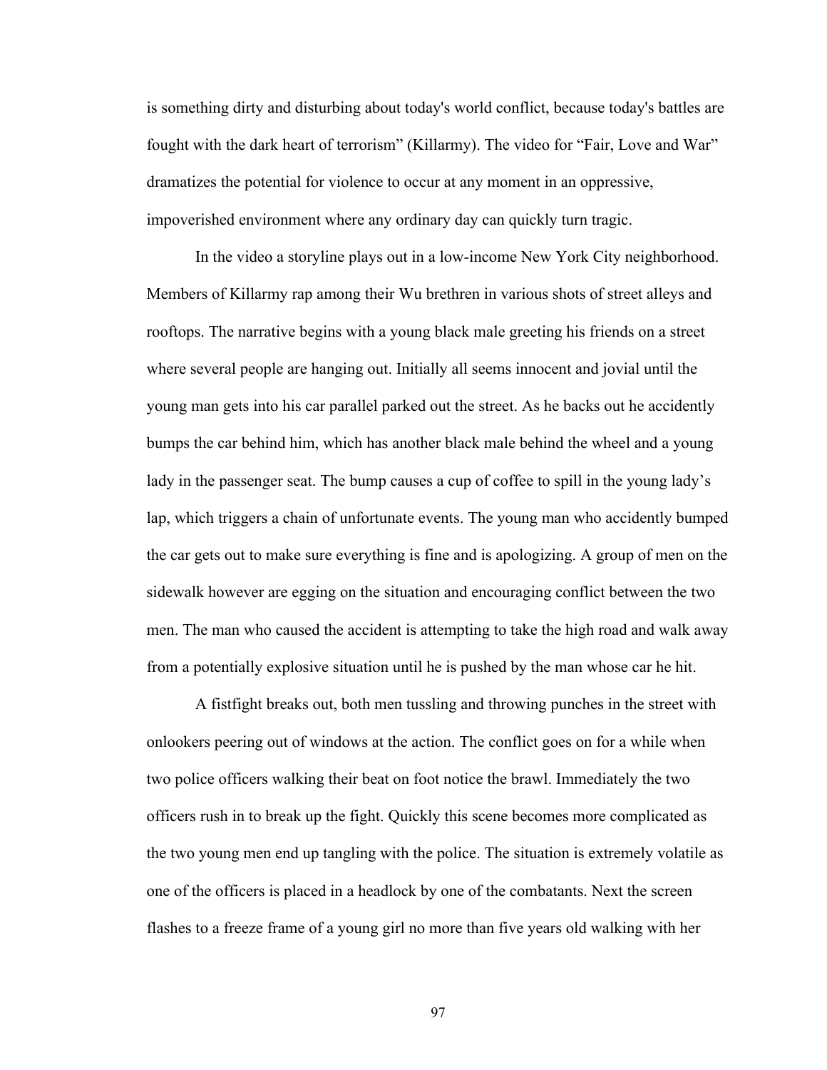is something dirty and disturbing about today's world conflict, because today's battles are fought with the dark heart of terrorism" (Killarmy). The video for "Fair, Love and War" dramatizes the potential for violence to occur at any moment in an oppressive, impoverished environment where any ordinary day can quickly turn tragic.

In the video a storyline plays out in a low-income New York City neighborhood. Members of Killarmy rap among their Wu brethren in various shots of street alleys and rooftops. The narrative begins with a young black male greeting his friends on a street where several people are hanging out. Initially all seems innocent and jovial until the young man gets into his car parallel parked out the street. As he backs out he accidently bumps the car behind him, which has another black male behind the wheel and a young lady in the passenger seat. The bump causes a cup of coffee to spill in the young lady's lap, which triggers a chain of unfortunate events. The young man who accidently bumped the car gets out to make sure everything is fine and is apologizing. A group of men on the sidewalk however are egging on the situation and encouraging conflict between the two men. The man who caused the accident is attempting to take the high road and walk away from a potentially explosive situation until he is pushed by the man whose car he hit.

A fistfight breaks out, both men tussling and throwing punches in the street with onlookers peering out of windows at the action. The conflict goes on for a while when two police officers walking their beat on foot notice the brawl. Immediately the two officers rush in to break up the fight. Quickly this scene becomes more complicated as the two young men end up tangling with the police. The situation is extremely volatile as one of the officers is placed in a headlock by one of the combatants. Next the screen flashes to a freeze frame of a young girl no more than five years old walking with her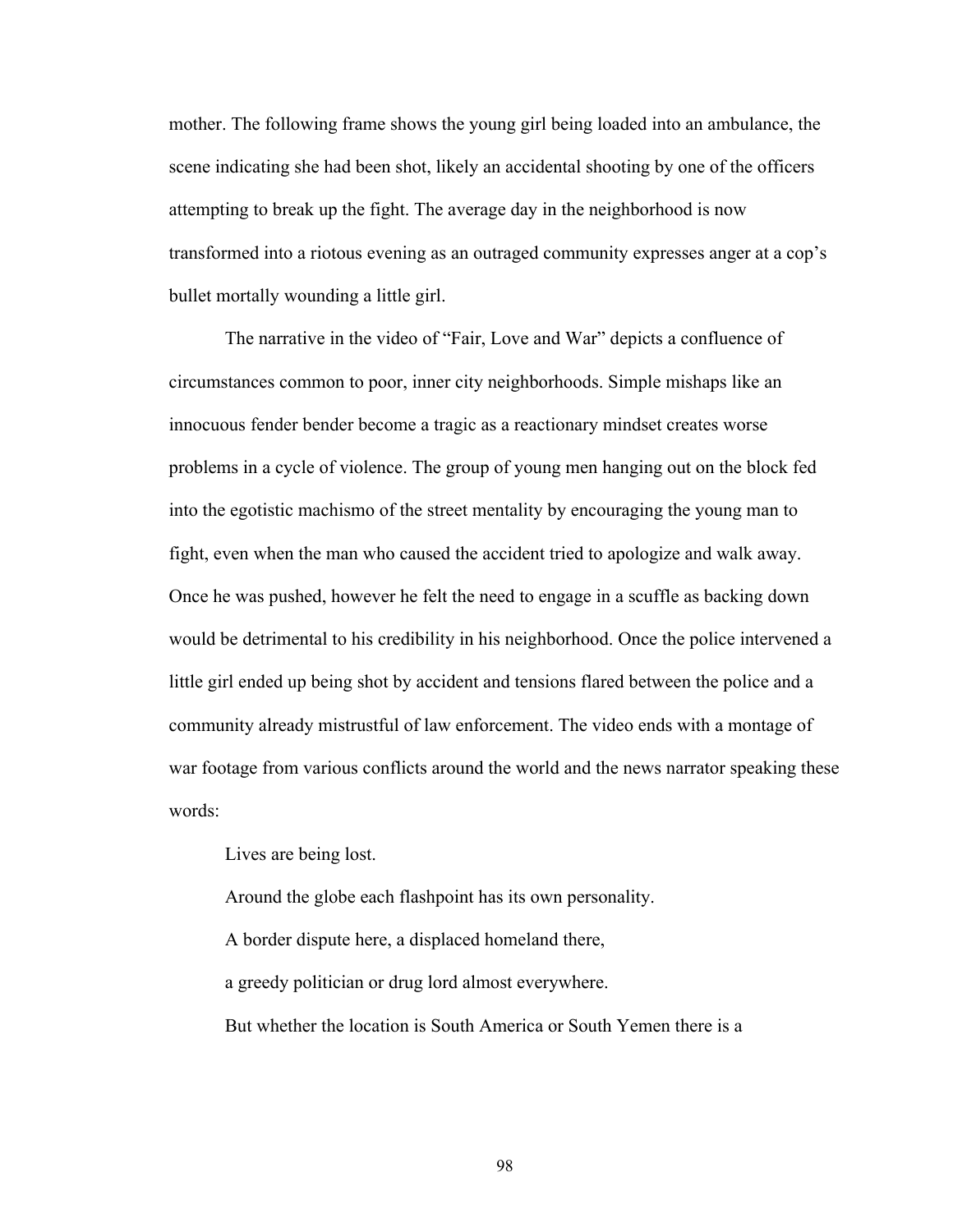mother. The following frame shows the young girl being loaded into an ambulance, the scene indicating she had been shot, likely an accidental shooting by one of the officers attempting to break up the fight. The average day in the neighborhood is now transformed into a riotous evening as an outraged community expresses anger at a cop's bullet mortally wounding a little girl.

The narrative in the video of "Fair, Love and War" depicts a confluence of circumstances common to poor, inner city neighborhoods. Simple mishaps like an innocuous fender bender become a tragic as a reactionary mindset creates worse problems in a cycle of violence. The group of young men hanging out on the block fed into the egotistic machismo of the street mentality by encouraging the young man to fight, even when the man who caused the accident tried to apologize and walk away. Once he was pushed, however he felt the need to engage in a scuffle as backing down would be detrimental to his credibility in his neighborhood. Once the police intervened a little girl ended up being shot by accident and tensions flared between the police and a community already mistrustful of law enforcement. The video ends with a montage of war footage from various conflicts around the world and the news narrator speaking these words:

> Lives are being lost.
>
> Around the globe each flashpoint has its own personality.
>
> A border dispute here, a displaced homeland there,
>
> a greedy politician or drug lord almost everywhere.
>
> But whether the location is South America or South Yemen there is a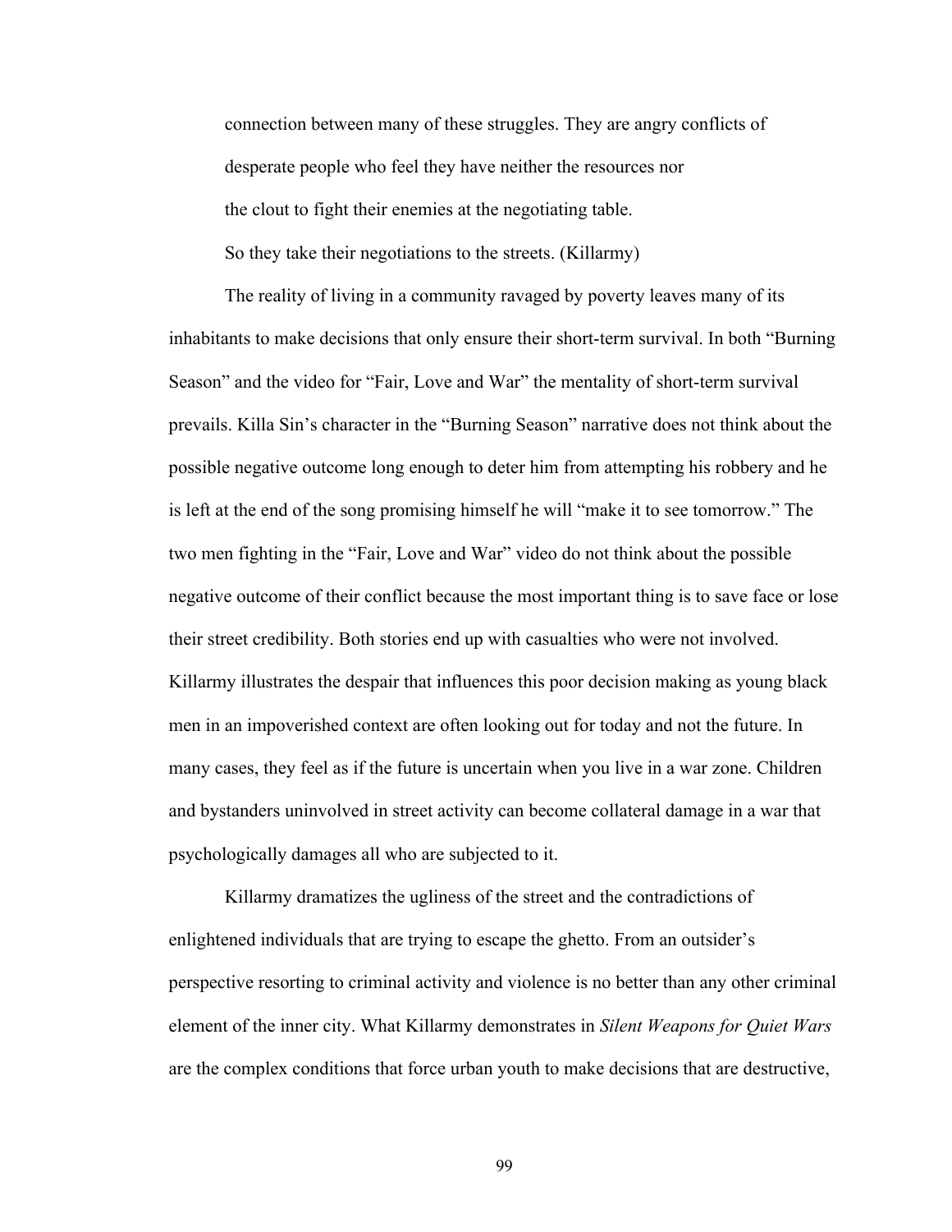connection between many of these struggles. They are angry conflicts of
desperate people who feel they have neither the resources nor
the clout to fight their enemies at the negotiating table.
So they take their negotiations to the streets. (Killarmy)

The reality of living in a community ravaged by poverty leaves many of its inhabitants to make decisions that only ensure their short-term survival. In both "Burning Season" and the video for "Fair, Love and War" the mentality of short-term survival prevails. Killa Sin's character in the "Burning Season" narrative does not think about the possible negative outcome long enough to deter him from attempting his robbery and he is left at the end of the song promising himself he will "make it to see tomorrow." The two men fighting in the "Fair, Love and War" video do not think about the possible negative outcome of their conflict because the most important thing is to save face or lose their street credibility. Both stories end up with casualties who were not involved. Killarmy illustrates the despair that influences this poor decision making as young black men in an impoverished context are often looking out for today and not the future. In many cases, they feel as if the future is uncertain when you live in a war zone. Children and bystanders uninvolved in street activity can become collateral damage in a war that psychologically damages all who are subjected to it.

Killarmy dramatizes the ugliness of the street and the contradictions of enlightened individuals that are trying to escape the ghetto. From an outsider's perspective resorting to criminal activity and violence is no better than any other criminal element of the inner city. What Killarmy demonstrates in *Silent Weapons for Quiet Wars* are the complex conditions that force urban youth to make decisions that are destructive,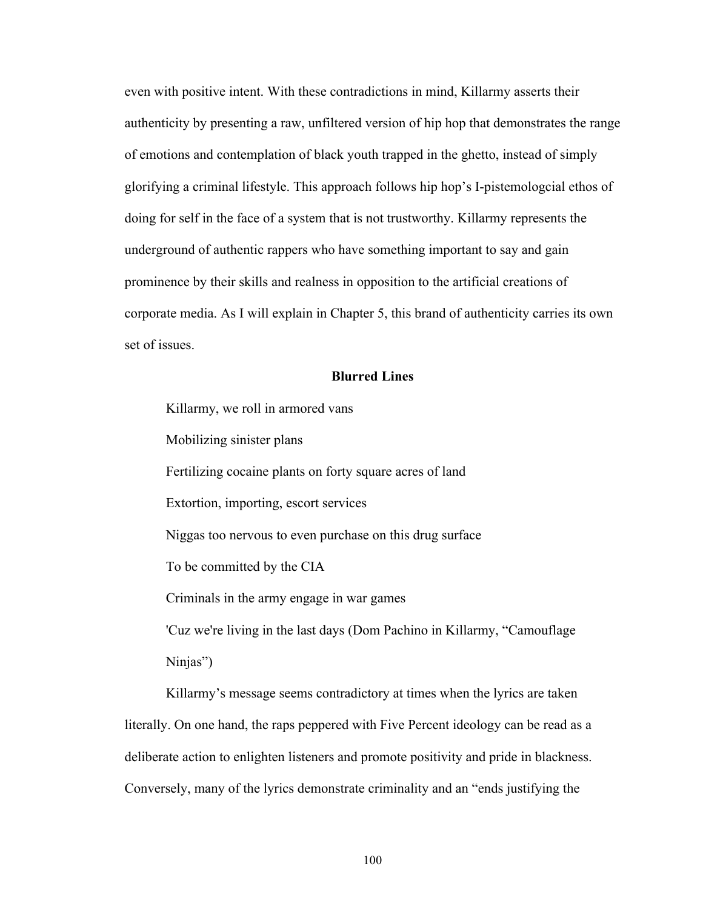even with positive intent. With these contradictions in mind, Killarmy asserts their authenticity by presenting a raw, unfiltered version of hip hop that demonstrates the range of emotions and contemplation of black youth trapped in the ghetto, instead of simply glorifying a criminal lifestyle. This approach follows hip hop's I-pistemologcial ethos of doing for self in the face of a system that is not trustworthy. Killarmy represents the underground of authentic rappers who have something important to say and gain prominence by their skills and realness in opposition to the artificial creations of corporate media. As I will explain in Chapter 5, this brand of authenticity carries its own set of issues.

## Blurred Lines

> Killarmy, we roll in armored vans
>
> Mobilizing sinister plans
>
> Fertilizing cocaine plants on forty square acres of land
>
> Extortion, importing, escort services
>
> Niggas too nervous to even purchase on this drug surface
>
> To be committed by the CIA
>
> Criminals in the army engage in war games
>
> 'Cuz we're living in the last days (Dom Pachino in Killarmy, "Camouflage Ninjas")

Killarmy's message seems contradictory at times when the lyrics are taken literally. On one hand, the raps peppered with Five Percent ideology can be read as a deliberate action to enlighten listeners and promote positivity and pride in blackness. Conversely, many of the lyrics demonstrate criminality and an "ends justifying the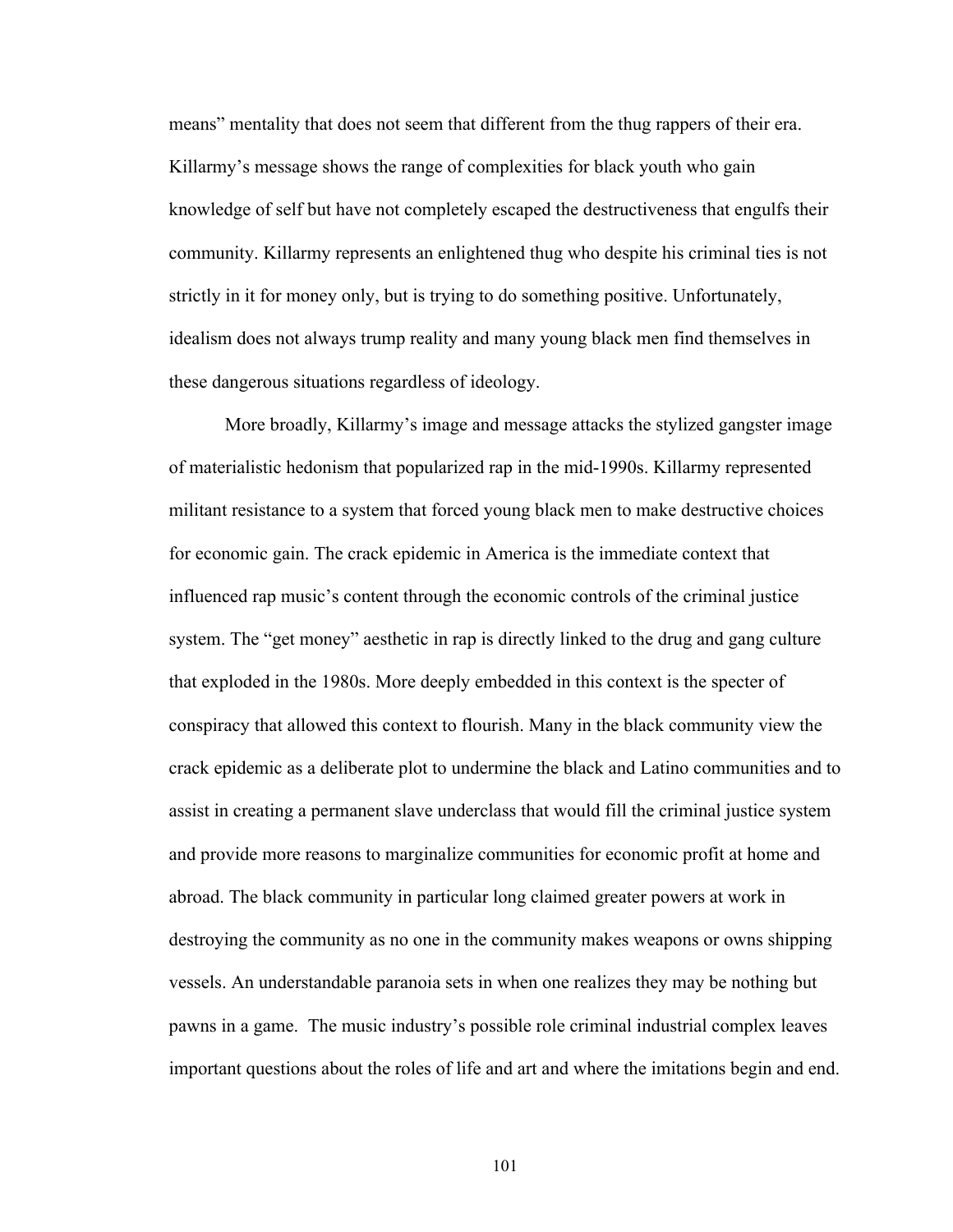means" mentality that does not seem that different from the thug rappers of their era. Killarmy's message shows the range of complexities for black youth who gain knowledge of self but have not completely escaped the destructiveness that engulfs their community. Killarmy represents an enlightened thug who despite his criminal ties is not strictly in it for money only, but is trying to do something positive. Unfortunately, idealism does not always trump reality and many young black men find themselves in these dangerous situations regardless of ideology.

More broadly, Killarmy's image and message attacks the stylized gangster image of materialistic hedonism that popularized rap in the mid-1990s. Killarmy represented militant resistance to a system that forced young black men to make destructive choices for economic gain. The crack epidemic in America is the immediate context that influenced rap music's content through the economic controls of the criminal justice system. The "get money" aesthetic in rap is directly linked to the drug and gang culture that exploded in the 1980s. More deeply embedded in this context is the specter of conspiracy that allowed this context to flourish. Many in the black community view the crack epidemic as a deliberate plot to undermine the black and Latino communities and to assist in creating a permanent slave underclass that would fill the criminal justice system and provide more reasons to marginalize communities for economic profit at home and abroad. The black community in particular long claimed greater powers at work in destroying the community as no one in the community makes weapons or owns shipping vessels. An understandable paranoia sets in when one realizes they may be nothing but pawns in a game. The music industry's possible role criminal industrial complex leaves important questions about the roles of life and art and where the imitations begin and end.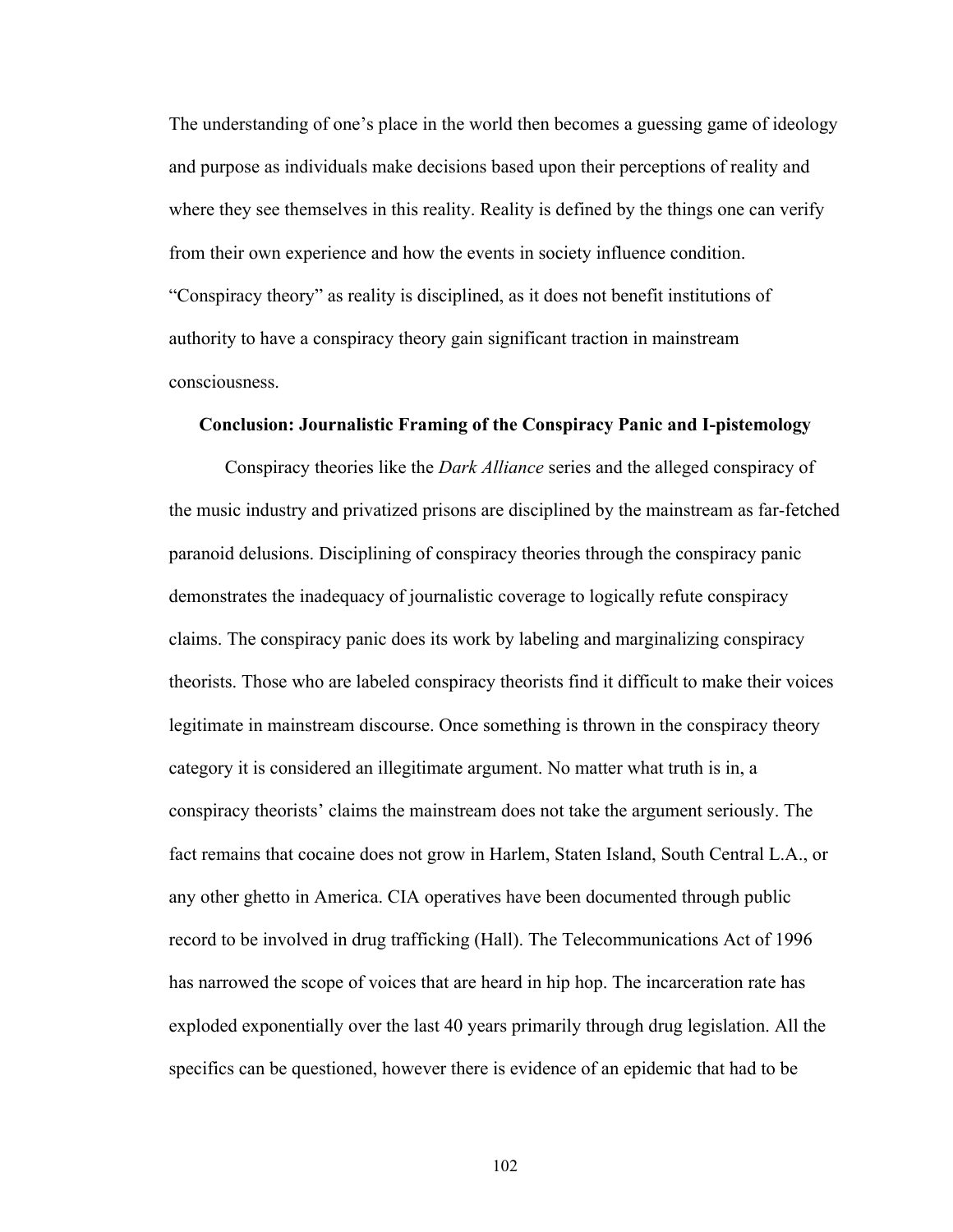The understanding of one's place in the world then becomes a guessing game of ideology and purpose as individuals make decisions based upon their perceptions of reality and where they see themselves in this reality. Reality is defined by the things one can verify from their own experience and how the events in society influence condition. "Conspiracy theory" as reality is disciplined, as it does not benefit institutions of authority to have a conspiracy theory gain significant traction in mainstream consciousness.

### Conclusion: Journalistic Framing of the Conspiracy Panic and I-pistemology

Conspiracy theories like the *Dark Alliance* series and the alleged conspiracy of the music industry and privatized prisons are disciplined by the mainstream as far-fetched paranoid delusions. Disciplining of conspiracy theories through the conspiracy panic demonstrates the inadequacy of journalistic coverage to logically refute conspiracy claims. The conspiracy panic does its work by labeling and marginalizing conspiracy theorists. Those who are labeled conspiracy theorists find it difficult to make their voices legitimate in mainstream discourse. Once something is thrown in the conspiracy theory category it is considered an illegitimate argument. No matter what truth is in, a conspiracy theorists' claims the mainstream does not take the argument seriously. The fact remains that cocaine does not grow in Harlem, Staten Island, South Central L.A., or any other ghetto in America. CIA operatives have been documented through public record to be involved in drug trafficking (Hall). The Telecommunications Act of 1996 has narrowed the scope of voices that are heard in hip hop. The incarceration rate has exploded exponentially over the last 40 years primarily through drug legislation. All the specifics can be questioned, however there is evidence of an epidemic that had to be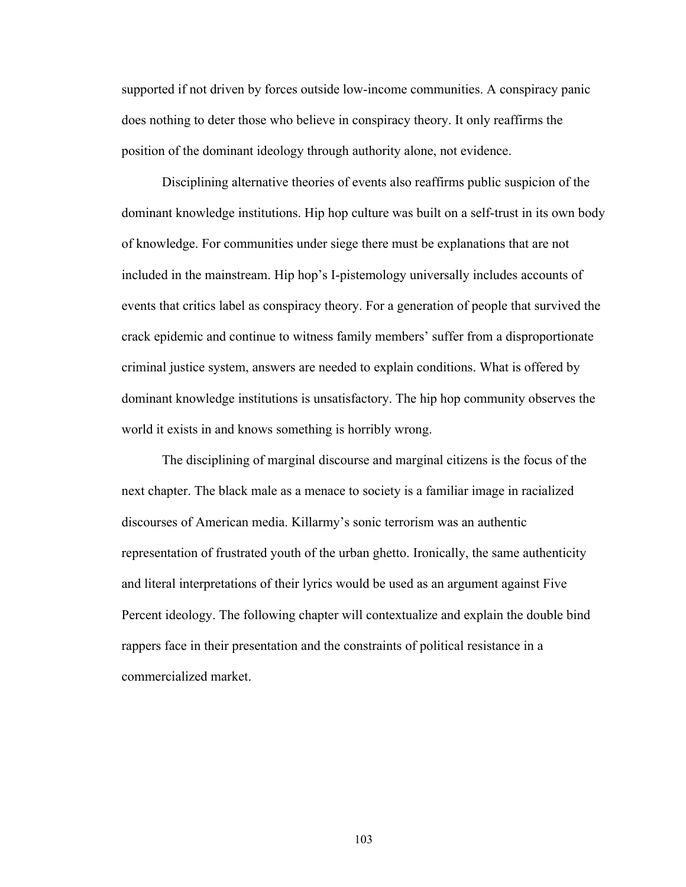supported if not driven by forces outside low-income communities. A conspiracy panic does nothing to deter those who believe in conspiracy theory. It only reaffirms the position of the dominant ideology through authority alone, not evidence.

Disciplining alternative theories of events also reaffirms public suspicion of the dominant knowledge institutions. Hip hop culture was built on a self-trust in its own body of knowledge. For communities under siege there must be explanations that are not included in the mainstream. Hip hop's I-pistemology universally includes accounts of events that critics label as conspiracy theory. For a generation of people that survived the crack epidemic and continue to witness family members' suffer from a disproportionate criminal justice system, answers are needed to explain conditions. What is offered by dominant knowledge institutions is unsatisfactory. The hip hop community observes the world it exists in and knows something is horribly wrong.

The disciplining of marginal discourse and marginal citizens is the focus of the next chapter. The black male as a menace to society is a familiar image in racialized discourses of American media. Killarmy's sonic terrorism was an authentic representation of frustrated youth of the urban ghetto. Ironically, the same authenticity and literal interpretations of their lyrics would be used as an argument against Five Percent ideology. The following chapter will contextualize and explain the double bind rappers face in their presentation and the constraints of political resistance in a commercialized market.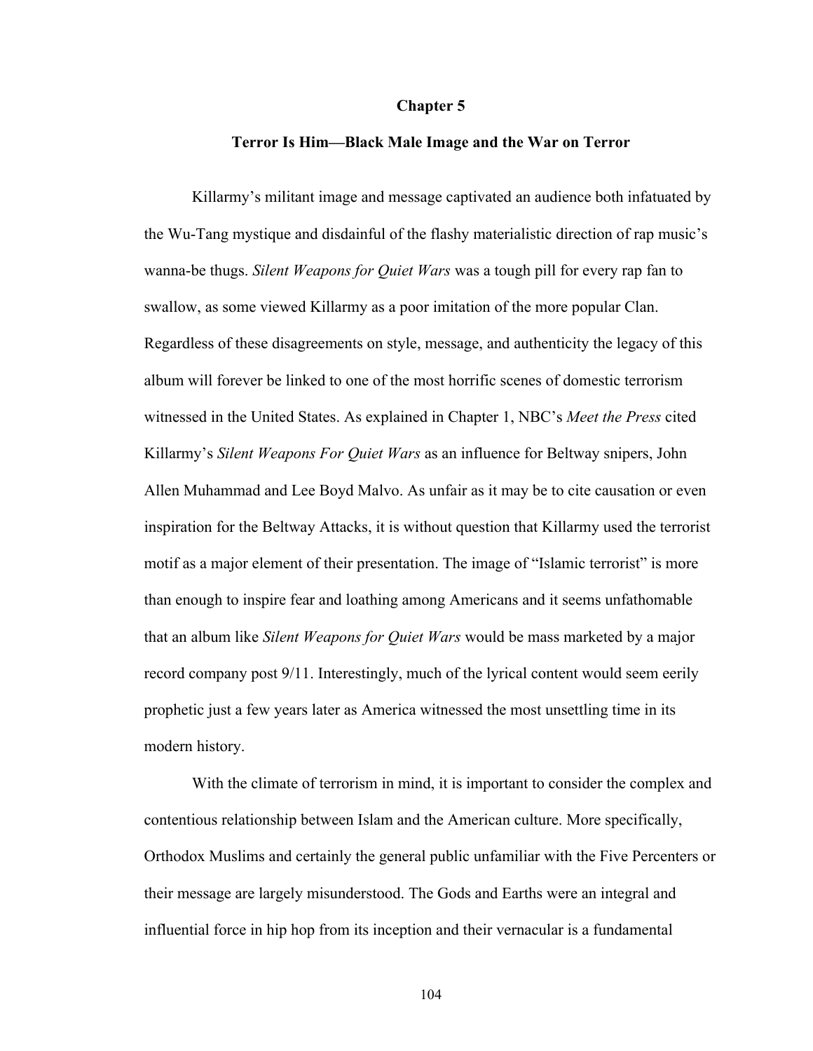# Chapter 5

## Terror Is Him—Black Male Image and the War on Terror

Killarmy's militant image and message captivated an audience both infatuated by the Wu-Tang mystique and disdainful of the flashy materialistic direction of rap music's wanna-be thugs. *Silent Weapons for Quiet Wars* was a tough pill for every rap fan to swallow, as some viewed Killarmy as a poor imitation of the more popular Clan. Regardless of these disagreements on style, message, and authenticity the legacy of this album will forever be linked to one of the most horrific scenes of domestic terrorism witnessed in the United States. As explained in Chapter 1, NBC's *Meet the Press* cited Killarmy's *Silent Weapons For Quiet Wars* as an influence for Beltway snipers, John Allen Muhammad and Lee Boyd Malvo. As unfair as it may be to cite causation or even inspiration for the Beltway Attacks, it is without question that Killarmy used the terrorist motif as a major element of their presentation. The image of "Islamic terrorist" is more than enough to inspire fear and loathing among Americans and it seems unfathomable that an album like *Silent Weapons for Quiet Wars* would be mass marketed by a major record company post 9/11. Interestingly, much of the lyrical content would seem eerily prophetic just a few years later as America witnessed the most unsettling time in its modern history.

With the climate of terrorism in mind, it is important to consider the complex and contentious relationship between Islam and the American culture. More specifically, Orthodox Muslims and certainly the general public unfamiliar with the Five Percenters or their message are largely misunderstood. The Gods and Earths were an integral and influential force in hip hop from its inception and their vernacular is a fundamental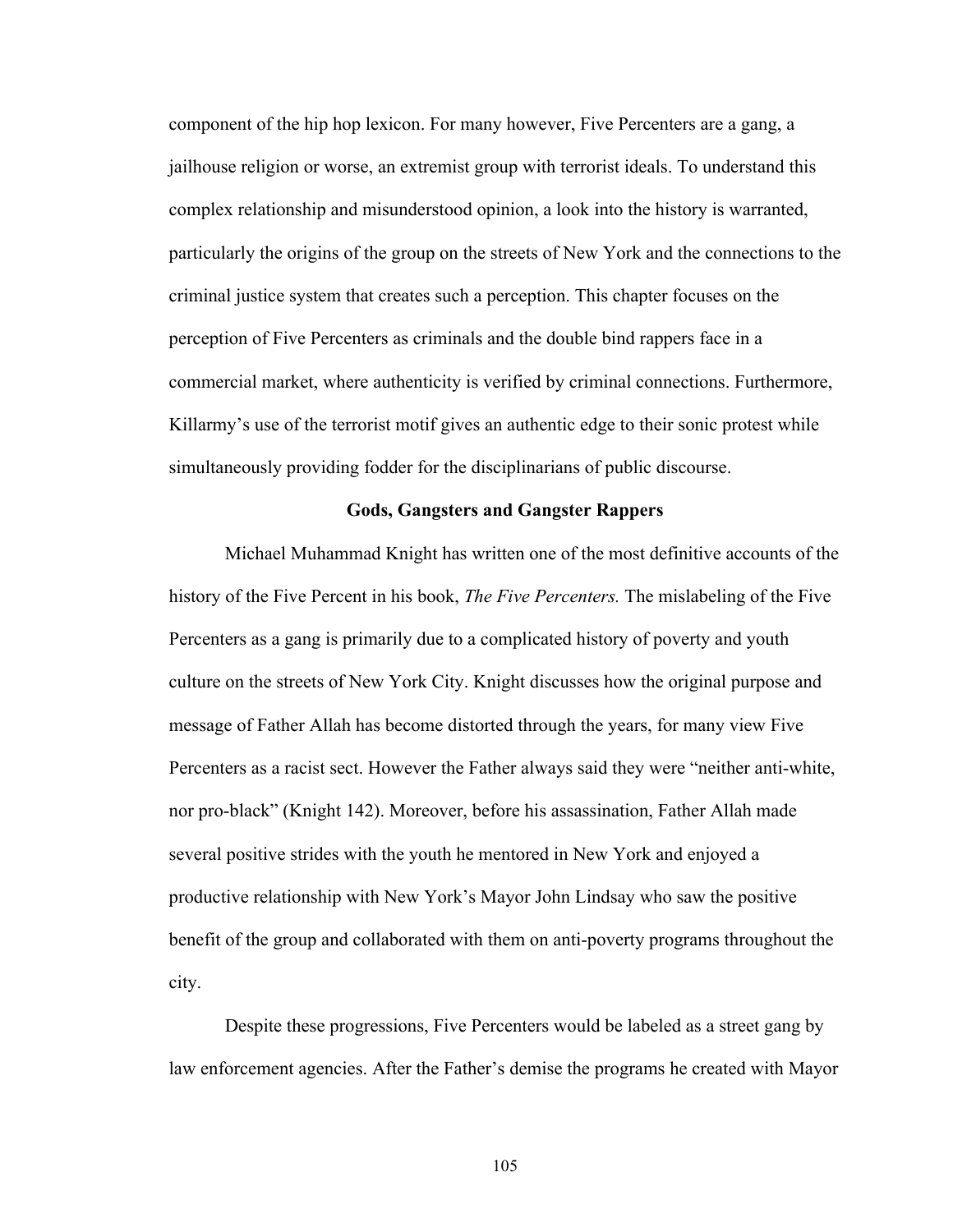component of the hip hop lexicon. For many however, Five Percenters are a gang, a jailhouse religion or worse, an extremist group with terrorist ideals. To understand this complex relationship and misunderstood opinion, a look into the history is warranted, particularly the origins of the group on the streets of New York and the connections to the criminal justice system that creates such a perception. This chapter focuses on the perception of Five Percenters as criminals and the double bind rappers face in a commercial market, where authenticity is verified by criminal connections. Furthermore, Killarmy's use of the terrorist motif gives an authentic edge to their sonic protest while simultaneously providing fodder for the disciplinarians of public discourse.

### Gods, Gangsters and Gangster Rappers

Michael Muhammad Knight has written one of the most definitive accounts of the history of the Five Percent in his book, *The Five Percenters.* The mislabeling of the Five Percenters as a gang is primarily due to a complicated history of poverty and youth culture on the streets of New York City. Knight discusses how the original purpose and message of Father Allah has become distorted through the years, for many view Five Percenters as a racist sect. However the Father always said they were "neither anti-white, nor pro-black" (Knight 142). Moreover, before his assassination, Father Allah made several positive strides with the youth he mentored in New York and enjoyed a productive relationship with New York's Mayor John Lindsay who saw the positive benefit of the group and collaborated with them on anti-poverty programs throughout the city.

Despite these progressions, Five Percenters would be labeled as a street gang by law enforcement agencies. After the Father's demise the programs he created with Mayor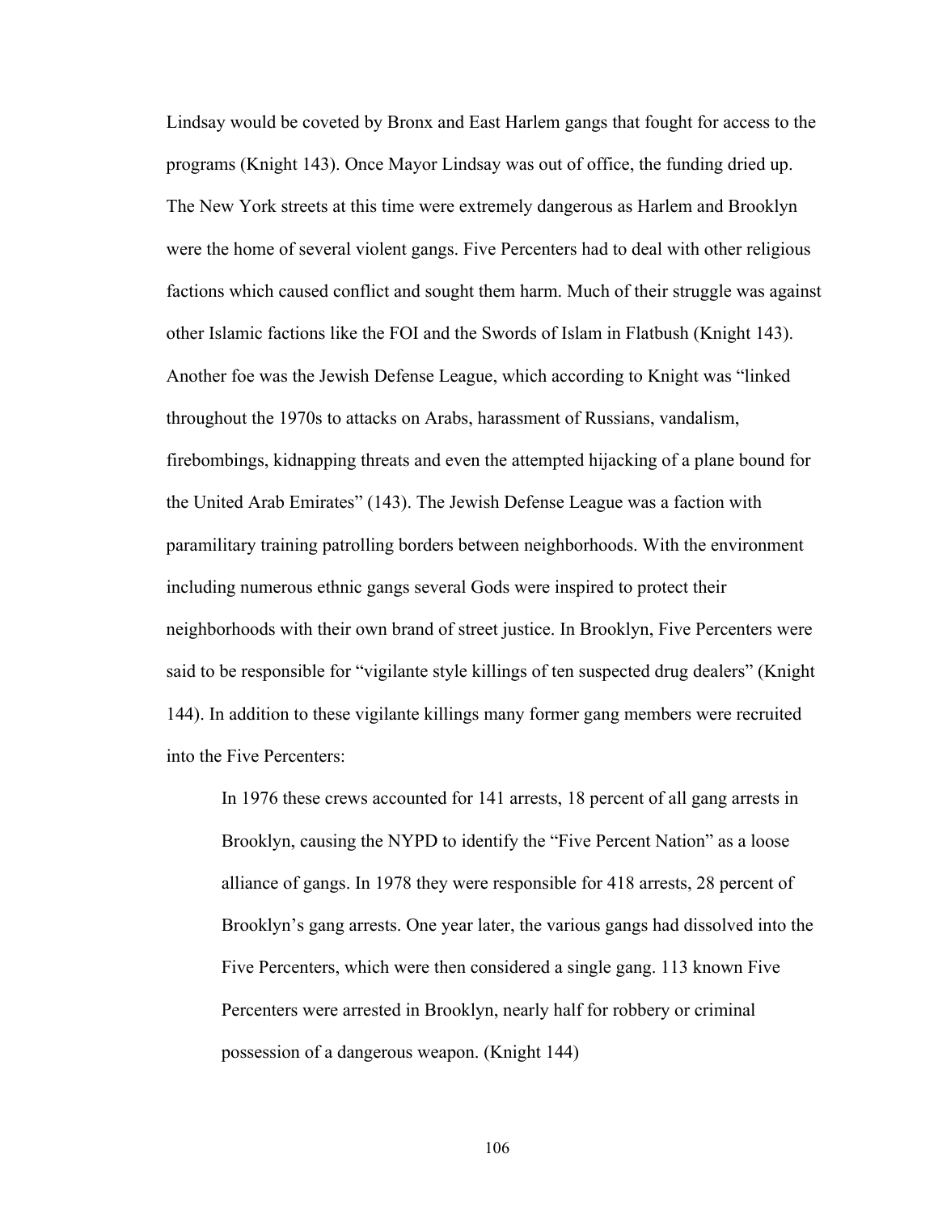Lindsay would be coveted by Bronx and East Harlem gangs that fought for access to the programs (Knight 143). Once Mayor Lindsay was out of office, the funding dried up. The New York streets at this time were extremely dangerous as Harlem and Brooklyn were the home of several violent gangs. Five Percenters had to deal with other religious factions which caused conflict and sought them harm. Much of their struggle was against other Islamic factions like the FOI and the Swords of Islam in Flatbush (Knight 143). Another foe was the Jewish Defense League, which according to Knight was "linked throughout the 1970s to attacks on Arabs, harassment of Russians, vandalism, firebombings, kidnapping threats and even the attempted hijacking of a plane bound for the United Arab Emirates" (143). The Jewish Defense League was a faction with paramilitary training patrolling borders between neighborhoods. With the environment including numerous ethnic gangs several Gods were inspired to protect their neighborhoods with their own brand of street justice. In Brooklyn, Five Percenters were said to be responsible for "vigilante style killings of ten suspected drug dealers" (Knight 144). In addition to these vigilante killings many former gang members were recruited into the Five Percenters:

> In 1976 these crews accounted for 141 arrests, 18 percent of all gang arrests in Brooklyn, causing the NYPD to identify the "Five Percent Nation" as a loose alliance of gangs. In 1978 they were responsible for 418 arrests, 28 percent of Brooklyn's gang arrests. One year later, the various gangs had dissolved into the Five Percenters, which were then considered a single gang. 113 known Five Percenters were arrested in Brooklyn, nearly half for robbery or criminal possession of a dangerous weapon. (Knight 144)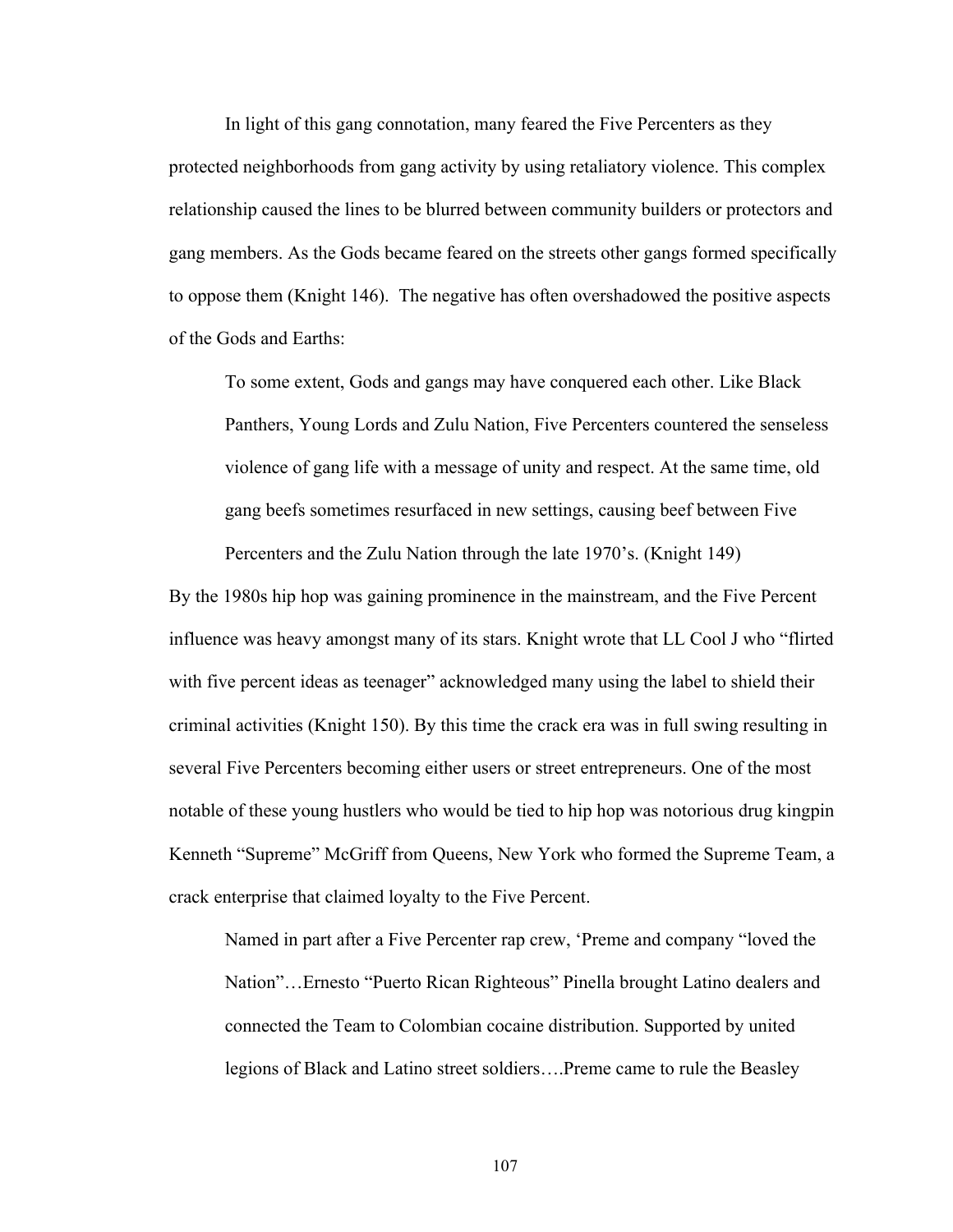In light of this gang connotation, many feared the Five Percenters as they protected neighborhoods from gang activity by using retaliatory violence. This complex relationship caused the lines to be blurred between community builders or protectors and gang members. As the Gods became feared on the streets other gangs formed specifically to oppose them (Knight 146). The negative has often overshadowed the positive aspects of the Gods and Earths:

> To some extent, Gods and gangs may have conquered each other. Like Black Panthers, Young Lords and Zulu Nation, Five Percenters countered the senseless violence of gang life with a message of unity and respect. At the same time, old gang beefs sometimes resurfaced in new settings, causing beef between Five Percenters and the Zulu Nation through the late 1970's. (Knight 149)

By the 1980s hip hop was gaining prominence in the mainstream, and the Five Percent influence was heavy amongst many of its stars. Knight wrote that LL Cool J who "flirted with five percent ideas as teenager" acknowledged many using the label to shield their criminal activities (Knight 150). By this time the crack era was in full swing resulting in several Five Percenters becoming either users or street entrepreneurs. One of the most notable of these young hustlers who would be tied to hip hop was notorious drug kingpin Kenneth "Supreme" McGriff from Queens, New York who formed the Supreme Team, a crack enterprise that claimed loyalty to the Five Percent.

> Named in part after a Five Percenter rap crew, 'Preme and company "loved the Nation"…Ernesto "Puerto Rican Righteous" Pinella brought Latino dealers and connected the Team to Colombian cocaine distribution. Supported by united legions of Black and Latino street soldiers….Preme came to rule the Beasley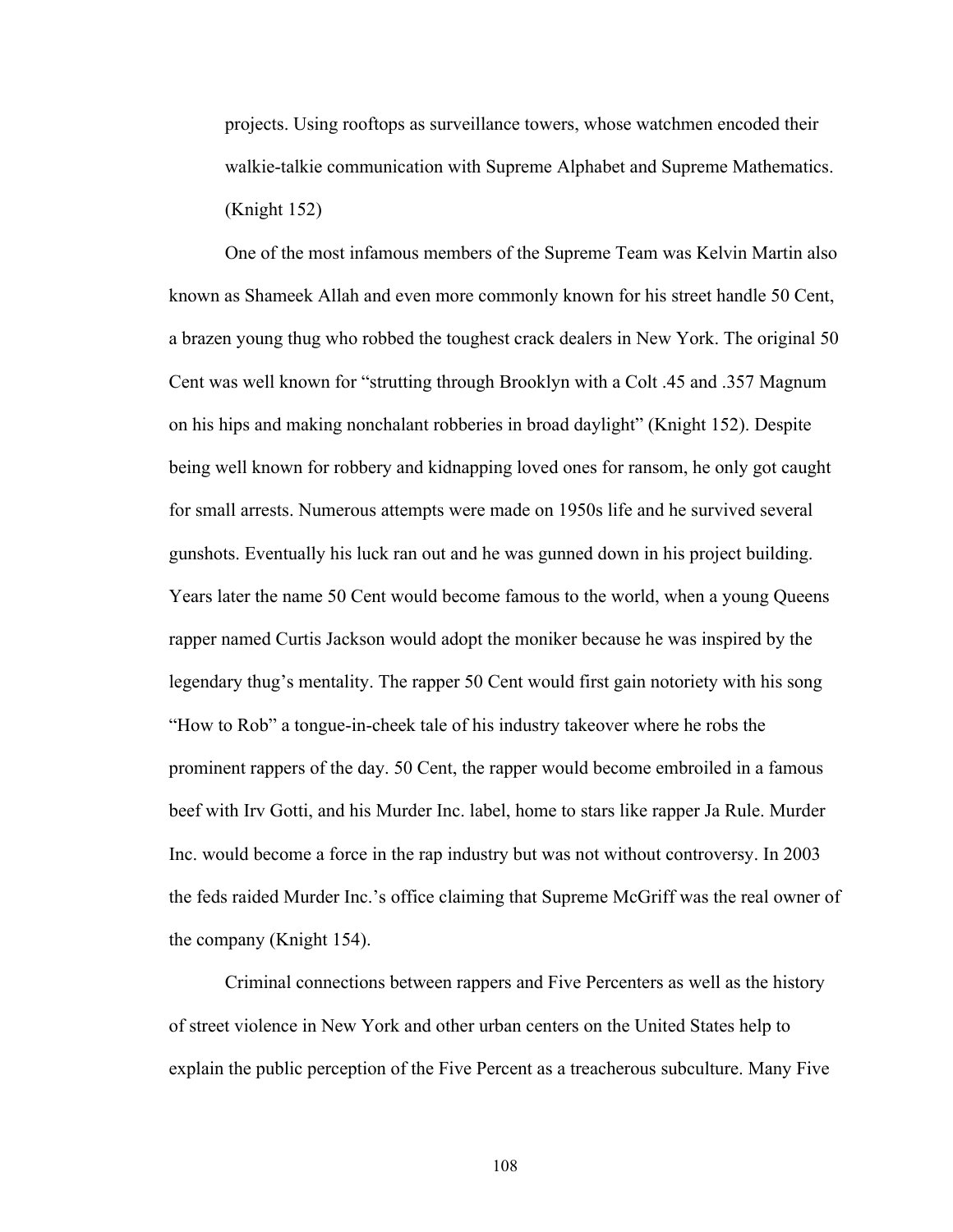projects. Using rooftops as surveillance towers, whose watchmen encoded their walkie-talkie communication with Supreme Alphabet and Supreme Mathematics. (Knight 152)

One of the most infamous members of the Supreme Team was Kelvin Martin also known as Shameek Allah and even more commonly known for his street handle 50 Cent, a brazen young thug who robbed the toughest crack dealers in New York. The original 50 Cent was well known for "strutting through Brooklyn with a Colt .45 and .357 Magnum on his hips and making nonchalant robberies in broad daylight" (Knight 152). Despite being well known for robbery and kidnapping loved ones for ransom, he only got caught for small arrests. Numerous attempts were made on 1950s life and he survived several gunshots. Eventually his luck ran out and he was gunned down in his project building. Years later the name 50 Cent would become famous to the world, when a young Queens rapper named Curtis Jackson would adopt the moniker because he was inspired by the legendary thug's mentality. The rapper 50 Cent would first gain notoriety with his song "How to Rob" a tongue-in-cheek tale of his industry takeover where he robs the prominent rappers of the day. 50 Cent, the rapper would become embroiled in a famous beef with Irv Gotti, and his Murder Inc. label, home to stars like rapper Ja Rule. Murder Inc. would become a force in the rap industry but was not without controversy. In 2003 the feds raided Murder Inc.'s office claiming that Supreme McGriff was the real owner of the company (Knight 154).

Criminal connections between rappers and Five Percenters as well as the history of street violence in New York and other urban centers on the United States help to explain the public perception of the Five Percent as a treacherous subculture. Many Five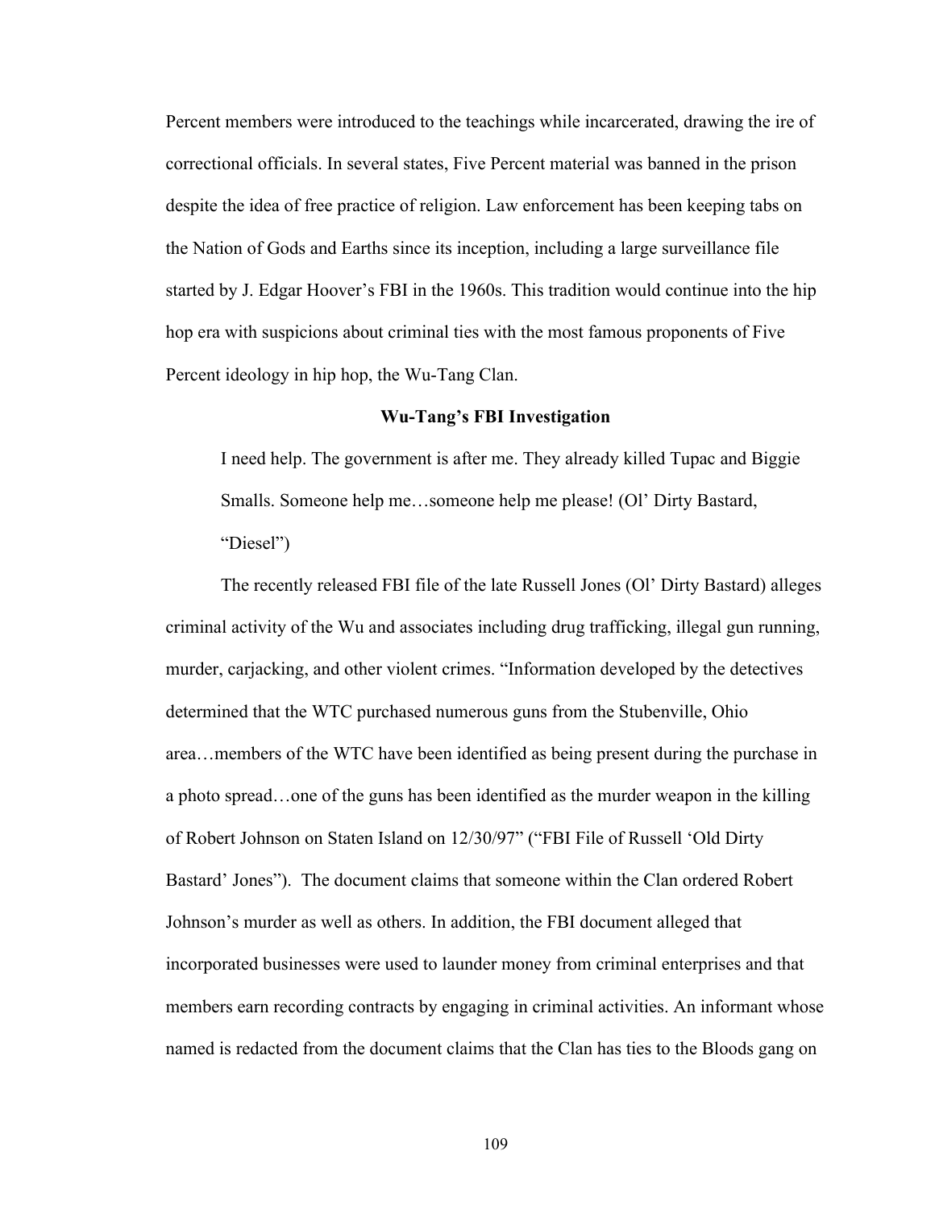Percent members were introduced to the teachings while incarcerated, drawing the ire of correctional officials. In several states, Five Percent material was banned in the prison despite the idea of free practice of religion. Law enforcement has been keeping tabs on the Nation of Gods and Earths since its inception, including a large surveillance file started by J. Edgar Hoover's FBI in the 1960s. This tradition would continue into the hip hop era with suspicions about criminal ties with the most famous proponents of Five Percent ideology in hip hop, the Wu-Tang Clan.

### Wu-Tang's FBI Investigation

> I need help. The government is after me. They already killed Tupac and Biggie Smalls. Someone help me…someone help me please! (Ol' Dirty Bastard, "Diesel")

The recently released FBI file of the late Russell Jones (Ol' Dirty Bastard) alleges criminal activity of the Wu and associates including drug trafficking, illegal gun running, murder, carjacking, and other violent crimes. "Information developed by the detectives determined that the WTC purchased numerous guns from the Stubenville, Ohio area…members of the WTC have been identified as being present during the purchase in a photo spread…one of the guns has been identified as the murder weapon in the killing of Robert Johnson on Staten Island on 12/30/97" ("FBI File of Russell 'Old Dirty Bastard' Jones"). The document claims that someone within the Clan ordered Robert Johnson's murder as well as others. In addition, the FBI document alleged that incorporated businesses were used to launder money from criminal enterprises and that members earn recording contracts by engaging in criminal activities. An informant whose named is redacted from the document claims that the Clan has ties to the Bloods gang on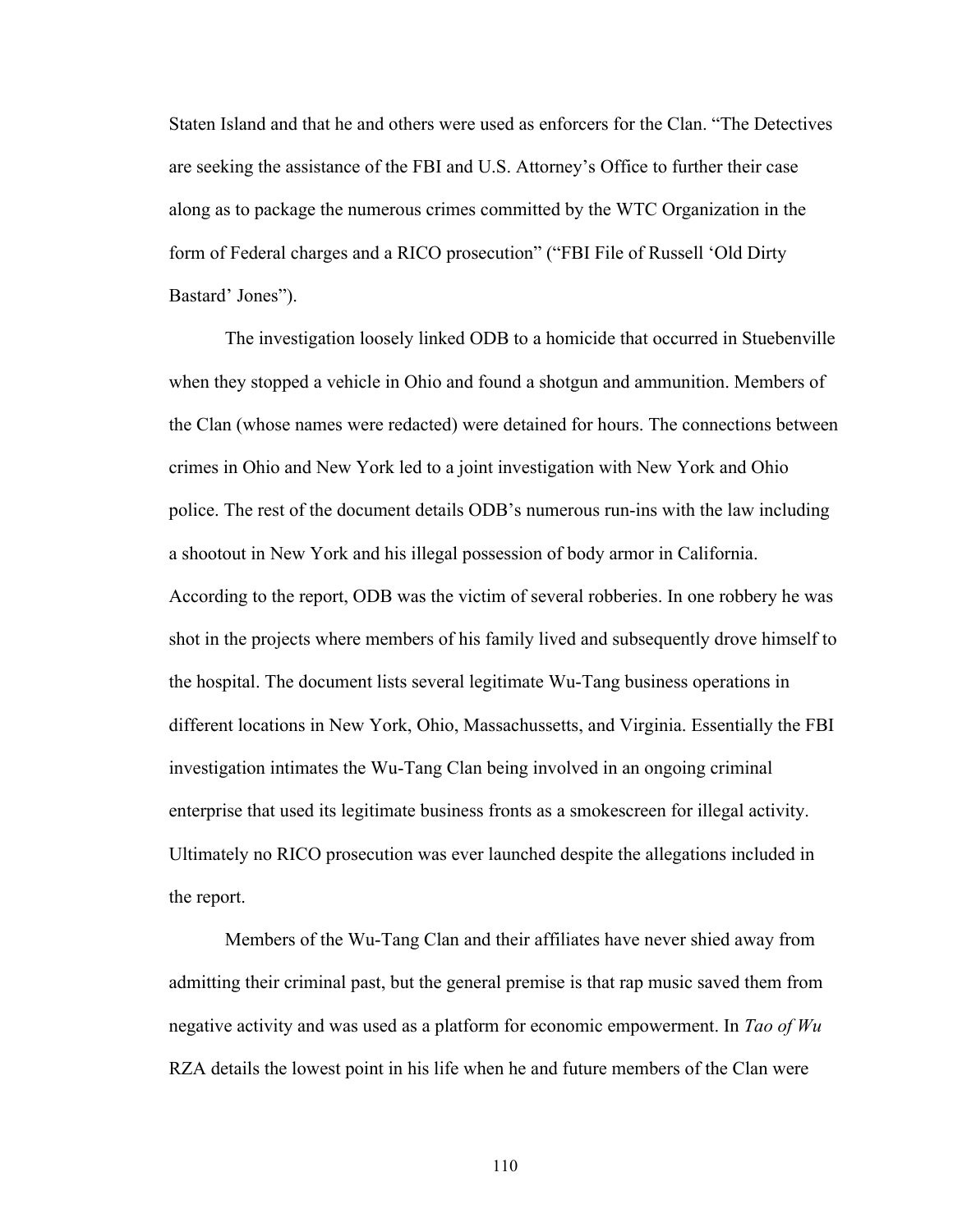Staten Island and that he and others were used as enforcers for the Clan. "The Detectives are seeking the assistance of the FBI and U.S. Attorney's Office to further their case along as to package the numerous crimes committed by the WTC Organization in the form of Federal charges and a RICO prosecution" ("FBI File of Russell 'Old Dirty Bastard' Jones").

The investigation loosely linked ODB to a homicide that occurred in Stuebenville when they stopped a vehicle in Ohio and found a shotgun and ammunition. Members of the Clan (whose names were redacted) were detained for hours. The connections between crimes in Ohio and New York led to a joint investigation with New York and Ohio police. The rest of the document details ODB's numerous run-ins with the law including a shootout in New York and his illegal possession of body armor in California. According to the report, ODB was the victim of several robberies. In one robbery he was shot in the projects where members of his family lived and subsequently drove himself to the hospital. The document lists several legitimate Wu-Tang business operations in different locations in New York, Ohio, Massachussetts, and Virginia. Essentially the FBI investigation intimates the Wu-Tang Clan being involved in an ongoing criminal enterprise that used its legitimate business fronts as a smokescreen for illegal activity. Ultimately no RICO prosecution was ever launched despite the allegations included in the report.

Members of the Wu-Tang Clan and their affiliates have never shied away from admitting their criminal past, but the general premise is that rap music saved them from negative activity and was used as a platform for economic empowerment. In *Tao of Wu* RZA details the lowest point in his life when he and future members of the Clan were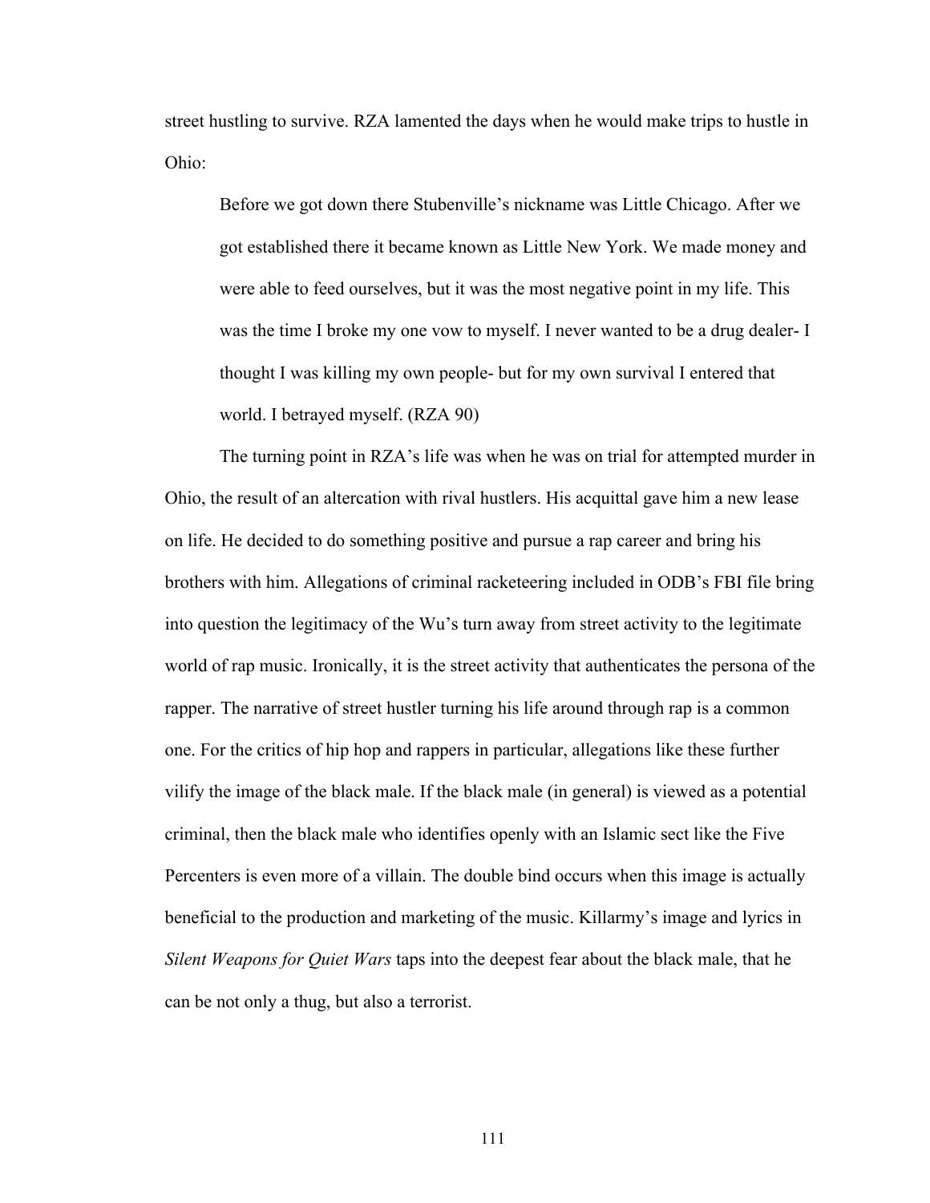street hustling to survive. RZA lamented the days when he would make trips to hustle in Ohio:

> Before we got down there Stubenville's nickname was Little Chicago. After we got established there it became known as Little New York. We made money and were able to feed ourselves, but it was the most negative point in my life. This was the time I broke my one vow to myself. I never wanted to be a drug dealer- I thought I was killing my own people- but for my own survival I entered that world. I betrayed myself. (RZA 90)

The turning point in RZA's life was when he was on trial for attempted murder in Ohio, the result of an altercation with rival hustlers. His acquittal gave him a new lease on life. He decided to do something positive and pursue a rap career and bring his brothers with him. Allegations of criminal racketeering included in ODB's FBI file bring into question the legitimacy of the Wu's turn away from street activity to the legitimate world of rap music. Ironically, it is the street activity that authenticates the persona of the rapper. The narrative of street hustler turning his life around through rap is a common one. For the critics of hip hop and rappers in particular, allegations like these further vilify the image of the black male. If the black male (in general) is viewed as a potential criminal, then the black male who identifies openly with an Islamic sect like the Five Percenters is even more of a villain. The double bind occurs when this image is actually beneficial to the production and marketing of the music. Killarmy's image and lyrics in *Silent Weapons for Quiet Wars* taps into the deepest fear about the black male, that he can be not only a thug, but also a terrorist.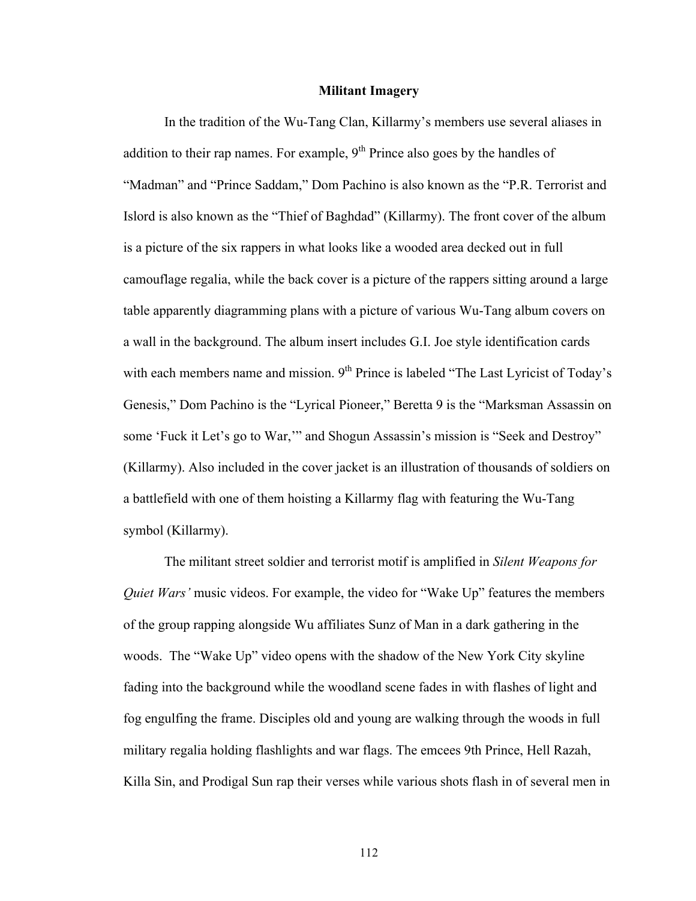## Militant Imagery

In the tradition of the Wu-Tang Clan, Killarmy's members use several aliases in addition to their rap names. For example, 9th Prince also goes by the handles of "Madman" and "Prince Saddam," Dom Pachino is also known as the "P.R. Terrorist and Islord is also known as the "Thief of Baghdad" (Killarmy). The front cover of the album is a picture of the six rappers in what looks like a wooded area decked out in full camouflage regalia, while the back cover is a picture of the rappers sitting around a large table apparently diagramming plans with a picture of various Wu-Tang album covers on a wall in the background. The album insert includes G.I. Joe style identification cards with each members name and mission. 9th Prince is labeled "The Last Lyricist of Today's Genesis," Dom Pachino is the "Lyrical Pioneer," Beretta 9 is the "Marksman Assassin on some 'Fuck it Let's go to War,'" and Shogun Assassin's mission is "Seek and Destroy" (Killarmy). Also included in the cover jacket is an illustration of thousands of soldiers on a battlefield with one of them hoisting a Killarmy flag with featuring the Wu-Tang symbol (Killarmy).

The militant street soldier and terrorist motif is amplified in *Silent Weapons for Quiet Wars'* music videos. For example, the video for "Wake Up" features the members of the group rapping alongside Wu affiliates Sunz of Man in a dark gathering in the woods. The "Wake Up" video opens with the shadow of the New York City skyline fading into the background while the woodland scene fades in with flashes of light and fog engulfing the frame. Disciples old and young are walking through the woods in full military regalia holding flashlights and war flags. The emcees 9th Prince, Hell Razah, Killa Sin, and Prodigal Sun rap their verses while various shots flash in of several men in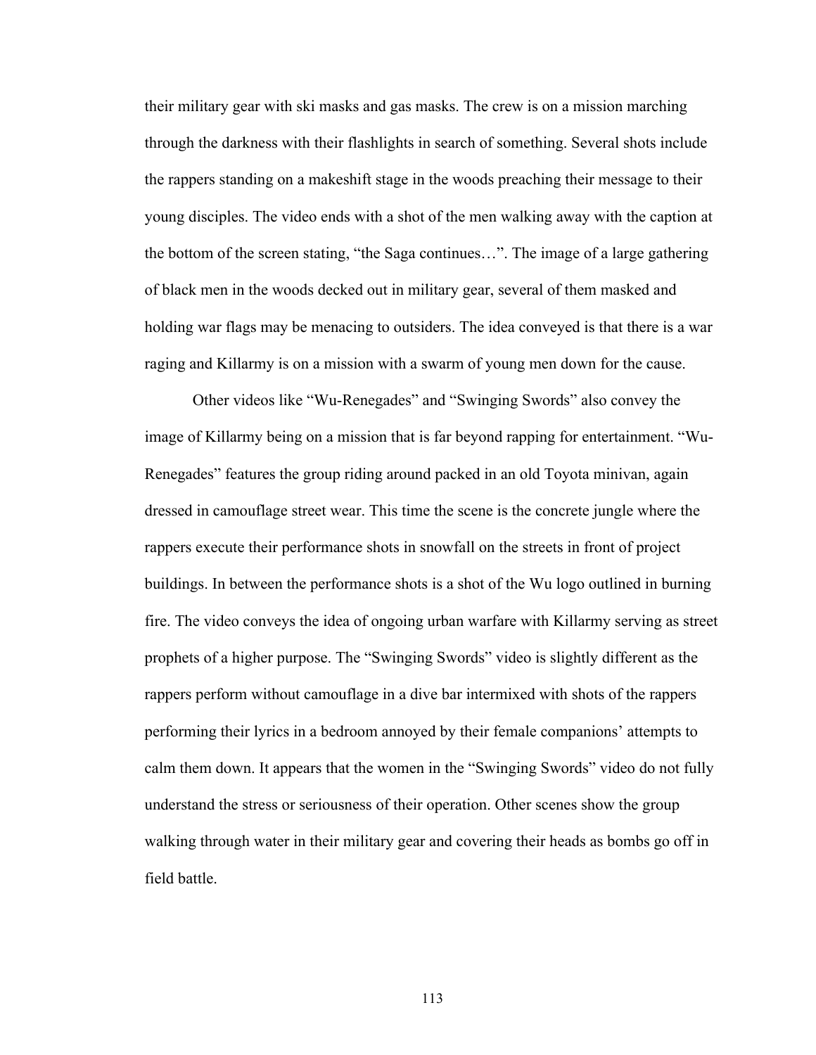their military gear with ski masks and gas masks. The crew is on a mission marching through the darkness with their flashlights in search of something. Several shots include the rappers standing on a makeshift stage in the woods preaching their message to their young disciples. The video ends with a shot of the men walking away with the caption at the bottom of the screen stating, "the Saga continues…". The image of a large gathering of black men in the woods decked out in military gear, several of them masked and holding war flags may be menacing to outsiders. The idea conveyed is that there is a war raging and Killarmy is on a mission with a swarm of young men down for the cause.

Other videos like "Wu-Renegades" and "Swinging Swords" also convey the image of Killarmy being on a mission that is far beyond rapping for entertainment. "Wu-Renegades" features the group riding around packed in an old Toyota minivan, again dressed in camouflage street wear. This time the scene is the concrete jungle where the rappers execute their performance shots in snowfall on the streets in front of project buildings. In between the performance shots is a shot of the Wu logo outlined in burning fire. The video conveys the idea of ongoing urban warfare with Killarmy serving as street prophets of a higher purpose. The "Swinging Swords" video is slightly different as the rappers perform without camouflage in a dive bar intermixed with shots of the rappers performing their lyrics in a bedroom annoyed by their female companions' attempts to calm them down. It appears that the women in the "Swinging Swords" video do not fully understand the stress or seriousness of their operation. Other scenes show the group walking through water in their military gear and covering their heads as bombs go off in field battle.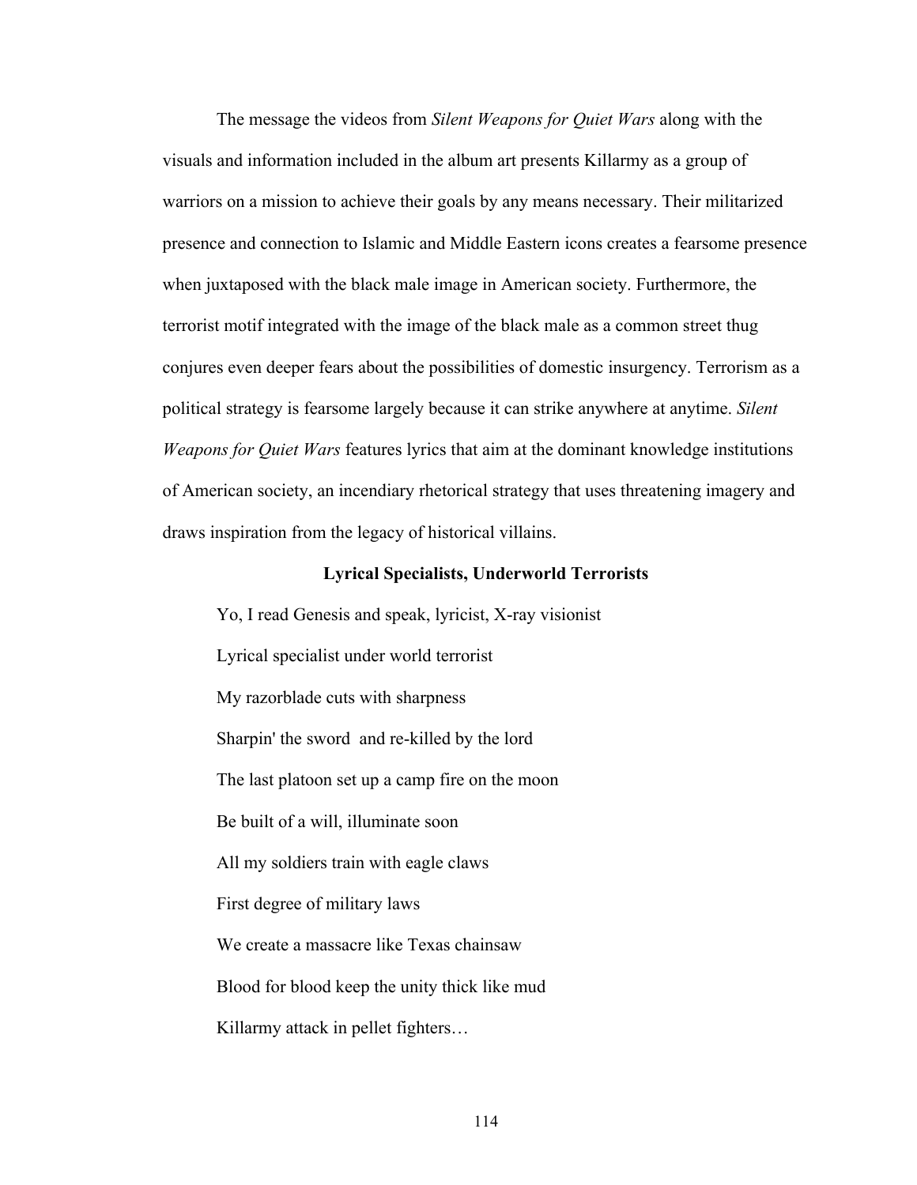The message the videos from *Silent Weapons for Quiet Wars* along with the visuals and information included in the album art presents Killarmy as a group of warriors on a mission to achieve their goals by any means necessary. Their militarized presence and connection to Islamic and Middle Eastern icons creates a fearsome presence when juxtaposed with the black male image in American society. Furthermore, the terrorist motif integrated with the image of the black male as a common street thug conjures even deeper fears about the possibilities of domestic insurgency. Terrorism as a political strategy is fearsome largely because it can strike anywhere at anytime. *Silent Weapons for Quiet Wars* features lyrics that aim at the dominant knowledge institutions of American society, an incendiary rhetorical strategy that uses threatening imagery and draws inspiration from the legacy of historical villains.

### Lyrical Specialists, Underworld Terrorists

> Yo, I read Genesis and speak, lyricist, X-ray visionist
>
> Lyrical specialist under world terrorist
>
> My razorblade cuts with sharpness
>
> Sharpin' the sword and re-killed by the lord
>
> The last platoon set up a camp fire on the moon
>
> Be built of a will, illuminate soon
>
> All my soldiers train with eagle claws
>
> First degree of military laws
>
> We create a massacre like Texas chainsaw
>
> Blood for blood keep the unity thick like mud
>
> Killarmy attack in pellet fighters…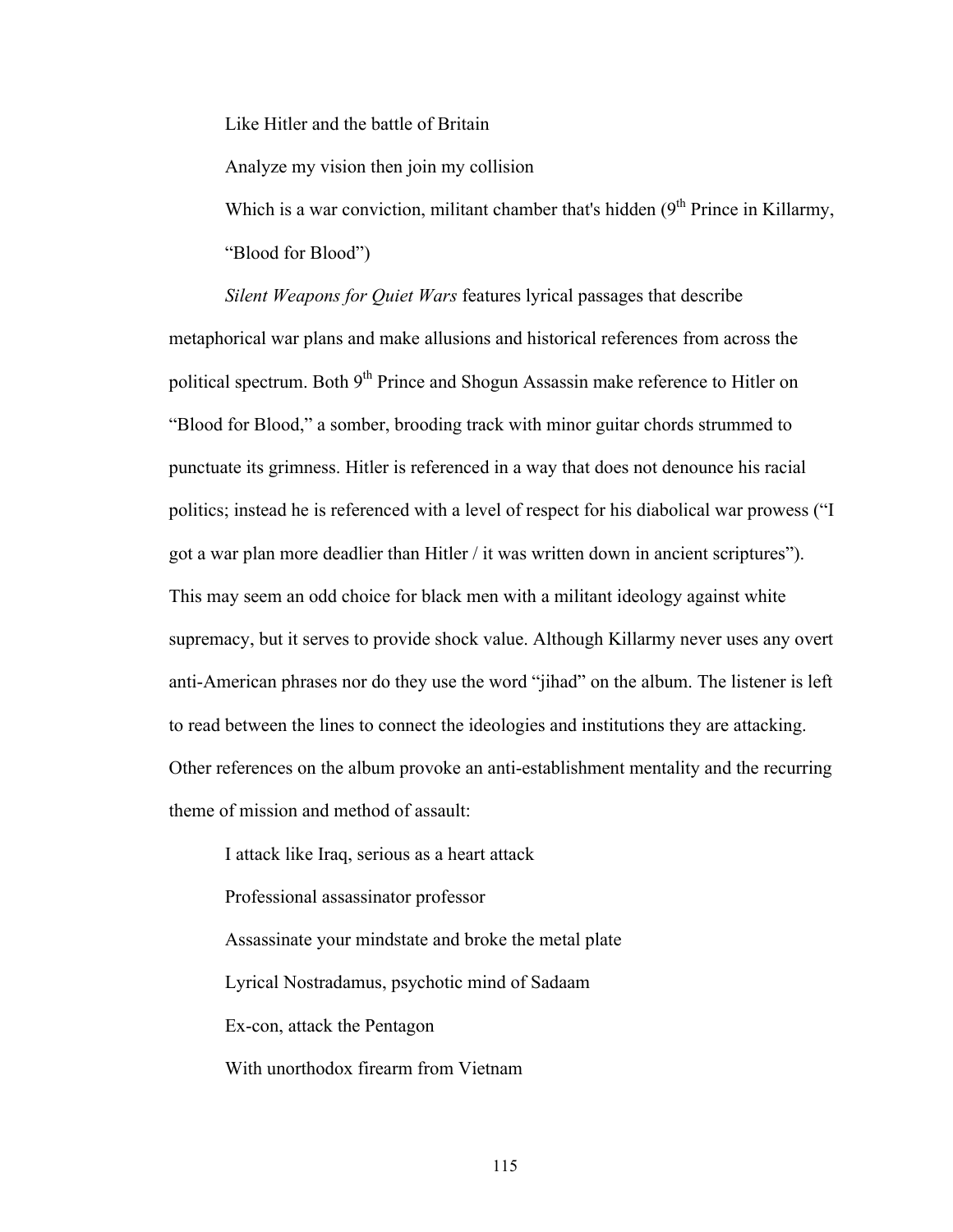Like Hitler and the battle of Britain

Analyze my vision then join my collision

Which is a war conviction, militant chamber that's hidden (9th Prince in Killarmy, "Blood for Blood")

*Silent Weapons for Quiet Wars* features lyrical passages that describe metaphorical war plans and make allusions and historical references from across the political spectrum. Both 9th Prince and Shogun Assassin make reference to Hitler on "Blood for Blood," a somber, brooding track with minor guitar chords strummed to punctuate its grimness. Hitler is referenced in a way that does not denounce his racial politics; instead he is referenced with a level of respect for his diabolical war prowess ("I got a war plan more deadlier than Hitler / it was written down in ancient scriptures"). This may seem an odd choice for black men with a militant ideology against white supremacy, but it serves to provide shock value. Although Killarmy never uses any overt anti-American phrases nor do they use the word "jihad" on the album. The listener is left to read between the lines to connect the ideologies and institutions they are attacking. Other references on the album provoke an anti-establishment mentality and the recurring theme of mission and method of assault:

I attack like Iraq, serious as a heart attack

Professional assassinator professor

Assassinate your mindstate and broke the metal plate

Lyrical Nostradamus, psychotic mind of Sadaam

Ex-con, attack the Pentagon

With unorthodox firearm from Vietnam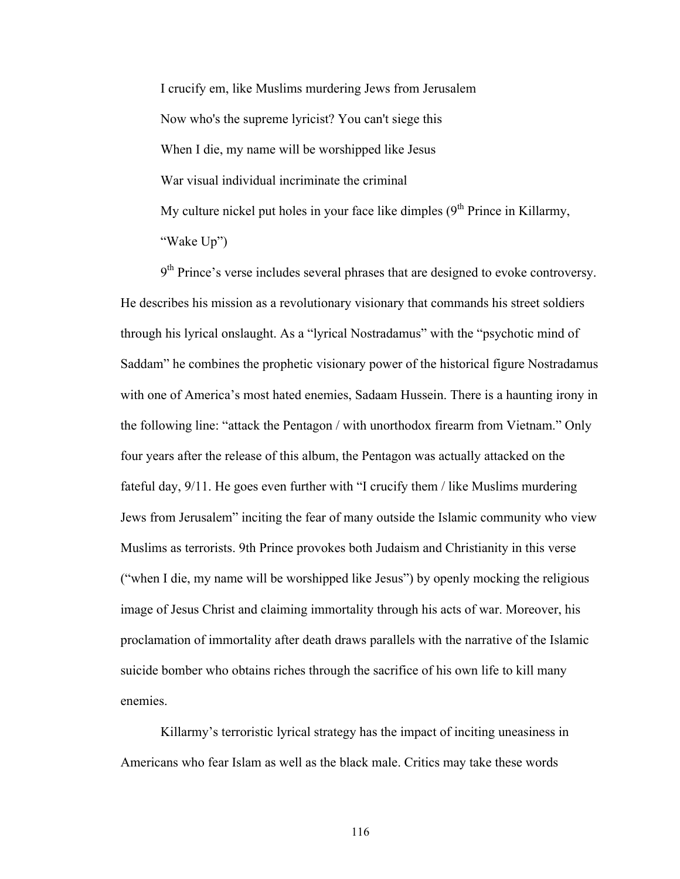I crucify em, like Muslims murdering Jews from Jerusalem

Now who's the supreme lyricist? You can't siege this

When I die, my name will be worshipped like Jesus

War visual individual incriminate the criminal

My culture nickel put holes in your face like dimples (9th Prince in Killarmy, "Wake Up")

9th Prince's verse includes several phrases that are designed to evoke controversy. He describes his mission as a revolutionary visionary that commands his street soldiers through his lyrical onslaught. As a "lyrical Nostradamus" with the "psychotic mind of Saddam" he combines the prophetic visionary power of the historical figure Nostradamus with one of America's most hated enemies, Sadaam Hussein. There is a haunting irony in the following line: "attack the Pentagon / with unorthodox firearm from Vietnam." Only four years after the release of this album, the Pentagon was actually attacked on the fateful day, 9/11. He goes even further with "I crucify them / like Muslims murdering Jews from Jerusalem" inciting the fear of many outside the Islamic community who view Muslims as terrorists. 9th Prince provokes both Judaism and Christianity in this verse ("when I die, my name will be worshipped like Jesus") by openly mocking the religious image of Jesus Christ and claiming immortality through his acts of war. Moreover, his proclamation of immortality after death draws parallels with the narrative of the Islamic suicide bomber who obtains riches through the sacrifice of his own life to kill many enemies.

Killarmy's terroristic lyrical strategy has the impact of inciting uneasiness in Americans who fear Islam as well as the black male. Critics may take these words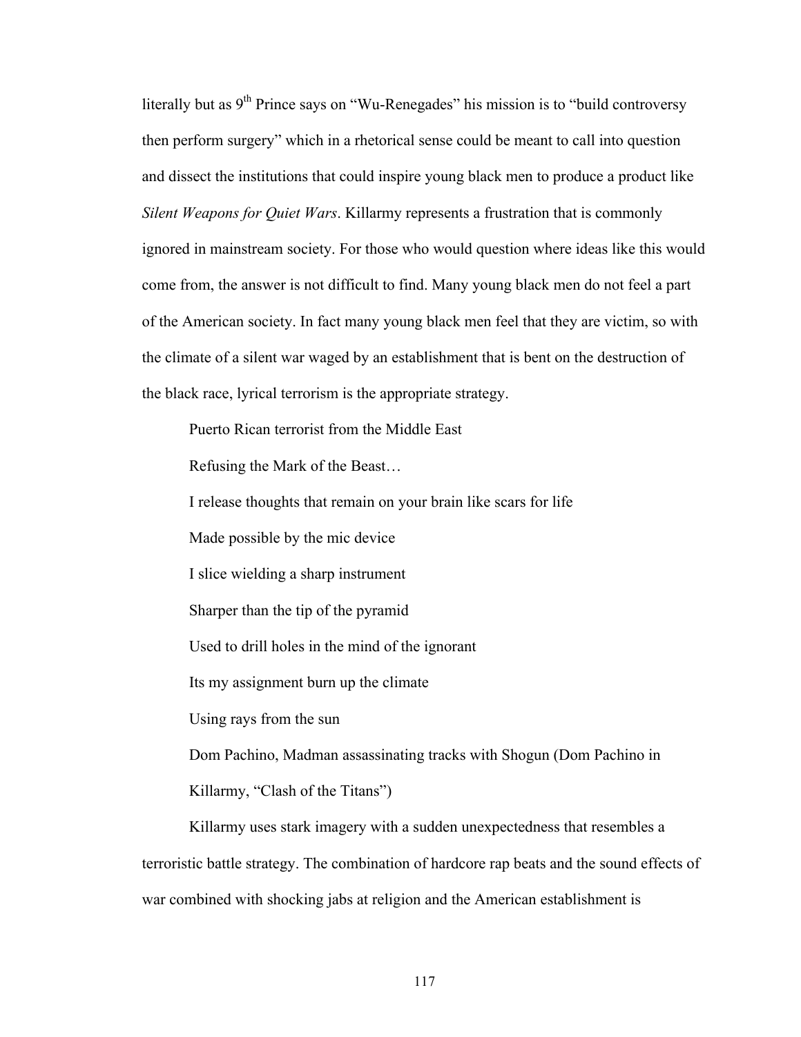literally but as 9th Prince says on "Wu-Renegades" his mission is to "build controversy then perform surgery" which in a rhetorical sense could be meant to call into question and dissect the institutions that could inspire young black men to produce a product like *Silent Weapons for Quiet Wars*. Killarmy represents a frustration that is commonly ignored in mainstream society. For those who would question where ideas like this would come from, the answer is not difficult to find. Many young black men do not feel a part of the American society. In fact many young black men feel that they are victim, so with the climate of a silent war waged by an establishment that is bent on the destruction of the black race, lyrical terrorism is the appropriate strategy.

> Puerto Rican terrorist from the Middle East
>
> Refusing the Mark of the Beast…
>
> I release thoughts that remain on your brain like scars for life
>
> Made possible by the mic device
>
> I slice wielding a sharp instrument
>
> Sharper than the tip of the pyramid
>
> Used to drill holes in the mind of the ignorant
>
> Its my assignment burn up the climate
>
> Using rays from the sun
>
> Dom Pachino, Madman assassinating tracks with Shogun (Dom Pachino in Killarmy, "Clash of the Titans")

Killarmy uses stark imagery with a sudden unexpectedness that resembles a terroristic battle strategy. The combination of hardcore rap beats and the sound effects of war combined with shocking jabs at religion and the American establishment is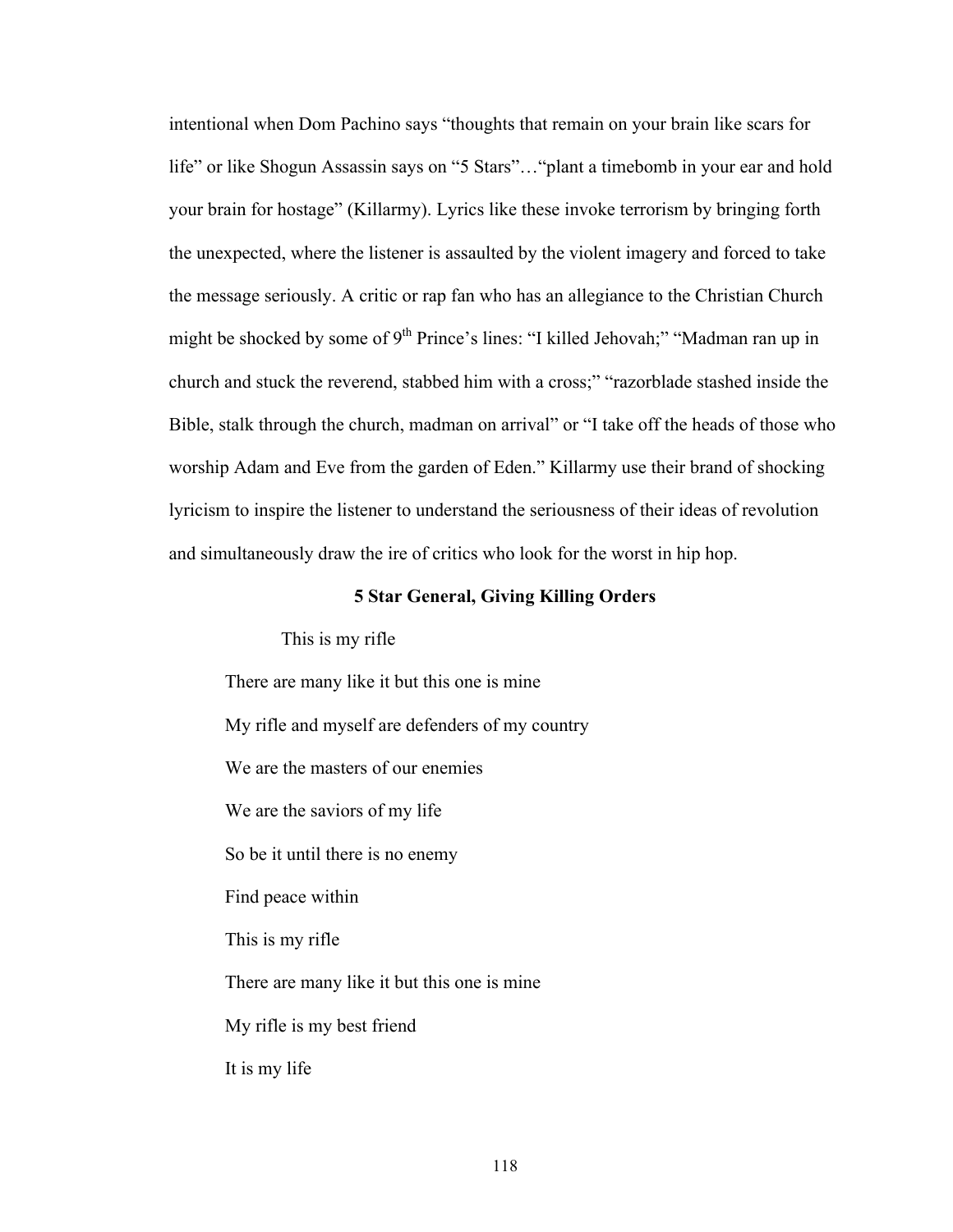intentional when Dom Pachino says "thoughts that remain on your brain like scars for life" or like Shogun Assassin says on "5 Stars"…"plant a timebomb in your ear and hold your brain for hostage" (Killarmy). Lyrics like these invoke terrorism by bringing forth the unexpected, where the listener is assaulted by the violent imagery and forced to take the message seriously. A critic or rap fan who has an allegiance to the Christian Church might be shocked by some of 9th Prince's lines: "I killed Jehovah;" "Madman ran up in church and stuck the reverend, stabbed him with a cross;" "razorblade stashed inside the Bible, stalk through the church, madman on arrival" or "I take off the heads of those who worship Adam and Eve from the garden of Eden." Killarmy use their brand of shocking lyricism to inspire the listener to understand the seriousness of their ideas of revolution and simultaneously draw the ire of critics who look for the worst in hip hop.

**5 Star General, Giving Killing Orders**

> This is my rifle
>
> There are many like it but this one is mine
>
> My rifle and myself are defenders of my country
>
> We are the masters of our enemies
>
> We are the saviors of my life
>
> So be it until there is no enemy
>
> Find peace within
>
> This is my rifle
>
> There are many like it but this one is mine
>
> My rifle is my best friend
>
> It is my life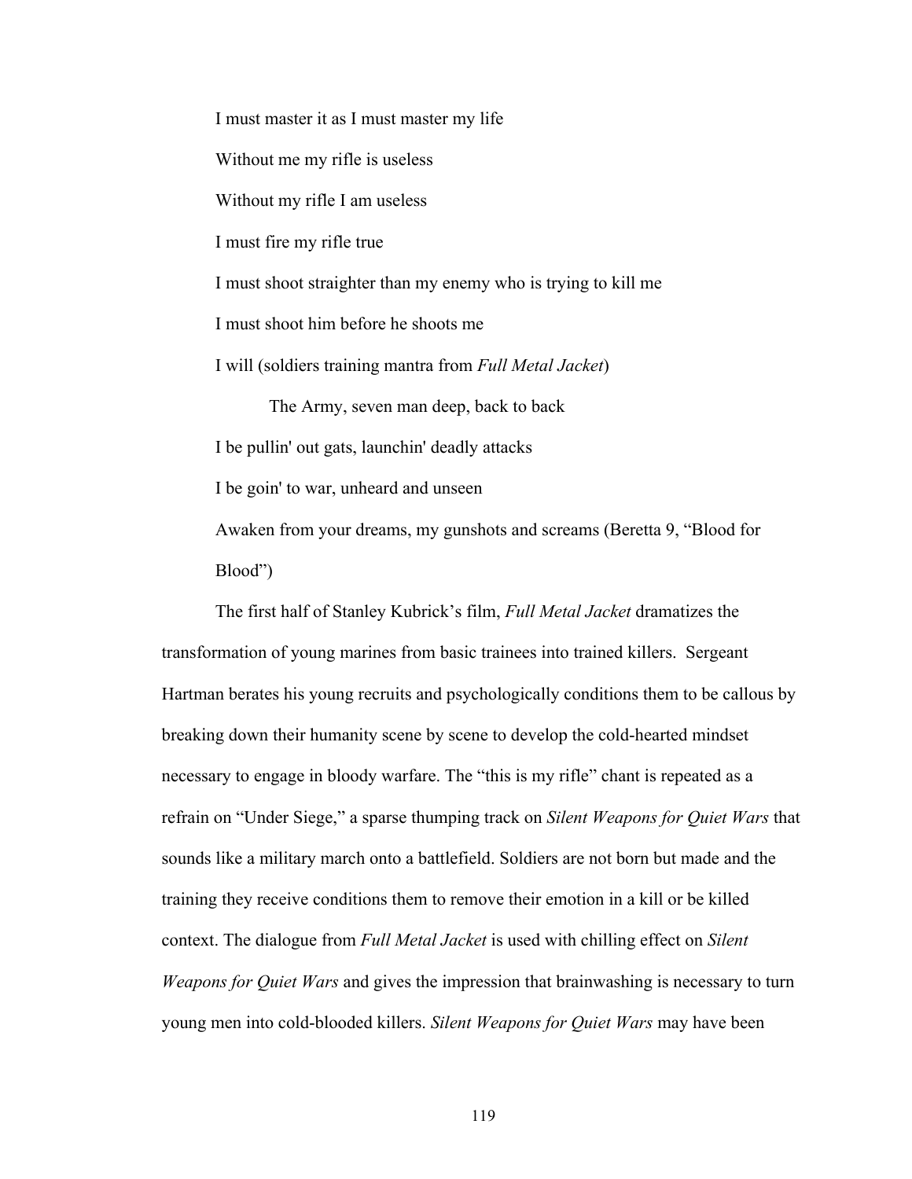I must master it as I must master my life

Without me my rifle is useless

Without my rifle I am useless

I must fire my rifle true

I must shoot straighter than my enemy who is trying to kill me

I must shoot him before he shoots me

I will (soldiers training mantra from *Full Metal Jacket*)

The Army, seven man deep, back to back

I be pullin' out gats, launchin' deadly attacks

I be goin' to war, unheard and unseen

Awaken from your dreams, my gunshots and screams (Beretta 9, "Blood for Blood")

The first half of Stanley Kubrick's film, *Full Metal Jacket* dramatizes the transformation of young marines from basic trainees into trained killers. Sergeant Hartman berates his young recruits and psychologically conditions them to be callous by breaking down their humanity scene by scene to develop the cold-hearted mindset necessary to engage in bloody warfare. The "this is my rifle" chant is repeated as a refrain on "Under Siege," a sparse thumping track on *Silent Weapons for Quiet Wars* that sounds like a military march onto a battlefield. Soldiers are not born but made and the training they receive conditions them to remove their emotion in a kill or be killed context. The dialogue from *Full Metal Jacket* is used with chilling effect on *Silent Weapons for Quiet Wars* and gives the impression that brainwashing is necessary to turn young men into cold-blooded killers. *Silent Weapons for Quiet Wars* may have been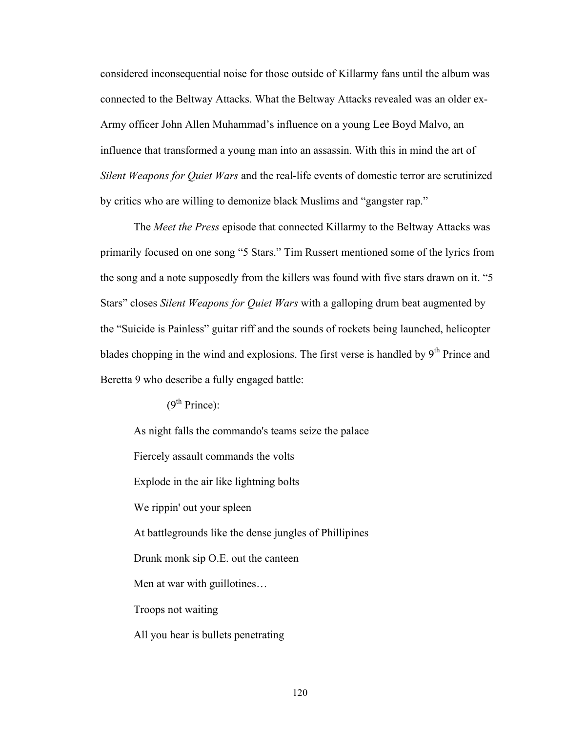considered inconsequential noise for those outside of Killarmy fans until the album was connected to the Beltway Attacks. What the Beltway Attacks revealed was an older ex-Army officer John Allen Muhammad's influence on a young Lee Boyd Malvo, an influence that transformed a young man into an assassin. With this in mind the art of *Silent Weapons for Quiet Wars* and the real-life events of domestic terror are scrutinized by critics who are willing to demonize black Muslims and "gangster rap."

The *Meet the Press* episode that connected Killarmy to the Beltway Attacks was primarily focused on one song "5 Stars." Tim Russert mentioned some of the lyrics from the song and a note supposedly from the killers was found with five stars drawn on it. "5 Stars" closes *Silent Weapons for Quiet Wars* with a galloping drum beat augmented by the "Suicide is Painless" guitar riff and the sounds of rockets being launched, helicopter blades chopping in the wind and explosions. The first verse is handled by 9th Prince and Beretta 9 who describe a fully engaged battle:

(9th Prince):

As night falls the commando's teams seize the palace

Fiercely assault commands the volts

Explode in the air like lightning bolts

We rippin' out your spleen

At battlegrounds like the dense jungles of Phillipines

Drunk monk sip O.E. out the canteen

Men at war with guillotines…

Troops not waiting

All you hear is bullets penetrating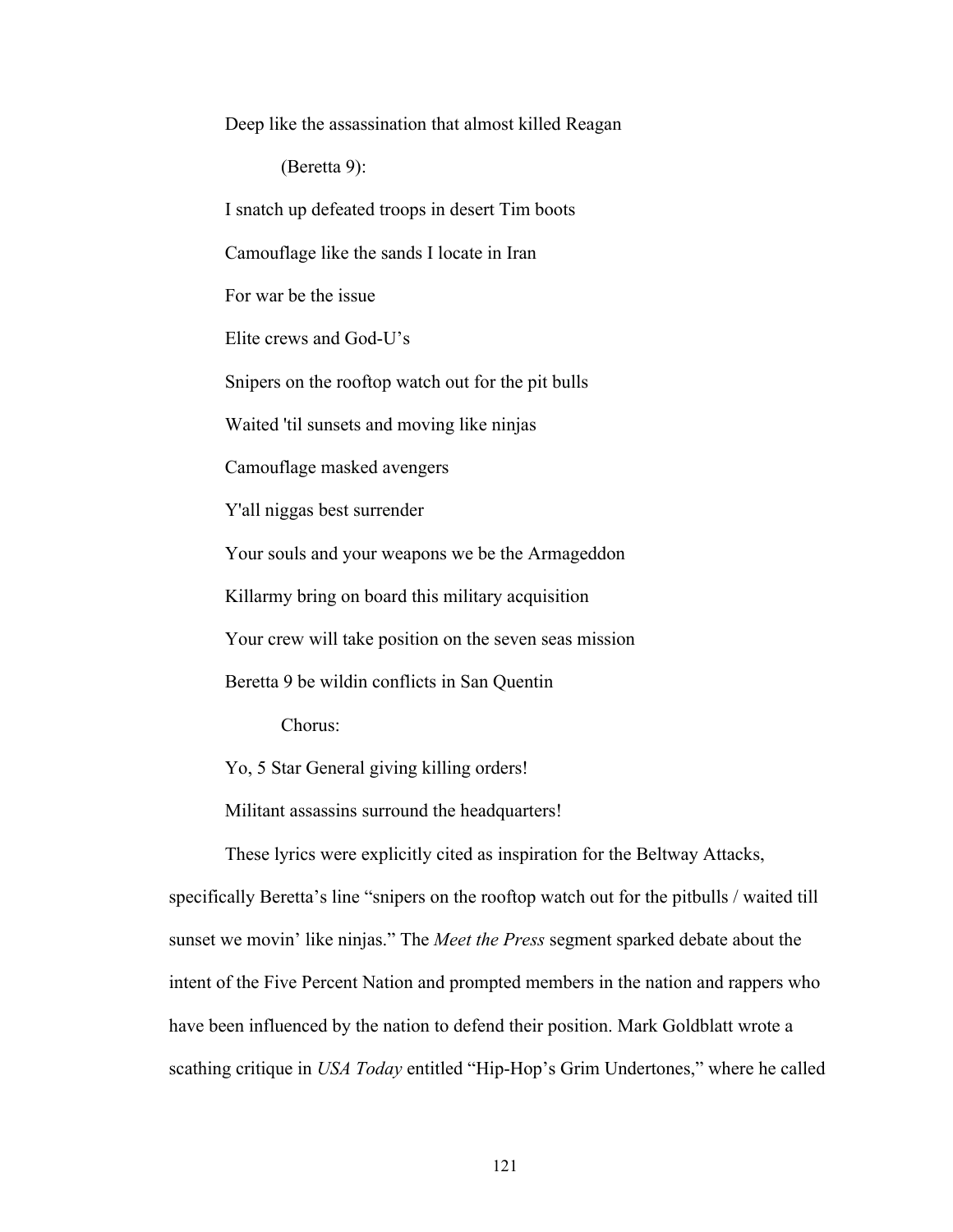Deep like the assassination that almost killed Reagan

(Beretta 9):

I snatch up defeated troops in desert Tim boots

Camouflage like the sands I locate in Iran

For war be the issue

Elite crews and God-U's

Snipers on the rooftop watch out for the pit bulls

Waited 'til sunsets and moving like ninjas

Camouflage masked avengers

Y'all niggas best surrender

Your souls and your weapons we be the Armageddon

Killarmy bring on board this military acquisition

Your crew will take position on the seven seas mission

Beretta 9 be wildin conflicts in San Quentin

Chorus:

Yo, 5 Star General giving killing orders!

Militant assassins surround the headquarters!

These lyrics were explicitly cited as inspiration for the Beltway Attacks, specifically Beretta's line "snipers on the rooftop watch out for the pitbulls / waited till sunset we movin' like ninjas." The *Meet the Press* segment sparked debate about the intent of the Five Percent Nation and prompted members in the nation and rappers who have been influenced by the nation to defend their position. Mark Goldblatt wrote a scathing critique in *USA Today* entitled "Hip-Hop's Grim Undertones," where he called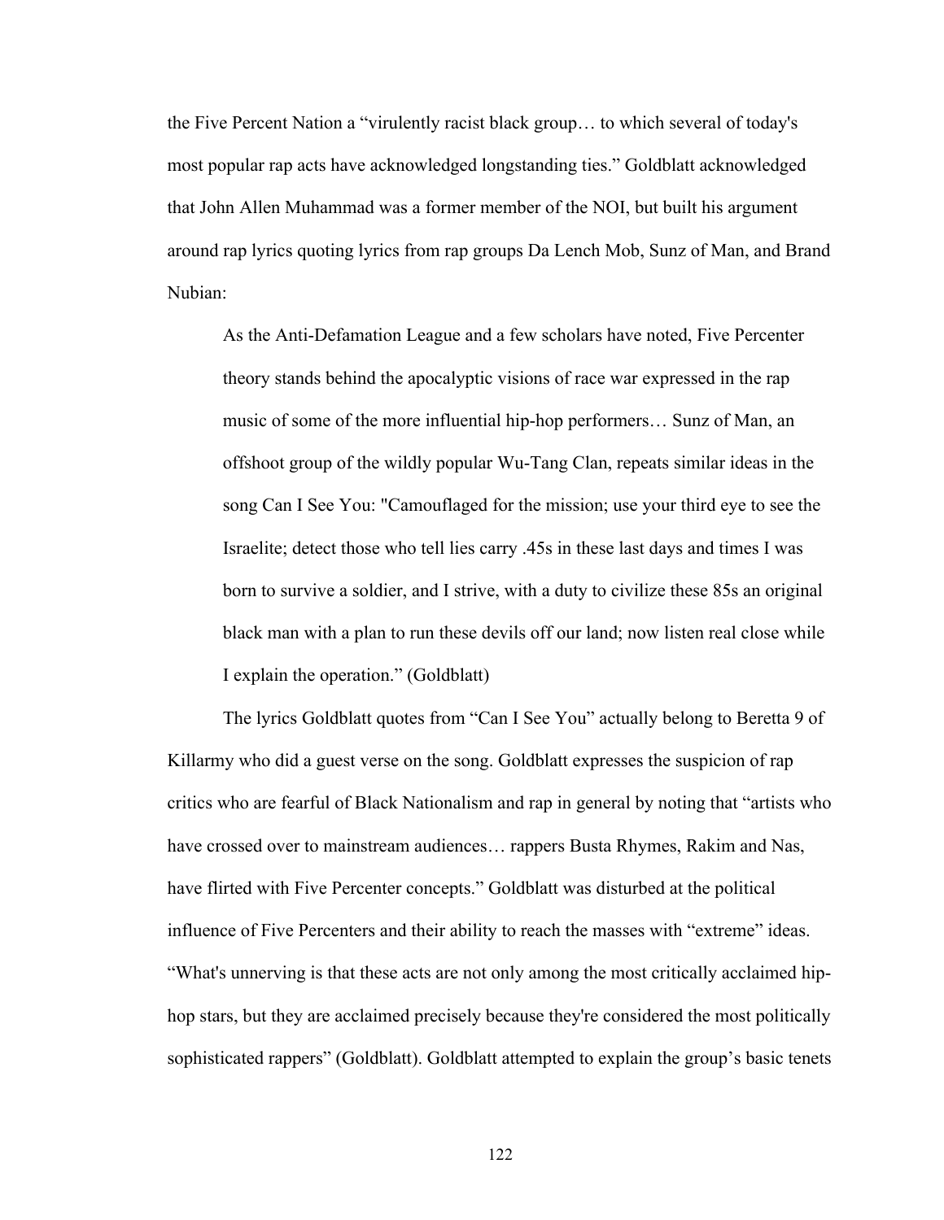the Five Percent Nation a “virulently racist black group… to which several of today's most popular rap acts have acknowledged longstanding ties.” Goldblatt acknowledged that John Allen Muhammad was a former member of the NOI, but built his argument around rap lyrics quoting lyrics from rap groups Da Lench Mob, Sunz of Man, and Brand Nubian:

> As the Anti-Defamation League and a few scholars have noted, Five Percenter theory stands behind the apocalyptic visions of race war expressed in the rap music of some of the more influential hip-hop performers… Sunz of Man, an offshoot group of the wildly popular Wu-Tang Clan, repeats similar ideas in the song Can I See You: "Camouflaged for the mission; use your third eye to see the Israelite; detect those who tell lies carry .45s in these last days and times I was born to survive a soldier, and I strive, with a duty to civilize these 85s an original black man with a plan to run these devils off our land; now listen real close while I explain the operation.” (Goldblatt)

The lyrics Goldblatt quotes from “Can I See You” actually belong to Beretta 9 of Killarmy who did a guest verse on the song. Goldblatt expresses the suspicion of rap critics who are fearful of Black Nationalism and rap in general by noting that “artists who have crossed over to mainstream audiences… rappers Busta Rhymes, Rakim and Nas, have flirted with Five Percenter concepts.” Goldblatt was disturbed at the political influence of Five Percenters and their ability to reach the masses with “extreme” ideas. “What's unnerving is that these acts are not only among the most critically acclaimed hip-hop stars, but they are acclaimed precisely because they're considered the most politically sophisticated rappers” (Goldblatt). Goldblatt attempted to explain the group’s basic tenets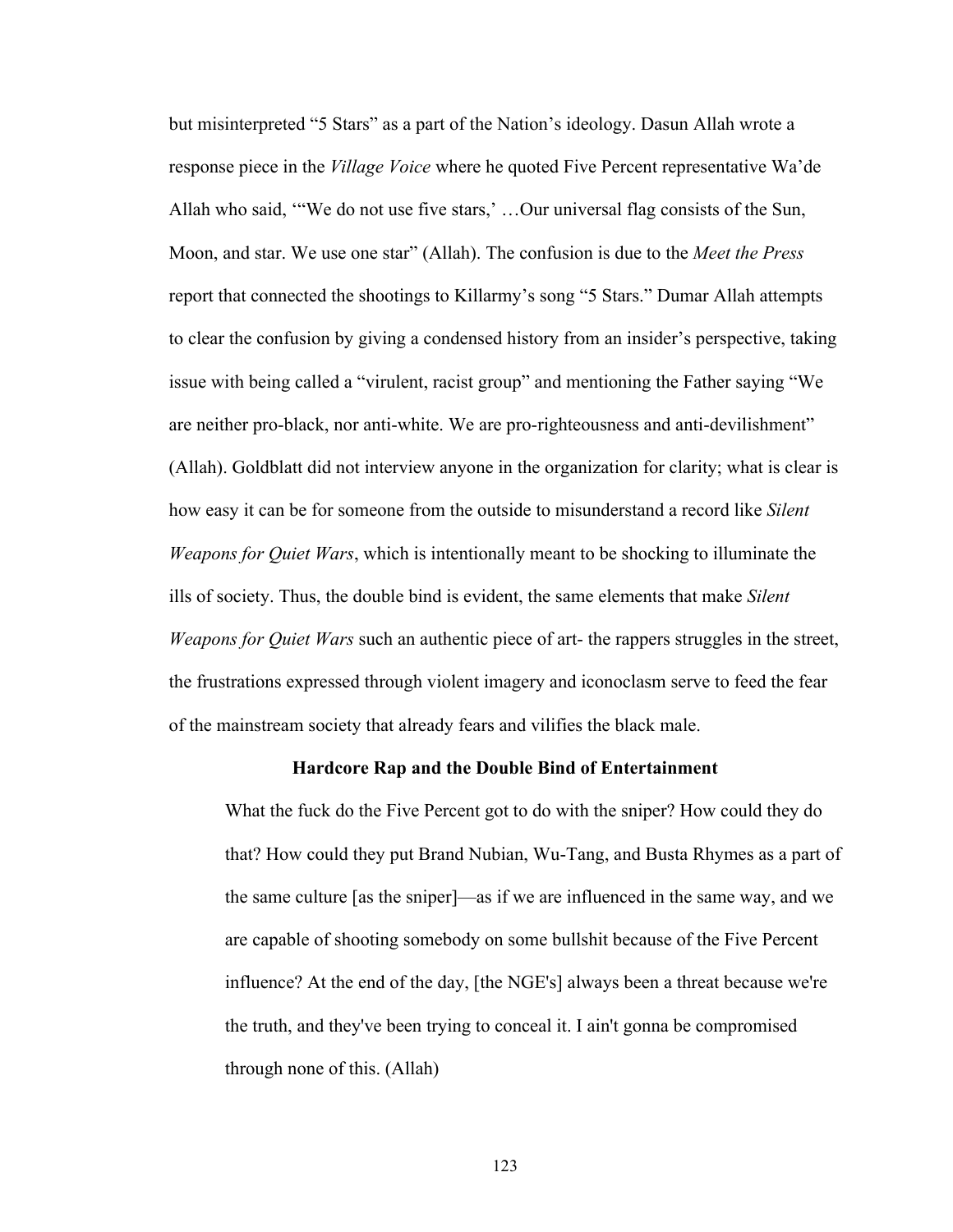but misinterpreted “5 Stars” as a part of the Nation’s ideology. Dasun Allah wrote a response piece in the *Village Voice* where he quoted Five Percent representative Wa’de Allah who said, ‘“We do not use five stars,’ …Our universal flag consists of the Sun, Moon, and star. We use one star” (Allah). The confusion is due to the *Meet the Press* report that connected the shootings to Killarmy’s song “5 Stars.” Dumar Allah attempts to clear the confusion by giving a condensed history from an insider’s perspective, taking issue with being called a “virulent, racist group” and mentioning the Father saying “We are neither pro-black, nor anti-white. We are pro-righteousness and anti-devilishment” (Allah). Goldblatt did not interview anyone in the organization for clarity; what is clear is how easy it can be for someone from the outside to misunderstand a record like *Silent Weapons for Quiet Wars*, which is intentionally meant to be shocking to illuminate the ills of society. Thus, the double bind is evident, the same elements that make *Silent Weapons for Quiet Wars* such an authentic piece of art- the rappers struggles in the street, the frustrations expressed through violent imagery and iconoclasm serve to feed the fear of the mainstream society that already fears and vilifies the black male.

### Hardcore Rap and the Double Bind of Entertainment

> What the fuck do the Five Percent got to do with the sniper? How could they do that? How could they put Brand Nubian, Wu-Tang, and Busta Rhymes as a part of the same culture [as the sniper]—as if we are influenced in the same way, and we are capable of shooting somebody on some bullshit because of the Five Percent influence? At the end of the day, [the NGE's] always been a threat because we're the truth, and they've been trying to conceal it. I ain't gonna be compromised through none of this. (Allah)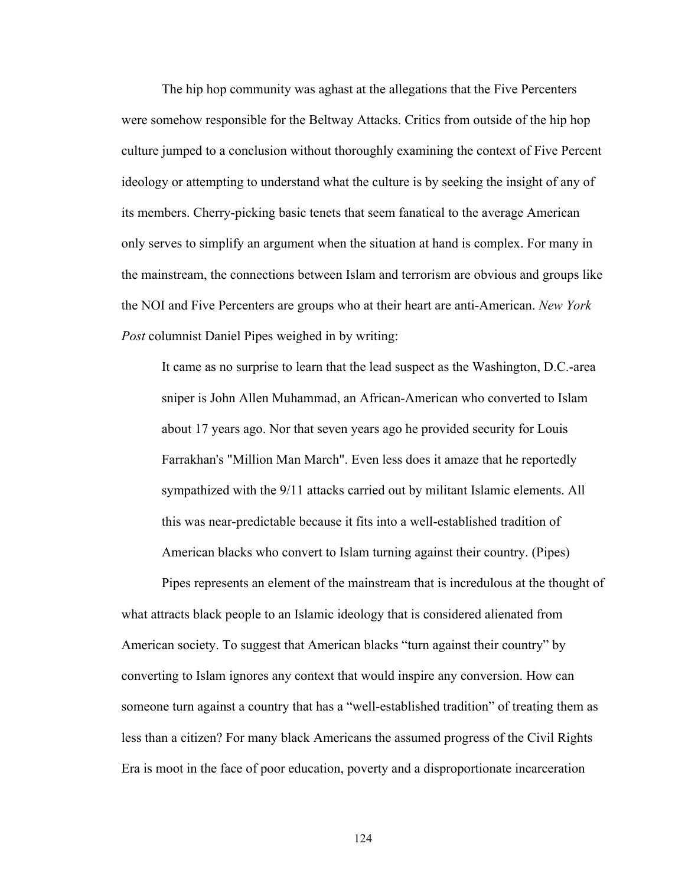The hip hop community was aghast at the allegations that the Five Percenters were somehow responsible for the Beltway Attacks. Critics from outside of the hip hop culture jumped to a conclusion without thoroughly examining the context of Five Percent ideology or attempting to understand what the culture is by seeking the insight of any of its members. Cherry-picking basic tenets that seem fanatical to the average American only serves to simplify an argument when the situation at hand is complex. For many in the mainstream, the connections between Islam and terrorism are obvious and groups like the NOI and Five Percenters are groups who at their heart are anti-American. *New York Post* columnist Daniel Pipes weighed in by writing:

> It came as no surprise to learn that the lead suspect as the Washington, D.C.-area sniper is John Allen Muhammad, an African-American who converted to Islam about 17 years ago. Nor that seven years ago he provided security for Louis Farrakhan's "Million Man March". Even less does it amaze that he reportedly sympathized with the 9/11 attacks carried out by militant Islamic elements. All this was near-predictable because it fits into a well-established tradition of American blacks who convert to Islam turning against their country. (Pipes)

Pipes represents an element of the mainstream that is incredulous at the thought of what attracts black people to an Islamic ideology that is considered alienated from American society. To suggest that American blacks "turn against their country" by converting to Islam ignores any context that would inspire any conversion. How can someone turn against a country that has a "well-established tradition" of treating them as less than a citizen? For many black Americans the assumed progress of the Civil Rights Era is moot in the face of poor education, poverty and a disproportionate incarceration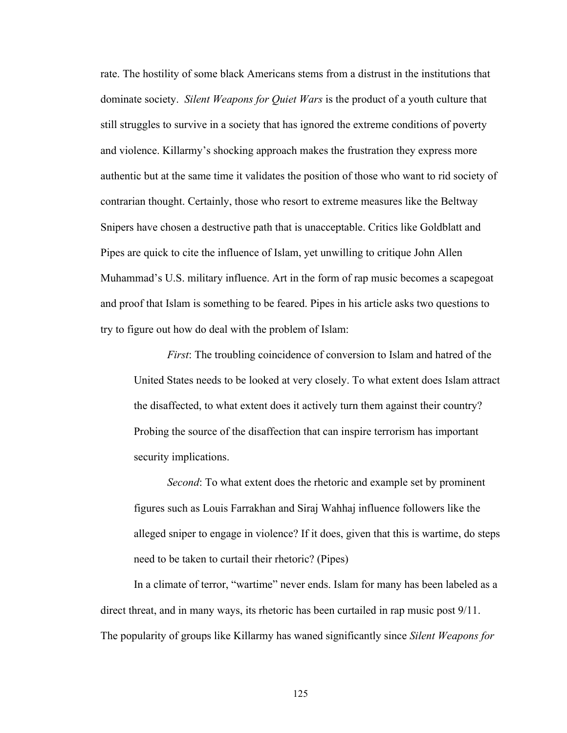rate. The hostility of some black Americans stems from a distrust in the institutions that dominate society. *Silent Weapons for Quiet Wars* is the product of a youth culture that still struggles to survive in a society that has ignored the extreme conditions of poverty and violence. Killarmy's shocking approach makes the frustration they express more authentic but at the same time it validates the position of those who want to rid society of contrarian thought. Certainly, those who resort to extreme measures like the Beltway Snipers have chosen a destructive path that is unacceptable. Critics like Goldblatt and Pipes are quick to cite the influence of Islam, yet unwilling to critique John Allen Muhammad's U.S. military influence. Art in the form of rap music becomes a scapegoat and proof that Islam is something to be feared. Pipes in his article asks two questions to try to figure out how do deal with the problem of Islam:

> *First*: The troubling coincidence of conversion to Islam and hatred of the United States needs to be looked at very closely. To what extent does Islam attract the disaffected, to what extent does it actively turn them against their country? Probing the source of the disaffection that can inspire terrorism has important security implications.
>
> *Second*: To what extent does the rhetoric and example set by prominent figures such as Louis Farrakhan and Siraj Wahhaj influence followers like the alleged sniper to engage in violence? If it does, given that this is wartime, do steps need to be taken to curtail their rhetoric? (Pipes)

In a climate of terror, "wartime" never ends. Islam for many has been labeled as a direct threat, and in many ways, its rhetoric has been curtailed in rap music post 9/11. The popularity of groups like Killarmy has waned significantly since *Silent Weapons for*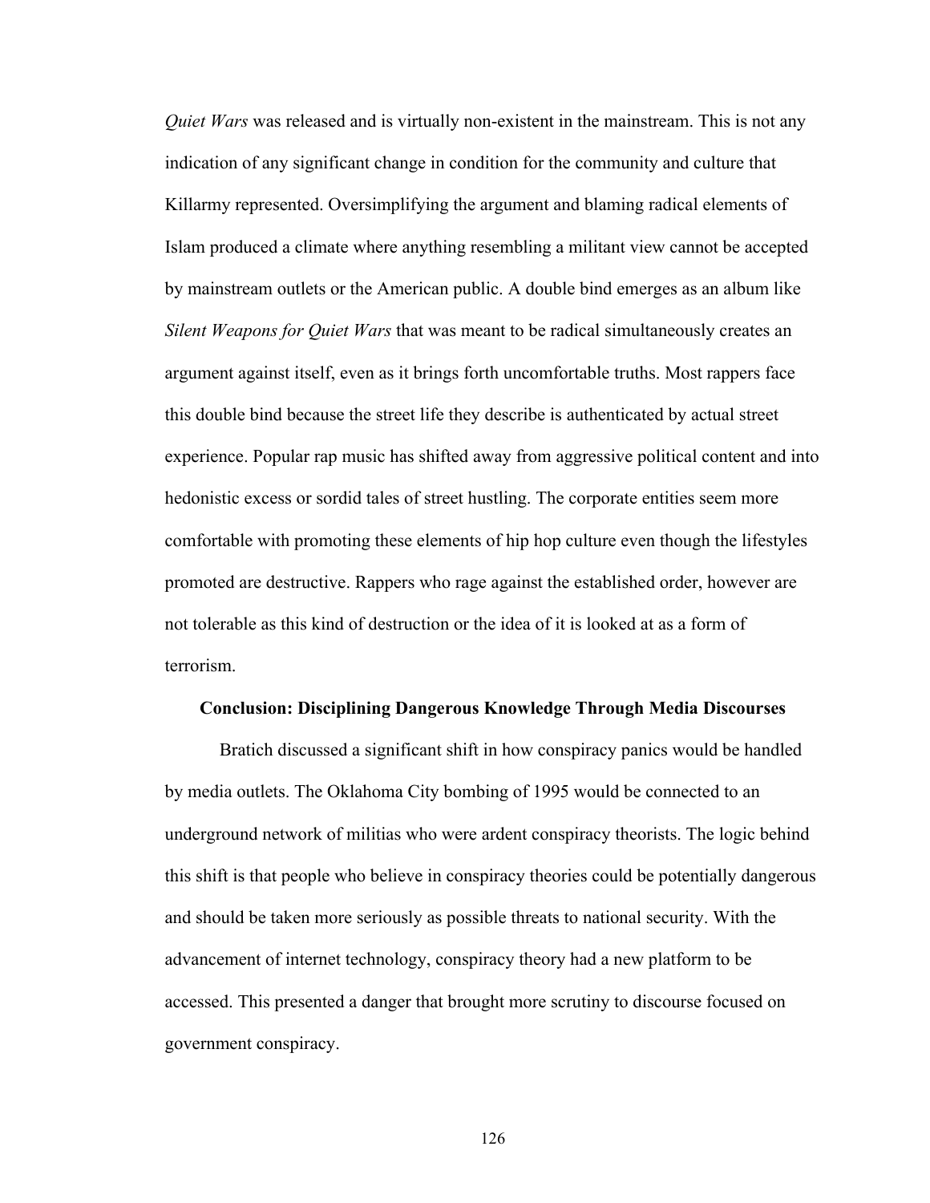*Quiet Wars* was released and is virtually non-existent in the mainstream. This is not any indication of any significant change in condition for the community and culture that Killarmy represented. Oversimplifying the argument and blaming radical elements of Islam produced a climate where anything resembling a militant view cannot be accepted by mainstream outlets or the American public. A double bind emerges as an album like *Silent Weapons for Quiet Wars* that was meant to be radical simultaneously creates an argument against itself, even as it brings forth uncomfortable truths. Most rappers face this double bind because the street life they describe is authenticated by actual street experience. Popular rap music has shifted away from aggressive political content and into hedonistic excess or sordid tales of street hustling. The corporate entities seem more comfortable with promoting these elements of hip hop culture even though the lifestyles promoted are destructive. Rappers who rage against the established order, however are not tolerable as this kind of destruction or the idea of it is looked at as a form of terrorism.

### Conclusion: Disciplining Dangerous Knowledge Through Media Discourses

Bratich discussed a significant shift in how conspiracy panics would be handled by media outlets. The Oklahoma City bombing of 1995 would be connected to an underground network of militias who were ardent conspiracy theorists. The logic behind this shift is that people who believe in conspiracy theories could be potentially dangerous and should be taken more seriously as possible threats to national security. With the advancement of internet technology, conspiracy theory had a new platform to be accessed. This presented a danger that brought more scrutiny to discourse focused on government conspiracy.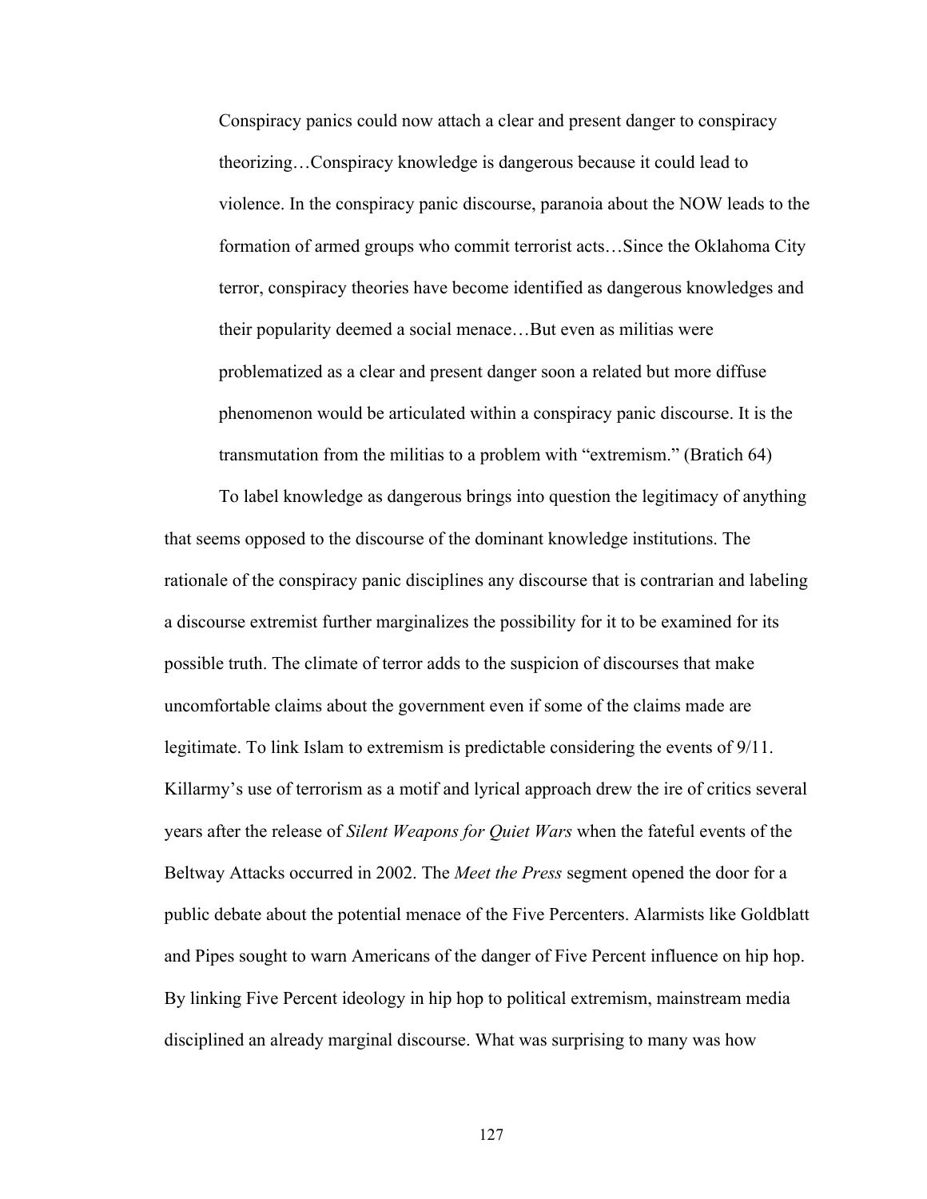> Conspiracy panics could now attach a clear and present danger to conspiracy theorizing…Conspiracy knowledge is dangerous because it could lead to violence. In the conspiracy panic discourse, paranoia about the NOW leads to the formation of armed groups who commit terrorist acts…Since the Oklahoma City terror, conspiracy theories have become identified as dangerous knowledges and their popularity deemed a social menace…But even as militias were problematized as a clear and present danger soon a related but more diffuse phenomenon would be articulated within a conspiracy panic discourse. It is the transmutation from the militias to a problem with "extremism." (Bratich 64)

To label knowledge as dangerous brings into question the legitimacy of anything that seems opposed to the discourse of the dominant knowledge institutions. The rationale of the conspiracy panic disciplines any discourse that is contrarian and labeling a discourse extremist further marginalizes the possibility for it to be examined for its possible truth. The climate of terror adds to the suspicion of discourses that make uncomfortable claims about the government even if some of the claims made are legitimate. To link Islam to extremism is predictable considering the events of 9/11. Killarmy's use of terrorism as a motif and lyrical approach drew the ire of critics several years after the release of *Silent Weapons for Quiet Wars* when the fateful events of the Beltway Attacks occurred in 2002. The *Meet the Press* segment opened the door for a public debate about the potential menace of the Five Percenters. Alarmists like Goldblatt and Pipes sought to warn Americans of the danger of Five Percent influence on hip hop. By linking Five Percent ideology in hip hop to political extremism, mainstream media disciplined an already marginal discourse. What was surprising to many was how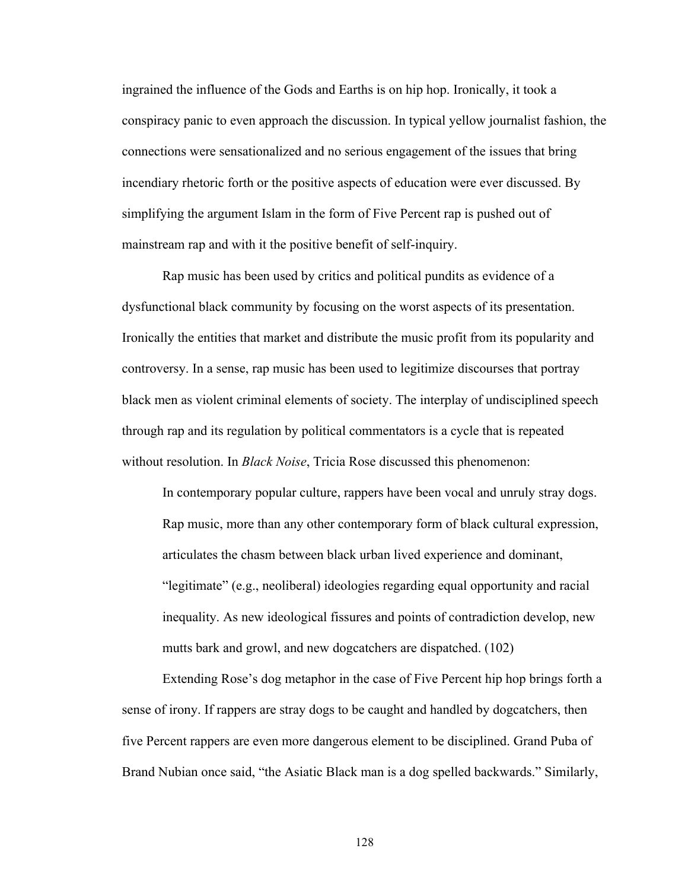ingrained the influence of the Gods and Earths is on hip hop. Ironically, it took a conspiracy panic to even approach the discussion. In typical yellow journalist fashion, the connections were sensationalized and no serious engagement of the issues that bring incendiary rhetoric forth or the positive aspects of education were ever discussed. By simplifying the argument Islam in the form of Five Percent rap is pushed out of mainstream rap and with it the positive benefit of self-inquiry.

Rap music has been used by critics and political pundits as evidence of a dysfunctional black community by focusing on the worst aspects of its presentation. Ironically the entities that market and distribute the music profit from its popularity and controversy. In a sense, rap music has been used to legitimize discourses that portray black men as violent criminal elements of society. The interplay of undisciplined speech through rap and its regulation by political commentators is a cycle that is repeated without resolution. In *Black Noise*, Tricia Rose discussed this phenomenon:

> In contemporary popular culture, rappers have been vocal and unruly stray dogs. Rap music, more than any other contemporary form of black cultural expression, articulates the chasm between black urban lived experience and dominant, "legitimate" (e.g., neoliberal) ideologies regarding equal opportunity and racial inequality. As new ideological fissures and points of contradiction develop, new mutts bark and growl, and new dogcatchers are dispatched. (102)

Extending Rose's dog metaphor in the case of Five Percent hip hop brings forth a sense of irony. If rappers are stray dogs to be caught and handled by dogcatchers, then five Percent rappers are even more dangerous element to be disciplined. Grand Puba of Brand Nubian once said, "the Asiatic Black man is a dog spelled backwards." Similarly,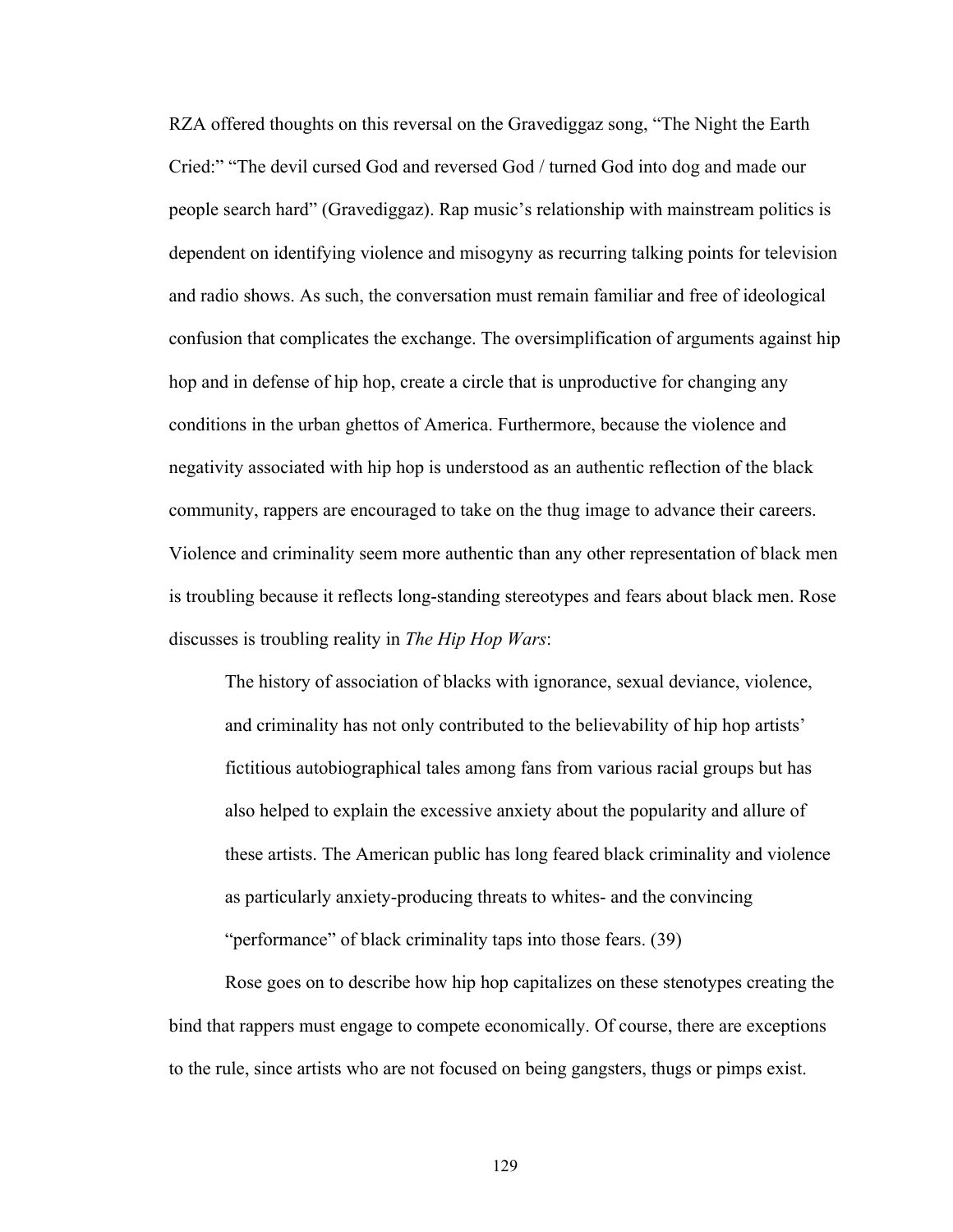RZA offered thoughts on this reversal on the Gravediggaz song, “The Night the Earth Cried:” “The devil cursed God and reversed God / turned God into dog and made our people search hard” (Gravediggaz). Rap music’s relationship with mainstream politics is dependent on identifying violence and misogyny as recurring talking points for television and radio shows. As such, the conversation must remain familiar and free of ideological confusion that complicates the exchange. The oversimplification of arguments against hip hop and in defense of hip hop, create a circle that is unproductive for changing any conditions in the urban ghettos of America. Furthermore, because the violence and negativity associated with hip hop is understood as an authentic reflection of the black community, rappers are encouraged to take on the thug image to advance their careers. Violence and criminality seem more authentic than any other representation of black men is troubling because it reflects long-standing stereotypes and fears about black men. Rose discusses is troubling reality in *The Hip Hop Wars*:

> The history of association of blacks with ignorance, sexual deviance, violence, and criminality has not only contributed to the believability of hip hop artists’ fictitious autobiographical tales among fans from various racial groups but has also helped to explain the excessive anxiety about the popularity and allure of these artists. The American public has long feared black criminality and violence as particularly anxiety-producing threats to whites- and the convincing “performance” of black criminality taps into those fears. (39)

Rose goes on to describe how hip hop capitalizes on these stenotypes creating the bind that rappers must engage to compete economically. Of course, there are exceptions to the rule, since artists who are not focused on being gangsters, thugs or pimps exist.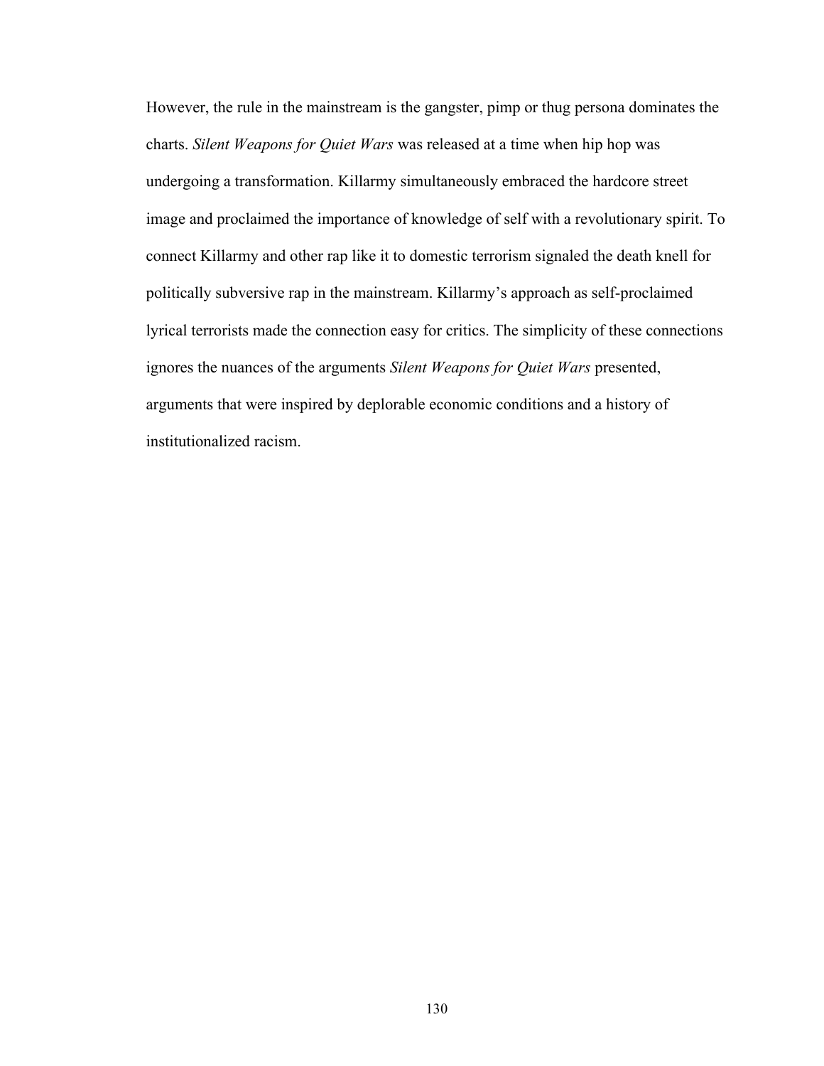However, the rule in the mainstream is the gangster, pimp or thug persona dominates the charts. *Silent Weapons for Quiet Wars* was released at a time when hip hop was undergoing a transformation. Killarmy simultaneously embraced the hardcore street image and proclaimed the importance of knowledge of self with a revolutionary spirit. To connect Killarmy and other rap like it to domestic terrorism signaled the death knell for politically subversive rap in the mainstream. Killarmy's approach as self-proclaimed lyrical terrorists made the connection easy for critics. The simplicity of these connections ignores the nuances of the arguments *Silent Weapons for Quiet Wars* presented, arguments that were inspired by deplorable economic conditions and a history of institutionalized racism.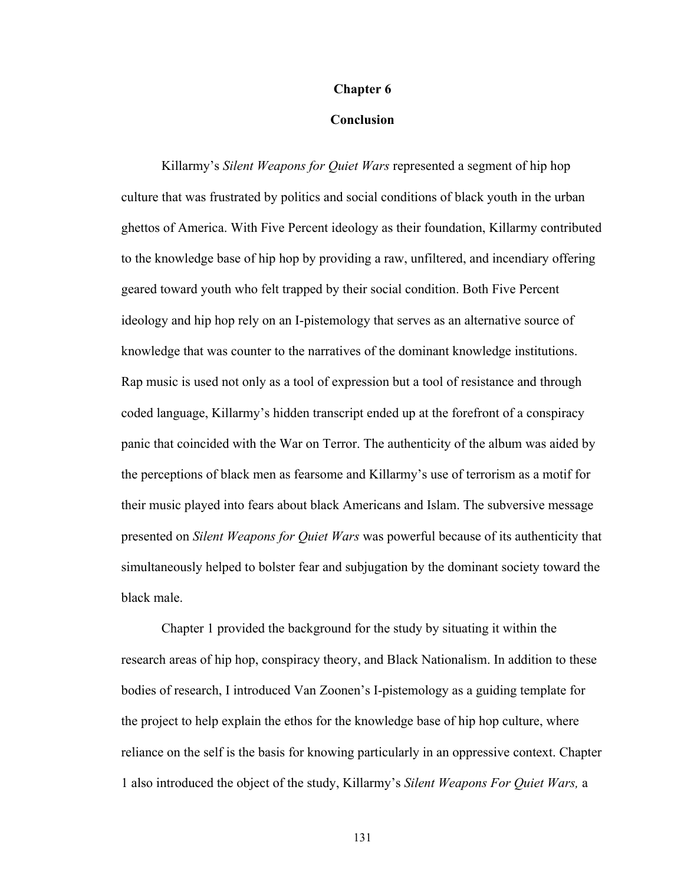# Chapter 6

## Conclusion

Killarmy's *Silent Weapons for Quiet Wars* represented a segment of hip hop culture that was frustrated by politics and social conditions of black youth in the urban ghettos of America. With Five Percent ideology as their foundation, Killarmy contributed to the knowledge base of hip hop by providing a raw, unfiltered, and incendiary offering geared toward youth who felt trapped by their social condition. Both Five Percent ideology and hip hop rely on an I-pistemology that serves as an alternative source of knowledge that was counter to the narratives of the dominant knowledge institutions. Rap music is used not only as a tool of expression but a tool of resistance and through coded language, Killarmy's hidden transcript ended up at the forefront of a conspiracy panic that coincided with the War on Terror. The authenticity of the album was aided by the perceptions of black men as fearsome and Killarmy's use of terrorism as a motif for their music played into fears about black Americans and Islam. The subversive message presented on *Silent Weapons for Quiet Wars* was powerful because of its authenticity that simultaneously helped to bolster fear and subjugation by the dominant society toward the black male.

Chapter 1 provided the background for the study by situating it within the research areas of hip hop, conspiracy theory, and Black Nationalism. In addition to these bodies of research, I introduced Van Zoonen's I-pistemology as a guiding template for the project to help explain the ethos for the knowledge base of hip hop culture, where reliance on the self is the basis for knowing particularly in an oppressive context. Chapter 1 also introduced the object of the study, Killarmy's *Silent Weapons For Quiet Wars,* a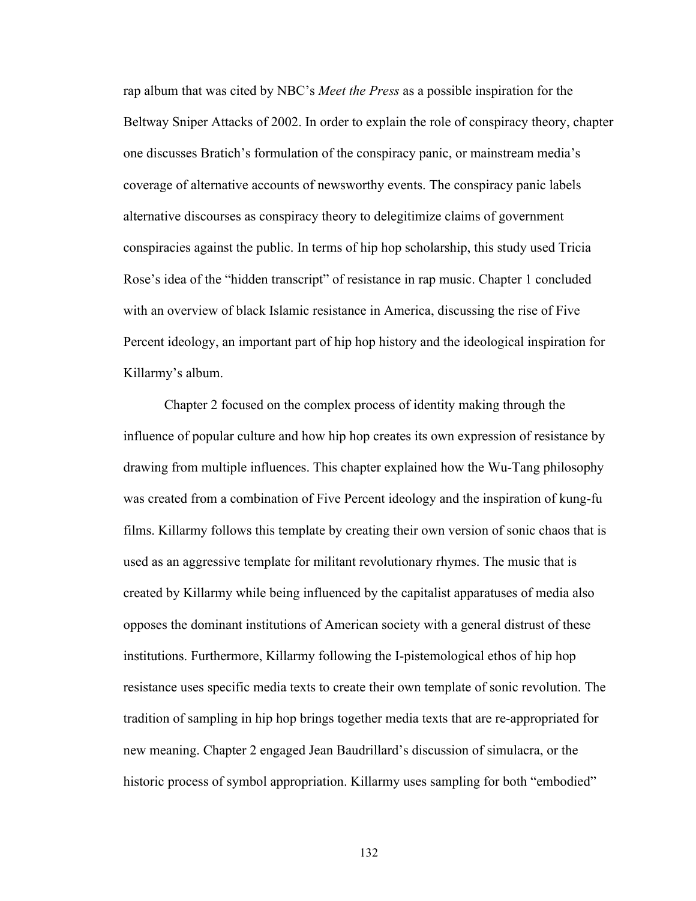rap album that was cited by NBC's *Meet the Press* as a possible inspiration for the Beltway Sniper Attacks of 2002. In order to explain the role of conspiracy theory, chapter one discusses Bratich's formulation of the conspiracy panic, or mainstream media's coverage of alternative accounts of newsworthy events. The conspiracy panic labels alternative discourses as conspiracy theory to delegitimize claims of government conspiracies against the public. In terms of hip hop scholarship, this study used Tricia Rose's idea of the "hidden transcript" of resistance in rap music. Chapter 1 concluded with an overview of black Islamic resistance in America, discussing the rise of Five Percent ideology, an important part of hip hop history and the ideological inspiration for Killarmy's album.

Chapter 2 focused on the complex process of identity making through the influence of popular culture and how hip hop creates its own expression of resistance by drawing from multiple influences. This chapter explained how the Wu-Tang philosophy was created from a combination of Five Percent ideology and the inspiration of kung-fu films. Killarmy follows this template by creating their own version of sonic chaos that is used as an aggressive template for militant revolutionary rhymes. The music that is created by Killarmy while being influenced by the capitalist apparatuses of media also opposes the dominant institutions of American society with a general distrust of these institutions. Furthermore, Killarmy following the I-pistemological ethos of hip hop resistance uses specific media texts to create their own template of sonic revolution. The tradition of sampling in hip hop brings together media texts that are re-appropriated for new meaning. Chapter 2 engaged Jean Baudrillard's discussion of simulacra, or the historic process of symbol appropriation. Killarmy uses sampling for both "embodied"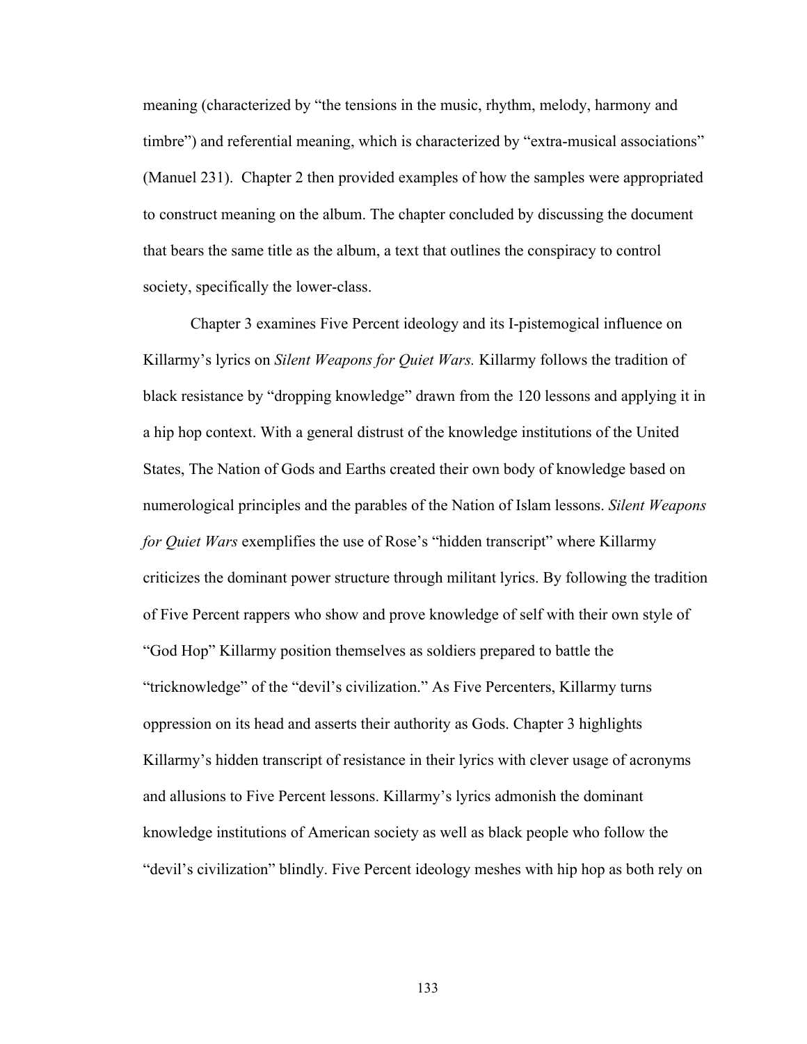meaning (characterized by "the tensions in the music, rhythm, melody, harmony and timbre") and referential meaning, which is characterized by "extra-musical associations" (Manuel 231). Chapter 2 then provided examples of how the samples were appropriated to construct meaning on the album. The chapter concluded by discussing the document that bears the same title as the album, a text that outlines the conspiracy to control society, specifically the lower-class.

Chapter 3 examines Five Percent ideology and its I-pistemogical influence on Killarmy's lyrics on *Silent Weapons for Quiet Wars.* Killarmy follows the tradition of black resistance by "dropping knowledge" drawn from the 120 lessons and applying it in a hip hop context. With a general distrust of the knowledge institutions of the United States, The Nation of Gods and Earths created their own body of knowledge based on numerological principles and the parables of the Nation of Islam lessons. *Silent Weapons for Quiet Wars* exemplifies the use of Rose's "hidden transcript" where Killarmy criticizes the dominant power structure through militant lyrics. By following the tradition of Five Percent rappers who show and prove knowledge of self with their own style of "God Hop" Killarmy position themselves as soldiers prepared to battle the "tricknowledge" of the "devil's civilization." As Five Percenters, Killarmy turns oppression on its head and asserts their authority as Gods. Chapter 3 highlights Killarmy's hidden transcript of resistance in their lyrics with clever usage of acronyms and allusions to Five Percent lessons. Killarmy's lyrics admonish the dominant knowledge institutions of American society as well as black people who follow the "devil's civilization" blindly. Five Percent ideology meshes with hip hop as both rely on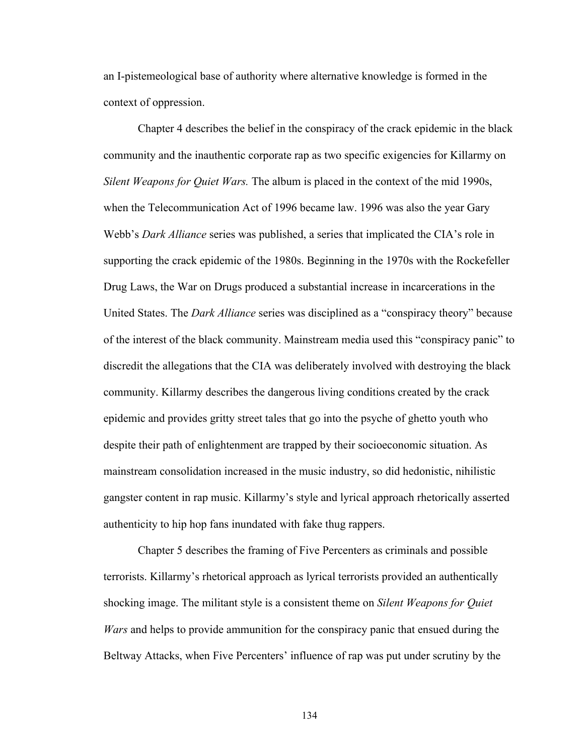an I-pistemeological base of authority where alternative knowledge is formed in the context of oppression.

Chapter 4 describes the belief in the conspiracy of the crack epidemic in the black community and the inauthentic corporate rap as two specific exigencies for Killarmy on *Silent Weapons for Quiet Wars.* The album is placed in the context of the mid 1990s, when the Telecommunication Act of 1996 became law. 1996 was also the year Gary Webb's *Dark Alliance* series was published, a series that implicated the CIA's role in supporting the crack epidemic of the 1980s. Beginning in the 1970s with the Rockefeller Drug Laws, the War on Drugs produced a substantial increase in incarcerations in the United States. The *Dark Alliance* series was disciplined as a "conspiracy theory" because of the interest of the black community. Mainstream media used this "conspiracy panic" to discredit the allegations that the CIA was deliberately involved with destroying the black community. Killarmy describes the dangerous living conditions created by the crack epidemic and provides gritty street tales that go into the psyche of ghetto youth who despite their path of enlightenment are trapped by their socioeconomic situation. As mainstream consolidation increased in the music industry, so did hedonistic, nihilistic gangster content in rap music. Killarmy's style and lyrical approach rhetorically asserted authenticity to hip hop fans inundated with fake thug rappers.

Chapter 5 describes the framing of Five Percenters as criminals and possible terrorists. Killarmy's rhetorical approach as lyrical terrorists provided an authentically shocking image. The militant style is a consistent theme on *Silent Weapons for Quiet Wars* and helps to provide ammunition for the conspiracy panic that ensued during the Beltway Attacks, when Five Percenters' influence of rap was put under scrutiny by the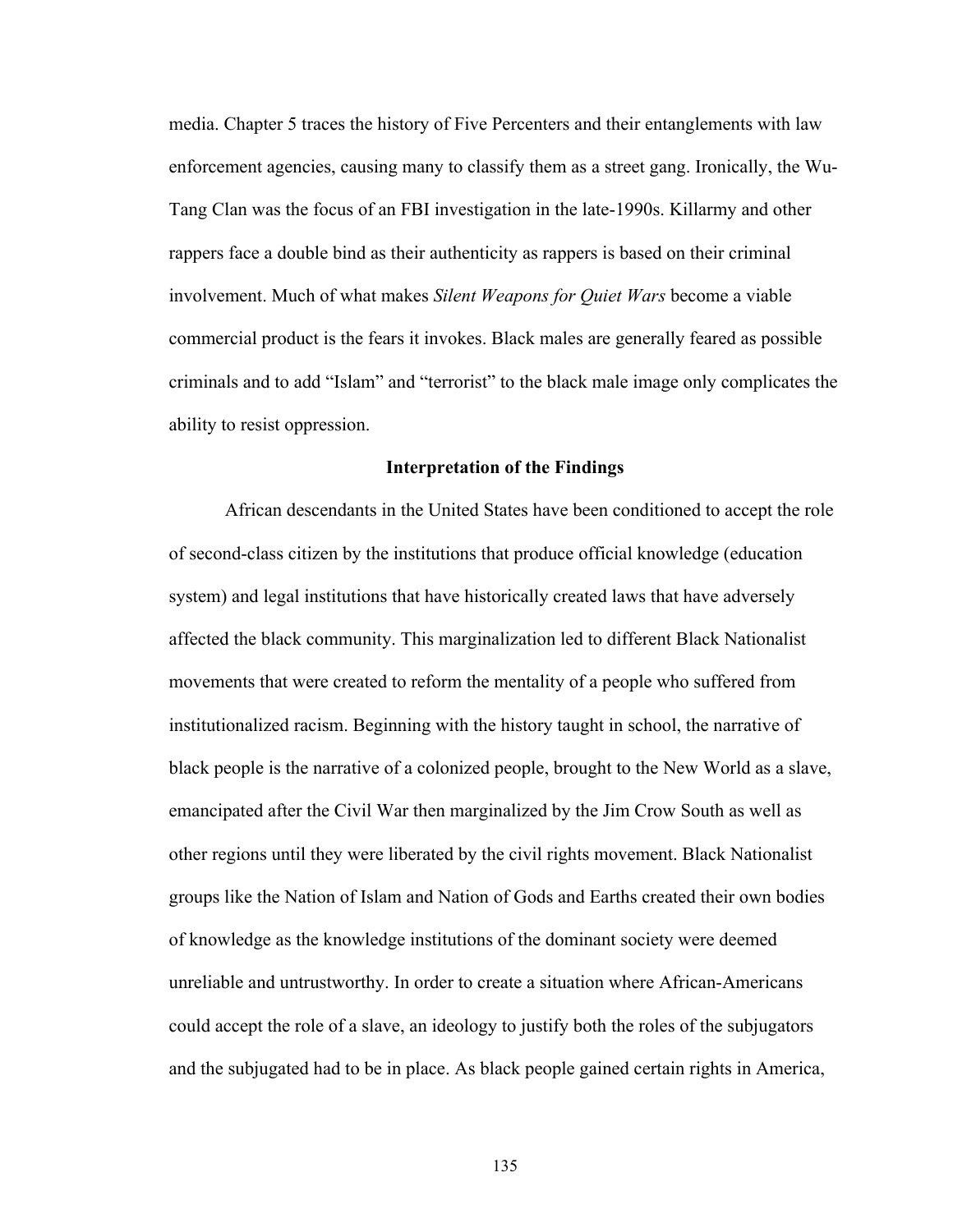media. Chapter 5 traces the history of Five Percenters and their entanglements with law enforcement agencies, causing many to classify them as a street gang. Ironically, the Wu-Tang Clan was the focus of an FBI investigation in the late-1990s. Killarmy and other rappers face a double bind as their authenticity as rappers is based on their criminal involvement. Much of what makes *Silent Weapons for Quiet Wars* become a viable commercial product is the fears it invokes. Black males are generally feared as possible criminals and to add "Islam" and "terrorist" to the black male image only complicates the ability to resist oppression.

### Interpretation of the Findings

African descendants in the United States have been conditioned to accept the role of second-class citizen by the institutions that produce official knowledge (education system) and legal institutions that have historically created laws that have adversely affected the black community. This marginalization led to different Black Nationalist movements that were created to reform the mentality of a people who suffered from institutionalized racism. Beginning with the history taught in school, the narrative of black people is the narrative of a colonized people, brought to the New World as a slave, emancipated after the Civil War then marginalized by the Jim Crow South as well as other regions until they were liberated by the civil rights movement. Black Nationalist groups like the Nation of Islam and Nation of Gods and Earths created their own bodies of knowledge as the knowledge institutions of the dominant society were deemed unreliable and untrustworthy. In order to create a situation where African-Americans could accept the role of a slave, an ideology to justify both the roles of the subjugators and the subjugated had to be in place. As black people gained certain rights in America,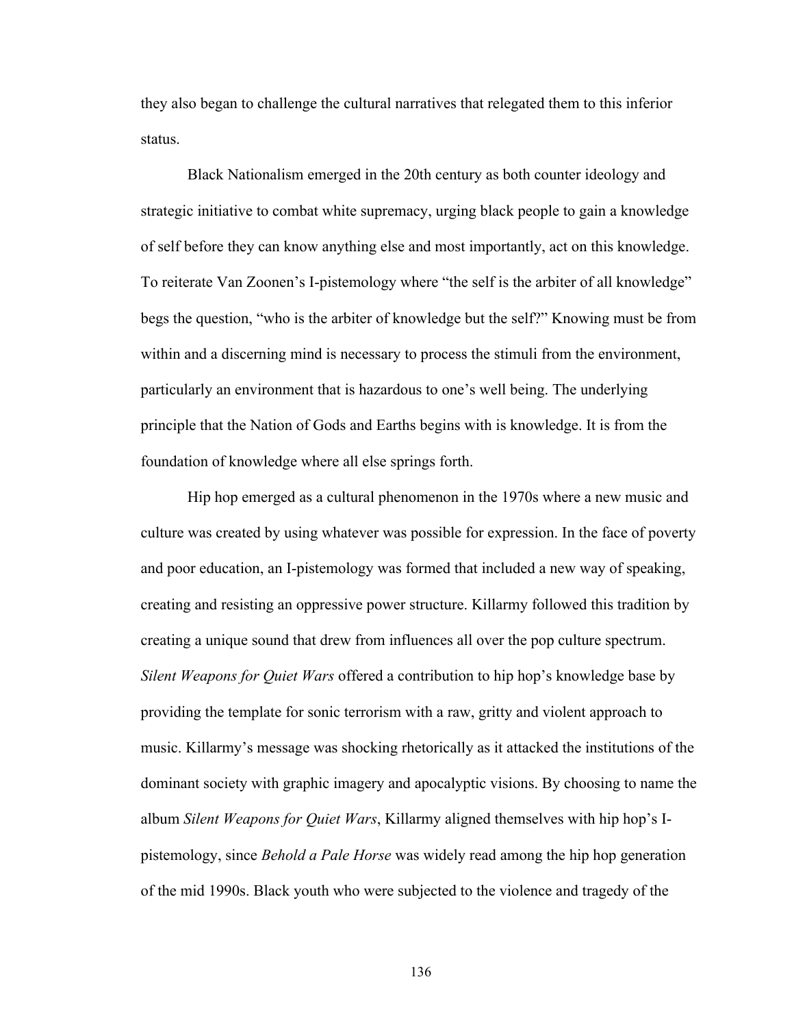they also began to challenge the cultural narratives that relegated them to this inferior status.

Black Nationalism emerged in the 20th century as both counter ideology and strategic initiative to combat white supremacy, urging black people to gain a knowledge of self before they can know anything else and most importantly, act on this knowledge. To reiterate Van Zoonen's I-pistemology where "the self is the arbiter of all knowledge" begs the question, "who is the arbiter of knowledge but the self?" Knowing must be from within and a discerning mind is necessary to process the stimuli from the environment, particularly an environment that is hazardous to one's well being. The underlying principle that the Nation of Gods and Earths begins with is knowledge. It is from the foundation of knowledge where all else springs forth.

Hip hop emerged as a cultural phenomenon in the 1970s where a new music and culture was created by using whatever was possible for expression. In the face of poverty and poor education, an I-pistemology was formed that included a new way of speaking, creating and resisting an oppressive power structure. Killarmy followed this tradition by creating a unique sound that drew from influences all over the pop culture spectrum. *Silent Weapons for Quiet Wars* offered a contribution to hip hop's knowledge base by providing the template for sonic terrorism with a raw, gritty and violent approach to music. Killarmy's message was shocking rhetorically as it attacked the institutions of the dominant society with graphic imagery and apocalyptic visions. By choosing to name the album *Silent Weapons for Quiet Wars*, Killarmy aligned themselves with hip hop's I-pistemology, since *Behold a Pale Horse* was widely read among the hip hop generation of the mid 1990s. Black youth who were subjected to the violence and tragedy of the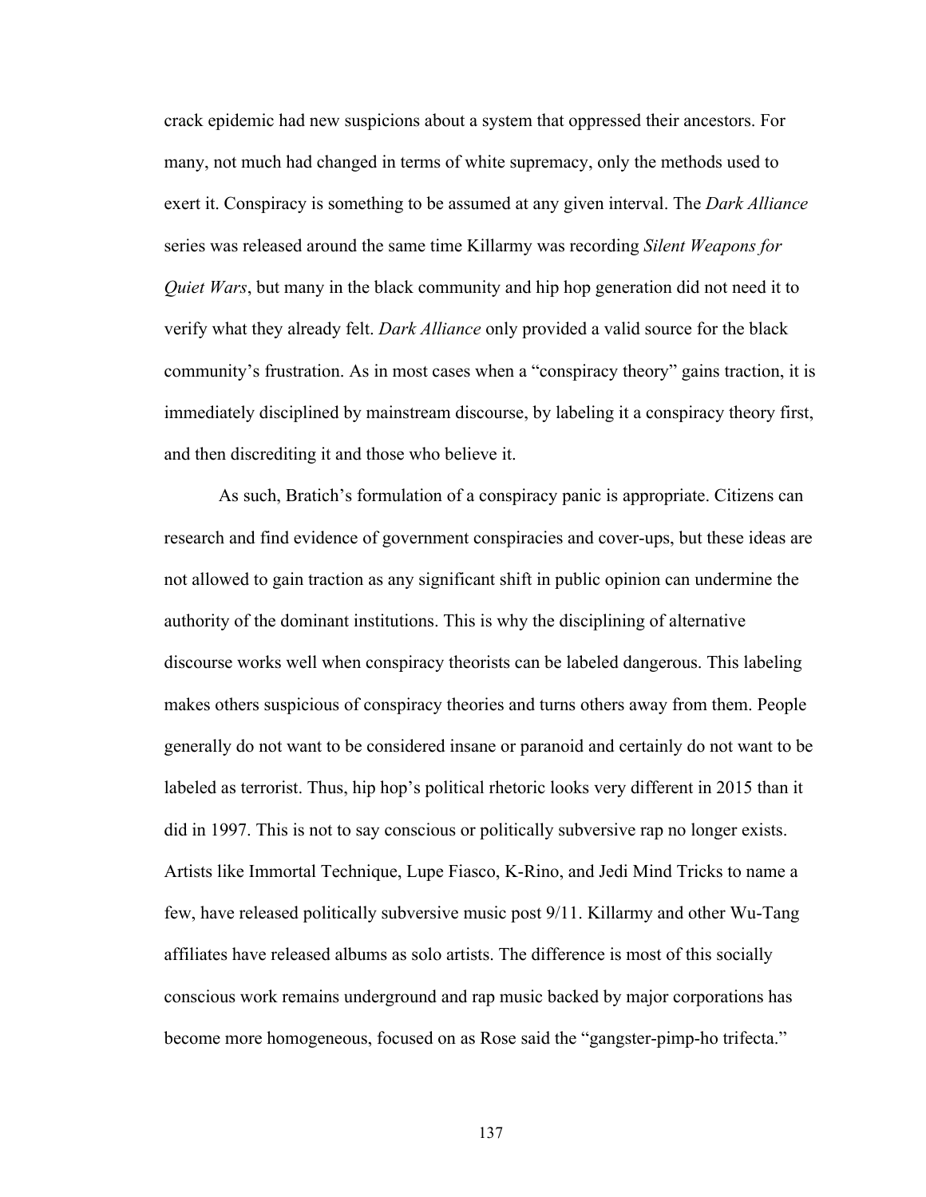crack epidemic had new suspicions about a system that oppressed their ancestors. For many, not much had changed in terms of white supremacy, only the methods used to exert it. Conspiracy is something to be assumed at any given interval. The *Dark Alliance* series was released around the same time Killarmy was recording *Silent Weapons for Quiet Wars*, but many in the black community and hip hop generation did not need it to verify what they already felt. *Dark Alliance* only provided a valid source for the black community's frustration. As in most cases when a "conspiracy theory" gains traction, it is immediately disciplined by mainstream discourse, by labeling it a conspiracy theory first, and then discrediting it and those who believe it.

As such, Bratich's formulation of a conspiracy panic is appropriate. Citizens can research and find evidence of government conspiracies and cover-ups, but these ideas are not allowed to gain traction as any significant shift in public opinion can undermine the authority of the dominant institutions. This is why the disciplining of alternative discourse works well when conspiracy theorists can be labeled dangerous. This labeling makes others suspicious of conspiracy theories and turns others away from them. People generally do not want to be considered insane or paranoid and certainly do not want to be labeled as terrorist. Thus, hip hop's political rhetoric looks very different in 2015 than it did in 1997. This is not to say conscious or politically subversive rap no longer exists. Artists like Immortal Technique, Lupe Fiasco, K-Rino, and Jedi Mind Tricks to name a few, have released politically subversive music post 9/11. Killarmy and other Wu-Tang affiliates have released albums as solo artists. The difference is most of this socially conscious work remains underground and rap music backed by major corporations has become more homogeneous, focused on as Rose said the "gangster-pimp-ho trifecta."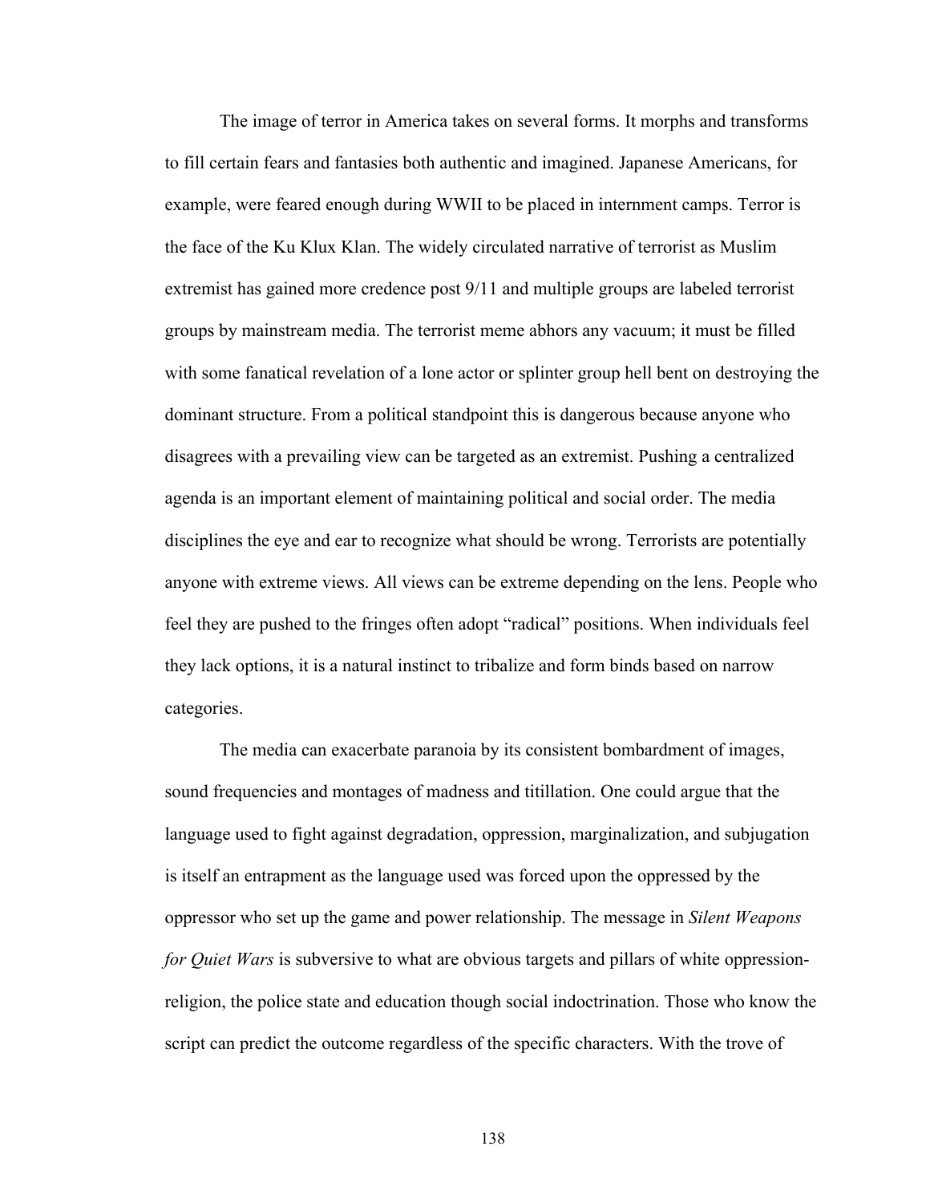The image of terror in America takes on several forms. It morphs and transforms to fill certain fears and fantasies both authentic and imagined. Japanese Americans, for example, were feared enough during WWII to be placed in internment camps. Terror is the face of the Ku Klux Klan. The widely circulated narrative of terrorist as Muslim extremist has gained more credence post 9/11 and multiple groups are labeled terrorist groups by mainstream media. The terrorist meme abhors any vacuum; it must be filled with some fanatical revelation of a lone actor or splinter group hell bent on destroying the dominant structure. From a political standpoint this is dangerous because anyone who disagrees with a prevailing view can be targeted as an extremist. Pushing a centralized agenda is an important element of maintaining political and social order. The media disciplines the eye and ear to recognize what should be wrong. Terrorists are potentially anyone with extreme views. All views can be extreme depending on the lens. People who feel they are pushed to the fringes often adopt "radical" positions. When individuals feel they lack options, it is a natural instinct to tribalize and form binds based on narrow categories.

The media can exacerbate paranoia by its consistent bombardment of images, sound frequencies and montages of madness and titillation. One could argue that the language used to fight against degradation, oppression, marginalization, and subjugation is itself an entrapment as the language used was forced upon the oppressed by the oppressor who set up the game and power relationship. The message in *Silent Weapons for Quiet Wars* is subversive to what are obvious targets and pillars of white oppression-religion, the police state and education though social indoctrination. Those who know the script can predict the outcome regardless of the specific characters. With the trove of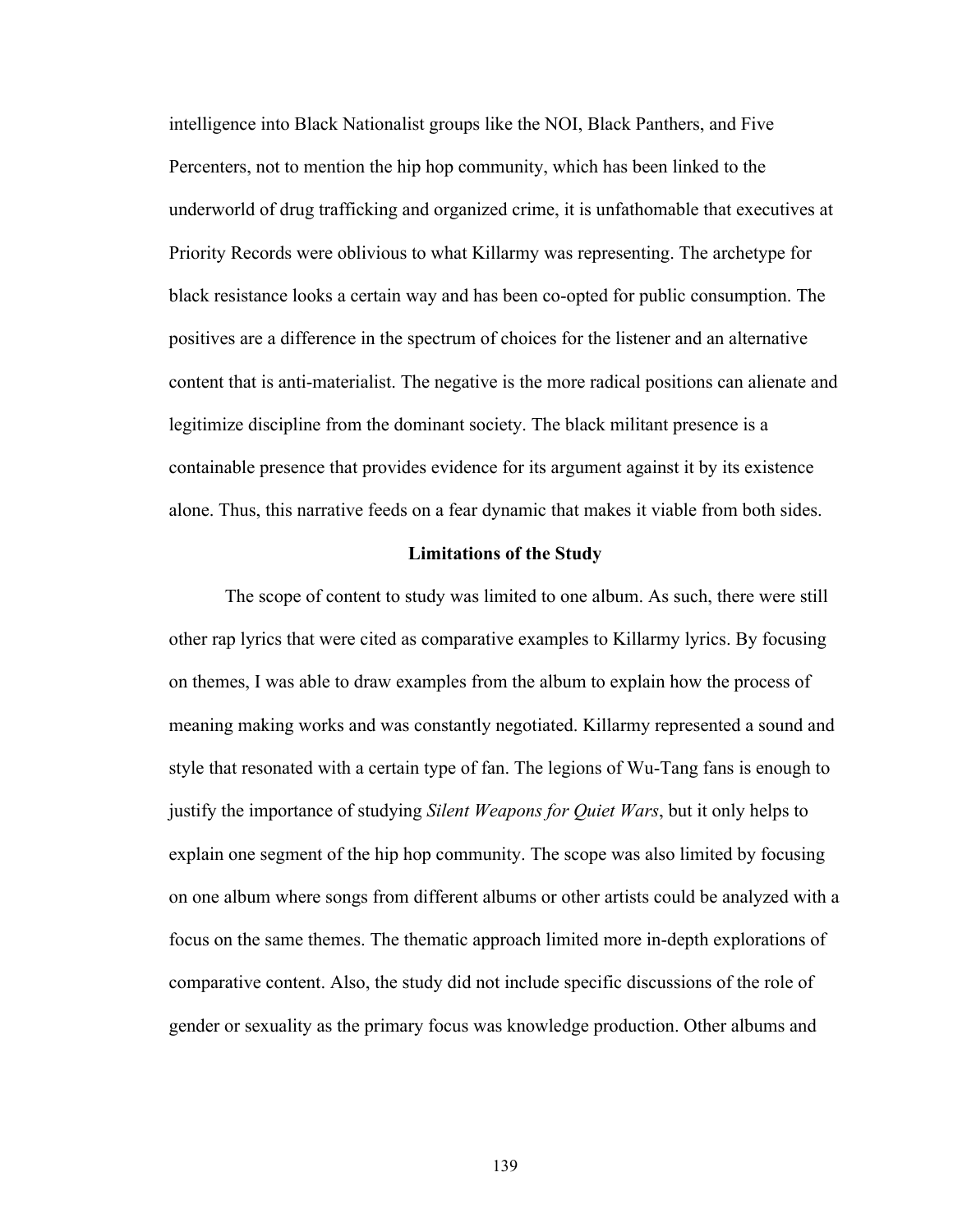intelligence into Black Nationalist groups like the NOI, Black Panthers, and Five Percenters, not to mention the hip hop community, which has been linked to the underworld of drug trafficking and organized crime, it is unfathomable that executives at Priority Records were oblivious to what Killarmy was representing. The archetype for black resistance looks a certain way and has been co-opted for public consumption. The positives are a difference in the spectrum of choices for the listener and an alternative content that is anti-materialist. The negative is the more radical positions can alienate and legitimize discipline from the dominant society. The black militant presence is a containable presence that provides evidence for its argument against it by its existence alone. Thus, this narrative feeds on a fear dynamic that makes it viable from both sides.

## Limitations of the Study

The scope of content to study was limited to one album. As such, there were still other rap lyrics that were cited as comparative examples to Killarmy lyrics. By focusing on themes, I was able to draw examples from the album to explain how the process of meaning making works and was constantly negotiated. Killarmy represented a sound and style that resonated with a certain type of fan. The legions of Wu-Tang fans is enough to justify the importance of studying *Silent Weapons for Quiet Wars*, but it only helps to explain one segment of the hip hop community. The scope was also limited by focusing on one album where songs from different albums or other artists could be analyzed with a focus on the same themes. The thematic approach limited more in-depth explorations of comparative content. Also, the study did not include specific discussions of the role of gender or sexuality as the primary focus was knowledge production. Other albums and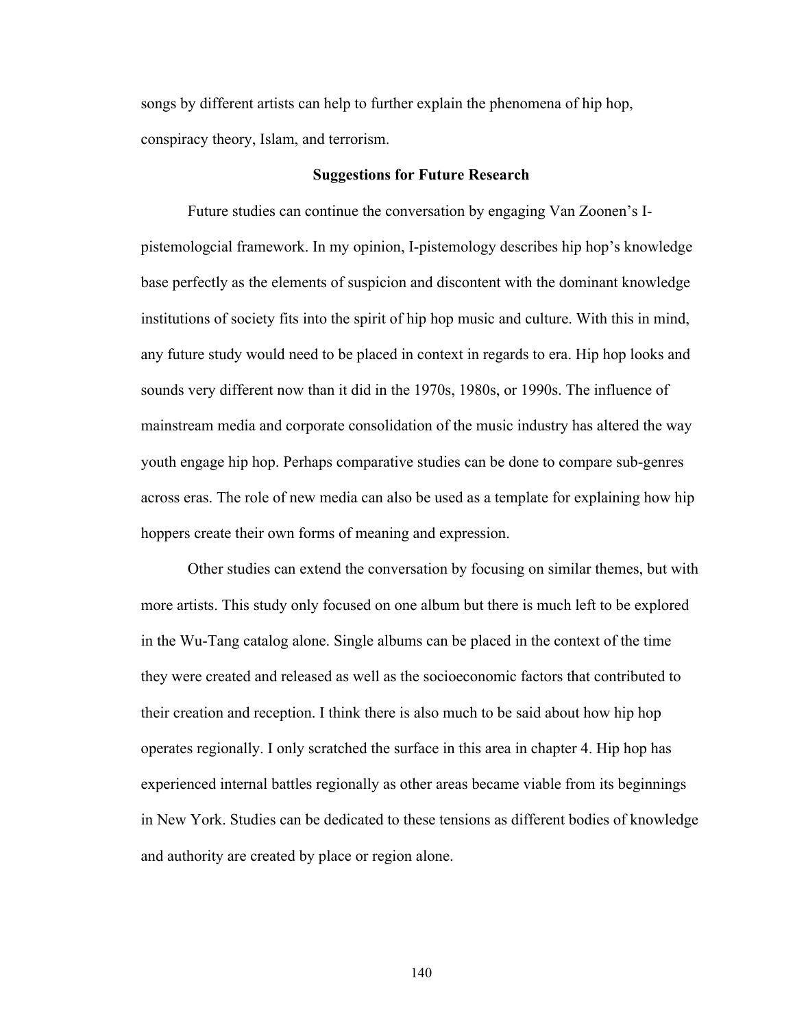songs by different artists can help to further explain the phenomena of hip hop, conspiracy theory, Islam, and terrorism.

## Suggestions for Future Research

Future studies can continue the conversation by engaging Van Zoonen's I-pistemologcial framework. In my opinion, I-pistemology describes hip hop's knowledge base perfectly as the elements of suspicion and discontent with the dominant knowledge institutions of society fits into the spirit of hip hop music and culture. With this in mind, any future study would need to be placed in context in regards to era. Hip hop looks and sounds very different now than it did in the 1970s, 1980s, or 1990s. The influence of mainstream media and corporate consolidation of the music industry has altered the way youth engage hip hop. Perhaps comparative studies can be done to compare sub-genres across eras. The role of new media can also be used as a template for explaining how hip hoppers create their own forms of meaning and expression.

Other studies can extend the conversation by focusing on similar themes, but with more artists. This study only focused on one album but there is much left to be explored in the Wu-Tang catalog alone. Single albums can be placed in the context of the time they were created and released as well as the socioeconomic factors that contributed to their creation and reception. I think there is also much to be said about how hip hop operates regionally. I only scratched the surface in this area in chapter 4. Hip hop has experienced internal battles regionally as other areas became viable from its beginnings in New York. Studies can be dedicated to these tensions as different bodies of knowledge and authority are created by place or region alone.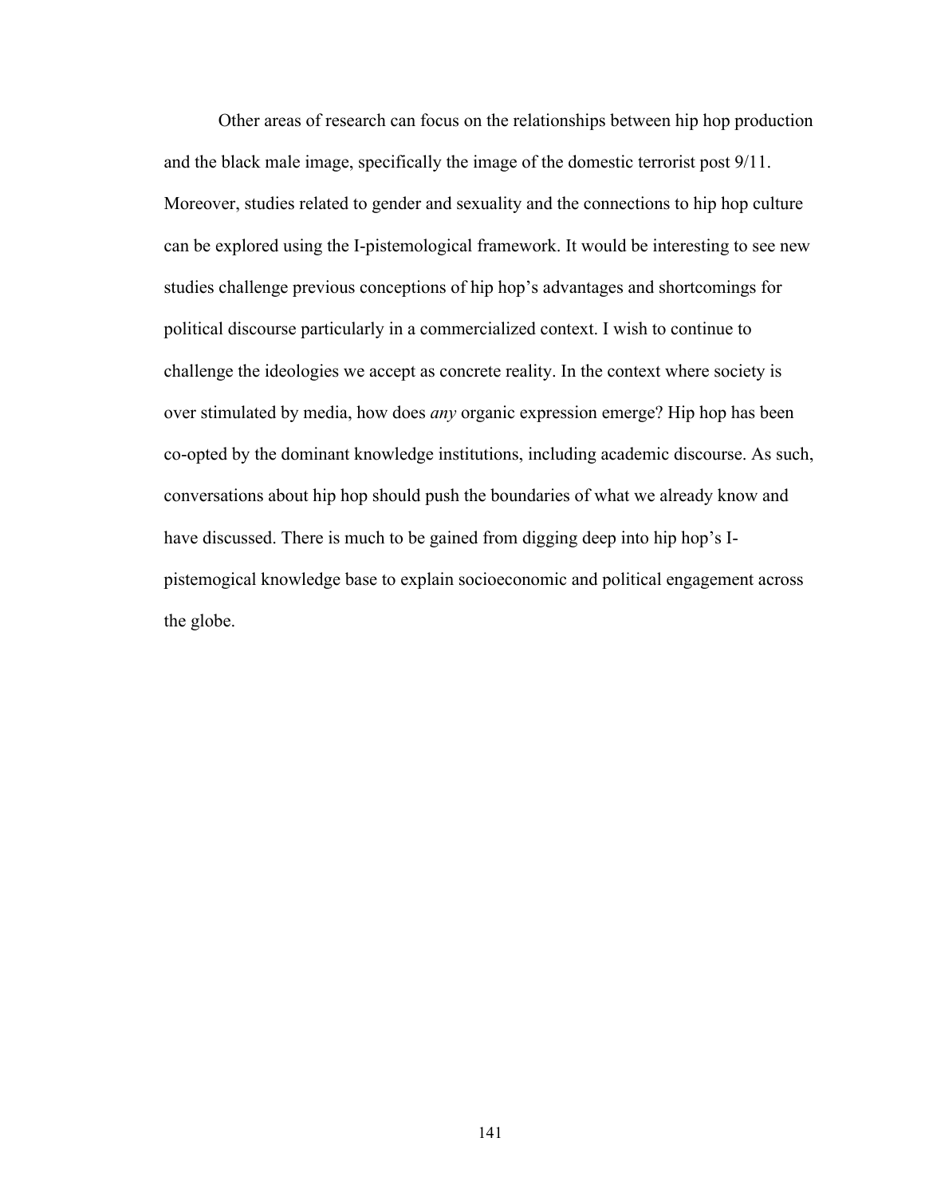Other areas of research can focus on the relationships between hip hop production and the black male image, specifically the image of the domestic terrorist post 9/11. Moreover, studies related to gender and sexuality and the connections to hip hop culture can be explored using the I-pistemological framework. It would be interesting to see new studies challenge previous conceptions of hip hop's advantages and shortcomings for political discourse particularly in a commercialized context. I wish to continue to challenge the ideologies we accept as concrete reality. In the context where society is over stimulated by media, how does *any* organic expression emerge? Hip hop has been co-opted by the dominant knowledge institutions, including academic discourse. As such, conversations about hip hop should push the boundaries of what we already know and have discussed. There is much to be gained from digging deep into hip hop's I-pistemogical knowledge base to explain socioeconomic and political engagement across the globe.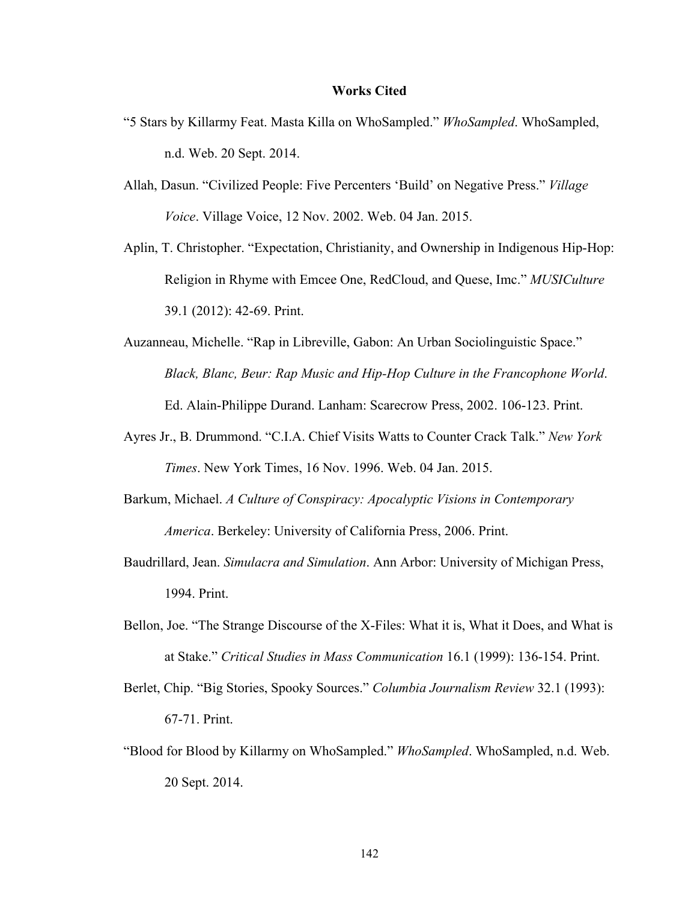# Works Cited

"5 Stars by Killarmy Feat. Masta Killa on WhoSampled." *WhoSampled*. WhoSampled, n.d. Web. 20 Sept. 2014.

Allah, Dasun. "Civilized People: Five Percenters 'Build' on Negative Press." *Village Voice*. Village Voice, 12 Nov. 2002. Web. 04 Jan. 2015.

Aplin, T. Christopher. "Expectation, Christianity, and Ownership in Indigenous Hip-Hop: Religion in Rhyme with Emcee One, RedCloud, and Quese, Imc." *MUSICulture* 39.1 (2012): 42-69. Print.

Auzanneau, Michelle. "Rap in Libreville, Gabon: An Urban Sociolinguistic Space." *Black, Blanc, Beur: Rap Music and Hip-Hop Culture in the Francophone World*. Ed. Alain-Philippe Durand. Lanham: Scarecrow Press, 2002. 106-123. Print.

Ayres Jr., B. Drummond. "C.I.A. Chief Visits Watts to Counter Crack Talk." *New York Times*. New York Times, 16 Nov. 1996. Web. 04 Jan. 2015.

Barkum, Michael. *A Culture of Conspiracy: Apocalyptic Visions in Contemporary America*. Berkeley: University of California Press, 2006. Print.

Baudrillard, Jean. *Simulacra and Simulation*. Ann Arbor: University of Michigan Press, 1994. Print.

Bellon, Joe. "The Strange Discourse of the X-Files: What it is, What it Does, and What is at Stake." *Critical Studies in Mass Communication* 16.1 (1999): 136-154. Print.

Berlet, Chip. "Big Stories, Spooky Sources." *Columbia Journalism Review* 32.1 (1993): 67-71. Print.

"Blood for Blood by Killarmy on WhoSampled." *WhoSampled*. WhoSampled, n.d. Web. 20 Sept. 2014.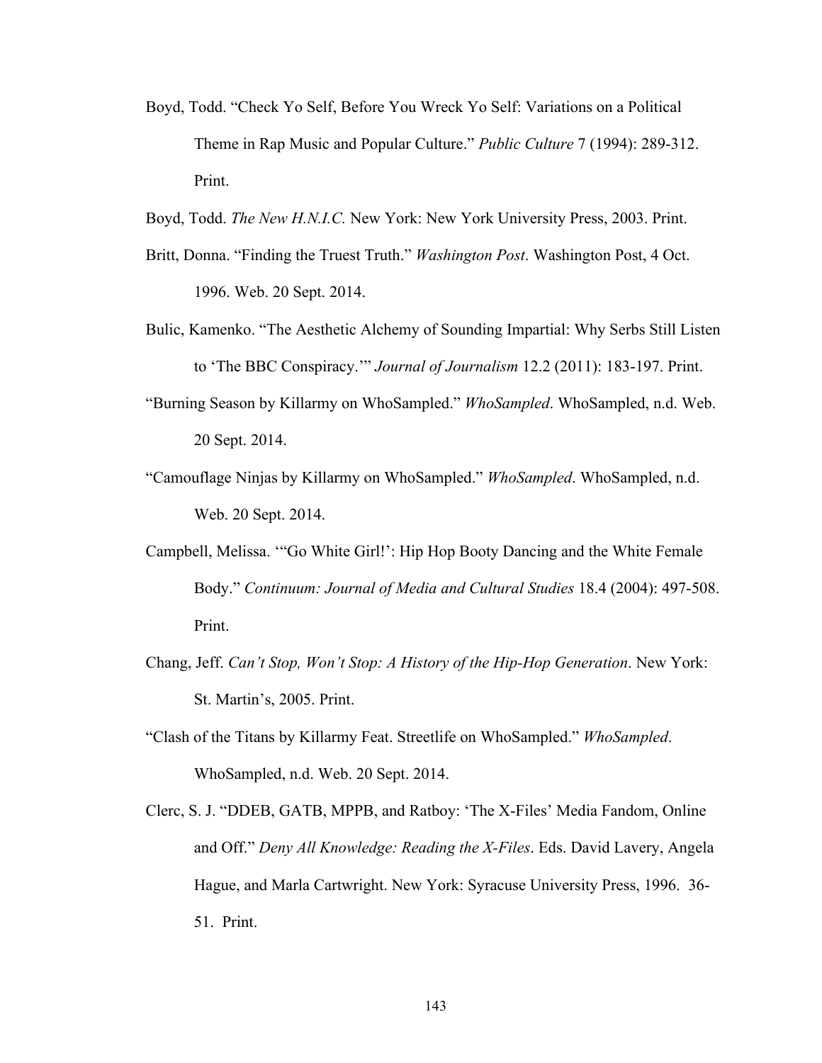Boyd, Todd. “Check Yo Self, Before You Wreck Yo Self: Variations on a Political Theme in Rap Music and Popular Culture.” *Public Culture* 7 (1994): 289-312. Print.

Boyd, Todd. *The New H.N.I.C.* New York: New York University Press, 2003. Print.

Britt, Donna. “Finding the Truest Truth.” *Washington Post*. Washington Post, 4 Oct. 1996. Web. 20 Sept. 2014.

Bulic, Kamenko. “The Aesthetic Alchemy of Sounding Impartial: Why Serbs Still Listen to ‘The BBC Conspiracy.’” *Journal of Journalism* 12.2 (2011): 183-197. Print.

“Burning Season by Killarmy on WhoSampled.” *WhoSampled*. WhoSampled, n.d. Web. 20 Sept. 2014.

“Camouflage Ninjas by Killarmy on WhoSampled.” *WhoSampled*. WhoSampled, n.d. Web. 20 Sept. 2014.

Campbell, Melissa. ‘“Go White Girl!’: Hip Hop Booty Dancing and the White Female Body.” *Continuum: Journal of Media and Cultural Studies* 18.4 (2004): 497-508. Print.

Chang, Jeff. *Can’t Stop, Won’t Stop: A History of the Hip-Hop Generation*. New York: St. Martin’s, 2005. Print.

“Clash of the Titans by Killarmy Feat. Streetlife on WhoSampled.” *WhoSampled*. WhoSampled, n.d. Web. 20 Sept. 2014.

Clerc, S. J. “DDEB, GATB, MPPB, and Ratboy: ‘The X-Files’ Media Fandom, Online and Off.” *Deny All Knowledge: Reading the X-Files*. Eds. David Lavery, Angela Hague, and Marla Cartwright. New York: Syracuse University Press, 1996. 36-51. Print.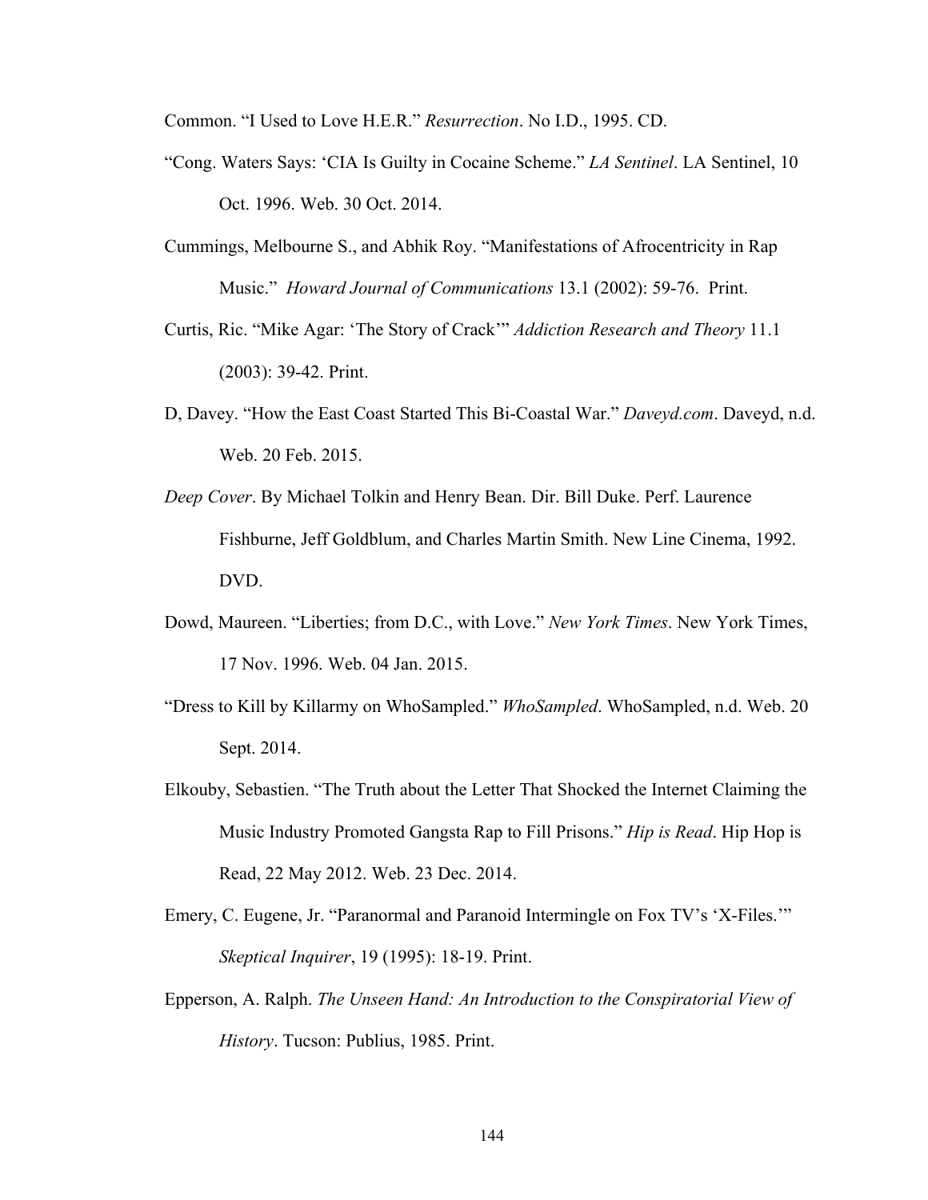Common. "I Used to Love H.E.R." *Resurrection*. No I.D., 1995. CD.

"Cong. Waters Says: 'CIA Is Guilty in Cocaine Scheme." *LA Sentinel*. LA Sentinel, 10 Oct. 1996. Web. 30 Oct. 2014.

Cummings, Melbourne S., and Abhik Roy. "Manifestations of Afrocentricity in Rap Music." *Howard Journal of Communications* 13.1 (2002): 59-76. Print.

Curtis, Ric. "Mike Agar: 'The Story of Crack'" *Addiction Research and Theory* 11.1 (2003): 39-42. Print.

D, Davey. "How the East Coast Started This Bi-Coastal War." *Daveyd.com*. Daveyd, n.d. Web. 20 Feb. 2015.

*Deep Cover*. By Michael Tolkin and Henry Bean. Dir. Bill Duke. Perf. Laurence Fishburne, Jeff Goldblum, and Charles Martin Smith. New Line Cinema, 1992. DVD.

Dowd, Maureen. "Liberties; from D.C., with Love." *New York Times*. New York Times, 17 Nov. 1996. Web. 04 Jan. 2015.

"Dress to Kill by Killarmy on WhoSampled." *WhoSampled*. WhoSampled, n.d. Web. 20 Sept. 2014.

Elkouby, Sebastien. "The Truth about the Letter That Shocked the Internet Claiming the Music Industry Promoted Gangsta Rap to Fill Prisons." *Hip is Read*. Hip Hop is Read, 22 May 2012. Web. 23 Dec. 2014.

Emery, C. Eugene, Jr. "Paranormal and Paranoid Intermingle on Fox TV's 'X-Files.'" *Skeptical Inquirer*, 19 (1995): 18-19. Print.

Epperson, A. Ralph. *The Unseen Hand: An Introduction to the Conspiratorial View of History*. Tucson: Publius, 1985. Print.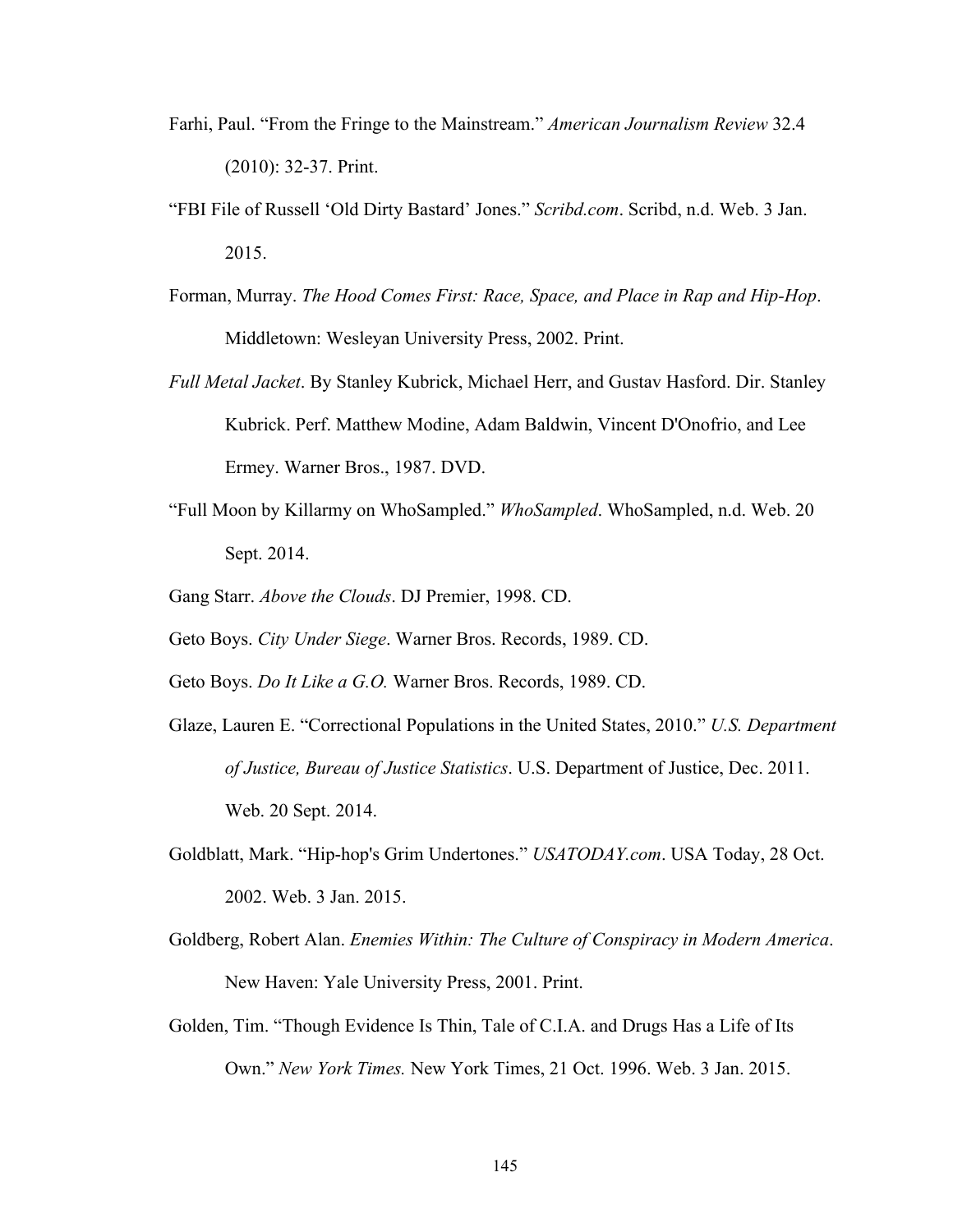Farhi, Paul. "From the Fringe to the Mainstream." *American Journalism Review* 32.4 (2010): 32-37. Print.

"FBI File of Russell 'Old Dirty Bastard' Jones." *Scribd.com*. Scribd, n.d. Web. 3 Jan. 2015.

Forman, Murray. *The Hood Comes First: Race, Space, and Place in Rap and Hip-Hop*. Middletown: Wesleyan University Press, 2002. Print.

*Full Metal Jacket*. By Stanley Kubrick, Michael Herr, and Gustav Hasford. Dir. Stanley Kubrick. Perf. Matthew Modine, Adam Baldwin, Vincent D'Onofrio, and Lee Ermey. Warner Bros., 1987. DVD.

"Full Moon by Killarmy on WhoSampled." *WhoSampled*. WhoSampled, n.d. Web. 20 Sept. 2014.

Gang Starr. *Above the Clouds*. DJ Premier, 1998. CD.

Geto Boys. *City Under Siege*. Warner Bros. Records, 1989. CD.

Geto Boys. *Do It Like a G.O.* Warner Bros. Records, 1989. CD.

Glaze, Lauren E. "Correctional Populations in the United States, 2010." *U.S. Department of Justice, Bureau of Justice Statistics*. U.S. Department of Justice, Dec. 2011. Web. 20 Sept. 2014.

Goldblatt, Mark. "Hip-hop's Grim Undertones." *USATODAY.com*. USA Today, 28 Oct. 2002. Web. 3 Jan. 2015.

Goldberg, Robert Alan. *Enemies Within: The Culture of Conspiracy in Modern America*. New Haven: Yale University Press, 2001. Print.

Golden, Tim. "Though Evidence Is Thin, Tale of C.I.A. and Drugs Has a Life of Its Own." *New York Times.* New York Times, 21 Oct. 1996. Web. 3 Jan. 2015.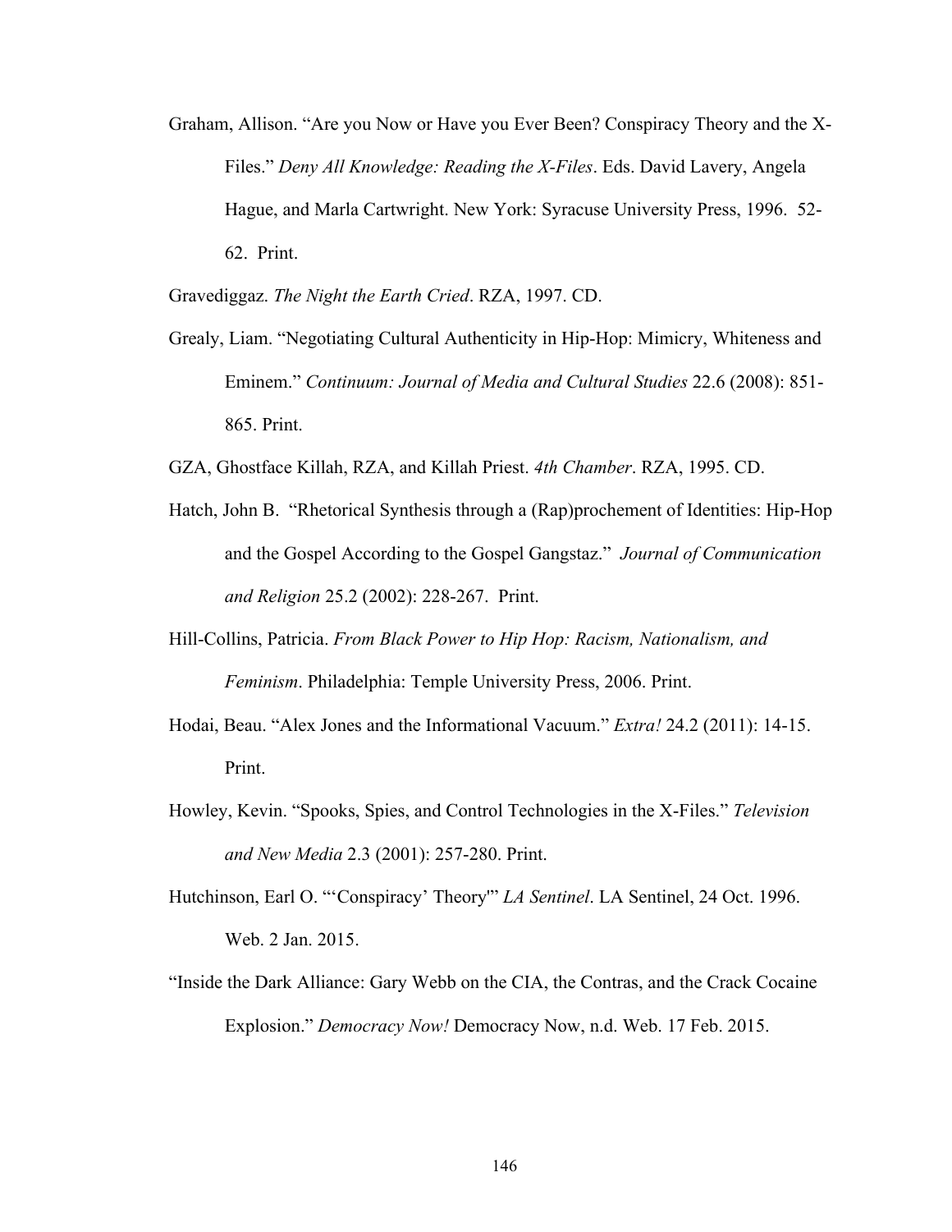Graham, Allison. “Are you Now or Have you Ever Been? Conspiracy Theory and the X-Files.” *Deny All Knowledge: Reading the X-Files*. Eds. David Lavery, Angela Hague, and Marla Cartwright. New York: Syracuse University Press, 1996. 52-62. Print.

Gravediggaz. *The Night the Earth Cried*. RZA, 1997. CD.

Grealy, Liam. “Negotiating Cultural Authenticity in Hip-Hop: Mimicry, Whiteness and Eminem.” *Continuum: Journal of Media and Cultural Studies* 22.6 (2008): 851-865. Print.

GZA, Ghostface Killah, RZA, and Killah Priest. *4th Chamber*. RZA, 1995. CD.

Hatch, John B. “Rhetorical Synthesis through a (Rap)prochement of Identities: Hip-Hop and the Gospel According to the Gospel Gangstaz.” *Journal of Communication and Religion* 25.2 (2002): 228-267. Print.

Hill-Collins, Patricia. *From Black Power to Hip Hop: Racism, Nationalism, and Feminism*. Philadelphia: Temple University Press, 2006. Print.

Hodai, Beau. “Alex Jones and the Informational Vacuum.” *Extra!* 24.2 (2011): 14-15. Print.

Howley, Kevin. “Spooks, Spies, and Control Technologies in the X-Files.” *Television and New Media* 2.3 (2001): 257-280. Print.

Hutchinson, Earl O. “‘Conspiracy’ Theory'” *LA Sentinel*. LA Sentinel, 24 Oct. 1996. Web. 2 Jan. 2015.

“Inside the Dark Alliance: Gary Webb on the CIA, the Contras, and the Crack Cocaine Explosion.” *Democracy Now!* Democracy Now, n.d. Web. 17 Feb. 2015.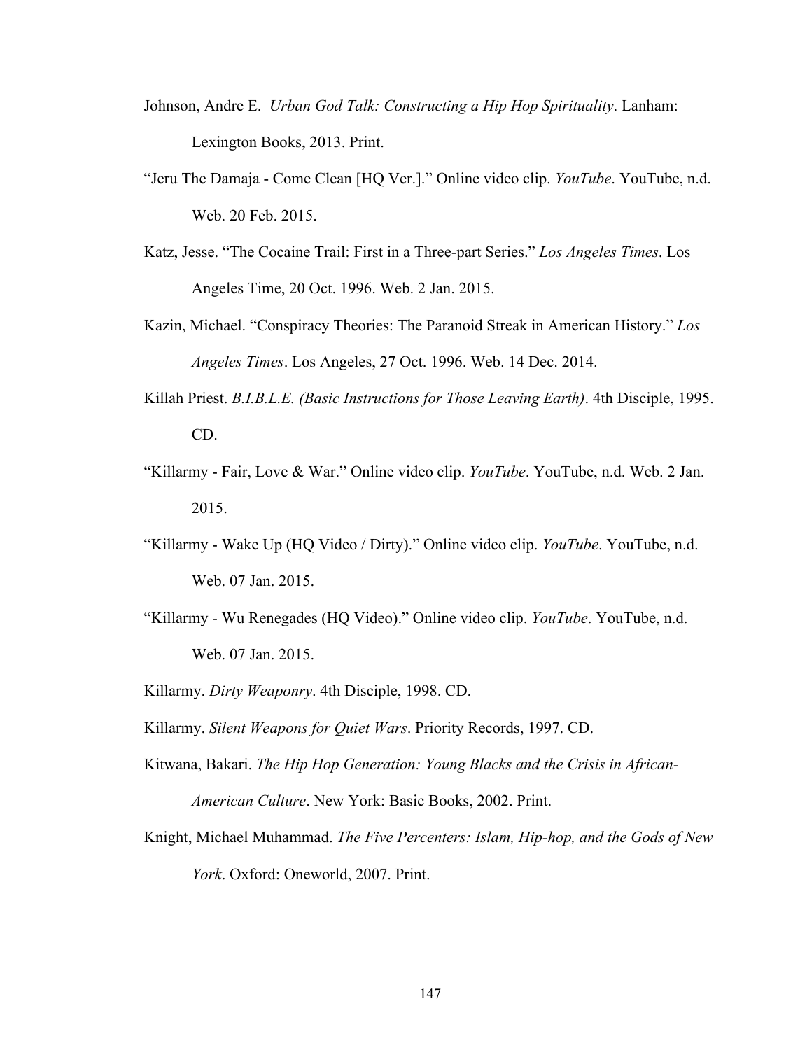Johnson, Andre E. *Urban God Talk: Constructing a Hip Hop Spirituality*. Lanham: Lexington Books, 2013. Print.

"Jeru The Damaja - Come Clean [HQ Ver.]." Online video clip. *YouTube*. YouTube, n.d. Web. 20 Feb. 2015.

Katz, Jesse. "The Cocaine Trail: First in a Three-part Series." *Los Angeles Times*. Los Angeles Time, 20 Oct. 1996. Web. 2 Jan. 2015.

Kazin, Michael. "Conspiracy Theories: The Paranoid Streak in American History." *Los Angeles Times*. Los Angeles, 27 Oct. 1996. Web. 14 Dec. 2014.

Killah Priest. *B.I.B.L.E. (Basic Instructions for Those Leaving Earth)*. 4th Disciple, 1995. CD.

"Killarmy - Fair, Love & War." Online video clip. *YouTube*. YouTube, n.d. Web. 2 Jan. 2015.

"Killarmy - Wake Up (HQ Video / Dirty)." Online video clip. *YouTube*. YouTube, n.d. Web. 07 Jan. 2015.

"Killarmy - Wu Renegades (HQ Video)." Online video clip. *YouTube*. YouTube, n.d. Web. 07 Jan. 2015.

Killarmy. *Dirty Weaponry*. 4th Disciple, 1998. CD.

Killarmy. *Silent Weapons for Quiet Wars*. Priority Records, 1997. CD.

Kitwana, Bakari. *The Hip Hop Generation: Young Blacks and the Crisis in African-American Culture*. New York: Basic Books, 2002. Print.

Knight, Michael Muhammad. *The Five Percenters: Islam, Hip-hop, and the Gods of New York*. Oxford: Oneworld, 2007. Print.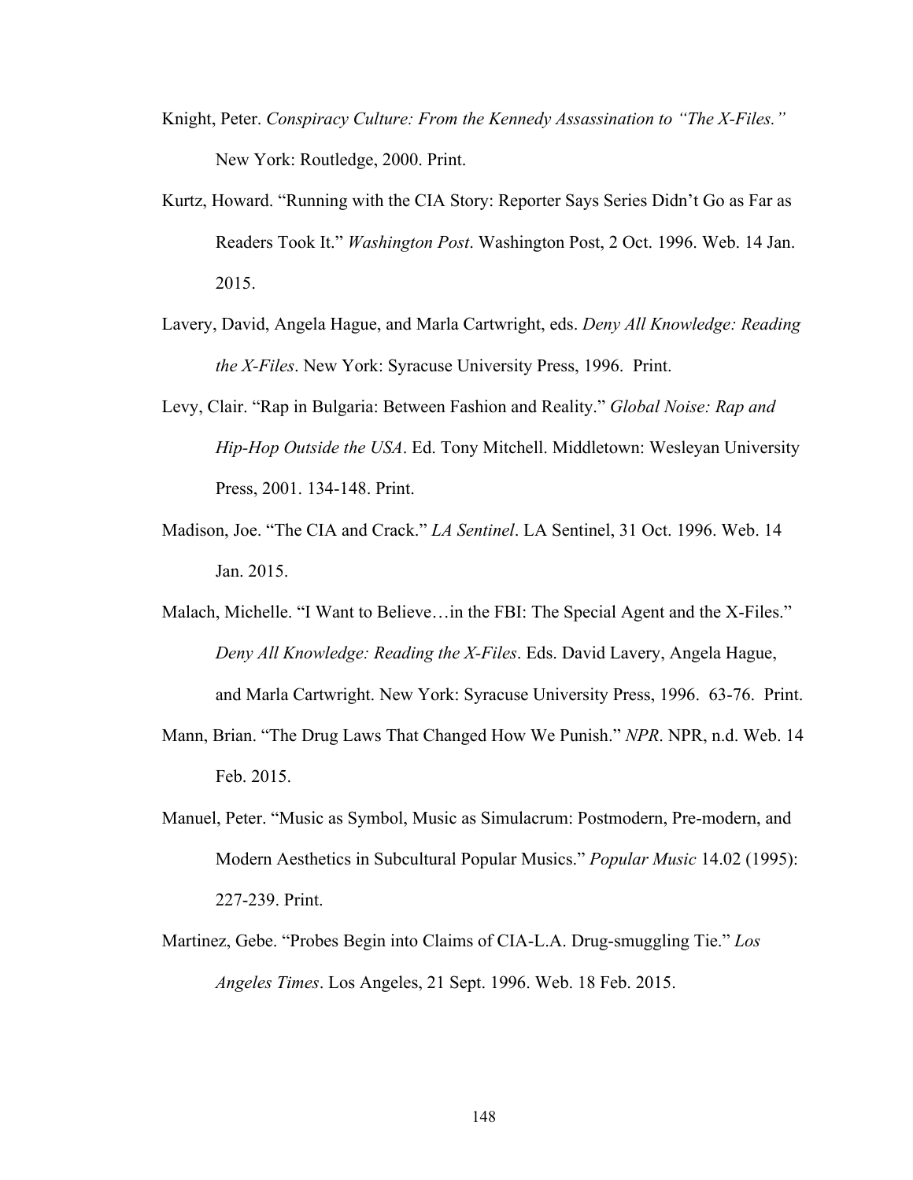Knight, Peter. *Conspiracy Culture: From the Kennedy Assassination to "The X-Files."* New York: Routledge, 2000. Print.

Kurtz, Howard. "Running with the CIA Story: Reporter Says Series Didn't Go as Far as Readers Took It." *Washington Post*. Washington Post, 2 Oct. 1996. Web. 14 Jan. 2015.

Lavery, David, Angela Hague, and Marla Cartwright, eds. *Deny All Knowledge: Reading the X-Files*. New York: Syracuse University Press, 1996. Print.

Levy, Clair. "Rap in Bulgaria: Between Fashion and Reality." *Global Noise: Rap and Hip-Hop Outside the USA*. Ed. Tony Mitchell. Middletown: Wesleyan University Press, 2001. 134-148. Print.

Madison, Joe. "The CIA and Crack." *LA Sentinel*. LA Sentinel, 31 Oct. 1996. Web. 14 Jan. 2015.

Malach, Michelle. "I Want to Believe…in the FBI: The Special Agent and the X-Files." *Deny All Knowledge: Reading the X-Files*. Eds. David Lavery, Angela Hague, and Marla Cartwright. New York: Syracuse University Press, 1996. 63-76. Print.

Mann, Brian. "The Drug Laws That Changed How We Punish." *NPR*. NPR, n.d. Web. 14 Feb. 2015.

Manuel, Peter. "Music as Symbol, Music as Simulacrum: Postmodern, Pre-modern, and Modern Aesthetics in Subcultural Popular Musics." *Popular Music* 14.02 (1995): 227-239. Print.

Martinez, Gebe. "Probes Begin into Claims of CIA-L.A. Drug-smuggling Tie." *Los Angeles Times*. Los Angeles, 21 Sept. 1996. Web. 18 Feb. 2015.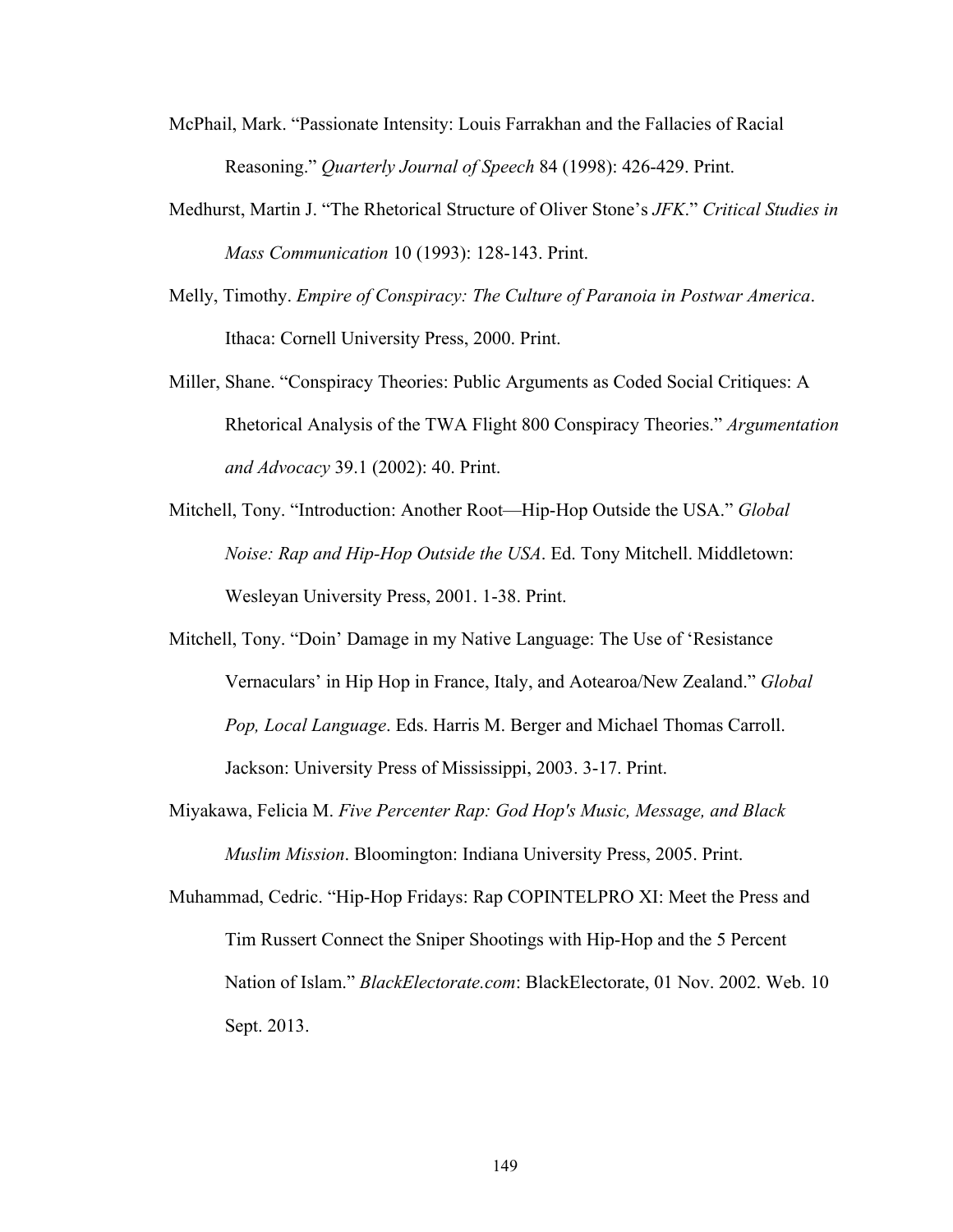McPhail, Mark. "Passionate Intensity: Louis Farrakhan and the Fallacies of Racial Reasoning." *Quarterly Journal of Speech* 84 (1998): 426-429. Print.

Medhurst, Martin J. "The Rhetorical Structure of Oliver Stone's *JFK*." *Critical Studies in Mass Communication* 10 (1993): 128-143. Print.

Melly, Timothy. *Empire of Conspiracy: The Culture of Paranoia in Postwar America*. Ithaca: Cornell University Press, 2000. Print.

Miller, Shane. "Conspiracy Theories: Public Arguments as Coded Social Critiques: A Rhetorical Analysis of the TWA Flight 800 Conspiracy Theories." *Argumentation and Advocacy* 39.1 (2002): 40. Print.

Mitchell, Tony. "Introduction: Another Root—Hip-Hop Outside the USA." *Global Noise: Rap and Hip-Hop Outside the USA*. Ed. Tony Mitchell. Middletown: Wesleyan University Press, 2001. 1-38. Print.

Mitchell, Tony. "Doin' Damage in my Native Language: The Use of 'Resistance Vernaculars' in Hip Hop in France, Italy, and Aotearoa/New Zealand." *Global Pop, Local Language*. Eds. Harris M. Berger and Michael Thomas Carroll. Jackson: University Press of Mississippi, 2003. 3-17. Print.

Miyakawa, Felicia M. *Five Percenter Rap: God Hop's Music, Message, and Black Muslim Mission*. Bloomington: Indiana University Press, 2005. Print.

Muhammad, Cedric. "Hip-Hop Fridays: Rap COPINTELPRO XI: Meet the Press and Tim Russert Connect the Sniper Shootings with Hip-Hop and the 5 Percent Nation of Islam." *BlackElectorate.com*: BlackElectorate, 01 Nov. 2002. Web. 10 Sept. 2013.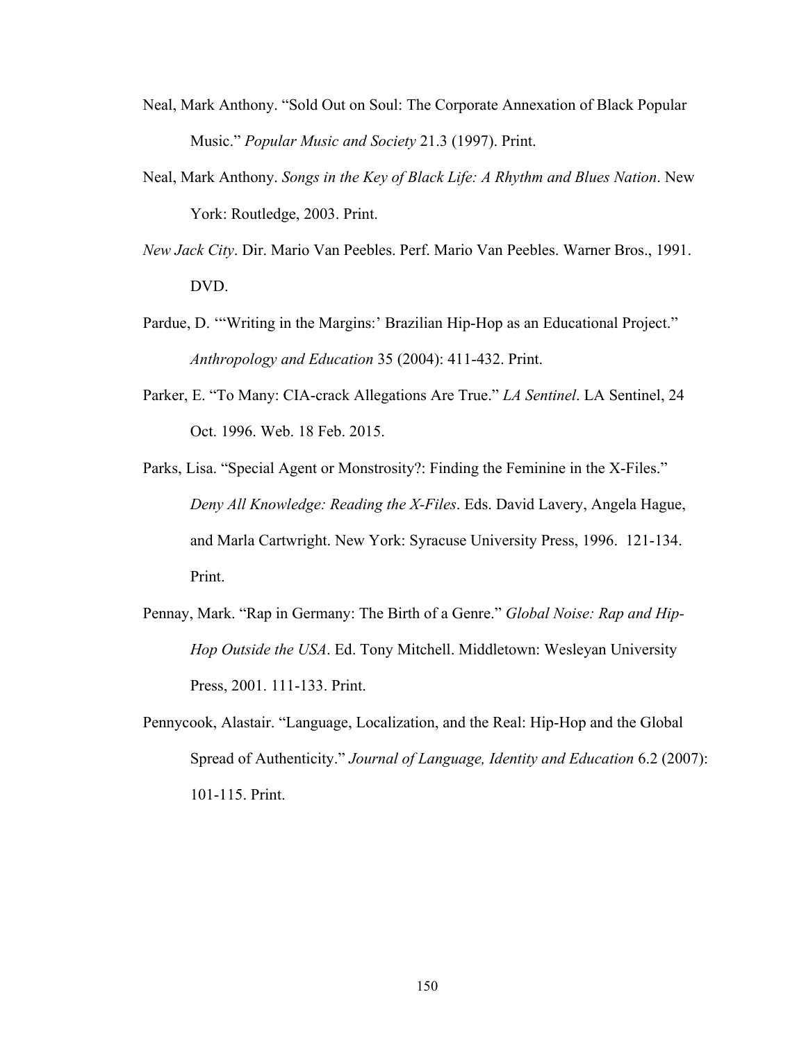Neal, Mark Anthony. “Sold Out on Soul: The Corporate Annexation of Black Popular Music.” *Popular Music and Society* 21.3 (1997). Print.

Neal, Mark Anthony. *Songs in the Key of Black Life: A Rhythm and Blues Nation*. New York: Routledge, 2003. Print.

*New Jack City*. Dir. Mario Van Peebles. Perf. Mario Van Peebles. Warner Bros., 1991. DVD.

Pardue, D. ‘“Writing in the Margins:’ Brazilian Hip-Hop as an Educational Project.” *Anthropology and Education* 35 (2004): 411-432. Print.

Parker, E. “To Many: CIA-crack Allegations Are True.” *LA Sentinel*. LA Sentinel, 24 Oct. 1996. Web. 18 Feb. 2015.

Parks, Lisa. “Special Agent or Monstrosity?: Finding the Feminine in the X-Files.” *Deny All Knowledge: Reading the X-Files*. Eds. David Lavery, Angela Hague, and Marla Cartwright. New York: Syracuse University Press, 1996. 121-134. Print.

Pennay, Mark. “Rap in Germany: The Birth of a Genre.” *Global Noise: Rap and Hip-Hop Outside the USA*. Ed. Tony Mitchell. Middletown: Wesleyan University Press, 2001. 111-133. Print.

Pennycook, Alastair. “Language, Localization, and the Real: Hip-Hop and the Global Spread of Authenticity.” *Journal of Language, Identity and Education* 6.2 (2007): 101-115. Print.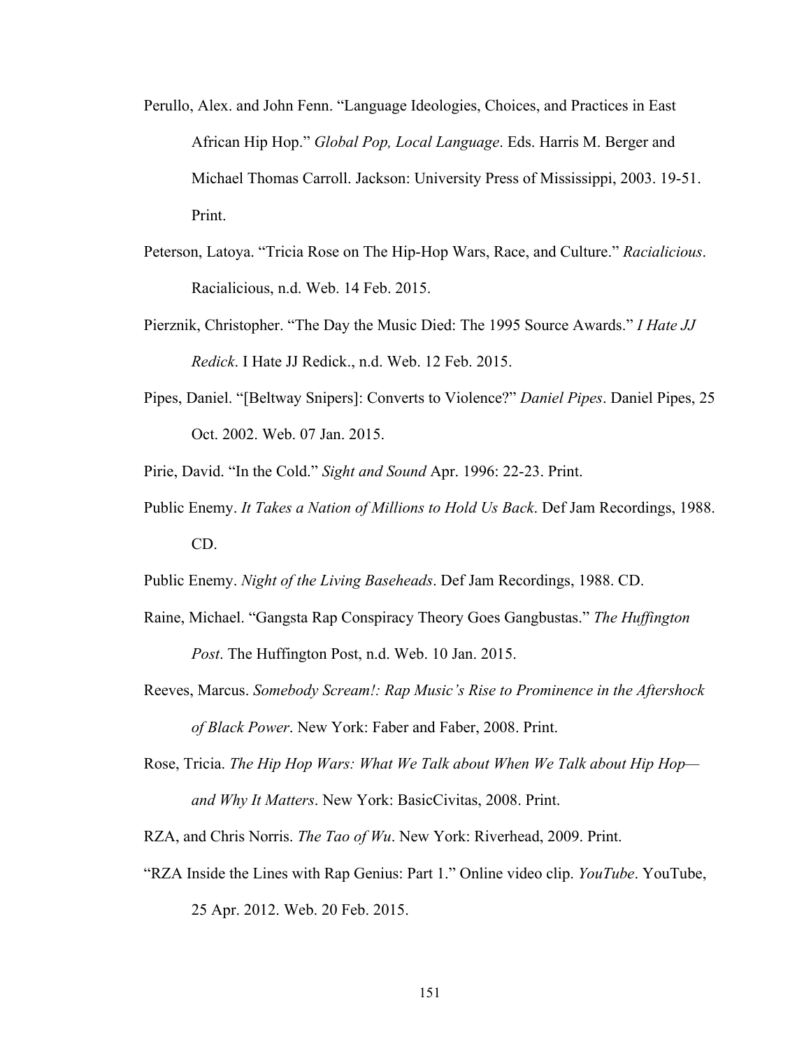Perullo, Alex. and John Fenn. "Language Ideologies, Choices, and Practices in East African Hip Hop." *Global Pop, Local Language*. Eds. Harris M. Berger and Michael Thomas Carroll. Jackson: University Press of Mississippi, 2003. 19-51. Print.

Peterson, Latoya. "Tricia Rose on The Hip-Hop Wars, Race, and Culture." *Racialicious*. Racialicious, n.d. Web. 14 Feb. 2015.

Pierznik, Christopher. "The Day the Music Died: The 1995 Source Awards." *I Hate JJ Redick*. I Hate JJ Redick., n.d. Web. 12 Feb. 2015.

Pipes, Daniel. "[Beltway Snipers]: Converts to Violence?" *Daniel Pipes*. Daniel Pipes, 25 Oct. 2002. Web. 07 Jan. 2015.

Pirie, David. "In the Cold." *Sight and Sound* Apr. 1996: 22-23. Print.

Public Enemy. *It Takes a Nation of Millions to Hold Us Back*. Def Jam Recordings, 1988. CD.

Public Enemy. *Night of the Living Baseheads*. Def Jam Recordings, 1988. CD.

Raine, Michael. "Gangsta Rap Conspiracy Theory Goes Gangbustas." *The Huffington Post*. The Huffington Post, n.d. Web. 10 Jan. 2015.

Reeves, Marcus. *Somebody Scream!: Rap Music's Rise to Prominence in the Aftershock of Black Power*. New York: Faber and Faber, 2008. Print.

Rose, Tricia. *The Hip Hop Wars: What We Talk about When We Talk about Hip Hop—and Why It Matters*. New York: BasicCivitas, 2008. Print.

RZA, and Chris Norris. *The Tao of Wu*. New York: Riverhead, 2009. Print.

"RZA Inside the Lines with Rap Genius: Part 1." Online video clip. *YouTube*. YouTube, 25 Apr. 2012. Web. 20 Feb. 2015.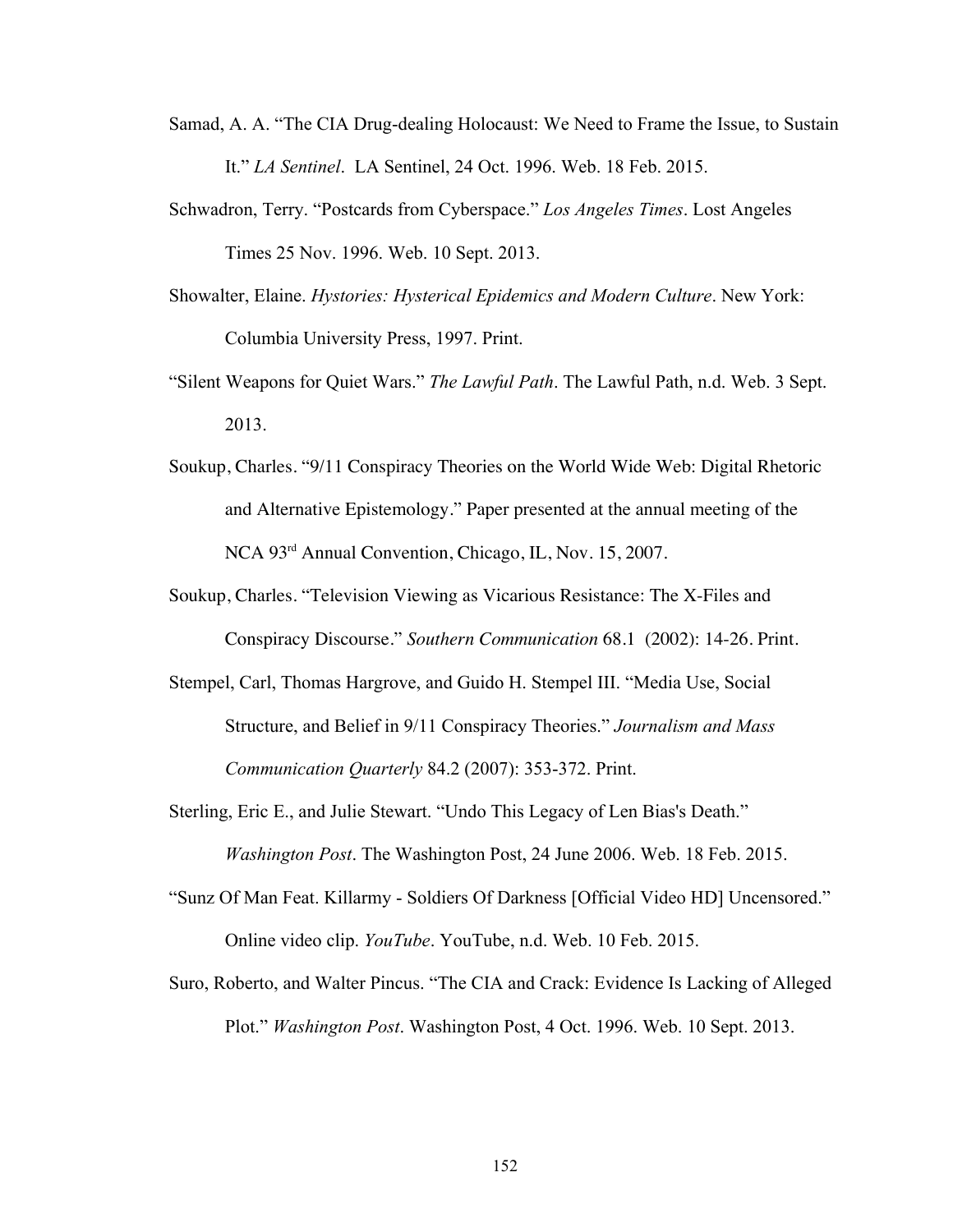Samad, A. A. "The CIA Drug-dealing Holocaust: We Need to Frame the Issue, to Sustain It." *LA Sentinel*. LA Sentinel, 24 Oct. 1996. Web. 18 Feb. 2015.

Schwadron, Terry. "Postcards from Cyberspace." *Los Angeles Times*. Lost Angeles Times 25 Nov. 1996. Web. 10 Sept. 2013.

Showalter, Elaine. *Hystories: Hysterical Epidemics and Modern Culture*. New York: Columbia University Press, 1997. Print.

"Silent Weapons for Quiet Wars." *The Lawful Path*. The Lawful Path, n.d. Web. 3 Sept. 2013.

Soukup, Charles. "9/11 Conspiracy Theories on the World Wide Web: Digital Rhetoric and Alternative Epistemology." Paper presented at the annual meeting of the NCA 93rd Annual Convention, Chicago, IL, Nov. 15, 2007.

Soukup, Charles. "Television Viewing as Vicarious Resistance: The X-Files and Conspiracy Discourse." *Southern Communication* 68.1 (2002): 14-26. Print.

Stempel, Carl, Thomas Hargrove, and Guido H. Stempel III. "Media Use, Social Structure, and Belief in 9/11 Conspiracy Theories." *Journalism and Mass Communication Quarterly* 84.2 (2007): 353-372. Print.

Sterling, Eric E., and Julie Stewart. "Undo This Legacy of Len Bias's Death." *Washington Post*. The Washington Post, 24 June 2006. Web. 18 Feb. 2015.

"Sunz Of Man Feat. Killarmy - Soldiers Of Darkness [Official Video HD] Uncensored." Online video clip. *YouTube*. YouTube, n.d. Web. 10 Feb. 2015.

Suro, Roberto, and Walter Pincus. "The CIA and Crack: Evidence Is Lacking of Alleged Plot." *Washington Post*. Washington Post, 4 Oct. 1996. Web. 10 Sept. 2013.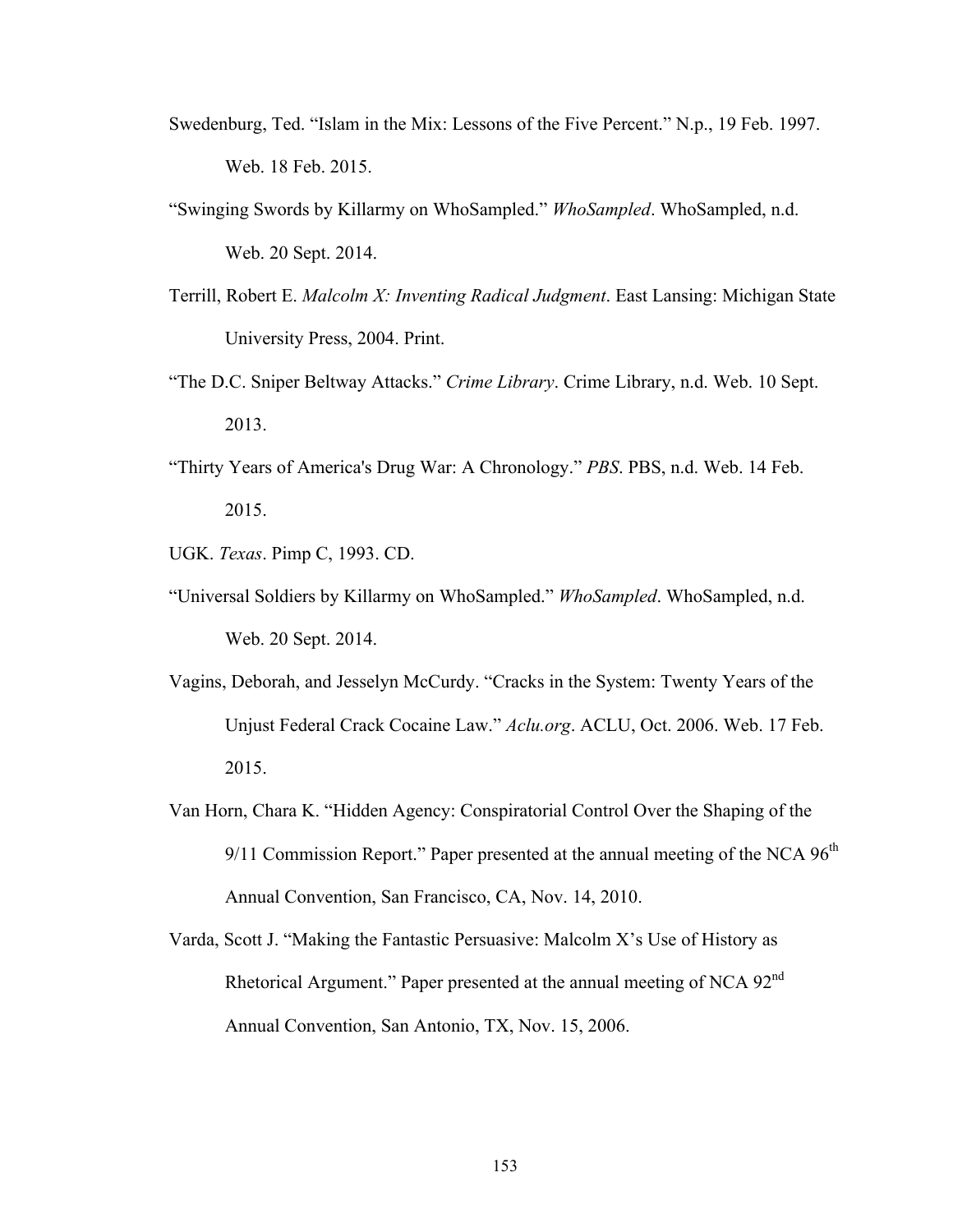Swedenburg, Ted. "Islam in the Mix: Lessons of the Five Percent." N.p., 19 Feb. 1997. Web. 18 Feb. 2015.

"Swinging Swords by Killarmy on WhoSampled." *WhoSampled*. WhoSampled, n.d. Web. 20 Sept. 2014.

Terrill, Robert E. *Malcolm X: Inventing Radical Judgment*. East Lansing: Michigan State University Press, 2004. Print.

"The D.C. Sniper Beltway Attacks." *Crime Library*. Crime Library, n.d. Web. 10 Sept. 2013.

"Thirty Years of America's Drug War: A Chronology." *PBS*. PBS, n.d. Web. 14 Feb. 2015.

UGK. *Texas*. Pimp C, 1993. CD.

"Universal Soldiers by Killarmy on WhoSampled." *WhoSampled*. WhoSampled, n.d. Web. 20 Sept. 2014.

Vagins, Deborah, and Jesselyn McCurdy. "Cracks in the System: Twenty Years of the Unjust Federal Crack Cocaine Law." *Aclu.org*. ACLU, Oct. 2006. Web. 17 Feb. 2015.

Van Horn, Chara K. "Hidden Agency: Conspiratorial Control Over the Shaping of the 9/11 Commission Report." Paper presented at the annual meeting of the NCA 96th Annual Convention, San Francisco, CA, Nov. 14, 2010.

Varda, Scott J. "Making the Fantastic Persuasive: Malcolm X's Use of History as Rhetorical Argument." Paper presented at the annual meeting of NCA 92nd Annual Convention, San Antonio, TX, Nov. 15, 2006.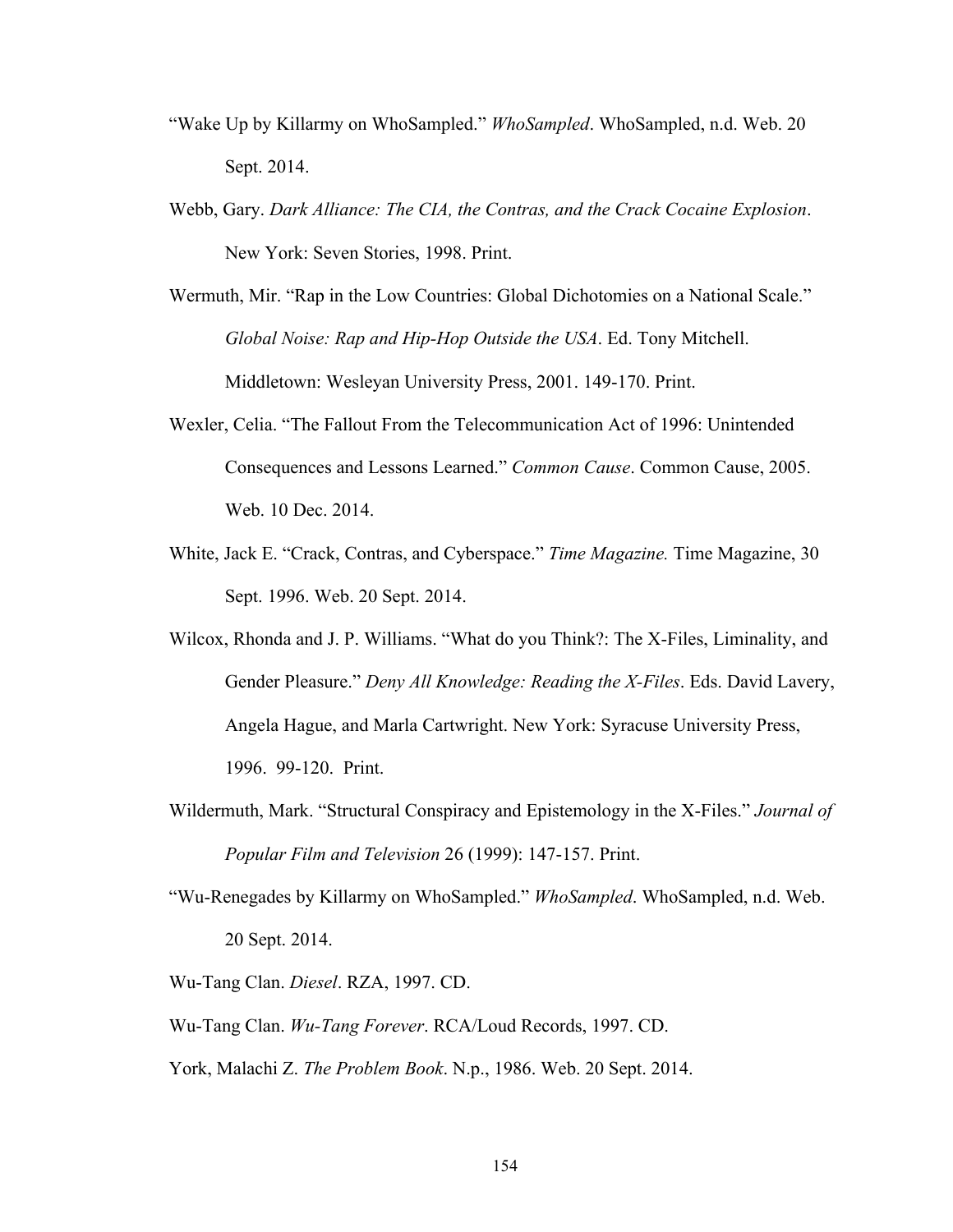"Wake Up by Killarmy on WhoSampled." *WhoSampled*. WhoSampled, n.d. Web. 20 Sept. 2014.

Webb, Gary. *Dark Alliance: The CIA, the Contras, and the Crack Cocaine Explosion*. New York: Seven Stories, 1998. Print.

Wermuth, Mir. "Rap in the Low Countries: Global Dichotomies on a National Scale." *Global Noise: Rap and Hip-Hop Outside the USA*. Ed. Tony Mitchell. Middletown: Wesleyan University Press, 2001. 149-170. Print.

Wexler, Celia. "The Fallout From the Telecommunication Act of 1996: Unintended Consequences and Lessons Learned." *Common Cause*. Common Cause, 2005. Web. 10 Dec. 2014.

White, Jack E. "Crack, Contras, and Cyberspace." *Time Magazine.* Time Magazine, 30 Sept. 1996. Web. 20 Sept. 2014.

Wilcox, Rhonda and J. P. Williams. "What do you Think?: The X-Files, Liminality, and Gender Pleasure." *Deny All Knowledge: Reading the X-Files*. Eds. David Lavery, Angela Hague, and Marla Cartwright. New York: Syracuse University Press, 1996. 99-120. Print.

Wildermuth, Mark. "Structural Conspiracy and Epistemology in the X-Files." *Journal of Popular Film and Television* 26 (1999): 147-157. Print.

"Wu-Renegades by Killarmy on WhoSampled." *WhoSampled*. WhoSampled, n.d. Web. 20 Sept. 2014.

Wu-Tang Clan. *Diesel*. RZA, 1997. CD.

Wu-Tang Clan. *Wu-Tang Forever*. RCA/Loud Records, 1997. CD.

York, Malachi Z. *The Problem Book*. N.p., 1986. Web. 20 Sept. 2014.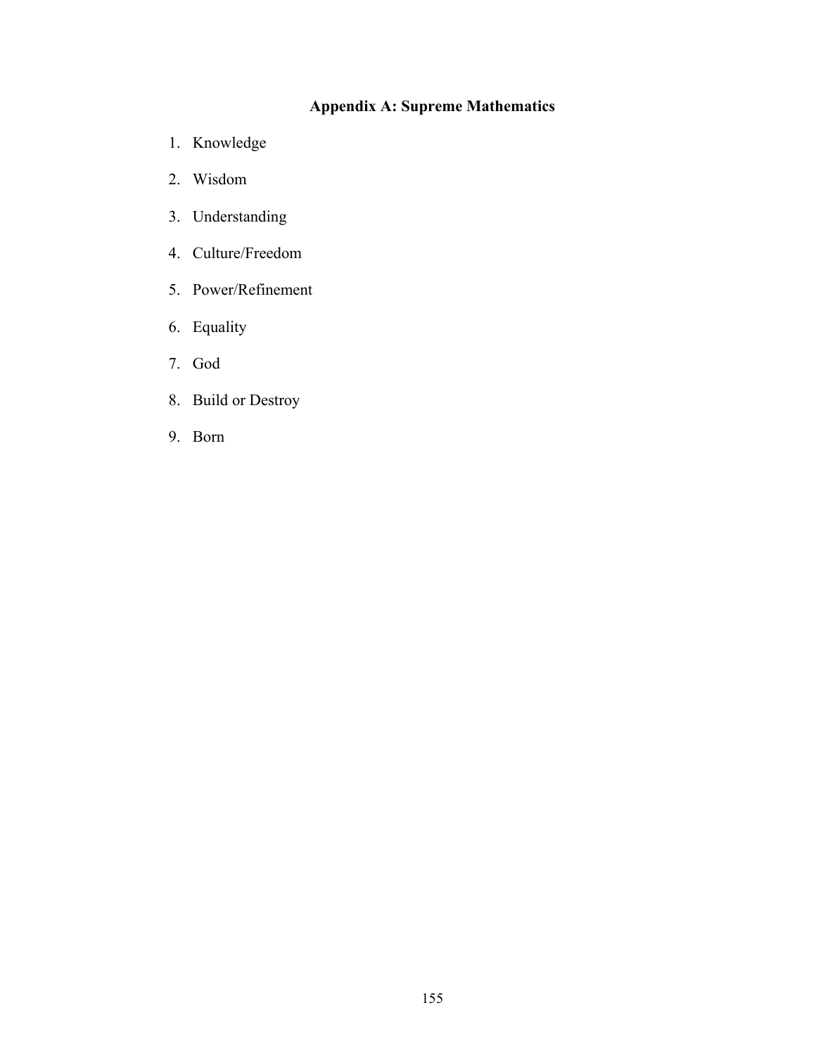# Appendix A: Supreme Mathematics

1. Knowledge
2. Wisdom
3. Understanding
4. Culture/Freedom
5. Power/Refinement
6. Equality
7. God
8. Build or Destroy
9. Born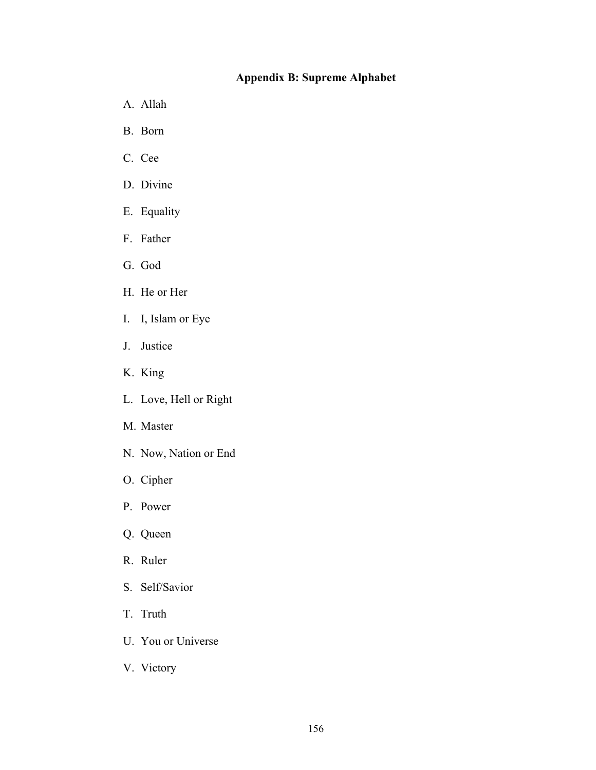## Appendix B: Supreme Alphabet

A. Allah

B. Born

C. Cee

D. Divine

E. Equality

F. Father

G. God

H. He or Her

I. I, Islam or Eye

J. Justice

K. King

L. Love, Hell or Right

M. Master

N. Now, Nation or End

O. Cipher

P. Power

Q. Queen

R. Ruler

S. Self/Savior

T. Truth

U. You or Universe

V. Victory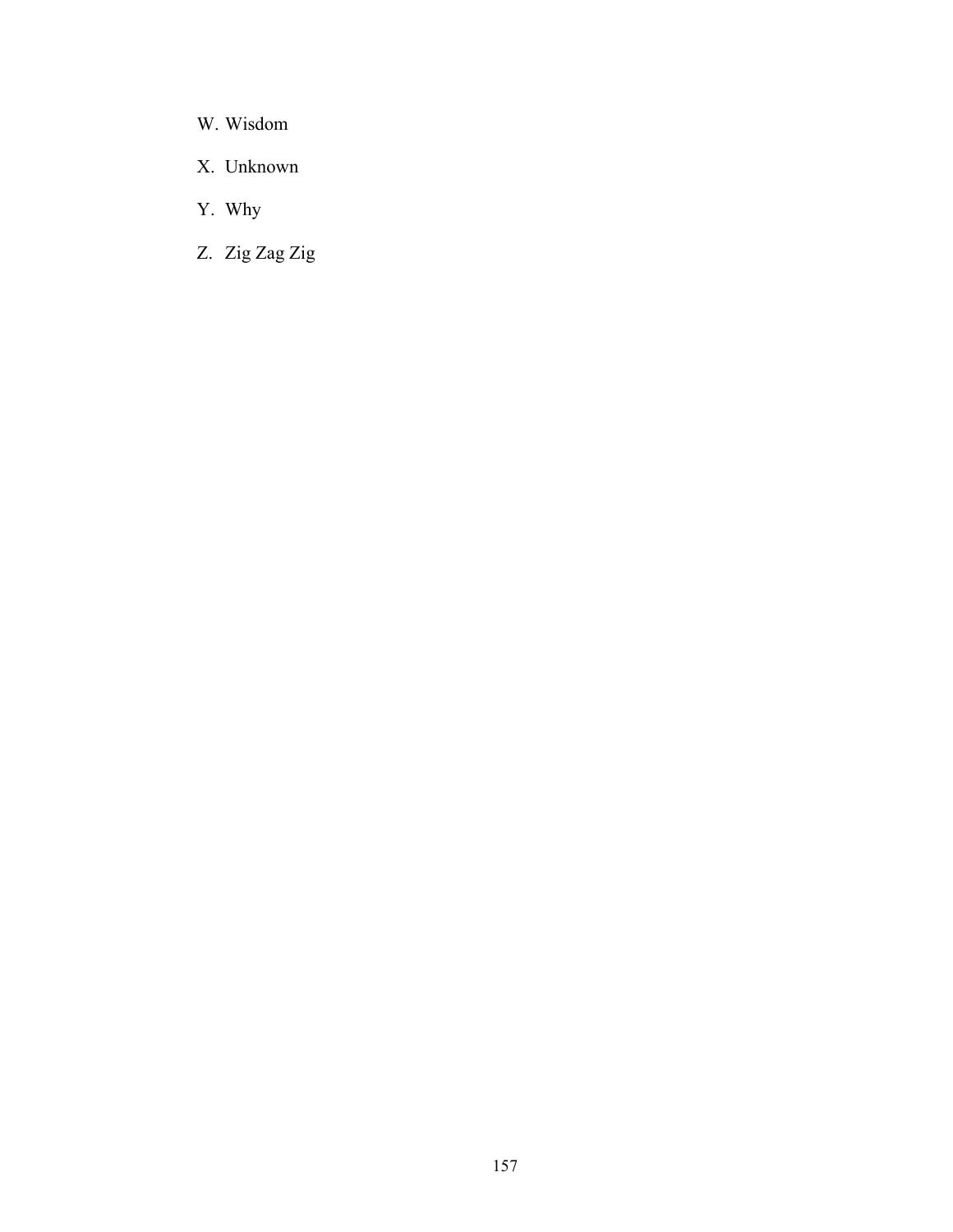W. Wisdom

X. Unknown

Y. Why

Z. Zig Zag Zig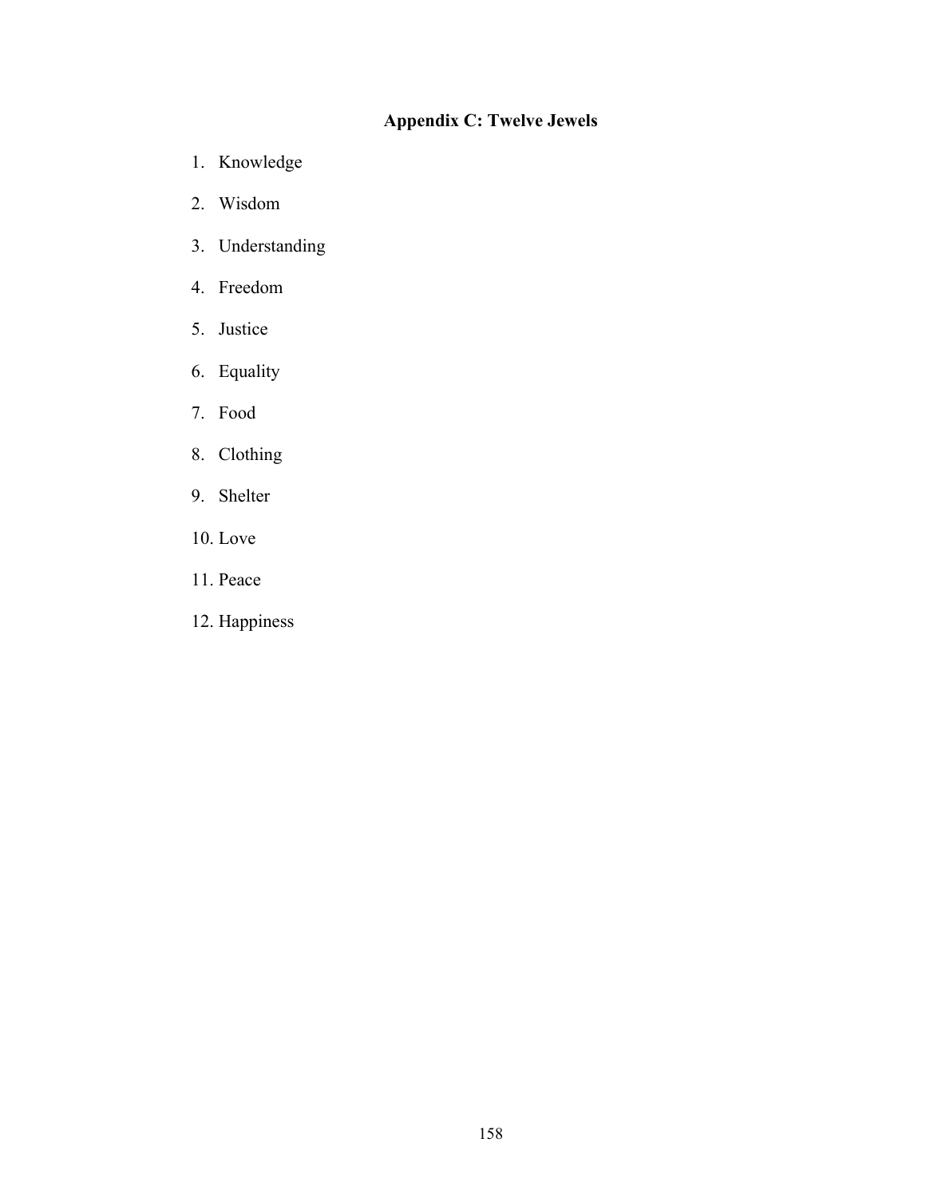## Appendix C: Twelve Jewels

1. Knowledge
2. Wisdom
3. Understanding
4. Freedom
5. Justice
6. Equality
7. Food
8. Clothing
9. Shelter
10. Love
11. Peace
12. Happiness